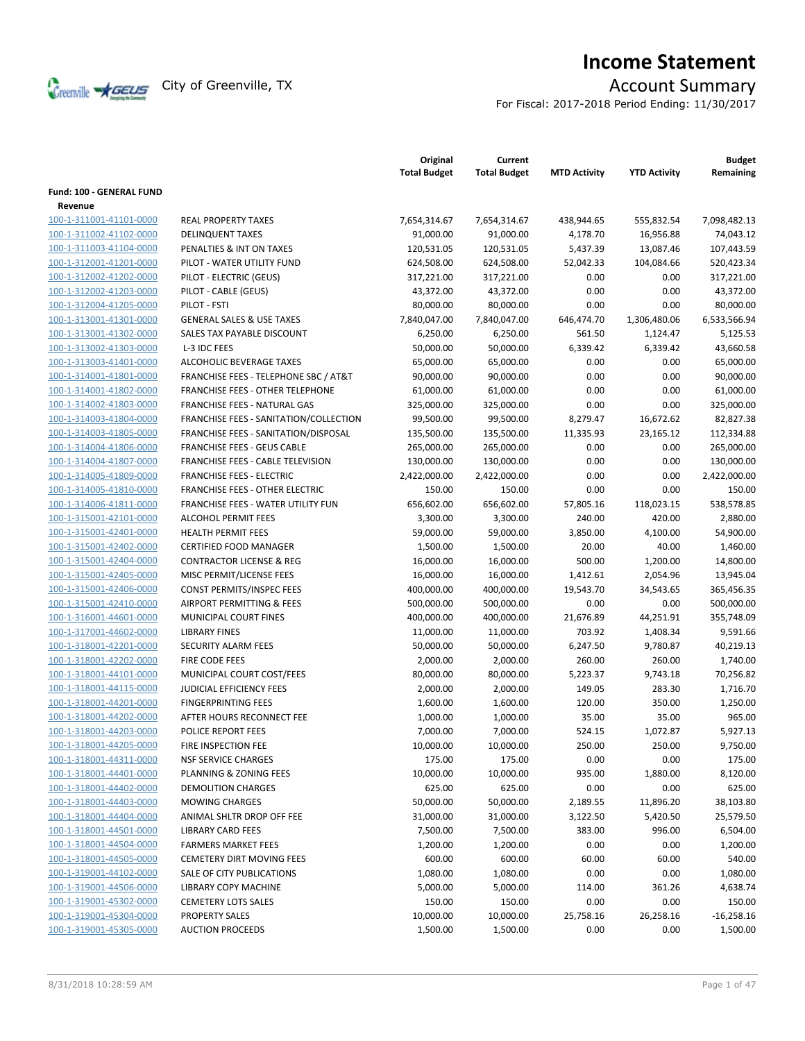# Income Statement

City of Greenville, TX

## Account Summary

For Fiscal: 2017-2018 Period Ending: 11/30/2017

| | | Original Total Budget | Current Total Budget | MTD Activity | YTD Activity | Budget Remaining |
|---|---|---|---|---|---|---|
| **Fund: 100 - GENERAL FUND** | | | | | | |
| **Revenue** | | | | | | |
| 100-1-311001-41101-0000 | REAL PROPERTY TAXES | 7,654,314.67 | 7,654,314.67 | 438,944.65 | 555,832.54 | 7,098,482.13 |
| 100-1-311002-41102-0000 | DELINQUENT TAXES | 91,000.00 | 91,000.00 | 4,178.70 | 16,956.88 | 74,043.12 |
| 100-1-311003-41104-0000 | PENALTIES & INT ON TAXES | 120,531.05 | 120,531.05 | 5,437.39 | 13,087.46 | 107,443.59 |
| 100-1-312001-41201-0000 | PILOT - WATER UTILITY FUND | 624,508.00 | 624,508.00 | 52,042.33 | 104,084.66 | 520,423.34 |
| 100-1-312002-41202-0000 | PILOT - ELECTRIC (GEUS) | 317,221.00 | 317,221.00 | 0.00 | 0.00 | 317,221.00 |
| 100-1-312002-41203-0000 | PILOT - CABLE (GEUS) | 43,372.00 | 43,372.00 | 0.00 | 0.00 | 43,372.00 |
| 100-1-312004-41205-0000 | PILOT - FSTI | 80,000.00 | 80,000.00 | 0.00 | 0.00 | 80,000.00 |
| 100-1-313001-41301-0000 | GENERAL SALES & USE TAXES | 7,840,047.00 | 7,840,047.00 | 646,474.70 | 1,306,480.06 | 6,533,566.94 |
| 100-1-313001-41302-0000 | SALES TAX PAYABLE DISCOUNT | 6,250.00 | 6,250.00 | 561.50 | 1,124.47 | 5,125.53 |
| 100-1-313002-41303-0000 | L-3 IDC FEES | 50,000.00 | 50,000.00 | 6,339.42 | 6,339.42 | 43,660.58 |
| 100-1-313003-41401-0000 | ALCOHOLIC BEVERAGE TAXES | 65,000.00 | 65,000.00 | 0.00 | 0.00 | 65,000.00 |
| 100-1-314001-41801-0000 | FRANCHISE FEES - TELEPHONE SBC / AT&T | 90,000.00 | 90,000.00 | 0.00 | 0.00 | 90,000.00 |
| 100-1-314001-41802-0000 | FRANCHISE FEES - OTHER TELEPHONE | 61,000.00 | 61,000.00 | 0.00 | 0.00 | 61,000.00 |
| 100-1-314002-41803-0000 | FRANCHISE FEES - NATURAL GAS | 325,000.00 | 325,000.00 | 0.00 | 0.00 | 325,000.00 |
| 100-1-314003-41804-0000 | FRANCHISE FEES - SANITATION/COLLECTION | 99,500.00 | 99,500.00 | 8,279.47 | 16,672.62 | 82,827.38 |
| 100-1-314003-41805-0000 | FRANCHISE FEES - SANITATION/DISPOSAL | 135,500.00 | 135,500.00 | 11,335.93 | 23,165.12 | 112,334.88 |
| 100-1-314004-41806-0000 | FRANCHISE FEES - GEUS CABLE | 265,000.00 | 265,000.00 | 0.00 | 0.00 | 265,000.00 |
| 100-1-314004-41807-0000 | FRANCHISE FEES - CABLE TELEVISION | 130,000.00 | 130,000.00 | 0.00 | 0.00 | 130,000.00 |
| 100-1-314005-41809-0000 | FRANCHISE FEES - ELECTRIC | 2,422,000.00 | 2,422,000.00 | 0.00 | 0.00 | 2,422,000.00 |
| 100-1-314005-41810-0000 | FRANCHISE FEES - OTHER ELECTRIC | 150.00 | 150.00 | 0.00 | 0.00 | 150.00 |
| 100-1-314006-41811-0000 | FRANCHISE FEES - WATER UTILITY FUN | 656,602.00 | 656,602.00 | 57,805.16 | 118,023.15 | 538,578.85 |
| 100-1-315001-42101-0000 | ALCOHOL PERMIT FEES | 3,300.00 | 3,300.00 | 240.00 | 420.00 | 2,880.00 |
| 100-1-315001-42401-0000 | HEALTH PERMIT FEES | 59,000.00 | 59,000.00 | 3,850.00 | 4,100.00 | 54,900.00 |
| 100-1-315001-42402-0000 | CERTIFIED FOOD MANAGER | 1,500.00 | 1,500.00 | 20.00 | 40.00 | 1,460.00 |
| 100-1-315001-42404-0000 | CONTRACTOR LICENSE & REG | 16,000.00 | 16,000.00 | 500.00 | 1,200.00 | 14,800.00 |
| 100-1-315001-42405-0000 | MISC PERMIT/LICENSE FEES | 16,000.00 | 16,000.00 | 1,412.61 | 2,054.96 | 13,945.04 |
| 100-1-315001-42406-0000 | CONST PERMITS/INSPEC FEES | 400,000.00 | 400,000.00 | 19,543.70 | 34,543.65 | 365,456.35 |
| 100-1-315001-42410-0000 | AIRPORT PERMITTING & FEES | 500,000.00 | 500,000.00 | 0.00 | 0.00 | 500,000.00 |
| 100-1-316001-44601-0000 | MUNICIPAL COURT FINES | 400,000.00 | 400,000.00 | 21,676.89 | 44,251.91 | 355,748.09 |
| 100-1-317001-44602-0000 | LIBRARY FINES | 11,000.00 | 11,000.00 | 703.92 | 1,408.34 | 9,591.66 |
| 100-1-318001-42201-0000 | SECURITY ALARM FEES | 50,000.00 | 50,000.00 | 6,247.50 | 9,780.87 | 40,219.13 |
| 100-1-318001-42202-0000 | FIRE CODE FEES | 2,000.00 | 2,000.00 | 260.00 | 260.00 | 1,740.00 |
| 100-1-318001-44101-0000 | MUNICIPAL COURT COST/FEES | 80,000.00 | 80,000.00 | 5,223.37 | 9,743.18 | 70,256.82 |
| 100-1-318001-44115-0000 | JUDICIAL EFFICIENCY FEES | 2,000.00 | 2,000.00 | 149.05 | 283.30 | 1,716.70 |
| 100-1-318001-44201-0000 | FINGERPRINTING FEES | 1,600.00 | 1,600.00 | 120.00 | 350.00 | 1,250.00 |
| 100-1-318001-44202-0000 | AFTER HOURS RECONNECT FEE | 1,000.00 | 1,000.00 | 35.00 | 35.00 | 965.00 |
| 100-1-318001-44203-0000 | POLICE REPORT FEES | 7,000.00 | 7,000.00 | 524.15 | 1,072.87 | 5,927.13 |
| 100-1-318001-44205-0000 | FIRE INSPECTION FEE | 10,000.00 | 10,000.00 | 250.00 | 250.00 | 9,750.00 |
| 100-1-318001-44311-0000 | NSF SERVICE CHARGES | 175.00 | 175.00 | 0.00 | 0.00 | 175.00 |
| 100-1-318001-44401-0000 | PLANNING & ZONING FEES | 10,000.00 | 10,000.00 | 935.00 | 1,880.00 | 8,120.00 |
| 100-1-318001-44402-0000 | DEMOLITION CHARGES | 625.00 | 625.00 | 0.00 | 0.00 | 625.00 |
| 100-1-318001-44403-0000 | MOWING CHARGES | 50,000.00 | 50,000.00 | 2,189.55 | 11,896.20 | 38,103.80 |
| 100-1-318001-44404-0000 | ANIMAL SHLTR DROP OFF FEE | 31,000.00 | 31,000.00 | 3,122.50 | 5,420.50 | 25,579.50 |
| 100-1-318001-44501-0000 | LIBRARY CARD FEES | 7,500.00 | 7,500.00 | 383.00 | 996.00 | 6,504.00 |
| 100-1-318001-44504-0000 | FARMERS MARKET FEES | 1,200.00 | 1,200.00 | 0.00 | 0.00 | 1,200.00 |
| 100-1-318001-44505-0000 | CEMETERY DIRT MOVING FEES | 600.00 | 600.00 | 60.00 | 60.00 | 540.00 |
| 100-1-319001-44102-0000 | SALE OF CITY PUBLICATIONS | 1,080.00 | 1,080.00 | 0.00 | 0.00 | 1,080.00 |
| 100-1-319001-44506-0000 | LIBRARY COPY MACHINE | 5,000.00 | 5,000.00 | 114.00 | 361.26 | 4,638.74 |
| 100-1-319001-45302-0000 | CEMETERY LOTS SALES | 150.00 | 150.00 | 0.00 | 0.00 | 150.00 |
| 100-1-319001-45304-0000 | PROPERTY SALES | 10,000.00 | 10,000.00 | 25,758.16 | 26,258.16 | -16,258.16 |
| 100-1-319001-45305-0000 | AUCTION PROCEEDS | 1,500.00 | 1,500.00 | 0.00 | 0.00 | 1,500.00 |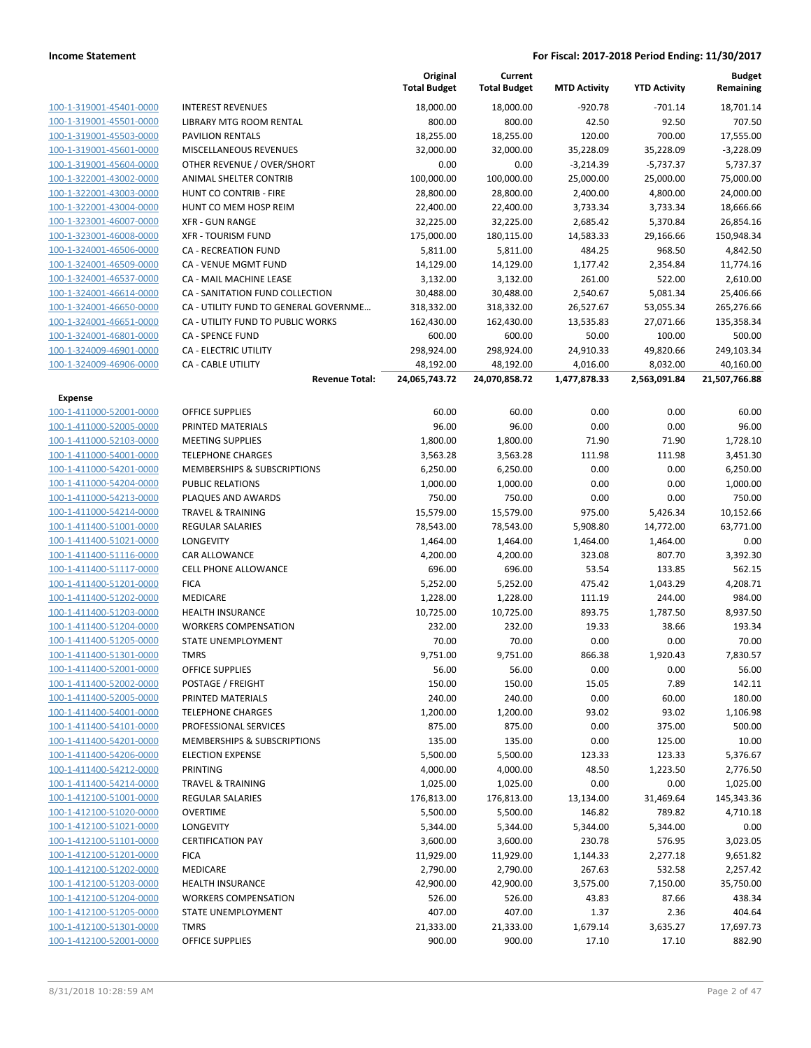**Income Statement** — **For Fiscal: 2017-2018 Period Ending: 11/30/2017**

| | | Original Total Budget | Current Total Budget | MTD Activity | YTD Activity | Budget Remaining |
|---|---|---|---|---|---|---|
| 100-1-319001-45401-0000 | INTEREST REVENUES | 18,000.00 | 18,000.00 | -920.78 | -701.14 | 18,701.14 |
| 100-1-319001-45501-0000 | LIBRARY MTG ROOM RENTAL | 800.00 | 800.00 | 42.50 | 92.50 | 707.50 |
| 100-1-319001-45503-0000 | PAVILION RENTALS | 18,255.00 | 18,255.00 | 120.00 | 700.00 | 17,555.00 |
| 100-1-319001-45601-0000 | MISCELLANEOUS REVENUES | 32,000.00 | 32,000.00 | 35,228.09 | 35,228.09 | -3,228.09 |
| 100-1-319001-45604-0000 | OTHER REVENUE / OVER/SHORT | 0.00 | 0.00 | -3,214.39 | -5,737.37 | 5,737.37 |
| 100-1-322001-43002-0000 | ANIMAL SHELTER CONTRIB | 100,000.00 | 100,000.00 | 25,000.00 | 25,000.00 | 75,000.00 |
| 100-1-322001-43003-0000 | HUNT CO CONTRIB - FIRE | 28,800.00 | 28,800.00 | 2,400.00 | 4,800.00 | 24,000.00 |
| 100-1-322001-43004-0000 | HUNT CO MEM HOSP REIM | 22,400.00 | 22,400.00 | 3,733.34 | 3,733.34 | 18,666.66 |
| 100-1-323001-46007-0000 | XFR - GUN RANGE | 32,225.00 | 32,225.00 | 2,685.42 | 5,370.84 | 26,854.16 |
| 100-1-323001-46008-0000 | XFR - TOURISM FUND | 175,000.00 | 180,115.00 | 14,583.33 | 29,166.66 | 150,948.34 |
| 100-1-324001-46506-0000 | CA - RECREATION FUND | 5,811.00 | 5,811.00 | 484.25 | 968.50 | 4,842.50 |
| 100-1-324001-46509-0000 | CA - VENUE MGMT FUND | 14,129.00 | 14,129.00 | 1,177.42 | 2,354.84 | 11,774.16 |
| 100-1-324001-46537-0000 | CA - MAIL MACHINE LEASE | 3,132.00 | 3,132.00 | 261.00 | 522.00 | 2,610.00 |
| 100-1-324001-46614-0000 | CA - SANITATION FUND COLLECTION | 30,488.00 | 30,488.00 | 2,540.67 | 5,081.34 | 25,406.66 |
| 100-1-324001-46650-0000 | CA - UTILITY FUND TO GENERAL GOVERNME… | 318,332.00 | 318,332.00 | 26,527.67 | 53,055.34 | 265,276.66 |
| 100-1-324001-46651-0000 | CA - UTILITY FUND TO PUBLIC WORKS | 162,430.00 | 162,430.00 | 13,535.83 | 27,071.66 | 135,358.34 |
| 100-1-324001-46801-0000 | CA - SPENCE FUND | 600.00 | 600.00 | 50.00 | 100.00 | 500.00 |
| 100-1-324009-46901-0000 | CA - ELECTRIC UTILITY | 298,924.00 | 298,924.00 | 24,910.33 | 49,820.66 | 249,103.34 |
| 100-1-324009-46906-0000 | CA - CABLE UTILITY | 48,192.00 | 48,192.00 | 4,016.00 | 8,032.00 | 40,160.00 |
| | **Revenue Total:** | **24,065,743.72** | **24,070,858.72** | **1,477,878.33** | **2,563,091.84** | **21,507,766.88** |
| **Expense** | | | | | | |
| 100-1-411000-52001-0000 | OFFICE SUPPLIES | 60.00 | 60.00 | 0.00 | 0.00 | 60.00 |
| 100-1-411000-52005-0000 | PRINTED MATERIALS | 96.00 | 96.00 | 0.00 | 0.00 | 96.00 |
| 100-1-411000-52103-0000 | MEETING SUPPLIES | 1,800.00 | 1,800.00 | 71.90 | 71.90 | 1,728.10 |
| 100-1-411000-54001-0000 | TELEPHONE CHARGES | 3,563.28 | 3,563.28 | 111.98 | 111.98 | 3,451.30 |
| 100-1-411000-54201-0000 | MEMBERSHIPS & SUBSCRIPTIONS | 6,250.00 | 6,250.00 | 0.00 | 0.00 | 6,250.00 |
| 100-1-411000-54204-0000 | PUBLIC RELATIONS | 1,000.00 | 1,000.00 | 0.00 | 0.00 | 1,000.00 |
| 100-1-411000-54213-0000 | PLAQUES AND AWARDS | 750.00 | 750.00 | 0.00 | 0.00 | 750.00 |
| 100-1-411000-54214-0000 | TRAVEL & TRAINING | 15,579.00 | 15,579.00 | 975.00 | 5,426.34 | 10,152.66 |
| 100-1-411400-51001-0000 | REGULAR SALARIES | 78,543.00 | 78,543.00 | 5,908.80 | 14,772.00 | 63,771.00 |
| 100-1-411400-51021-0000 | LONGEVITY | 1,464.00 | 1,464.00 | 1,464.00 | 1,464.00 | 0.00 |
| 100-1-411400-51116-0000 | CAR ALLOWANCE | 4,200.00 | 4,200.00 | 323.08 | 807.70 | 3,392.30 |
| 100-1-411400-51117-0000 | CELL PHONE ALLOWANCE | 696.00 | 696.00 | 53.54 | 133.85 | 562.15 |
| 100-1-411400-51201-0000 | FICA | 5,252.00 | 5,252.00 | 475.42 | 1,043.29 | 4,208.71 |
| 100-1-411400-51202-0000 | MEDICARE | 1,228.00 | 1,228.00 | 111.19 | 244.00 | 984.00 |
| 100-1-411400-51203-0000 | HEALTH INSURANCE | 10,725.00 | 10,725.00 | 893.75 | 1,787.50 | 8,937.50 |
| 100-1-411400-51204-0000 | WORKERS COMPENSATION | 232.00 | 232.00 | 19.33 | 38.66 | 193.34 |
| 100-1-411400-51205-0000 | STATE UNEMPLOYMENT | 70.00 | 70.00 | 0.00 | 0.00 | 70.00 |
| 100-1-411400-51301-0000 | TMRS | 9,751.00 | 9,751.00 | 866.38 | 1,920.43 | 7,830.57 |
| 100-1-411400-52001-0000 | OFFICE SUPPLIES | 56.00 | 56.00 | 0.00 | 0.00 | 56.00 |
| 100-1-411400-52002-0000 | POSTAGE / FREIGHT | 150.00 | 150.00 | 15.05 | 7.89 | 142.11 |
| 100-1-411400-52005-0000 | PRINTED MATERIALS | 240.00 | 240.00 | 0.00 | 60.00 | 180.00 |
| 100-1-411400-54001-0000 | TELEPHONE CHARGES | 1,200.00 | 1,200.00 | 93.02 | 93.02 | 1,106.98 |
| 100-1-411400-54101-0000 | PROFESSIONAL SERVICES | 875.00 | 875.00 | 0.00 | 375.00 | 500.00 |
| 100-1-411400-54201-0000 | MEMBERSHIPS & SUBSCRIPTIONS | 135.00 | 135.00 | 0.00 | 125.00 | 10.00 |
| 100-1-411400-54206-0000 | ELECTION EXPENSE | 5,500.00 | 5,500.00 | 123.33 | 123.33 | 5,376.67 |
| 100-1-411400-54212-0000 | PRINTING | 4,000.00 | 4,000.00 | 48.50 | 1,223.50 | 2,776.50 |
| 100-1-411400-54214-0000 | TRAVEL & TRAINING | 1,025.00 | 1,025.00 | 0.00 | 0.00 | 1,025.00 |
| 100-1-412100-51001-0000 | REGULAR SALARIES | 176,813.00 | 176,813.00 | 13,134.00 | 31,469.64 | 145,343.36 |
| 100-1-412100-51020-0000 | OVERTIME | 5,500.00 | 5,500.00 | 146.82 | 789.82 | 4,710.18 |
| 100-1-412100-51021-0000 | LONGEVITY | 5,344.00 | 5,344.00 | 5,344.00 | 5,344.00 | 0.00 |
| 100-1-412100-51101-0000 | CERTIFICATION PAY | 3,600.00 | 3,600.00 | 230.78 | 576.95 | 3,023.05 |
| 100-1-412100-51201-0000 | FICA | 11,929.00 | 11,929.00 | 1,144.33 | 2,277.18 | 9,651.82 |
| 100-1-412100-51202-0000 | MEDICARE | 2,790.00 | 2,790.00 | 267.63 | 532.58 | 2,257.42 |
| 100-1-412100-51203-0000 | HEALTH INSURANCE | 42,900.00 | 42,900.00 | 3,575.00 | 7,150.00 | 35,750.00 |
| 100-1-412100-51204-0000 | WORKERS COMPENSATION | 526.00 | 526.00 | 43.83 | 87.66 | 438.34 |
| 100-1-412100-51205-0000 | STATE UNEMPLOYMENT | 407.00 | 407.00 | 1.37 | 2.36 | 404.64 |
| 100-1-412100-51301-0000 | TMRS | 21,333.00 | 21,333.00 | 1,679.14 | 3,635.27 | 17,697.73 |
| 100-1-412100-52001-0000 | OFFICE SUPPLIES | 900.00 | 900.00 | 17.10 | 17.10 | 882.90 |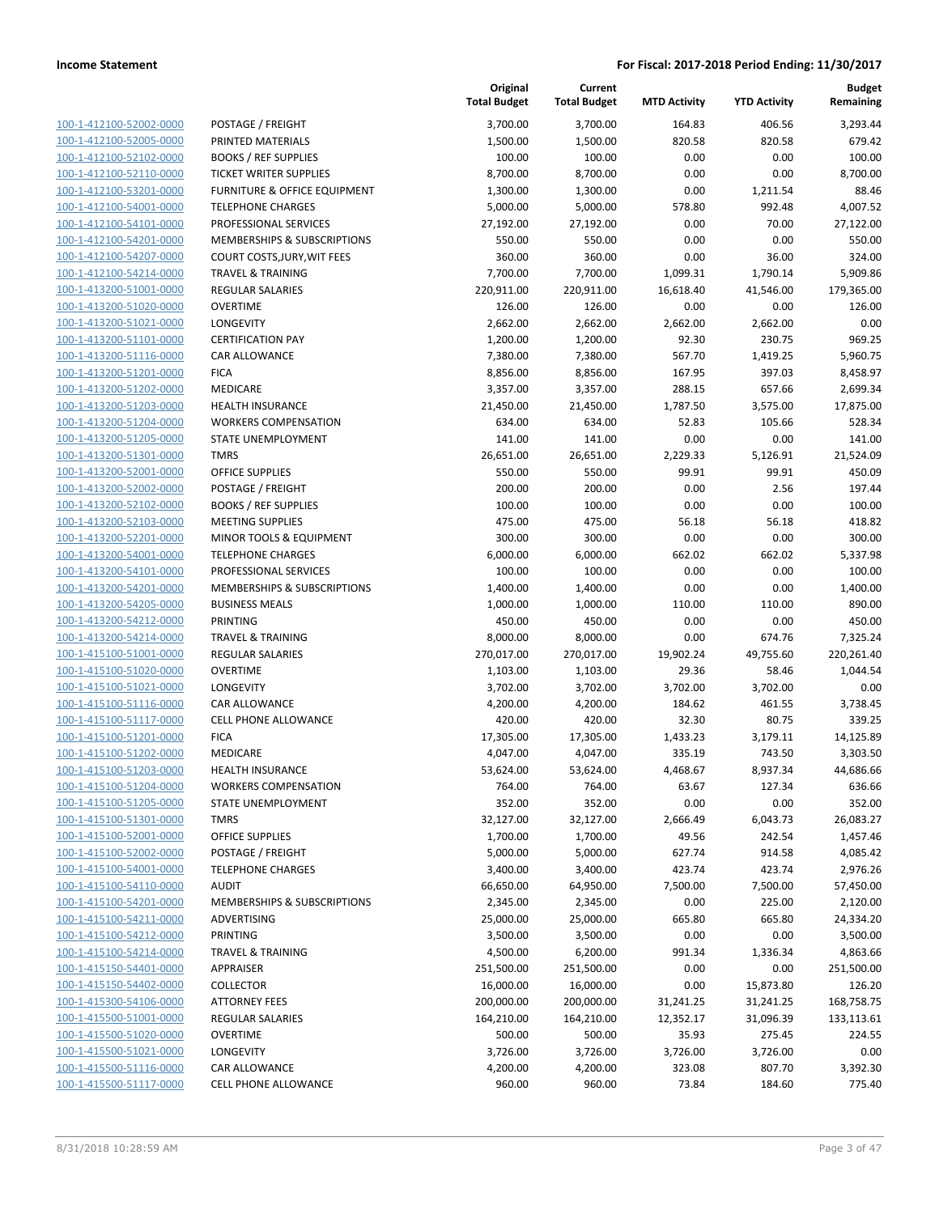| | | Original Total Budget | Current Total Budget | MTD Activity | YTD Activity | Budget Remaining |
|---|---|---|---|---|---|---|
| 100-1-412100-52002-0000 | POSTAGE / FREIGHT | 3,700.00 | 3,700.00 | 164.83 | 406.56 | 3,293.44 |
| 100-1-412100-52005-0000 | PRINTED MATERIALS | 1,500.00 | 1,500.00 | 820.58 | 820.58 | 679.42 |
| 100-1-412100-52102-0000 | BOOKS / REF SUPPLIES | 100.00 | 100.00 | 0.00 | 0.00 | 100.00 |
| 100-1-412100-52110-0000 | TICKET WRITER SUPPLIES | 8,700.00 | 8,700.00 | 0.00 | 0.00 | 8,700.00 |
| 100-1-412100-53201-0000 | FURNITURE & OFFICE EQUIPMENT | 1,300.00 | 1,300.00 | 0.00 | 1,211.54 | 88.46 |
| 100-1-412100-54001-0000 | TELEPHONE CHARGES | 5,000.00 | 5,000.00 | 578.80 | 992.48 | 4,007.52 |
| 100-1-412100-54101-0000 | PROFESSIONAL SERVICES | 27,192.00 | 27,192.00 | 0.00 | 70.00 | 27,122.00 |
| 100-1-412100-54201-0000 | MEMBERSHIPS & SUBSCRIPTIONS | 550.00 | 550.00 | 0.00 | 0.00 | 550.00 |
| 100-1-412100-54207-0000 | COURT COSTS,JURY,WIT FEES | 360.00 | 360.00 | 0.00 | 36.00 | 324.00 |
| 100-1-412100-54214-0000 | TRAVEL & TRAINING | 7,700.00 | 7,700.00 | 1,099.31 | 1,790.14 | 5,909.86 |
| 100-1-413200-51001-0000 | REGULAR SALARIES | 220,911.00 | 220,911.00 | 16,618.40 | 41,546.00 | 179,365.00 |
| 100-1-413200-51020-0000 | OVERTIME | 126.00 | 126.00 | 0.00 | 0.00 | 126.00 |
| 100-1-413200-51021-0000 | LONGEVITY | 2,662.00 | 2,662.00 | 2,662.00 | 2,662.00 | 0.00 |
| 100-1-413200-51101-0000 | CERTIFICATION PAY | 1,200.00 | 1,200.00 | 92.30 | 230.75 | 969.25 |
| 100-1-413200-51116-0000 | CAR ALLOWANCE | 7,380.00 | 7,380.00 | 567.70 | 1,419.25 | 5,960.75 |
| 100-1-413200-51201-0000 | FICA | 8,856.00 | 8,856.00 | 167.95 | 397.03 | 8,458.97 |
| 100-1-413200-51202-0000 | MEDICARE | 3,357.00 | 3,357.00 | 288.15 | 657.66 | 2,699.34 |
| 100-1-413200-51203-0000 | HEALTH INSURANCE | 21,450.00 | 21,450.00 | 1,787.50 | 3,575.00 | 17,875.00 |
| 100-1-413200-51204-0000 | WORKERS COMPENSATION | 634.00 | 634.00 | 52.83 | 105.66 | 528.34 |
| 100-1-413200-51205-0000 | STATE UNEMPLOYMENT | 141.00 | 141.00 | 0.00 | 0.00 | 141.00 |
| 100-1-413200-51301-0000 | TMRS | 26,651.00 | 26,651.00 | 2,229.33 | 5,126.91 | 21,524.09 |
| 100-1-413200-52001-0000 | OFFICE SUPPLIES | 550.00 | 550.00 | 99.91 | 99.91 | 450.09 |
| 100-1-413200-52002-0000 | POSTAGE / FREIGHT | 200.00 | 200.00 | 0.00 | 2.56 | 197.44 |
| 100-1-413200-52102-0000 | BOOKS / REF SUPPLIES | 100.00 | 100.00 | 0.00 | 0.00 | 100.00 |
| 100-1-413200-52103-0000 | MEETING SUPPLIES | 475.00 | 475.00 | 56.18 | 56.18 | 418.82 |
| 100-1-413200-52201-0000 | MINOR TOOLS & EQUIPMENT | 300.00 | 300.00 | 0.00 | 0.00 | 300.00 |
| 100-1-413200-54001-0000 | TELEPHONE CHARGES | 6,000.00 | 6,000.00 | 662.02 | 662.02 | 5,337.98 |
| 100-1-413200-54101-0000 | PROFESSIONAL SERVICES | 100.00 | 100.00 | 0.00 | 0.00 | 100.00 |
| 100-1-413200-54201-0000 | MEMBERSHIPS & SUBSCRIPTIONS | 1,400.00 | 1,400.00 | 0.00 | 0.00 | 1,400.00 |
| 100-1-413200-54205-0000 | BUSINESS MEALS | 1,000.00 | 1,000.00 | 110.00 | 110.00 | 890.00 |
| 100-1-413200-54212-0000 | PRINTING | 450.00 | 450.00 | 0.00 | 0.00 | 450.00 |
| 100-1-413200-54214-0000 | TRAVEL & TRAINING | 8,000.00 | 8,000.00 | 0.00 | 674.76 | 7,325.24 |
| 100-1-415100-51001-0000 | REGULAR SALARIES | 270,017.00 | 270,017.00 | 19,902.24 | 49,755.60 | 220,261.40 |
| 100-1-415100-51020-0000 | OVERTIME | 1,103.00 | 1,103.00 | 29.36 | 58.46 | 1,044.54 |
| 100-1-415100-51021-0000 | LONGEVITY | 3,702.00 | 3,702.00 | 3,702.00 | 3,702.00 | 0.00 |
| 100-1-415100-51116-0000 | CAR ALLOWANCE | 4,200.00 | 4,200.00 | 184.62 | 461.55 | 3,738.45 |
| 100-1-415100-51117-0000 | CELL PHONE ALLOWANCE | 420.00 | 420.00 | 32.30 | 80.75 | 339.25 |
| 100-1-415100-51201-0000 | FICA | 17,305.00 | 17,305.00 | 1,433.23 | 3,179.11 | 14,125.89 |
| 100-1-415100-51202-0000 | MEDICARE | 4,047.00 | 4,047.00 | 335.19 | 743.50 | 3,303.50 |
| 100-1-415100-51203-0000 | HEALTH INSURANCE | 53,624.00 | 53,624.00 | 4,468.67 | 8,937.34 | 44,686.66 |
| 100-1-415100-51204-0000 | WORKERS COMPENSATION | 764.00 | 764.00 | 63.67 | 127.34 | 636.66 |
| 100-1-415100-51205-0000 | STATE UNEMPLOYMENT | 352.00 | 352.00 | 0.00 | 0.00 | 352.00 |
| 100-1-415100-51301-0000 | TMRS | 32,127.00 | 32,127.00 | 2,666.49 | 6,043.73 | 26,083.27 |
| 100-1-415100-52001-0000 | OFFICE SUPPLIES | 1,700.00 | 1,700.00 | 49.56 | 242.54 | 1,457.46 |
| 100-1-415100-52002-0000 | POSTAGE / FREIGHT | 5,000.00 | 5,000.00 | 627.74 | 914.58 | 4,085.42 |
| 100-1-415100-54001-0000 | TELEPHONE CHARGES | 3,400.00 | 3,400.00 | 423.74 | 423.74 | 2,976.26 |
| 100-1-415100-54110-0000 | AUDIT | 66,650.00 | 64,950.00 | 7,500.00 | 7,500.00 | 57,450.00 |
| 100-1-415100-54201-0000 | MEMBERSHIPS & SUBSCRIPTIONS | 2,345.00 | 2,345.00 | 0.00 | 225.00 | 2,120.00 |
| 100-1-415100-54211-0000 | ADVERTISING | 25,000.00 | 25,000.00 | 665.80 | 665.80 | 24,334.20 |
| 100-1-415100-54212-0000 | PRINTING | 3,500.00 | 3,500.00 | 0.00 | 0.00 | 3,500.00 |
| 100-1-415100-54214-0000 | TRAVEL & TRAINING | 4,500.00 | 6,200.00 | 991.34 | 1,336.34 | 4,863.66 |
| 100-1-415150-54401-0000 | APPRAISER | 251,500.00 | 251,500.00 | 0.00 | 0.00 | 251,500.00 |
| 100-1-415150-54402-0000 | COLLECTOR | 16,000.00 | 16,000.00 | 0.00 | 15,873.80 | 126.20 |
| 100-1-415300-54106-0000 | ATTORNEY FEES | 200,000.00 | 200,000.00 | 31,241.25 | 31,241.25 | 168,758.75 |
| 100-1-415500-51001-0000 | REGULAR SALARIES | 164,210.00 | 164,210.00 | 12,352.17 | 31,096.39 | 133,113.61 |
| 100-1-415500-51020-0000 | OVERTIME | 500.00 | 500.00 | 35.93 | 275.45 | 224.55 |
| 100-1-415500-51021-0000 | LONGEVITY | 3,726.00 | 3,726.00 | 3,726.00 | 3,726.00 | 0.00 |
| 100-1-415500-51116-0000 | CAR ALLOWANCE | 4,200.00 | 4,200.00 | 323.08 | 807.70 | 3,392.30 |
| 100-1-415500-51117-0000 | CELL PHONE ALLOWANCE | 960.00 | 960.00 | 73.84 | 184.60 | 775.40 |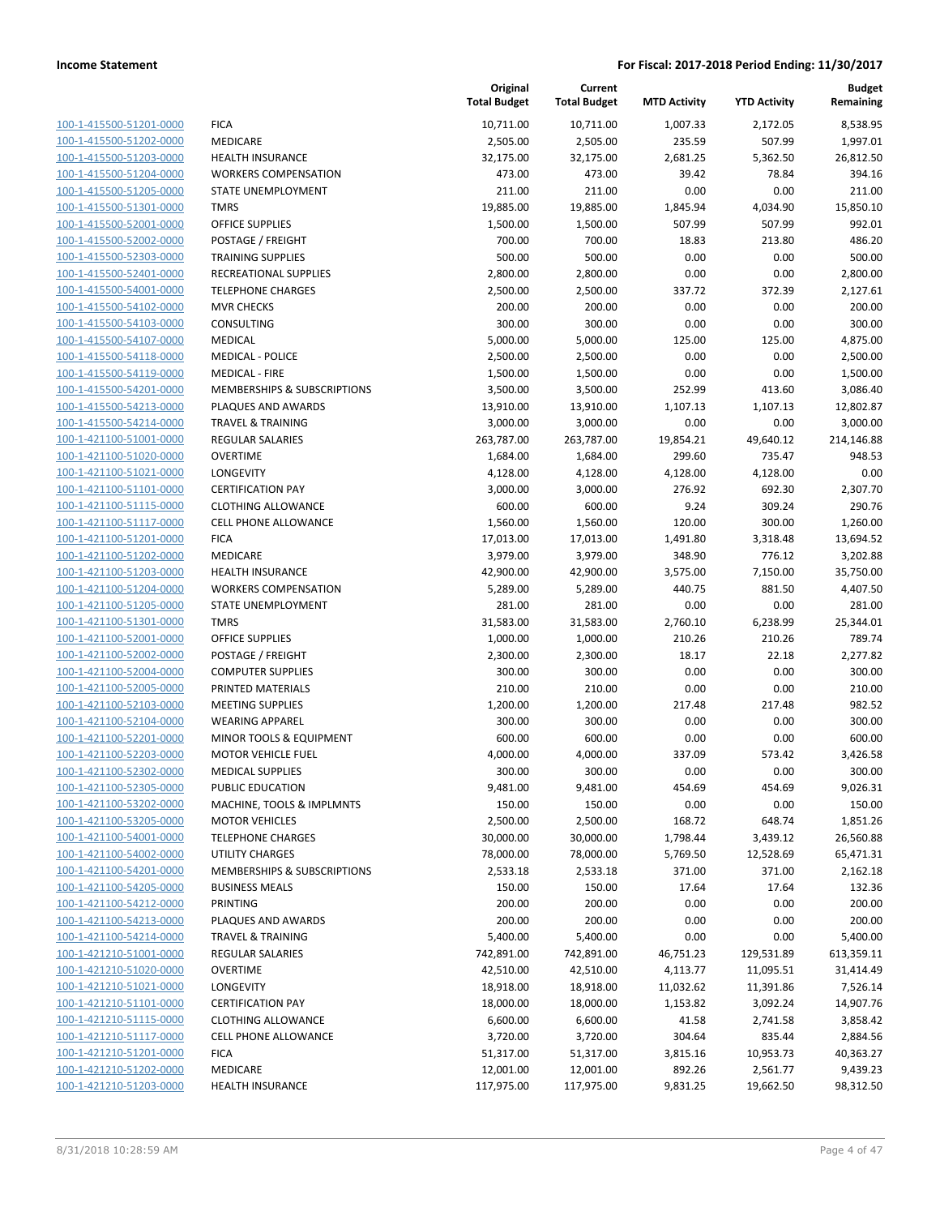**Income Statement** | **For Fiscal: 2017-2018 Period Ending: 11/30/2017**

| | | Original Total Budget | Current Total Budget | MTD Activity | YTD Activity | Budget Remaining |
|---|---|---|---|---|---|---|
| 100-1-415500-51201-0000 | FICA | 10,711.00 | 10,711.00 | 1,007.33 | 2,172.05 | 8,538.95 |
| 100-1-415500-51202-0000 | MEDICARE | 2,505.00 | 2,505.00 | 235.59 | 507.99 | 1,997.01 |
| 100-1-415500-51203-0000 | HEALTH INSURANCE | 32,175.00 | 32,175.00 | 2,681.25 | 5,362.50 | 26,812.50 |
| 100-1-415500-51204-0000 | WORKERS COMPENSATION | 473.00 | 473.00 | 39.42 | 78.84 | 394.16 |
| 100-1-415500-51205-0000 | STATE UNEMPLOYMENT | 211.00 | 211.00 | 0.00 | 0.00 | 211.00 |
| 100-1-415500-51301-0000 | TMRS | 19,885.00 | 19,885.00 | 1,845.94 | 4,034.90 | 15,850.10 |
| 100-1-415500-52001-0000 | OFFICE SUPPLIES | 1,500.00 | 1,500.00 | 507.99 | 507.99 | 992.01 |
| 100-1-415500-52002-0000 | POSTAGE / FREIGHT | 700.00 | 700.00 | 18.83 | 213.80 | 486.20 |
| 100-1-415500-52303-0000 | TRAINING SUPPLIES | 500.00 | 500.00 | 0.00 | 0.00 | 500.00 |
| 100-1-415500-52401-0000 | RECREATIONAL SUPPLIES | 2,800.00 | 2,800.00 | 0.00 | 0.00 | 2,800.00 |
| 100-1-415500-54001-0000 | TELEPHONE CHARGES | 2,500.00 | 2,500.00 | 337.72 | 372.39 | 2,127.61 |
| 100-1-415500-54102-0000 | MVR CHECKS | 200.00 | 200.00 | 0.00 | 0.00 | 200.00 |
| 100-1-415500-54103-0000 | CONSULTING | 300.00 | 300.00 | 0.00 | 0.00 | 300.00 |
| 100-1-415500-54107-0000 | MEDICAL | 5,000.00 | 5,000.00 | 125.00 | 125.00 | 4,875.00 |
| 100-1-415500-54118-0000 | MEDICAL - POLICE | 2,500.00 | 2,500.00 | 0.00 | 0.00 | 2,500.00 |
| 100-1-415500-54119-0000 | MEDICAL - FIRE | 1,500.00 | 1,500.00 | 0.00 | 0.00 | 1,500.00 |
| 100-1-415500-54201-0000 | MEMBERSHIPS & SUBSCRIPTIONS | 3,500.00 | 3,500.00 | 252.99 | 413.60 | 3,086.40 |
| 100-1-415500-54213-0000 | PLAQUES AND AWARDS | 13,910.00 | 13,910.00 | 1,107.13 | 1,107.13 | 12,802.87 |
| 100-1-415500-54214-0000 | TRAVEL & TRAINING | 3,000.00 | 3,000.00 | 0.00 | 0.00 | 3,000.00 |
| 100-1-421100-51001-0000 | REGULAR SALARIES | 263,787.00 | 263,787.00 | 19,854.21 | 49,640.12 | 214,146.88 |
| 100-1-421100-51020-0000 | OVERTIME | 1,684.00 | 1,684.00 | 299.60 | 735.47 | 948.53 |
| 100-1-421100-51021-0000 | LONGEVITY | 4,128.00 | 4,128.00 | 4,128.00 | 4,128.00 | 0.00 |
| 100-1-421100-51101-0000 | CERTIFICATION PAY | 3,000.00 | 3,000.00 | 276.92 | 692.30 | 2,307.70 |
| 100-1-421100-51115-0000 | CLOTHING ALLOWANCE | 600.00 | 600.00 | 9.24 | 309.24 | 290.76 |
| 100-1-421100-51117-0000 | CELL PHONE ALLOWANCE | 1,560.00 | 1,560.00 | 120.00 | 300.00 | 1,260.00 |
| 100-1-421100-51201-0000 | FICA | 17,013.00 | 17,013.00 | 1,491.80 | 3,318.48 | 13,694.52 |
| 100-1-421100-51202-0000 | MEDICARE | 3,979.00 | 3,979.00 | 348.90 | 776.12 | 3,202.88 |
| 100-1-421100-51203-0000 | HEALTH INSURANCE | 42,900.00 | 42,900.00 | 3,575.00 | 7,150.00 | 35,750.00 |
| 100-1-421100-51204-0000 | WORKERS COMPENSATION | 5,289.00 | 5,289.00 | 440.75 | 881.50 | 4,407.50 |
| 100-1-421100-51205-0000 | STATE UNEMPLOYMENT | 281.00 | 281.00 | 0.00 | 0.00 | 281.00 |
| 100-1-421100-51301-0000 | TMRS | 31,583.00 | 31,583.00 | 2,760.10 | 6,238.99 | 25,344.01 |
| 100-1-421100-52001-0000 | OFFICE SUPPLIES | 1,000.00 | 1,000.00 | 210.26 | 210.26 | 789.74 |
| 100-1-421100-52002-0000 | POSTAGE / FREIGHT | 2,300.00 | 2,300.00 | 18.17 | 22.18 | 2,277.82 |
| 100-1-421100-52004-0000 | COMPUTER SUPPLIES | 300.00 | 300.00 | 0.00 | 0.00 | 300.00 |
| 100-1-421100-52005-0000 | PRINTED MATERIALS | 210.00 | 210.00 | 0.00 | 0.00 | 210.00 |
| 100-1-421100-52103-0000 | MEETING SUPPLIES | 1,200.00 | 1,200.00 | 217.48 | 217.48 | 982.52 |
| 100-1-421100-52104-0000 | WEARING APPAREL | 300.00 | 300.00 | 0.00 | 0.00 | 300.00 |
| 100-1-421100-52201-0000 | MINOR TOOLS & EQUIPMENT | 600.00 | 600.00 | 0.00 | 0.00 | 600.00 |
| 100-1-421100-52203-0000 | MOTOR VEHICLE FUEL | 4,000.00 | 4,000.00 | 337.09 | 573.42 | 3,426.58 |
| 100-1-421100-52302-0000 | MEDICAL SUPPLIES | 300.00 | 300.00 | 0.00 | 0.00 | 300.00 |
| 100-1-421100-52305-0000 | PUBLIC EDUCATION | 9,481.00 | 9,481.00 | 454.69 | 454.69 | 9,026.31 |
| 100-1-421100-53202-0000 | MACHINE, TOOLS & IMPLMNTS | 150.00 | 150.00 | 0.00 | 0.00 | 150.00 |
| 100-1-421100-53205-0000 | MOTOR VEHICLES | 2,500.00 | 2,500.00 | 168.72 | 648.74 | 1,851.26 |
| 100-1-421100-54001-0000 | TELEPHONE CHARGES | 30,000.00 | 30,000.00 | 1,798.44 | 3,439.12 | 26,560.88 |
| 100-1-421100-54002-0000 | UTILITY CHARGES | 78,000.00 | 78,000.00 | 5,769.50 | 12,528.69 | 65,471.31 |
| 100-1-421100-54201-0000 | MEMBERSHIPS & SUBSCRIPTIONS | 2,533.18 | 2,533.18 | 371.00 | 371.00 | 2,162.18 |
| 100-1-421100-54205-0000 | BUSINESS MEALS | 150.00 | 150.00 | 17.64 | 17.64 | 132.36 |
| 100-1-421100-54212-0000 | PRINTING | 200.00 | 200.00 | 0.00 | 0.00 | 200.00 |
| 100-1-421100-54213-0000 | PLAQUES AND AWARDS | 200.00 | 200.00 | 0.00 | 0.00 | 200.00 |
| 100-1-421100-54214-0000 | TRAVEL & TRAINING | 5,400.00 | 5,400.00 | 0.00 | 0.00 | 5,400.00 |
| 100-1-421210-51001-0000 | REGULAR SALARIES | 742,891.00 | 742,891.00 | 46,751.23 | 129,531.89 | 613,359.11 |
| 100-1-421210-51020-0000 | OVERTIME | 42,510.00 | 42,510.00 | 4,113.77 | 11,095.51 | 31,414.49 |
| 100-1-421210-51021-0000 | LONGEVITY | 18,918.00 | 18,918.00 | 11,032.62 | 11,391.86 | 7,526.14 |
| 100-1-421210-51101-0000 | CERTIFICATION PAY | 18,000.00 | 18,000.00 | 1,153.82 | 3,092.24 | 14,907.76 |
| 100-1-421210-51115-0000 | CLOTHING ALLOWANCE | 6,600.00 | 6,600.00 | 41.58 | 2,741.58 | 3,858.42 |
| 100-1-421210-51117-0000 | CELL PHONE ALLOWANCE | 3,720.00 | 3,720.00 | 304.64 | 835.44 | 2,884.56 |
| 100-1-421210-51201-0000 | FICA | 51,317.00 | 51,317.00 | 3,815.16 | 10,953.73 | 40,363.27 |
| 100-1-421210-51202-0000 | MEDICARE | 12,001.00 | 12,001.00 | 892.26 | 2,561.77 | 9,439.23 |
| 100-1-421210-51203-0000 | HEALTH INSURANCE | 117,975.00 | 117,975.00 | 9,831.25 | 19,662.50 | 98,312.50 |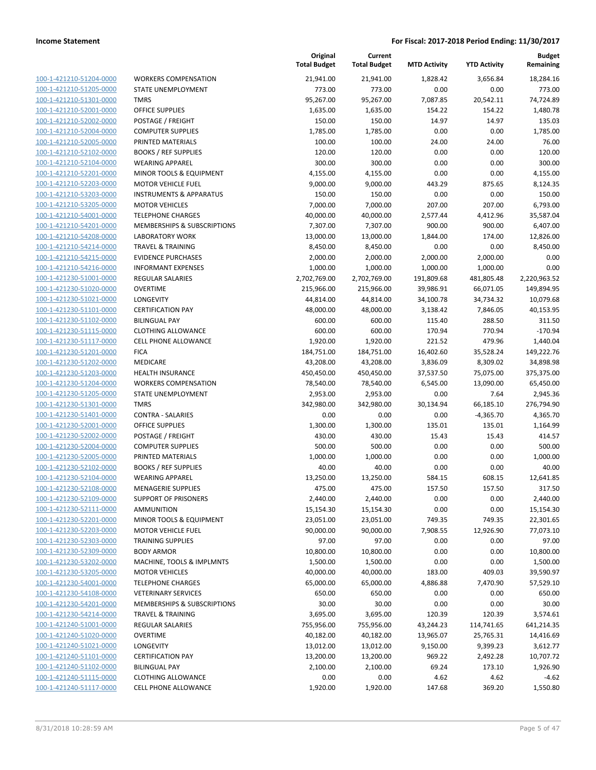| | | Original Total Budget | Current Total Budget | MTD Activity | YTD Activity | Budget Remaining |
|---|---|---|---|---|---|---|
| 100-1-421210-51204-0000 | WORKERS COMPENSATION | 21,941.00 | 21,941.00 | 1,828.42 | 3,656.84 | 18,284.16 |
| 100-1-421210-51205-0000 | STATE UNEMPLOYMENT | 773.00 | 773.00 | 0.00 | 0.00 | 773.00 |
| 100-1-421210-51301-0000 | TMRS | 95,267.00 | 95,267.00 | 7,087.85 | 20,542.11 | 74,724.89 |
| 100-1-421210-52001-0000 | OFFICE SUPPLIES | 1,635.00 | 1,635.00 | 154.22 | 154.22 | 1,480.78 |
| 100-1-421210-52002-0000 | POSTAGE / FREIGHT | 150.00 | 150.00 | 14.97 | 14.97 | 135.03 |
| 100-1-421210-52004-0000 | COMPUTER SUPPLIES | 1,785.00 | 1,785.00 | 0.00 | 0.00 | 1,785.00 |
| 100-1-421210-52005-0000 | PRINTED MATERIALS | 100.00 | 100.00 | 24.00 | 24.00 | 76.00 |
| 100-1-421210-52102-0000 | BOOKS / REF SUPPLIES | 120.00 | 120.00 | 0.00 | 0.00 | 120.00 |
| 100-1-421210-52104-0000 | WEARING APPAREL | 300.00 | 300.00 | 0.00 | 0.00 | 300.00 |
| 100-1-421210-52201-0000 | MINOR TOOLS & EQUIPMENT | 4,155.00 | 4,155.00 | 0.00 | 0.00 | 4,155.00 |
| 100-1-421210-52203-0000 | MOTOR VEHICLE FUEL | 9,000.00 | 9,000.00 | 443.29 | 875.65 | 8,124.35 |
| 100-1-421210-53203-0000 | INSTRUMENTS & APPARATUS | 150.00 | 150.00 | 0.00 | 0.00 | 150.00 |
| 100-1-421210-53205-0000 | MOTOR VEHICLES | 7,000.00 | 7,000.00 | 207.00 | 207.00 | 6,793.00 |
| 100-1-421210-54001-0000 | TELEPHONE CHARGES | 40,000.00 | 40,000.00 | 2,577.44 | 4,412.96 | 35,587.04 |
| 100-1-421210-54201-0000 | MEMBERSHIPS & SUBSCRIPTIONS | 7,307.00 | 7,307.00 | 900.00 | 900.00 | 6,407.00 |
| 100-1-421210-54208-0000 | LABORATORY WORK | 13,000.00 | 13,000.00 | 1,844.00 | 174.00 | 12,826.00 |
| 100-1-421210-54214-0000 | TRAVEL & TRAINING | 8,450.00 | 8,450.00 | 0.00 | 0.00 | 8,450.00 |
| 100-1-421210-54215-0000 | EVIDENCE PURCHASES | 2,000.00 | 2,000.00 | 2,000.00 | 2,000.00 | 0.00 |
| 100-1-421210-54216-0000 | INFORMANT EXPENSES | 1,000.00 | 1,000.00 | 1,000.00 | 1,000.00 | 0.00 |
| 100-1-421230-51001-0000 | REGULAR SALARIES | 2,702,769.00 | 2,702,769.00 | 191,809.68 | 481,805.48 | 2,220,963.52 |
| 100-1-421230-51020-0000 | OVERTIME | 215,966.00 | 215,966.00 | 39,986.91 | 66,071.05 | 149,894.95 |
| 100-1-421230-51021-0000 | LONGEVITY | 44,814.00 | 44,814.00 | 34,100.78 | 34,734.32 | 10,079.68 |
| 100-1-421230-51101-0000 | CERTIFICATION PAY | 48,000.00 | 48,000.00 | 3,138.42 | 7,846.05 | 40,153.95 |
| 100-1-421230-51102-0000 | BILINGUAL PAY | 600.00 | 600.00 | 115.40 | 288.50 | 311.50 |
| 100-1-421230-51115-0000 | CLOTHING ALLOWANCE | 600.00 | 600.00 | 170.94 | 770.94 | -170.94 |
| 100-1-421230-51117-0000 | CELL PHONE ALLOWANCE | 1,920.00 | 1,920.00 | 221.52 | 479.96 | 1,440.04 |
| 100-1-421230-51201-0000 | FICA | 184,751.00 | 184,751.00 | 16,402.60 | 35,528.24 | 149,222.76 |
| 100-1-421230-51202-0000 | MEDICARE | 43,208.00 | 43,208.00 | 3,836.09 | 8,309.02 | 34,898.98 |
| 100-1-421230-51203-0000 | HEALTH INSURANCE | 450,450.00 | 450,450.00 | 37,537.50 | 75,075.00 | 375,375.00 |
| 100-1-421230-51204-0000 | WORKERS COMPENSATION | 78,540.00 | 78,540.00 | 6,545.00 | 13,090.00 | 65,450.00 |
| 100-1-421230-51205-0000 | STATE UNEMPLOYMENT | 2,953.00 | 2,953.00 | 0.00 | 7.64 | 2,945.36 |
| 100-1-421230-51301-0000 | TMRS | 342,980.00 | 342,980.00 | 30,134.94 | 66,185.10 | 276,794.90 |
| 100-1-421230-51401-0000 | CONTRA - SALARIES | 0.00 | 0.00 | 0.00 | -4,365.70 | 4,365.70 |
| 100-1-421230-52001-0000 | OFFICE SUPPLIES | 1,300.00 | 1,300.00 | 135.01 | 135.01 | 1,164.99 |
| 100-1-421230-52002-0000 | POSTAGE / FREIGHT | 430.00 | 430.00 | 15.43 | 15.43 | 414.57 |
| 100-1-421230-52004-0000 | COMPUTER SUPPLIES | 500.00 | 500.00 | 0.00 | 0.00 | 500.00 |
| 100-1-421230-52005-0000 | PRINTED MATERIALS | 1,000.00 | 1,000.00 | 0.00 | 0.00 | 1,000.00 |
| 100-1-421230-52102-0000 | BOOKS / REF SUPPLIES | 40.00 | 40.00 | 0.00 | 0.00 | 40.00 |
| 100-1-421230-52104-0000 | WEARING APPAREL | 13,250.00 | 13,250.00 | 584.15 | 608.15 | 12,641.85 |
| 100-1-421230-52108-0000 | MENAGERIE SUPPLIES | 475.00 | 475.00 | 157.50 | 157.50 | 317.50 |
| 100-1-421230-52109-0000 | SUPPORT OF PRISONERS | 2,440.00 | 2,440.00 | 0.00 | 0.00 | 2,440.00 |
| 100-1-421230-52111-0000 | AMMUNITION | 15,154.30 | 15,154.30 | 0.00 | 0.00 | 15,154.30 |
| 100-1-421230-52201-0000 | MINOR TOOLS & EQUIPMENT | 23,051.00 | 23,051.00 | 749.35 | 749.35 | 22,301.65 |
| 100-1-421230-52203-0000 | MOTOR VEHICLE FUEL | 90,000.00 | 90,000.00 | 7,908.55 | 12,926.90 | 77,073.10 |
| 100-1-421230-52303-0000 | TRAINING SUPPLIES | 97.00 | 97.00 | 0.00 | 0.00 | 97.00 |
| 100-1-421230-52309-0000 | BODY ARMOR | 10,800.00 | 10,800.00 | 0.00 | 0.00 | 10,800.00 |
| 100-1-421230-53202-0000 | MACHINE, TOOLS & IMPLMNTS | 1,500.00 | 1,500.00 | 0.00 | 0.00 | 1,500.00 |
| 100-1-421230-53205-0000 | MOTOR VEHICLES | 40,000.00 | 40,000.00 | 183.00 | 409.03 | 39,590.97 |
| 100-1-421230-54001-0000 | TELEPHONE CHARGES | 65,000.00 | 65,000.00 | 4,886.88 | 7,470.90 | 57,529.10 |
| 100-1-421230-54108-0000 | VETERINARY SERVICES | 650.00 | 650.00 | 0.00 | 0.00 | 650.00 |
| 100-1-421230-54201-0000 | MEMBERSHIPS & SUBSCRIPTIONS | 30.00 | 30.00 | 0.00 | 0.00 | 30.00 |
| 100-1-421230-54214-0000 | TRAVEL & TRAINING | 3,695.00 | 3,695.00 | 120.39 | 120.39 | 3,574.61 |
| 100-1-421240-51001-0000 | REGULAR SALARIES | 755,956.00 | 755,956.00 | 43,244.23 | 114,741.65 | 641,214.35 |
| 100-1-421240-51020-0000 | OVERTIME | 40,182.00 | 40,182.00 | 13,965.07 | 25,765.31 | 14,416.69 |
| 100-1-421240-51021-0000 | LONGEVITY | 13,012.00 | 13,012.00 | 9,150.00 | 9,399.23 | 3,612.77 |
| 100-1-421240-51101-0000 | CERTIFICATION PAY | 13,200.00 | 13,200.00 | 969.22 | 2,492.28 | 10,707.72 |
| 100-1-421240-51102-0000 | BILINGUAL PAY | 2,100.00 | 2,100.00 | 69.24 | 173.10 | 1,926.90 |
| 100-1-421240-51115-0000 | CLOTHING ALLOWANCE | 0.00 | 0.00 | 4.62 | 4.62 | -4.62 |
| 100-1-421240-51117-0000 | CELL PHONE ALLOWANCE | 1,920.00 | 1,920.00 | 147.68 | 369.20 | 1,550.80 |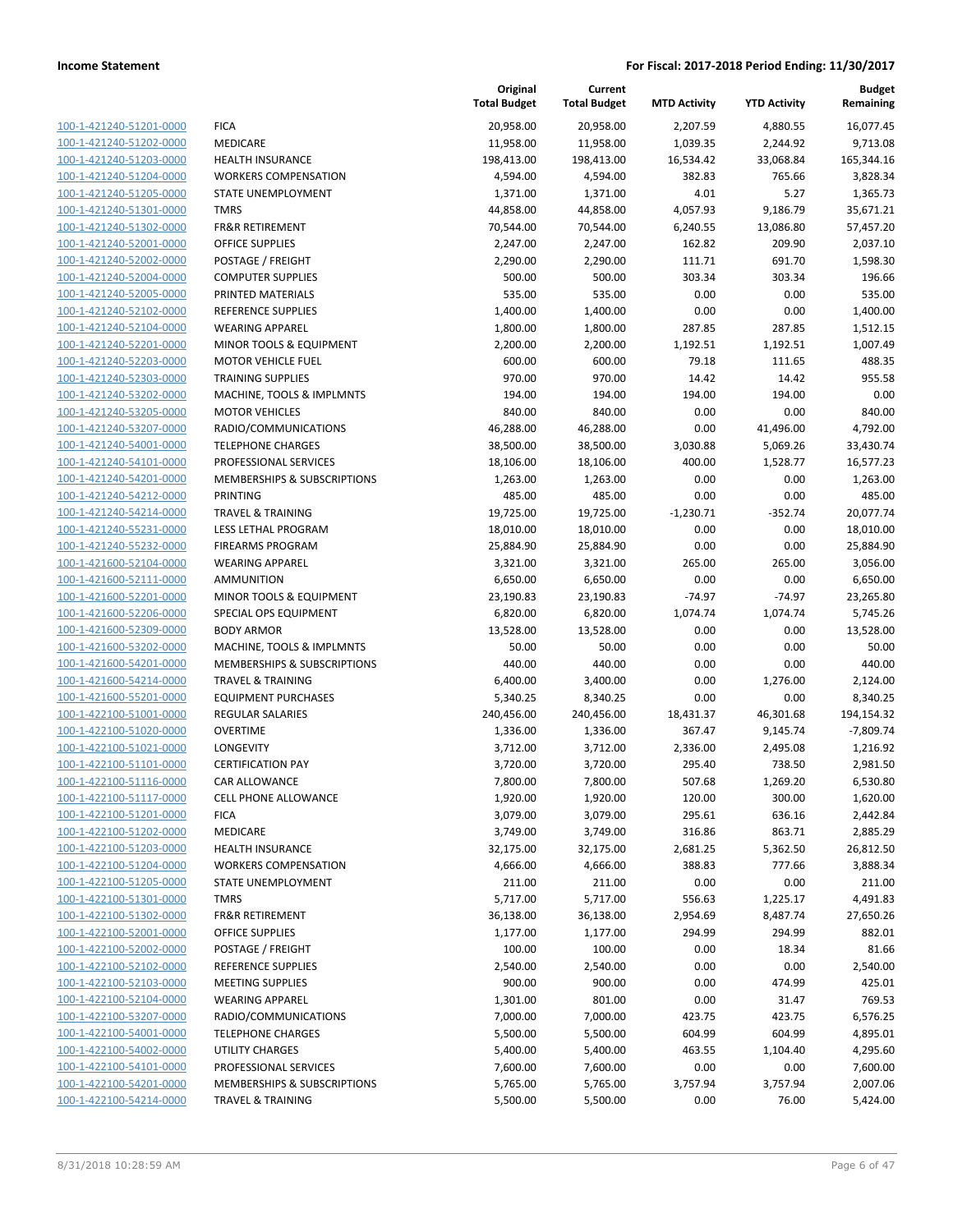| | | Original Total Budget | Current Total Budget | MTD Activity | YTD Activity | Budget Remaining |
|---|---|---|---|---|---|---|
| 100-1-421240-51201-0000 | FICA | 20,958.00 | 20,958.00 | 2,207.59 | 4,880.55 | 16,077.45 |
| 100-1-421240-51202-0000 | MEDICARE | 11,958.00 | 11,958.00 | 1,039.35 | 2,244.92 | 9,713.08 |
| 100-1-421240-51203-0000 | HEALTH INSURANCE | 198,413.00 | 198,413.00 | 16,534.42 | 33,068.84 | 165,344.16 |
| 100-1-421240-51204-0000 | WORKERS COMPENSATION | 4,594.00 | 4,594.00 | 382.83 | 765.66 | 3,828.34 |
| 100-1-421240-51205-0000 | STATE UNEMPLOYMENT | 1,371.00 | 1,371.00 | 4.01 | 5.27 | 1,365.73 |
| 100-1-421240-51301-0000 | TMRS | 44,858.00 | 44,858.00 | 4,057.93 | 9,186.79 | 35,671.21 |
| 100-1-421240-51302-0000 | FR&R RETIREMENT | 70,544.00 | 70,544.00 | 6,240.55 | 13,086.80 | 57,457.20 |
| 100-1-421240-52001-0000 | OFFICE SUPPLIES | 2,247.00 | 2,247.00 | 162.82 | 209.90 | 2,037.10 |
| 100-1-421240-52002-0000 | POSTAGE / FREIGHT | 2,290.00 | 2,290.00 | 111.71 | 691.70 | 1,598.30 |
| 100-1-421240-52004-0000 | COMPUTER SUPPLIES | 500.00 | 500.00 | 303.34 | 303.34 | 196.66 |
| 100-1-421240-52005-0000 | PRINTED MATERIALS | 535.00 | 535.00 | 0.00 | 0.00 | 535.00 |
| 100-1-421240-52102-0000 | REFERENCE SUPPLIES | 1,400.00 | 1,400.00 | 0.00 | 0.00 | 1,400.00 |
| 100-1-421240-52104-0000 | WEARING APPAREL | 1,800.00 | 1,800.00 | 287.85 | 287.85 | 1,512.15 |
| 100-1-421240-52201-0000 | MINOR TOOLS & EQUIPMENT | 2,200.00 | 2,200.00 | 1,192.51 | 1,192.51 | 1,007.49 |
| 100-1-421240-52203-0000 | MOTOR VEHICLE FUEL | 600.00 | 600.00 | 79.18 | 111.65 | 488.35 |
| 100-1-421240-52303-0000 | TRAINING SUPPLIES | 970.00 | 970.00 | 14.42 | 14.42 | 955.58 |
| 100-1-421240-53202-0000 | MACHINE, TOOLS & IMPLMNTS | 194.00 | 194.00 | 194.00 | 194.00 | 0.00 |
| 100-1-421240-53205-0000 | MOTOR VEHICLES | 840.00 | 840.00 | 0.00 | 0.00 | 840.00 |
| 100-1-421240-53207-0000 | RADIO/COMMUNICATIONS | 46,288.00 | 46,288.00 | 0.00 | 41,496.00 | 4,792.00 |
| 100-1-421240-54001-0000 | TELEPHONE CHARGES | 38,500.00 | 38,500.00 | 3,030.88 | 5,069.26 | 33,430.74 |
| 100-1-421240-54101-0000 | PROFESSIONAL SERVICES | 18,106.00 | 18,106.00 | 400.00 | 1,528.77 | 16,577.23 |
| 100-1-421240-54201-0000 | MEMBERSHIPS & SUBSCRIPTIONS | 1,263.00 | 1,263.00 | 0.00 | 0.00 | 1,263.00 |
| 100-1-421240-54212-0000 | PRINTING | 485.00 | 485.00 | 0.00 | 0.00 | 485.00 |
| 100-1-421240-54214-0000 | TRAVEL & TRAINING | 19,725.00 | 19,725.00 | -1,230.71 | -352.74 | 20,077.74 |
| 100-1-421240-55231-0000 | LESS LETHAL PROGRAM | 18,010.00 | 18,010.00 | 0.00 | 0.00 | 18,010.00 |
| 100-1-421240-55232-0000 | FIREARMS PROGRAM | 25,884.90 | 25,884.90 | 0.00 | 0.00 | 25,884.90 |
| 100-1-421600-52104-0000 | WEARING APPAREL | 3,321.00 | 3,321.00 | 265.00 | 265.00 | 3,056.00 |
| 100-1-421600-52111-0000 | AMMUNITION | 6,650.00 | 6,650.00 | 0.00 | 0.00 | 6,650.00 |
| 100-1-421600-52201-0000 | MINOR TOOLS & EQUIPMENT | 23,190.83 | 23,190.83 | -74.97 | -74.97 | 23,265.80 |
| 100-1-421600-52206-0000 | SPECIAL OPS EQUIPMENT | 6,820.00 | 6,820.00 | 1,074.74 | 1,074.74 | 5,745.26 |
| 100-1-421600-52309-0000 | BODY ARMOR | 13,528.00 | 13,528.00 | 0.00 | 0.00 | 13,528.00 |
| 100-1-421600-53202-0000 | MACHINE, TOOLS & IMPLMNTS | 50.00 | 50.00 | 0.00 | 0.00 | 50.00 |
| 100-1-421600-54201-0000 | MEMBERSHIPS & SUBSCRIPTIONS | 440.00 | 440.00 | 0.00 | 0.00 | 440.00 |
| 100-1-421600-54214-0000 | TRAVEL & TRAINING | 6,400.00 | 3,400.00 | 0.00 | 1,276.00 | 2,124.00 |
| 100-1-421600-55201-0000 | EQUIPMENT PURCHASES | 5,340.25 | 8,340.25 | 0.00 | 0.00 | 8,340.25 |
| 100-1-422100-51001-0000 | REGULAR SALARIES | 240,456.00 | 240,456.00 | 18,431.37 | 46,301.68 | 194,154.32 |
| 100-1-422100-51020-0000 | OVERTIME | 1,336.00 | 1,336.00 | 367.47 | 9,145.74 | -7,809.74 |
| 100-1-422100-51021-0000 | LONGEVITY | 3,712.00 | 3,712.00 | 2,336.00 | 2,495.08 | 1,216.92 |
| 100-1-422100-51101-0000 | CERTIFICATION PAY | 3,720.00 | 3,720.00 | 295.40 | 738.50 | 2,981.50 |
| 100-1-422100-51116-0000 | CAR ALLOWANCE | 7,800.00 | 7,800.00 | 507.68 | 1,269.20 | 6,530.80 |
| 100-1-422100-51117-0000 | CELL PHONE ALLOWANCE | 1,920.00 | 1,920.00 | 120.00 | 300.00 | 1,620.00 |
| 100-1-422100-51201-0000 | FICA | 3,079.00 | 3,079.00 | 295.61 | 636.16 | 2,442.84 |
| 100-1-422100-51202-0000 | MEDICARE | 3,749.00 | 3,749.00 | 316.86 | 863.71 | 2,885.29 |
| 100-1-422100-51203-0000 | HEALTH INSURANCE | 32,175.00 | 32,175.00 | 2,681.25 | 5,362.50 | 26,812.50 |
| 100-1-422100-51204-0000 | WORKERS COMPENSATION | 4,666.00 | 4,666.00 | 388.83 | 777.66 | 3,888.34 |
| 100-1-422100-51205-0000 | STATE UNEMPLOYMENT | 211.00 | 211.00 | 0.00 | 0.00 | 211.00 |
| 100-1-422100-51301-0000 | TMRS | 5,717.00 | 5,717.00 | 556.63 | 1,225.17 | 4,491.83 |
| 100-1-422100-51302-0000 | FR&R RETIREMENT | 36,138.00 | 36,138.00 | 2,954.69 | 8,487.74 | 27,650.26 |
| 100-1-422100-52001-0000 | OFFICE SUPPLIES | 1,177.00 | 1,177.00 | 294.99 | 294.99 | 882.01 |
| 100-1-422100-52002-0000 | POSTAGE / FREIGHT | 100.00 | 100.00 | 0.00 | 18.34 | 81.66 |
| 100-1-422100-52102-0000 | REFERENCE SUPPLIES | 2,540.00 | 2,540.00 | 0.00 | 0.00 | 2,540.00 |
| 100-1-422100-52103-0000 | MEETING SUPPLIES | 900.00 | 900.00 | 0.00 | 474.99 | 425.01 |
| 100-1-422100-52104-0000 | WEARING APPAREL | 1,301.00 | 801.00 | 0.00 | 31.47 | 769.53 |
| 100-1-422100-53207-0000 | RADIO/COMMUNICATIONS | 7,000.00 | 7,000.00 | 423.75 | 423.75 | 6,576.25 |
| 100-1-422100-54001-0000 | TELEPHONE CHARGES | 5,500.00 | 5,500.00 | 604.99 | 604.99 | 4,895.01 |
| 100-1-422100-54002-0000 | UTILITY CHARGES | 5,400.00 | 5,400.00 | 463.55 | 1,104.40 | 4,295.60 |
| 100-1-422100-54101-0000 | PROFESSIONAL SERVICES | 7,600.00 | 7,600.00 | 0.00 | 0.00 | 7,600.00 |
| 100-1-422100-54201-0000 | MEMBERSHIPS & SUBSCRIPTIONS | 5,765.00 | 5,765.00 | 3,757.94 | 3,757.94 | 2,007.06 |
| 100-1-422100-54214-0000 | TRAVEL & TRAINING | 5,500.00 | 5,500.00 | 0.00 | 76.00 | 5,424.00 |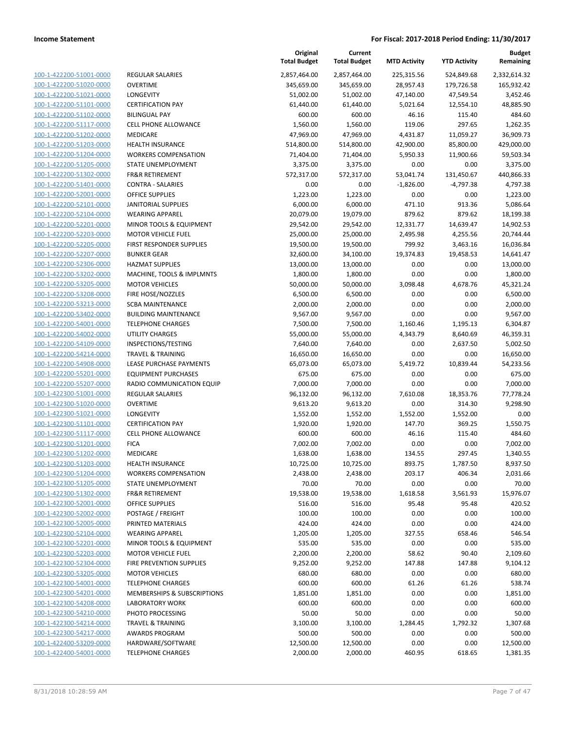| | | Original Total Budget | Current Total Budget | MTD Activity | YTD Activity | Budget Remaining |
|---|---|---|---|---|---|---|
| 100-1-422200-51001-0000 | REGULAR SALARIES | 2,857,464.00 | 2,857,464.00 | 225,315.56 | 524,849.68 | 2,332,614.32 |
| 100-1-422200-51020-0000 | OVERTIME | 345,659.00 | 345,659.00 | 28,957.43 | 179,726.58 | 165,932.42 |
| 100-1-422200-51021-0000 | LONGEVITY | 51,002.00 | 51,002.00 | 47,140.00 | 47,549.54 | 3,452.46 |
| 100-1-422200-51101-0000 | CERTIFICATION PAY | 61,440.00 | 61,440.00 | 5,021.64 | 12,554.10 | 48,885.90 |
| 100-1-422200-51102-0000 | BILINGUAL PAY | 600.00 | 600.00 | 46.16 | 115.40 | 484.60 |
| 100-1-422200-51117-0000 | CELL PHONE ALLOWANCE | 1,560.00 | 1,560.00 | 119.06 | 297.65 | 1,262.35 |
| 100-1-422200-51202-0000 | MEDICARE | 47,969.00 | 47,969.00 | 4,431.87 | 11,059.27 | 36,909.73 |
| 100-1-422200-51203-0000 | HEALTH INSURANCE | 514,800.00 | 514,800.00 | 42,900.00 | 85,800.00 | 429,000.00 |
| 100-1-422200-51204-0000 | WORKERS COMPENSATION | 71,404.00 | 71,404.00 | 5,950.33 | 11,900.66 | 59,503.34 |
| 100-1-422200-51205-0000 | STATE UNEMPLOYMENT | 3,375.00 | 3,375.00 | 0.00 | 0.00 | 3,375.00 |
| 100-1-422200-51302-0000 | FR&R RETIREMENT | 572,317.00 | 572,317.00 | 53,041.74 | 131,450.67 | 440,866.33 |
| 100-1-422200-51401-0000 | CONTRA - SALARIES | 0.00 | 0.00 | -1,826.00 | -4,797.38 | 4,797.38 |
| 100-1-422200-52001-0000 | OFFICE SUPPLIES | 1,223.00 | 1,223.00 | 0.00 | 0.00 | 1,223.00 |
| 100-1-422200-52101-0000 | JANITORIAL SUPPLIES | 6,000.00 | 6,000.00 | 471.10 | 913.36 | 5,086.64 |
| 100-1-422200-52104-0000 | WEARING APPAREL | 20,079.00 | 19,079.00 | 879.62 | 879.62 | 18,199.38 |
| 100-1-422200-52201-0000 | MINOR TOOLS & EQUIPMENT | 29,542.00 | 29,542.00 | 12,331.77 | 14,639.47 | 14,902.53 |
| 100-1-422200-52203-0000 | MOTOR VEHICLE FUEL | 25,000.00 | 25,000.00 | 2,495.98 | 4,255.56 | 20,744.44 |
| 100-1-422200-52205-0000 | FIRST RESPONDER SUPPLIES | 19,500.00 | 19,500.00 | 799.92 | 3,463.16 | 16,036.84 |
| 100-1-422200-52207-0000 | BUNKER GEAR | 32,600.00 | 34,100.00 | 19,374.83 | 19,458.53 | 14,641.47 |
| 100-1-422200-52306-0000 | HAZMAT SUPPLIES | 13,000.00 | 13,000.00 | 0.00 | 0.00 | 13,000.00 |
| 100-1-422200-53202-0000 | MACHINE, TOOLS & IMPLMNTS | 1,800.00 | 1,800.00 | 0.00 | 0.00 | 1,800.00 |
| 100-1-422200-53205-0000 | MOTOR VEHICLES | 50,000.00 | 50,000.00 | 3,098.48 | 4,678.76 | 45,321.24 |
| 100-1-422200-53208-0000 | FIRE HOSE/NOZZLES | 6,500.00 | 6,500.00 | 0.00 | 0.00 | 6,500.00 |
| 100-1-422200-53213-0000 | SCBA MAINTENANCE | 2,000.00 | 2,000.00 | 0.00 | 0.00 | 2,000.00 |
| 100-1-422200-53402-0000 | BUILDING MAINTENANCE | 9,567.00 | 9,567.00 | 0.00 | 0.00 | 9,567.00 |
| 100-1-422200-54001-0000 | TELEPHONE CHARGES | 7,500.00 | 7,500.00 | 1,160.46 | 1,195.13 | 6,304.87 |
| 100-1-422200-54002-0000 | UTILITY CHARGES | 55,000.00 | 55,000.00 | 4,343.79 | 8,640.69 | 46,359.31 |
| 100-1-422200-54109-0000 | INSPECTIONS/TESTING | 7,640.00 | 7,640.00 | 0.00 | 2,637.50 | 5,002.50 |
| 100-1-422200-54214-0000 | TRAVEL & TRAINING | 16,650.00 | 16,650.00 | 0.00 | 0.00 | 16,650.00 |
| 100-1-422200-54908-0000 | LEASE PURCHASE PAYMENTS | 65,073.00 | 65,073.00 | 5,419.72 | 10,839.44 | 54,233.56 |
| 100-1-422200-55201-0000 | EQUIPMENT PURCHASES | 675.00 | 675.00 | 0.00 | 0.00 | 675.00 |
| 100-1-422200-55207-0000 | RADIO COMMUNICATION EQUIP | 7,000.00 | 7,000.00 | 0.00 | 0.00 | 7,000.00 |
| 100-1-422300-51001-0000 | REGULAR SALARIES | 96,132.00 | 96,132.00 | 7,610.08 | 18,353.76 | 77,778.24 |
| 100-1-422300-51020-0000 | OVERTIME | 9,613.20 | 9,613.20 | 0.00 | 314.30 | 9,298.90 |
| 100-1-422300-51021-0000 | LONGEVITY | 1,552.00 | 1,552.00 | 1,552.00 | 1,552.00 | 0.00 |
| 100-1-422300-51101-0000 | CERTIFICATION PAY | 1,920.00 | 1,920.00 | 147.70 | 369.25 | 1,550.75 |
| 100-1-422300-51117-0000 | CELL PHONE ALLOWANCE | 600.00 | 600.00 | 46.16 | 115.40 | 484.60 |
| 100-1-422300-51201-0000 | FICA | 7,002.00 | 7,002.00 | 0.00 | 0.00 | 7,002.00 |
| 100-1-422300-51202-0000 | MEDICARE | 1,638.00 | 1,638.00 | 134.55 | 297.45 | 1,340.55 |
| 100-1-422300-51203-0000 | HEALTH INSURANCE | 10,725.00 | 10,725.00 | 893.75 | 1,787.50 | 8,937.50 |
| 100-1-422300-51204-0000 | WORKERS COMPENSATION | 2,438.00 | 2,438.00 | 203.17 | 406.34 | 2,031.66 |
| 100-1-422300-51205-0000 | STATE UNEMPLOYMENT | 70.00 | 70.00 | 0.00 | 0.00 | 70.00 |
| 100-1-422300-51302-0000 | FR&R RETIREMENT | 19,538.00 | 19,538.00 | 1,618.58 | 3,561.93 | 15,976.07 |
| 100-1-422300-52001-0000 | OFFICE SUPPLIES | 516.00 | 516.00 | 95.48 | 95.48 | 420.52 |
| 100-1-422300-52002-0000 | POSTAGE / FREIGHT | 100.00 | 100.00 | 0.00 | 0.00 | 100.00 |
| 100-1-422300-52005-0000 | PRINTED MATERIALS | 424.00 | 424.00 | 0.00 | 0.00 | 424.00 |
| 100-1-422300-52104-0000 | WEARING APPAREL | 1,205.00 | 1,205.00 | 327.55 | 658.46 | 546.54 |
| 100-1-422300-52201-0000 | MINOR TOOLS & EQUIPMENT | 535.00 | 535.00 | 0.00 | 0.00 | 535.00 |
| 100-1-422300-52203-0000 | MOTOR VEHICLE FUEL | 2,200.00 | 2,200.00 | 58.62 | 90.40 | 2,109.60 |
| 100-1-422300-52304-0000 | FIRE PREVENTION SUPPLIES | 9,252.00 | 9,252.00 | 147.88 | 147.88 | 9,104.12 |
| 100-1-422300-53205-0000 | MOTOR VEHICLES | 680.00 | 680.00 | 0.00 | 0.00 | 680.00 |
| 100-1-422300-54001-0000 | TELEPHONE CHARGES | 600.00 | 600.00 | 61.26 | 61.26 | 538.74 |
| 100-1-422300-54201-0000 | MEMBERSHIPS & SUBSCRIPTIONS | 1,851.00 | 1,851.00 | 0.00 | 0.00 | 1,851.00 |
| 100-1-422300-54208-0000 | LABORATORY WORK | 600.00 | 600.00 | 0.00 | 0.00 | 600.00 |
| 100-1-422300-54210-0000 | PHOTO PROCESSING | 50.00 | 50.00 | 0.00 | 0.00 | 50.00 |
| 100-1-422300-54214-0000 | TRAVEL & TRAINING | 3,100.00 | 3,100.00 | 1,284.45 | 1,792.32 | 1,307.68 |
| 100-1-422300-54217-0000 | AWARDS PROGRAM | 500.00 | 500.00 | 0.00 | 0.00 | 500.00 |
| 100-1-422400-53209-0000 | HARDWARE/SOFTWARE | 12,500.00 | 12,500.00 | 0.00 | 0.00 | 12,500.00 |
| 100-1-422400-54001-0000 | TELEPHONE CHARGES | 2,000.00 | 2,000.00 | 460.95 | 618.65 | 1,381.35 |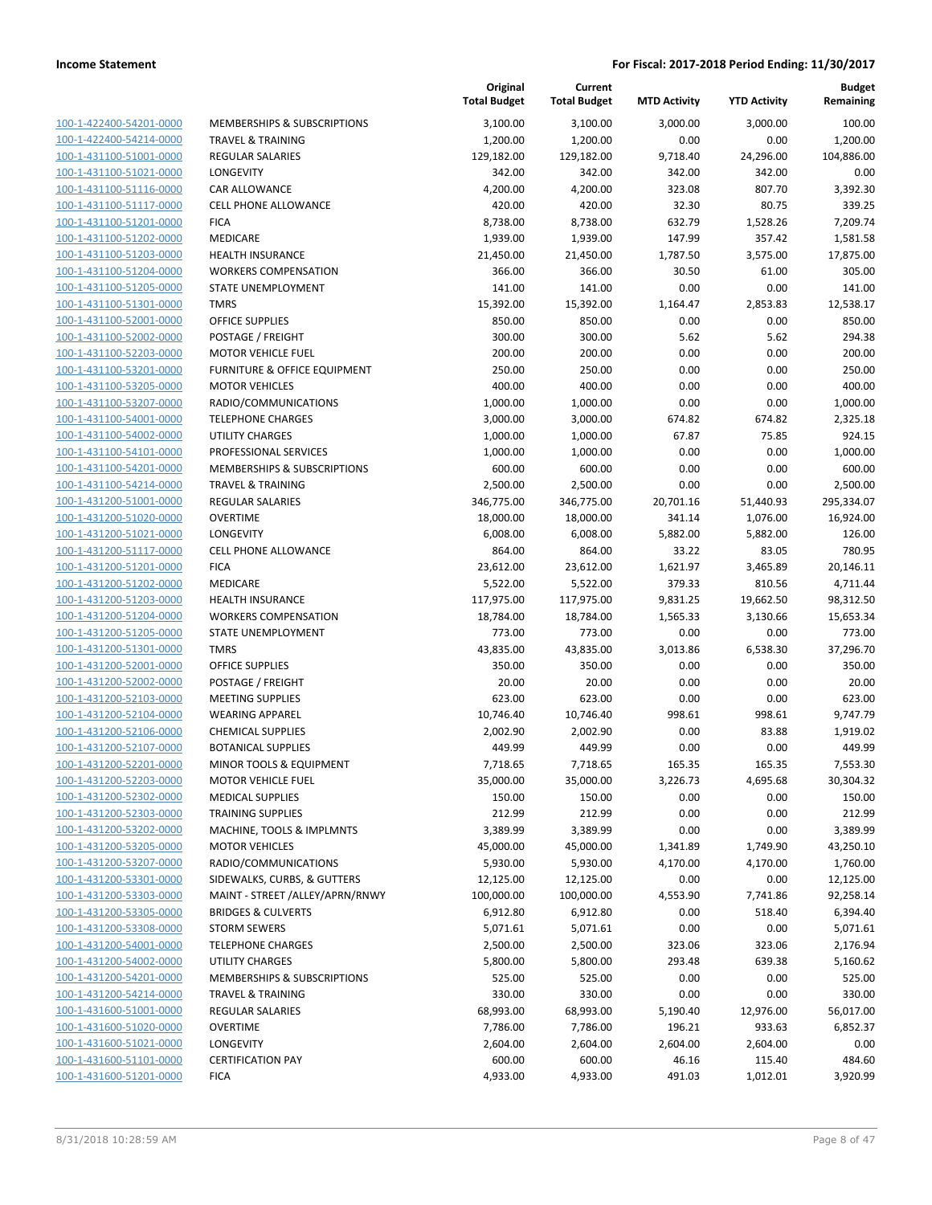| | | Original Total Budget | Current Total Budget | MTD Activity | YTD Activity | Budget Remaining |
|---|---|---|---|---|---|---|
| 100-1-422400-54201-0000 | MEMBERSHIPS & SUBSCRIPTIONS | 3,100.00 | 3,100.00 | 3,000.00 | 3,000.00 | 100.00 |
| 100-1-422400-54214-0000 | TRAVEL & TRAINING | 1,200.00 | 1,200.00 | 0.00 | 0.00 | 1,200.00 |
| 100-1-431100-51001-0000 | REGULAR SALARIES | 129,182.00 | 129,182.00 | 9,718.40 | 24,296.00 | 104,886.00 |
| 100-1-431100-51021-0000 | LONGEVITY | 342.00 | 342.00 | 342.00 | 342.00 | 0.00 |
| 100-1-431100-51116-0000 | CAR ALLOWANCE | 4,200.00 | 4,200.00 | 323.08 | 807.70 | 3,392.30 |
| 100-1-431100-51117-0000 | CELL PHONE ALLOWANCE | 420.00 | 420.00 | 32.30 | 80.75 | 339.25 |
| 100-1-431100-51201-0000 | FICA | 8,738.00 | 8,738.00 | 632.79 | 1,528.26 | 7,209.74 |
| 100-1-431100-51202-0000 | MEDICARE | 1,939.00 | 1,939.00 | 147.99 | 357.42 | 1,581.58 |
| 100-1-431100-51203-0000 | HEALTH INSURANCE | 21,450.00 | 21,450.00 | 1,787.50 | 3,575.00 | 17,875.00 |
| 100-1-431100-51204-0000 | WORKERS COMPENSATION | 366.00 | 366.00 | 30.50 | 61.00 | 305.00 |
| 100-1-431100-51205-0000 | STATE UNEMPLOYMENT | 141.00 | 141.00 | 0.00 | 0.00 | 141.00 |
| 100-1-431100-51301-0000 | TMRS | 15,392.00 | 15,392.00 | 1,164.47 | 2,853.83 | 12,538.17 |
| 100-1-431100-52001-0000 | OFFICE SUPPLIES | 850.00 | 850.00 | 0.00 | 0.00 | 850.00 |
| 100-1-431100-52002-0000 | POSTAGE / FREIGHT | 300.00 | 300.00 | 5.62 | 5.62 | 294.38 |
| 100-1-431100-52203-0000 | MOTOR VEHICLE FUEL | 200.00 | 200.00 | 0.00 | 0.00 | 200.00 |
| 100-1-431100-53201-0000 | FURNITURE & OFFICE EQUIPMENT | 250.00 | 250.00 | 0.00 | 0.00 | 250.00 |
| 100-1-431100-53205-0000 | MOTOR VEHICLES | 400.00 | 400.00 | 0.00 | 0.00 | 400.00 |
| 100-1-431100-53207-0000 | RADIO/COMMUNICATIONS | 1,000.00 | 1,000.00 | 0.00 | 0.00 | 1,000.00 |
| 100-1-431100-54001-0000 | TELEPHONE CHARGES | 3,000.00 | 3,000.00 | 674.82 | 674.82 | 2,325.18 |
| 100-1-431100-54002-0000 | UTILITY CHARGES | 1,000.00 | 1,000.00 | 67.87 | 75.85 | 924.15 |
| 100-1-431100-54101-0000 | PROFESSIONAL SERVICES | 1,000.00 | 1,000.00 | 0.00 | 0.00 | 1,000.00 |
| 100-1-431100-54201-0000 | MEMBERSHIPS & SUBSCRIPTIONS | 600.00 | 600.00 | 0.00 | 0.00 | 600.00 |
| 100-1-431100-54214-0000 | TRAVEL & TRAINING | 2,500.00 | 2,500.00 | 0.00 | 0.00 | 2,500.00 |
| 100-1-431200-51001-0000 | REGULAR SALARIES | 346,775.00 | 346,775.00 | 20,701.16 | 51,440.93 | 295,334.07 |
| 100-1-431200-51020-0000 | OVERTIME | 18,000.00 | 18,000.00 | 341.14 | 1,076.00 | 16,924.00 |
| 100-1-431200-51021-0000 | LONGEVITY | 6,008.00 | 6,008.00 | 5,882.00 | 5,882.00 | 126.00 |
| 100-1-431200-51117-0000 | CELL PHONE ALLOWANCE | 864.00 | 864.00 | 33.22 | 83.05 | 780.95 |
| 100-1-431200-51201-0000 | FICA | 23,612.00 | 23,612.00 | 1,621.97 | 3,465.89 | 20,146.11 |
| 100-1-431200-51202-0000 | MEDICARE | 5,522.00 | 5,522.00 | 379.33 | 810.56 | 4,711.44 |
| 100-1-431200-51203-0000 | HEALTH INSURANCE | 117,975.00 | 117,975.00 | 9,831.25 | 19,662.50 | 98,312.50 |
| 100-1-431200-51204-0000 | WORKERS COMPENSATION | 18,784.00 | 18,784.00 | 1,565.33 | 3,130.66 | 15,653.34 |
| 100-1-431200-51205-0000 | STATE UNEMPLOYMENT | 773.00 | 773.00 | 0.00 | 0.00 | 773.00 |
| 100-1-431200-51301-0000 | TMRS | 43,835.00 | 43,835.00 | 3,013.86 | 6,538.30 | 37,296.70 |
| 100-1-431200-52001-0000 | OFFICE SUPPLIES | 350.00 | 350.00 | 0.00 | 0.00 | 350.00 |
| 100-1-431200-52002-0000 | POSTAGE / FREIGHT | 20.00 | 20.00 | 0.00 | 0.00 | 20.00 |
| 100-1-431200-52103-0000 | MEETING SUPPLIES | 623.00 | 623.00 | 0.00 | 0.00 | 623.00 |
| 100-1-431200-52104-0000 | WEARING APPAREL | 10,746.40 | 10,746.40 | 998.61 | 998.61 | 9,747.79 |
| 100-1-431200-52106-0000 | CHEMICAL SUPPLIES | 2,002.90 | 2,002.90 | 0.00 | 83.88 | 1,919.02 |
| 100-1-431200-52107-0000 | BOTANICAL SUPPLIES | 449.99 | 449.99 | 0.00 | 0.00 | 449.99 |
| 100-1-431200-52201-0000 | MINOR TOOLS & EQUIPMENT | 7,718.65 | 7,718.65 | 165.35 | 165.35 | 7,553.30 |
| 100-1-431200-52203-0000 | MOTOR VEHICLE FUEL | 35,000.00 | 35,000.00 | 3,226.73 | 4,695.68 | 30,304.32 |
| 100-1-431200-52302-0000 | MEDICAL SUPPLIES | 150.00 | 150.00 | 0.00 | 0.00 | 150.00 |
| 100-1-431200-52303-0000 | TRAINING SUPPLIES | 212.99 | 212.99 | 0.00 | 0.00 | 212.99 |
| 100-1-431200-53202-0000 | MACHINE, TOOLS & IMPLMNTS | 3,389.99 | 3,389.99 | 0.00 | 0.00 | 3,389.99 |
| 100-1-431200-53205-0000 | MOTOR VEHICLES | 45,000.00 | 45,000.00 | 1,341.89 | 1,749.90 | 43,250.10 |
| 100-1-431200-53207-0000 | RADIO/COMMUNICATIONS | 5,930.00 | 5,930.00 | 4,170.00 | 4,170.00 | 1,760.00 |
| 100-1-431200-53301-0000 | SIDEWALKS, CURBS, & GUTTERS | 12,125.00 | 12,125.00 | 0.00 | 0.00 | 12,125.00 |
| 100-1-431200-53303-0000 | MAINT - STREET /ALLEY/APRN/RNWY | 100,000.00 | 100,000.00 | 4,553.90 | 7,741.86 | 92,258.14 |
| 100-1-431200-53305-0000 | BRIDGES & CULVERTS | 6,912.80 | 6,912.80 | 0.00 | 518.40 | 6,394.40 |
| 100-1-431200-53308-0000 | STORM SEWERS | 5,071.61 | 5,071.61 | 0.00 | 0.00 | 5,071.61 |
| 100-1-431200-54001-0000 | TELEPHONE CHARGES | 2,500.00 | 2,500.00 | 323.06 | 323.06 | 2,176.94 |
| 100-1-431200-54002-0000 | UTILITY CHARGES | 5,800.00 | 5,800.00 | 293.48 | 639.38 | 5,160.62 |
| 100-1-431200-54201-0000 | MEMBERSHIPS & SUBSCRIPTIONS | 525.00 | 525.00 | 0.00 | 0.00 | 525.00 |
| 100-1-431200-54214-0000 | TRAVEL & TRAINING | 330.00 | 330.00 | 0.00 | 0.00 | 330.00 |
| 100-1-431600-51001-0000 | REGULAR SALARIES | 68,993.00 | 68,993.00 | 5,190.40 | 12,976.00 | 56,017.00 |
| 100-1-431600-51020-0000 | OVERTIME | 7,786.00 | 7,786.00 | 196.21 | 933.63 | 6,852.37 |
| 100-1-431600-51021-0000 | LONGEVITY | 2,604.00 | 2,604.00 | 2,604.00 | 2,604.00 | 0.00 |
| 100-1-431600-51101-0000 | CERTIFICATION PAY | 600.00 | 600.00 | 46.16 | 115.40 | 484.60 |
| 100-1-431600-51201-0000 | FICA | 4,933.00 | 4,933.00 | 491.03 | 1,012.01 | 3,920.99 |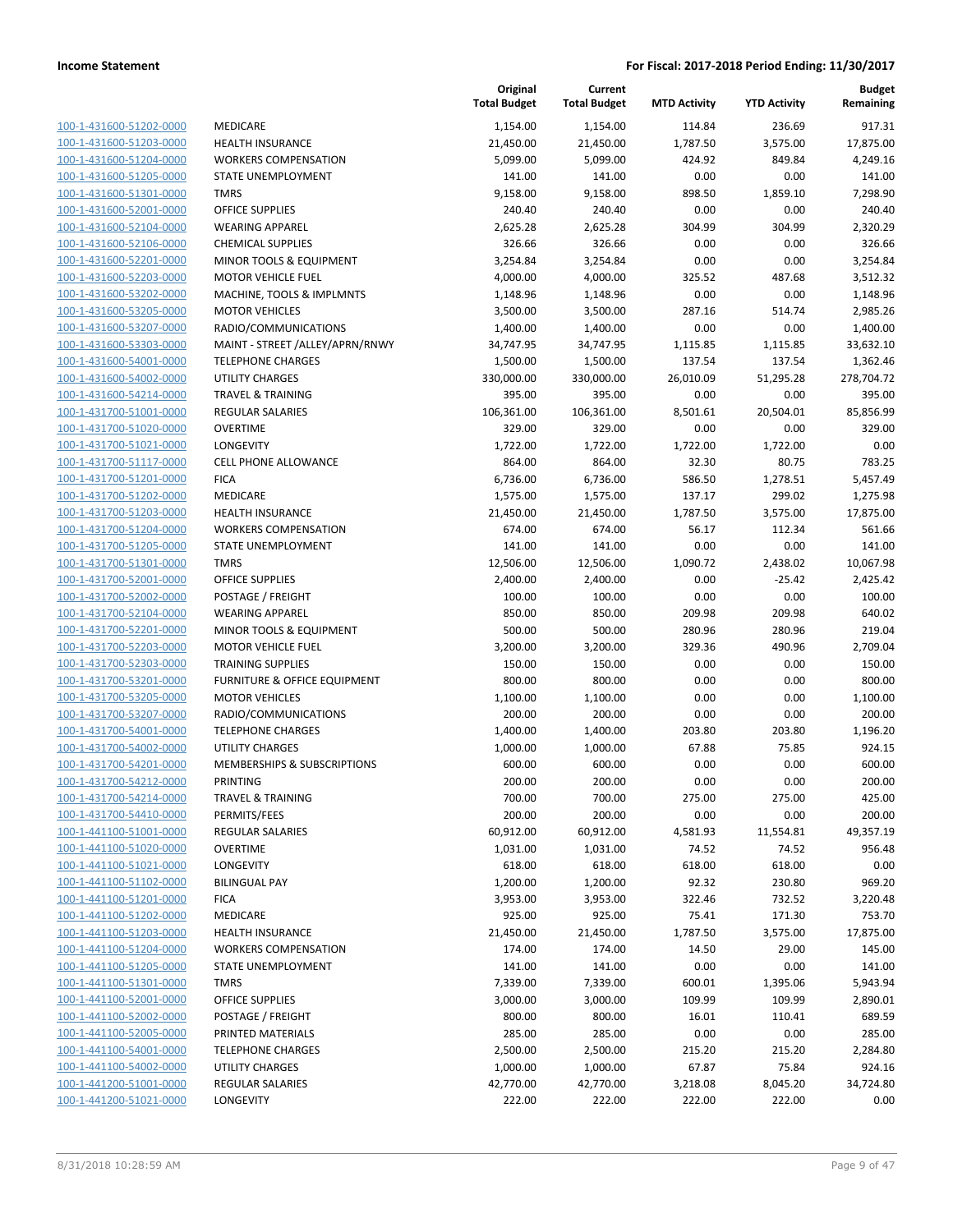| | | Original Total Budget | Current Total Budget | MTD Activity | YTD Activity | Budget Remaining |
|---|---|---|---|---|---|---|
| 100-1-431600-51202-0000 | MEDICARE | 1,154.00 | 1,154.00 | 114.84 | 236.69 | 917.31 |
| 100-1-431600-51203-0000 | HEALTH INSURANCE | 21,450.00 | 21,450.00 | 1,787.50 | 3,575.00 | 17,875.00 |
| 100-1-431600-51204-0000 | WORKERS COMPENSATION | 5,099.00 | 5,099.00 | 424.92 | 849.84 | 4,249.16 |
| 100-1-431600-51205-0000 | STATE UNEMPLOYMENT | 141.00 | 141.00 | 0.00 | 0.00 | 141.00 |
| 100-1-431600-51301-0000 | TMRS | 9,158.00 | 9,158.00 | 898.50 | 1,859.10 | 7,298.90 |
| 100-1-431600-52001-0000 | OFFICE SUPPLIES | 240.40 | 240.40 | 0.00 | 0.00 | 240.40 |
| 100-1-431600-52104-0000 | WEARING APPAREL | 2,625.28 | 2,625.28 | 304.99 | 304.99 | 2,320.29 |
| 100-1-431600-52106-0000 | CHEMICAL SUPPLIES | 326.66 | 326.66 | 0.00 | 0.00 | 326.66 |
| 100-1-431600-52201-0000 | MINOR TOOLS & EQUIPMENT | 3,254.84 | 3,254.84 | 0.00 | 0.00 | 3,254.84 |
| 100-1-431600-52203-0000 | MOTOR VEHICLE FUEL | 4,000.00 | 4,000.00 | 325.52 | 487.68 | 3,512.32 |
| 100-1-431600-53202-0000 | MACHINE, TOOLS & IMPLMNTS | 1,148.96 | 1,148.96 | 0.00 | 0.00 | 1,148.96 |
| 100-1-431600-53205-0000 | MOTOR VEHICLES | 3,500.00 | 3,500.00 | 287.16 | 514.74 | 2,985.26 |
| 100-1-431600-53207-0000 | RADIO/COMMUNICATIONS | 1,400.00 | 1,400.00 | 0.00 | 0.00 | 1,400.00 |
| 100-1-431600-53303-0000 | MAINT - STREET /ALLEY/APRN/RNWY | 34,747.95 | 34,747.95 | 1,115.85 | 1,115.85 | 33,632.10 |
| 100-1-431600-54001-0000 | TELEPHONE CHARGES | 1,500.00 | 1,500.00 | 137.54 | 137.54 | 1,362.46 |
| 100-1-431600-54002-0000 | UTILITY CHARGES | 330,000.00 | 330,000.00 | 26,010.09 | 51,295.28 | 278,704.72 |
| 100-1-431600-54214-0000 | TRAVEL & TRAINING | 395.00 | 395.00 | 0.00 | 0.00 | 395.00 |
| 100-1-431700-51001-0000 | REGULAR SALARIES | 106,361.00 | 106,361.00 | 8,501.61 | 20,504.01 | 85,856.99 |
| 100-1-431700-51020-0000 | OVERTIME | 329.00 | 329.00 | 0.00 | 0.00 | 329.00 |
| 100-1-431700-51021-0000 | LONGEVITY | 1,722.00 | 1,722.00 | 1,722.00 | 1,722.00 | 0.00 |
| 100-1-431700-51117-0000 | CELL PHONE ALLOWANCE | 864.00 | 864.00 | 32.30 | 80.75 | 783.25 |
| 100-1-431700-51201-0000 | FICA | 6,736.00 | 6,736.00 | 586.50 | 1,278.51 | 5,457.49 |
| 100-1-431700-51202-0000 | MEDICARE | 1,575.00 | 1,575.00 | 137.17 | 299.02 | 1,275.98 |
| 100-1-431700-51203-0000 | HEALTH INSURANCE | 21,450.00 | 21,450.00 | 1,787.50 | 3,575.00 | 17,875.00 |
| 100-1-431700-51204-0000 | WORKERS COMPENSATION | 674.00 | 674.00 | 56.17 | 112.34 | 561.66 |
| 100-1-431700-51205-0000 | STATE UNEMPLOYMENT | 141.00 | 141.00 | 0.00 | 0.00 | 141.00 |
| 100-1-431700-51301-0000 | TMRS | 12,506.00 | 12,506.00 | 1,090.72 | 2,438.02 | 10,067.98 |
| 100-1-431700-52001-0000 | OFFICE SUPPLIES | 2,400.00 | 2,400.00 | 0.00 | -25.42 | 2,425.42 |
| 100-1-431700-52002-0000 | POSTAGE / FREIGHT | 100.00 | 100.00 | 0.00 | 0.00 | 100.00 |
| 100-1-431700-52104-0000 | WEARING APPAREL | 850.00 | 850.00 | 209.98 | 209.98 | 640.02 |
| 100-1-431700-52201-0000 | MINOR TOOLS & EQUIPMENT | 500.00 | 500.00 | 280.96 | 280.96 | 219.04 |
| 100-1-431700-52203-0000 | MOTOR VEHICLE FUEL | 3,200.00 | 3,200.00 | 329.36 | 490.96 | 2,709.04 |
| 100-1-431700-52303-0000 | TRAINING SUPPLIES | 150.00 | 150.00 | 0.00 | 0.00 | 150.00 |
| 100-1-431700-53201-0000 | FURNITURE & OFFICE EQUIPMENT | 800.00 | 800.00 | 0.00 | 0.00 | 800.00 |
| 100-1-431700-53205-0000 | MOTOR VEHICLES | 1,100.00 | 1,100.00 | 0.00 | 0.00 | 1,100.00 |
| 100-1-431700-53207-0000 | RADIO/COMMUNICATIONS | 200.00 | 200.00 | 0.00 | 0.00 | 200.00 |
| 100-1-431700-54001-0000 | TELEPHONE CHARGES | 1,400.00 | 1,400.00 | 203.80 | 203.80 | 1,196.20 |
| 100-1-431700-54002-0000 | UTILITY CHARGES | 1,000.00 | 1,000.00 | 67.88 | 75.85 | 924.15 |
| 100-1-431700-54201-0000 | MEMBERSHIPS & SUBSCRIPTIONS | 600.00 | 600.00 | 0.00 | 0.00 | 600.00 |
| 100-1-431700-54212-0000 | PRINTING | 200.00 | 200.00 | 0.00 | 0.00 | 200.00 |
| 100-1-431700-54214-0000 | TRAVEL & TRAINING | 700.00 | 700.00 | 275.00 | 275.00 | 425.00 |
| 100-1-431700-54410-0000 | PERMITS/FEES | 200.00 | 200.00 | 0.00 | 0.00 | 200.00 |
| 100-1-441100-51001-0000 | REGULAR SALARIES | 60,912.00 | 60,912.00 | 4,581.93 | 11,554.81 | 49,357.19 |
| 100-1-441100-51020-0000 | OVERTIME | 1,031.00 | 1,031.00 | 74.52 | 74.52 | 956.48 |
| 100-1-441100-51021-0000 | LONGEVITY | 618.00 | 618.00 | 618.00 | 618.00 | 0.00 |
| 100-1-441100-51102-0000 | BILINGUAL PAY | 1,200.00 | 1,200.00 | 92.32 | 230.80 | 969.20 |
| 100-1-441100-51201-0000 | FICA | 3,953.00 | 3,953.00 | 322.46 | 732.52 | 3,220.48 |
| 100-1-441100-51202-0000 | MEDICARE | 925.00 | 925.00 | 75.41 | 171.30 | 753.70 |
| 100-1-441100-51203-0000 | HEALTH INSURANCE | 21,450.00 | 21,450.00 | 1,787.50 | 3,575.00 | 17,875.00 |
| 100-1-441100-51204-0000 | WORKERS COMPENSATION | 174.00 | 174.00 | 14.50 | 29.00 | 145.00 |
| 100-1-441100-51205-0000 | STATE UNEMPLOYMENT | 141.00 | 141.00 | 0.00 | 0.00 | 141.00 |
| 100-1-441100-51301-0000 | TMRS | 7,339.00 | 7,339.00 | 600.01 | 1,395.06 | 5,943.94 |
| 100-1-441100-52001-0000 | OFFICE SUPPLIES | 3,000.00 | 3,000.00 | 109.99 | 109.99 | 2,890.01 |
| 100-1-441100-52002-0000 | POSTAGE / FREIGHT | 800.00 | 800.00 | 16.01 | 110.41 | 689.59 |
| 100-1-441100-52005-0000 | PRINTED MATERIALS | 285.00 | 285.00 | 0.00 | 0.00 | 285.00 |
| 100-1-441100-54001-0000 | TELEPHONE CHARGES | 2,500.00 | 2,500.00 | 215.20 | 215.20 | 2,284.80 |
| 100-1-441100-54002-0000 | UTILITY CHARGES | 1,000.00 | 1,000.00 | 67.87 | 75.84 | 924.16 |
| 100-1-441200-51001-0000 | REGULAR SALARIES | 42,770.00 | 42,770.00 | 3,218.08 | 8,045.20 | 34,724.80 |
| 100-1-441200-51021-0000 | LONGEVITY | 222.00 | 222.00 | 222.00 | 222.00 | 0.00 |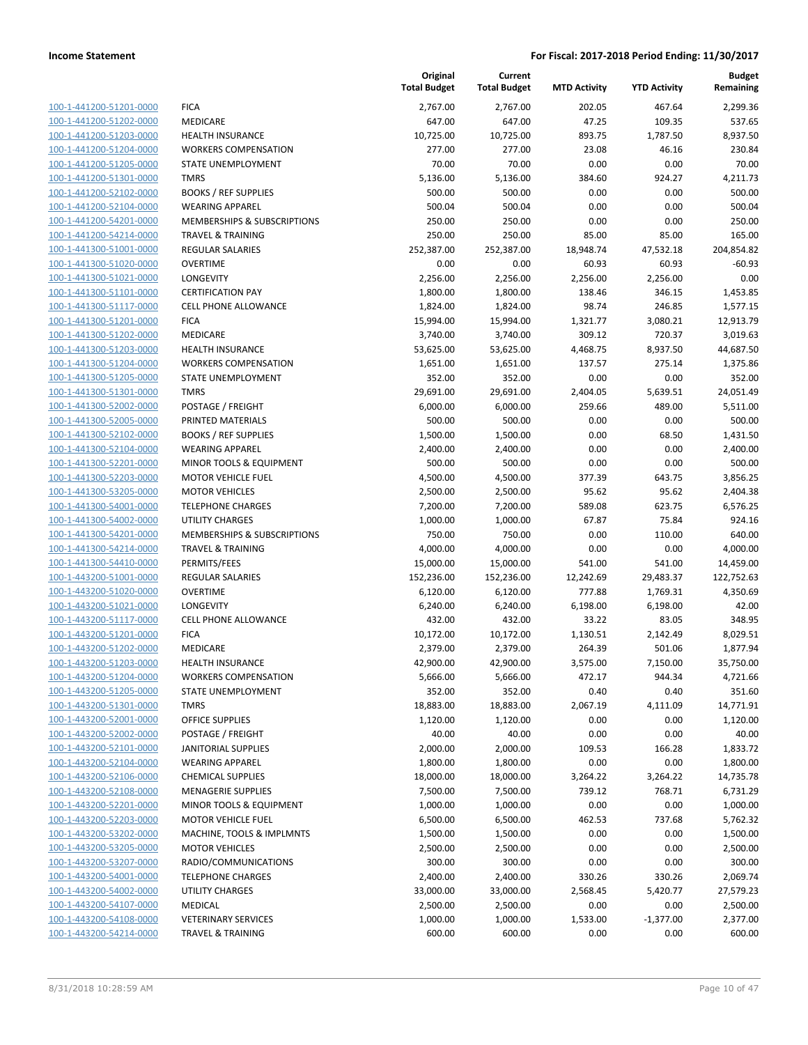**Income Statement** — **For Fiscal: 2017-2018 Period Ending: 11/30/2017**

| | | Original Total Budget | Current Total Budget | MTD Activity | YTD Activity | Budget Remaining |
|---|---|---|---|---|---|---|
| 100-1-441200-51201-0000 | FICA | 2,767.00 | 2,767.00 | 202.05 | 467.64 | 2,299.36 |
| 100-1-441200-51202-0000 | MEDICARE | 647.00 | 647.00 | 47.25 | 109.35 | 537.65 |
| 100-1-441200-51203-0000 | HEALTH INSURANCE | 10,725.00 | 10,725.00 | 893.75 | 1,787.50 | 8,937.50 |
| 100-1-441200-51204-0000 | WORKERS COMPENSATION | 277.00 | 277.00 | 23.08 | 46.16 | 230.84 |
| 100-1-441200-51205-0000 | STATE UNEMPLOYMENT | 70.00 | 70.00 | 0.00 | 0.00 | 70.00 |
| 100-1-441200-51301-0000 | TMRS | 5,136.00 | 5,136.00 | 384.60 | 924.27 | 4,211.73 |
| 100-1-441200-52102-0000 | BOOKS / REF SUPPLIES | 500.00 | 500.00 | 0.00 | 0.00 | 500.00 |
| 100-1-441200-52104-0000 | WEARING APPAREL | 500.04 | 500.04 | 0.00 | 0.00 | 500.04 |
| 100-1-441200-54201-0000 | MEMBERSHIPS & SUBSCRIPTIONS | 250.00 | 250.00 | 0.00 | 0.00 | 250.00 |
| 100-1-441200-54214-0000 | TRAVEL & TRAINING | 250.00 | 250.00 | 85.00 | 85.00 | 165.00 |
| 100-1-441300-51001-0000 | REGULAR SALARIES | 252,387.00 | 252,387.00 | 18,948.74 | 47,532.18 | 204,854.82 |
| 100-1-441300-51020-0000 | OVERTIME | 0.00 | 0.00 | 60.93 | 60.93 | -60.93 |
| 100-1-441300-51021-0000 | LONGEVITY | 2,256.00 | 2,256.00 | 2,256.00 | 2,256.00 | 0.00 |
| 100-1-441300-51101-0000 | CERTIFICATION PAY | 1,800.00 | 1,800.00 | 138.46 | 346.15 | 1,453.85 |
| 100-1-441300-51117-0000 | CELL PHONE ALLOWANCE | 1,824.00 | 1,824.00 | 98.74 | 246.85 | 1,577.15 |
| 100-1-441300-51201-0000 | FICA | 15,994.00 | 15,994.00 | 1,321.77 | 3,080.21 | 12,913.79 |
| 100-1-441300-51202-0000 | MEDICARE | 3,740.00 | 3,740.00 | 309.12 | 720.37 | 3,019.63 |
| 100-1-441300-51203-0000 | HEALTH INSURANCE | 53,625.00 | 53,625.00 | 4,468.75 | 8,937.50 | 44,687.50 |
| 100-1-441300-51204-0000 | WORKERS COMPENSATION | 1,651.00 | 1,651.00 | 137.57 | 275.14 | 1,375.86 |
| 100-1-441300-51205-0000 | STATE UNEMPLOYMENT | 352.00 | 352.00 | 0.00 | 0.00 | 352.00 |
| 100-1-441300-51301-0000 | TMRS | 29,691.00 | 29,691.00 | 2,404.05 | 5,639.51 | 24,051.49 |
| 100-1-441300-52002-0000 | POSTAGE / FREIGHT | 6,000.00 | 6,000.00 | 259.66 | 489.00 | 5,511.00 |
| 100-1-441300-52005-0000 | PRINTED MATERIALS | 500.00 | 500.00 | 0.00 | 0.00 | 500.00 |
| 100-1-441300-52102-0000 | BOOKS / REF SUPPLIES | 1,500.00 | 1,500.00 | 0.00 | 68.50 | 1,431.50 |
| 100-1-441300-52104-0000 | WEARING APPAREL | 2,400.00 | 2,400.00 | 0.00 | 0.00 | 2,400.00 |
| 100-1-441300-52201-0000 | MINOR TOOLS & EQUIPMENT | 500.00 | 500.00 | 0.00 | 0.00 | 500.00 |
| 100-1-441300-52203-0000 | MOTOR VEHICLE FUEL | 4,500.00 | 4,500.00 | 377.39 | 643.75 | 3,856.25 |
| 100-1-441300-53205-0000 | MOTOR VEHICLES | 2,500.00 | 2,500.00 | 95.62 | 95.62 | 2,404.38 |
| 100-1-441300-54001-0000 | TELEPHONE CHARGES | 7,200.00 | 7,200.00 | 589.08 | 623.75 | 6,576.25 |
| 100-1-441300-54002-0000 | UTILITY CHARGES | 1,000.00 | 1,000.00 | 67.87 | 75.84 | 924.16 |
| 100-1-441300-54201-0000 | MEMBERSHIPS & SUBSCRIPTIONS | 750.00 | 750.00 | 0.00 | 110.00 | 640.00 |
| 100-1-441300-54214-0000 | TRAVEL & TRAINING | 4,000.00 | 4,000.00 | 0.00 | 0.00 | 4,000.00 |
| 100-1-441300-54410-0000 | PERMITS/FEES | 15,000.00 | 15,000.00 | 541.00 | 541.00 | 14,459.00 |
| 100-1-443200-51001-0000 | REGULAR SALARIES | 152,236.00 | 152,236.00 | 12,242.69 | 29,483.37 | 122,752.63 |
| 100-1-443200-51020-0000 | OVERTIME | 6,120.00 | 6,120.00 | 777.88 | 1,769.31 | 4,350.69 |
| 100-1-443200-51021-0000 | LONGEVITY | 6,240.00 | 6,240.00 | 6,198.00 | 6,198.00 | 42.00 |
| 100-1-443200-51117-0000 | CELL PHONE ALLOWANCE | 432.00 | 432.00 | 33.22 | 83.05 | 348.95 |
| 100-1-443200-51201-0000 | FICA | 10,172.00 | 10,172.00 | 1,130.51 | 2,142.49 | 8,029.51 |
| 100-1-443200-51202-0000 | MEDICARE | 2,379.00 | 2,379.00 | 264.39 | 501.06 | 1,877.94 |
| 100-1-443200-51203-0000 | HEALTH INSURANCE | 42,900.00 | 42,900.00 | 3,575.00 | 7,150.00 | 35,750.00 |
| 100-1-443200-51204-0000 | WORKERS COMPENSATION | 5,666.00 | 5,666.00 | 472.17 | 944.34 | 4,721.66 |
| 100-1-443200-51205-0000 | STATE UNEMPLOYMENT | 352.00 | 352.00 | 0.40 | 0.40 | 351.60 |
| 100-1-443200-51301-0000 | TMRS | 18,883.00 | 18,883.00 | 2,067.19 | 4,111.09 | 14,771.91 |
| 100-1-443200-52001-0000 | OFFICE SUPPLIES | 1,120.00 | 1,120.00 | 0.00 | 0.00 | 1,120.00 |
| 100-1-443200-52002-0000 | POSTAGE / FREIGHT | 40.00 | 40.00 | 0.00 | 0.00 | 40.00 |
| 100-1-443200-52101-0000 | JANITORIAL SUPPLIES | 2,000.00 | 2,000.00 | 109.53 | 166.28 | 1,833.72 |
| 100-1-443200-52104-0000 | WEARING APPAREL | 1,800.00 | 1,800.00 | 0.00 | 0.00 | 1,800.00 |
| 100-1-443200-52106-0000 | CHEMICAL SUPPLIES | 18,000.00 | 18,000.00 | 3,264.22 | 3,264.22 | 14,735.78 |
| 100-1-443200-52108-0000 | MENAGERIE SUPPLIES | 7,500.00 | 7,500.00 | 739.12 | 768.71 | 6,731.29 |
| 100-1-443200-52201-0000 | MINOR TOOLS & EQUIPMENT | 1,000.00 | 1,000.00 | 0.00 | 0.00 | 1,000.00 |
| 100-1-443200-52203-0000 | MOTOR VEHICLE FUEL | 6,500.00 | 6,500.00 | 462.53 | 737.68 | 5,762.32 |
| 100-1-443200-53202-0000 | MACHINE, TOOLS & IMPLMNTS | 1,500.00 | 1,500.00 | 0.00 | 0.00 | 1,500.00 |
| 100-1-443200-53205-0000 | MOTOR VEHICLES | 2,500.00 | 2,500.00 | 0.00 | 0.00 | 2,500.00 |
| 100-1-443200-53207-0000 | RADIO/COMMUNICATIONS | 300.00 | 300.00 | 0.00 | 0.00 | 300.00 |
| 100-1-443200-54001-0000 | TELEPHONE CHARGES | 2,400.00 | 2,400.00 | 330.26 | 330.26 | 2,069.74 |
| 100-1-443200-54002-0000 | UTILITY CHARGES | 33,000.00 | 33,000.00 | 2,568.45 | 5,420.77 | 27,579.23 |
| 100-1-443200-54107-0000 | MEDICAL | 2,500.00 | 2,500.00 | 0.00 | 0.00 | 2,500.00 |
| 100-1-443200-54108-0000 | VETERINARY SERVICES | 1,000.00 | 1,000.00 | 1,533.00 | -1,377.00 | 2,377.00 |
| 100-1-443200-54214-0000 | TRAVEL & TRAINING | 600.00 | 600.00 | 0.00 | 0.00 | 600.00 |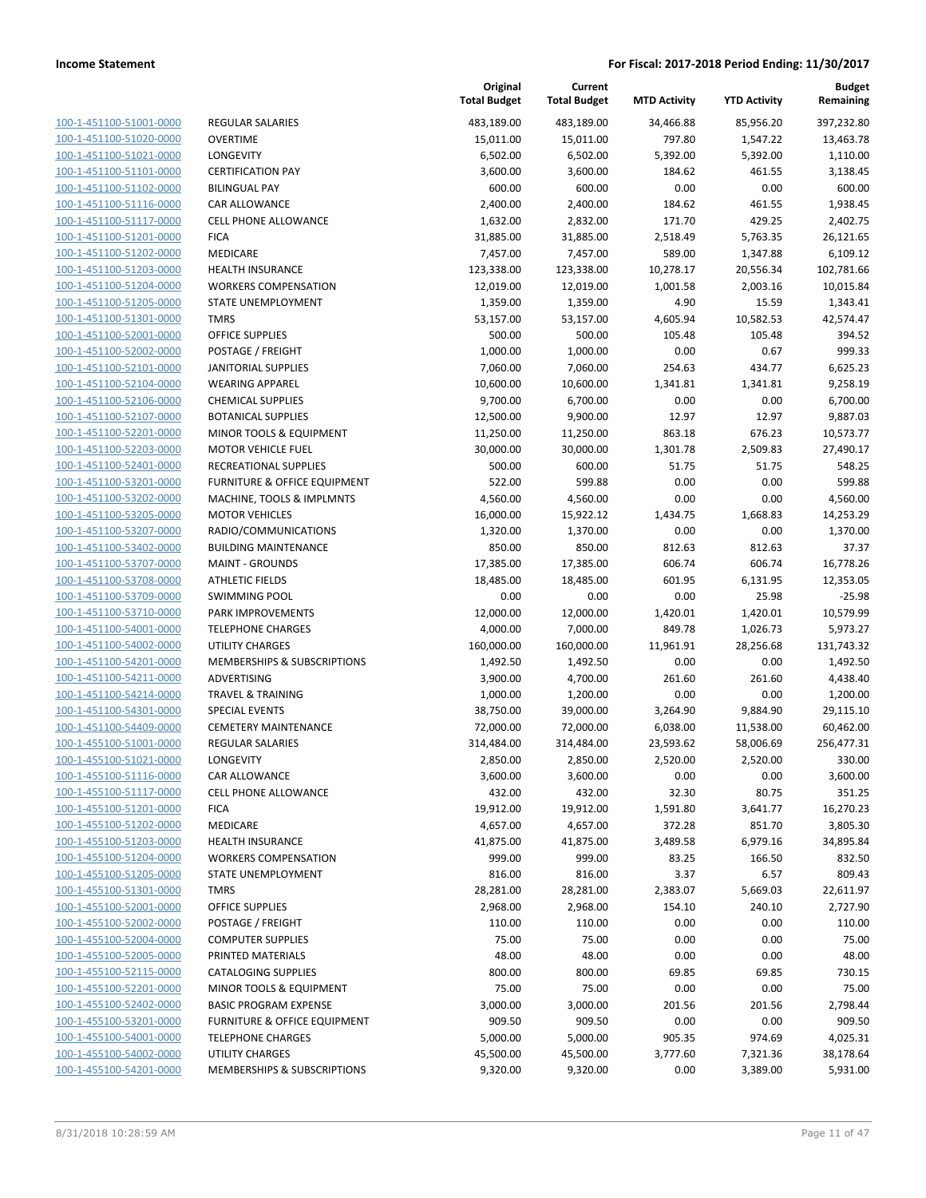| | | Original Total Budget | Current Total Budget | MTD Activity | YTD Activity | Budget Remaining |
|---|---|---|---|---|---|---|
| 100-1-451100-51001-0000 | REGULAR SALARIES | 483,189.00 | 483,189.00 | 34,466.88 | 85,956.20 | 397,232.80 |
| 100-1-451100-51020-0000 | OVERTIME | 15,011.00 | 15,011.00 | 797.80 | 1,547.22 | 13,463.78 |
| 100-1-451100-51021-0000 | LONGEVITY | 6,502.00 | 6,502.00 | 5,392.00 | 5,392.00 | 1,110.00 |
| 100-1-451100-51101-0000 | CERTIFICATION PAY | 3,600.00 | 3,600.00 | 184.62 | 461.55 | 3,138.45 |
| 100-1-451100-51102-0000 | BILINGUAL PAY | 600.00 | 600.00 | 0.00 | 0.00 | 600.00 |
| 100-1-451100-51116-0000 | CAR ALLOWANCE | 2,400.00 | 2,400.00 | 184.62 | 461.55 | 1,938.45 |
| 100-1-451100-51117-0000 | CELL PHONE ALLOWANCE | 1,632.00 | 2,832.00 | 171.70 | 429.25 | 2,402.75 |
| 100-1-451100-51201-0000 | FICA | 31,885.00 | 31,885.00 | 2,518.49 | 5,763.35 | 26,121.65 |
| 100-1-451100-51202-0000 | MEDICARE | 7,457.00 | 7,457.00 | 589.00 | 1,347.88 | 6,109.12 |
| 100-1-451100-51203-0000 | HEALTH INSURANCE | 123,338.00 | 123,338.00 | 10,278.17 | 20,556.34 | 102,781.66 |
| 100-1-451100-51204-0000 | WORKERS COMPENSATION | 12,019.00 | 12,019.00 | 1,001.58 | 2,003.16 | 10,015.84 |
| 100-1-451100-51205-0000 | STATE UNEMPLOYMENT | 1,359.00 | 1,359.00 | 4.90 | 15.59 | 1,343.41 |
| 100-1-451100-51301-0000 | TMRS | 53,157.00 | 53,157.00 | 4,605.94 | 10,582.53 | 42,574.47 |
| 100-1-451100-52001-0000 | OFFICE SUPPLIES | 500.00 | 500.00 | 105.48 | 105.48 | 394.52 |
| 100-1-451100-52002-0000 | POSTAGE / FREIGHT | 1,000.00 | 1,000.00 | 0.00 | 0.67 | 999.33 |
| 100-1-451100-52101-0000 | JANITORIAL SUPPLIES | 7,060.00 | 7,060.00 | 254.63 | 434.77 | 6,625.23 |
| 100-1-451100-52104-0000 | WEARING APPAREL | 10,600.00 | 10,600.00 | 1,341.81 | 1,341.81 | 9,258.19 |
| 100-1-451100-52106-0000 | CHEMICAL SUPPLIES | 9,700.00 | 6,700.00 | 0.00 | 0.00 | 6,700.00 |
| 100-1-451100-52107-0000 | BOTANICAL SUPPLIES | 12,500.00 | 9,900.00 | 12.97 | 12.97 | 9,887.03 |
| 100-1-451100-52201-0000 | MINOR TOOLS & EQUIPMENT | 11,250.00 | 11,250.00 | 863.18 | 676.23 | 10,573.77 |
| 100-1-451100-52203-0000 | MOTOR VEHICLE FUEL | 30,000.00 | 30,000.00 | 1,301.78 | 2,509.83 | 27,490.17 |
| 100-1-451100-52401-0000 | RECREATIONAL SUPPLIES | 500.00 | 600.00 | 51.75 | 51.75 | 548.25 |
| 100-1-451100-53201-0000 | FURNITURE & OFFICE EQUIPMENT | 522.00 | 599.88 | 0.00 | 0.00 | 599.88 |
| 100-1-451100-53202-0000 | MACHINE, TOOLS & IMPLMNTS | 4,560.00 | 4,560.00 | 0.00 | 0.00 | 4,560.00 |
| 100-1-451100-53205-0000 | MOTOR VEHICLES | 16,000.00 | 15,922.12 | 1,434.75 | 1,668.83 | 14,253.29 |
| 100-1-451100-53207-0000 | RADIO/COMMUNICATIONS | 1,320.00 | 1,370.00 | 0.00 | 0.00 | 1,370.00 |
| 100-1-451100-53402-0000 | BUILDING MAINTENANCE | 850.00 | 850.00 | 812.63 | 812.63 | 37.37 |
| 100-1-451100-53707-0000 | MAINT - GROUNDS | 17,385.00 | 17,385.00 | 606.74 | 606.74 | 16,778.26 |
| 100-1-451100-53708-0000 | ATHLETIC FIELDS | 18,485.00 | 18,485.00 | 601.95 | 6,131.95 | 12,353.05 |
| 100-1-451100-53709-0000 | SWIMMING POOL | 0.00 | 0.00 | 0.00 | 25.98 | -25.98 |
| 100-1-451100-53710-0000 | PARK IMPROVEMENTS | 12,000.00 | 12,000.00 | 1,420.01 | 1,420.01 | 10,579.99 |
| 100-1-451100-54001-0000 | TELEPHONE CHARGES | 4,000.00 | 7,000.00 | 849.78 | 1,026.73 | 5,973.27 |
| 100-1-451100-54002-0000 | UTILITY CHARGES | 160,000.00 | 160,000.00 | 11,961.91 | 28,256.68 | 131,743.32 |
| 100-1-451100-54201-0000 | MEMBERSHIPS & SUBSCRIPTIONS | 1,492.50 | 1,492.50 | 0.00 | 0.00 | 1,492.50 |
| 100-1-451100-54211-0000 | ADVERTISING | 3,900.00 | 4,700.00 | 261.60 | 261.60 | 4,438.40 |
| 100-1-451100-54214-0000 | TRAVEL & TRAINING | 1,000.00 | 1,200.00 | 0.00 | 0.00 | 1,200.00 |
| 100-1-451100-54301-0000 | SPECIAL EVENTS | 38,750.00 | 39,000.00 | 3,264.90 | 9,884.90 | 29,115.10 |
| 100-1-451100-54409-0000 | CEMETERY MAINTENANCE | 72,000.00 | 72,000.00 | 6,038.00 | 11,538.00 | 60,462.00 |
| 100-1-455100-51001-0000 | REGULAR SALARIES | 314,484.00 | 314,484.00 | 23,593.62 | 58,006.69 | 256,477.31 |
| 100-1-455100-51021-0000 | LONGEVITY | 2,850.00 | 2,850.00 | 2,520.00 | 2,520.00 | 330.00 |
| 100-1-455100-51116-0000 | CAR ALLOWANCE | 3,600.00 | 3,600.00 | 0.00 | 0.00 | 3,600.00 |
| 100-1-455100-51117-0000 | CELL PHONE ALLOWANCE | 432.00 | 432.00 | 32.30 | 80.75 | 351.25 |
| 100-1-455100-51201-0000 | FICA | 19,912.00 | 19,912.00 | 1,591.80 | 3,641.77 | 16,270.23 |
| 100-1-455100-51202-0000 | MEDICARE | 4,657.00 | 4,657.00 | 372.28 | 851.70 | 3,805.30 |
| 100-1-455100-51203-0000 | HEALTH INSURANCE | 41,875.00 | 41,875.00 | 3,489.58 | 6,979.16 | 34,895.84 |
| 100-1-455100-51204-0000 | WORKERS COMPENSATION | 999.00 | 999.00 | 83.25 | 166.50 | 832.50 |
| 100-1-455100-51205-0000 | STATE UNEMPLOYMENT | 816.00 | 816.00 | 3.37 | 6.57 | 809.43 |
| 100-1-455100-51301-0000 | TMRS | 28,281.00 | 28,281.00 | 2,383.07 | 5,669.03 | 22,611.97 |
| 100-1-455100-52001-0000 | OFFICE SUPPLIES | 2,968.00 | 2,968.00 | 154.10 | 240.10 | 2,727.90 |
| 100-1-455100-52002-0000 | POSTAGE / FREIGHT | 110.00 | 110.00 | 0.00 | 0.00 | 110.00 |
| 100-1-455100-52004-0000 | COMPUTER SUPPLIES | 75.00 | 75.00 | 0.00 | 0.00 | 75.00 |
| 100-1-455100-52005-0000 | PRINTED MATERIALS | 48.00 | 48.00 | 0.00 | 0.00 | 48.00 |
| 100-1-455100-52115-0000 | CATALOGING SUPPLIES | 800.00 | 800.00 | 69.85 | 69.85 | 730.15 |
| 100-1-455100-52201-0000 | MINOR TOOLS & EQUIPMENT | 75.00 | 75.00 | 0.00 | 0.00 | 75.00 |
| 100-1-455100-52402-0000 | BASIC PROGRAM EXPENSE | 3,000.00 | 3,000.00 | 201.56 | 201.56 | 2,798.44 |
| 100-1-455100-53201-0000 | FURNITURE & OFFICE EQUIPMENT | 909.50 | 909.50 | 0.00 | 0.00 | 909.50 |
| 100-1-455100-54001-0000 | TELEPHONE CHARGES | 5,000.00 | 5,000.00 | 905.35 | 974.69 | 4,025.31 |
| 100-1-455100-54002-0000 | UTILITY CHARGES | 45,500.00 | 45,500.00 | 3,777.60 | 7,321.36 | 38,178.64 |
| 100-1-455100-54201-0000 | MEMBERSHIPS & SUBSCRIPTIONS | 9,320.00 | 9,320.00 | 0.00 | 3,389.00 | 5,931.00 |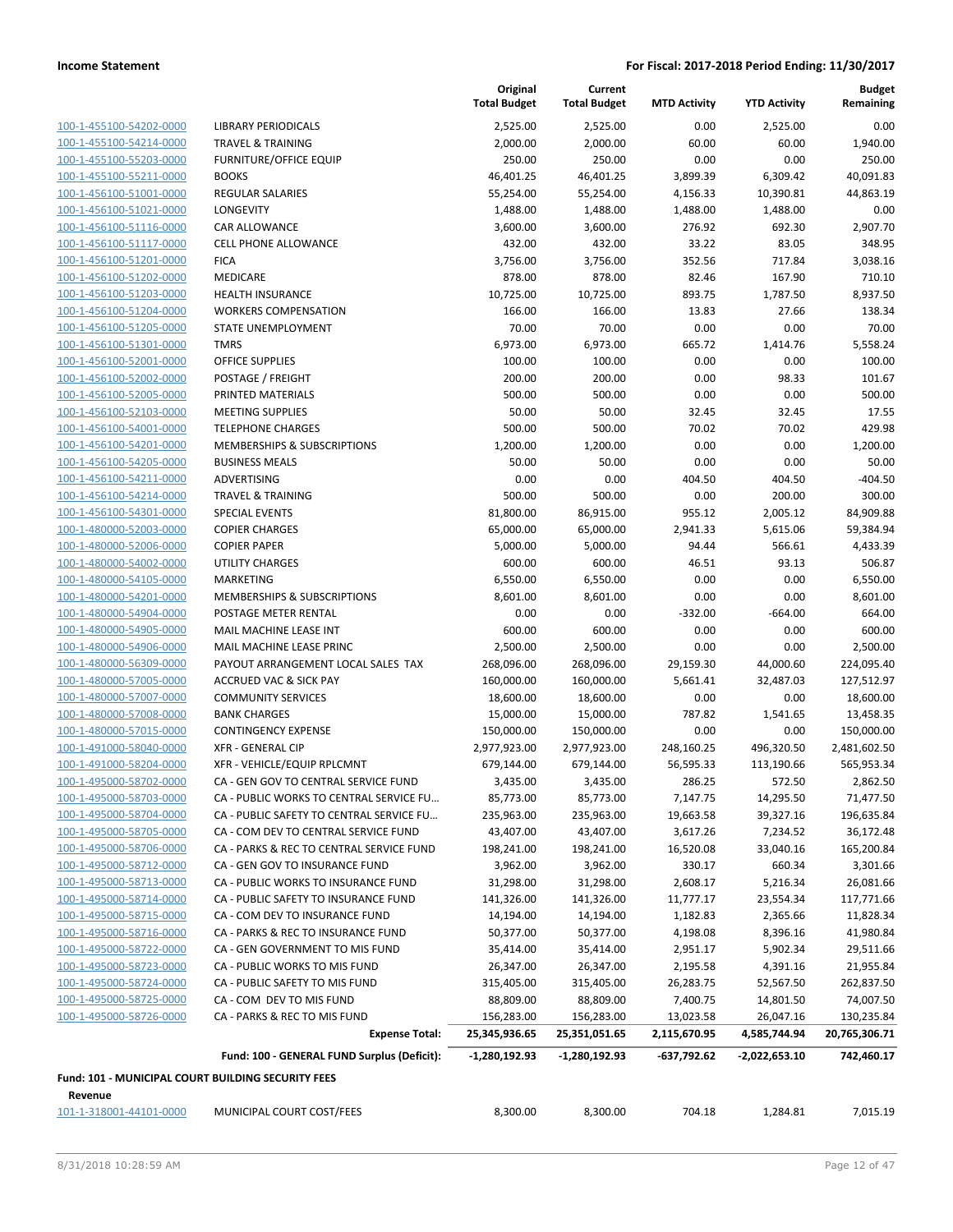| | | Original Total Budget | Current Total Budget | MTD Activity | YTD Activity | Budget Remaining |
|---|---|---|---|---|---|---|
| 100-1-455100-54202-0000 | LIBRARY PERIODICALS | 2,525.00 | 2,525.00 | 0.00 | 2,525.00 | 0.00 |
| 100-1-455100-54214-0000 | TRAVEL & TRAINING | 2,000.00 | 2,000.00 | 60.00 | 60.00 | 1,940.00 |
| 100-1-455100-55203-0000 | FURNITURE/OFFICE EQUIP | 250.00 | 250.00 | 0.00 | 0.00 | 250.00 |
| 100-1-455100-55211-0000 | BOOKS | 46,401.25 | 46,401.25 | 3,899.39 | 6,309.42 | 40,091.83 |
| 100-1-456100-51001-0000 | REGULAR SALARIES | 55,254.00 | 55,254.00 | 4,156.33 | 10,390.81 | 44,863.19 |
| 100-1-456100-51021-0000 | LONGEVITY | 1,488.00 | 1,488.00 | 1,488.00 | 1,488.00 | 0.00 |
| 100-1-456100-51116-0000 | CAR ALLOWANCE | 3,600.00 | 3,600.00 | 276.92 | 692.30 | 2,907.70 |
| 100-1-456100-51117-0000 | CELL PHONE ALLOWANCE | 432.00 | 432.00 | 33.22 | 83.05 | 348.95 |
| 100-1-456100-51201-0000 | FICA | 3,756.00 | 3,756.00 | 352.56 | 717.84 | 3,038.16 |
| 100-1-456100-51202-0000 | MEDICARE | 878.00 | 878.00 | 82.46 | 167.90 | 710.10 |
| 100-1-456100-51203-0000 | HEALTH INSURANCE | 10,725.00 | 10,725.00 | 893.75 | 1,787.50 | 8,937.50 |
| 100-1-456100-51204-0000 | WORKERS COMPENSATION | 166.00 | 166.00 | 13.83 | 27.66 | 138.34 |
| 100-1-456100-51205-0000 | STATE UNEMPLOYMENT | 70.00 | 70.00 | 0.00 | 0.00 | 70.00 |
| 100-1-456100-51301-0000 | TMRS | 6,973.00 | 6,973.00 | 665.72 | 1,414.76 | 5,558.24 |
| 100-1-456100-52001-0000 | OFFICE SUPPLIES | 100.00 | 100.00 | 0.00 | 0.00 | 100.00 |
| 100-1-456100-52002-0000 | POSTAGE / FREIGHT | 200.00 | 200.00 | 0.00 | 98.33 | 101.67 |
| 100-1-456100-52005-0000 | PRINTED MATERIALS | 500.00 | 500.00 | 0.00 | 0.00 | 500.00 |
| 100-1-456100-52103-0000 | MEETING SUPPLIES | 50.00 | 50.00 | 32.45 | 32.45 | 17.55 |
| 100-1-456100-54001-0000 | TELEPHONE CHARGES | 500.00 | 500.00 | 70.02 | 70.02 | 429.98 |
| 100-1-456100-54201-0000 | MEMBERSHIPS & SUBSCRIPTIONS | 1,200.00 | 1,200.00 | 0.00 | 0.00 | 1,200.00 |
| 100-1-456100-54205-0000 | BUSINESS MEALS | 50.00 | 50.00 | 0.00 | 0.00 | 50.00 |
| 100-1-456100-54211-0000 | ADVERTISING | 0.00 | 0.00 | 404.50 | 404.50 | -404.50 |
| 100-1-456100-54214-0000 | TRAVEL & TRAINING | 500.00 | 500.00 | 0.00 | 200.00 | 300.00 |
| 100-1-456100-54301-0000 | SPECIAL EVENTS | 81,800.00 | 86,915.00 | 955.12 | 2,005.12 | 84,909.88 |
| 100-1-480000-52003-0000 | COPIER CHARGES | 65,000.00 | 65,000.00 | 2,941.33 | 5,615.06 | 59,384.94 |
| 100-1-480000-52006-0000 | COPIER PAPER | 5,000.00 | 5,000.00 | 94.44 | 566.61 | 4,433.39 |
| 100-1-480000-54002-0000 | UTILITY CHARGES | 600.00 | 600.00 | 46.51 | 93.13 | 506.87 |
| 100-1-480000-54105-0000 | MARKETING | 6,550.00 | 6,550.00 | 0.00 | 0.00 | 6,550.00 |
| 100-1-480000-54201-0000 | MEMBERSHIPS & SUBSCRIPTIONS | 8,601.00 | 8,601.00 | 0.00 | 0.00 | 8,601.00 |
| 100-1-480000-54904-0000 | POSTAGE METER RENTAL | 0.00 | 0.00 | -332.00 | -664.00 | 664.00 |
| 100-1-480000-54905-0000 | MAIL MACHINE LEASE INT | 600.00 | 600.00 | 0.00 | 0.00 | 600.00 |
| 100-1-480000-54906-0000 | MAIL MACHINE LEASE PRINC | 2,500.00 | 2,500.00 | 0.00 | 0.00 | 2,500.00 |
| 100-1-480000-56309-0000 | PAYOUT ARRANGEMENT LOCAL SALES TAX | 268,096.00 | 268,096.00 | 29,159.30 | 44,000.60 | 224,095.40 |
| 100-1-480000-57005-0000 | ACCRUED VAC & SICK PAY | 160,000.00 | 160,000.00 | 5,661.41 | 32,487.03 | 127,512.97 |
| 100-1-480000-57007-0000 | COMMUNITY SERVICES | 18,600.00 | 18,600.00 | 0.00 | 0.00 | 18,600.00 |
| 100-1-480000-57008-0000 | BANK CHARGES | 15,000.00 | 15,000.00 | 787.82 | 1,541.65 | 13,458.35 |
| 100-1-480000-57015-0000 | CONTINGENCY EXPENSE | 150,000.00 | 150,000.00 | 0.00 | 0.00 | 150,000.00 |
| 100-1-491000-58040-0000 | XFR - GENERAL CIP | 2,977,923.00 | 2,977,923.00 | 248,160.25 | 496,320.50 | 2,481,602.50 |
| 100-1-491000-58204-0000 | XFR - VEHICLE/EQUIP RPLCMNT | 679,144.00 | 679,144.00 | 56,595.33 | 113,190.66 | 565,953.34 |
| 100-1-495000-58702-0000 | CA - GEN GOV TO CENTRAL SERVICE FUND | 3,435.00 | 3,435.00 | 286.25 | 572.50 | 2,862.50 |
| 100-1-495000-58703-0000 | CA - PUBLIC WORKS TO CENTRAL SERVICE FU… | 85,773.00 | 85,773.00 | 7,147.75 | 14,295.50 | 71,477.50 |
| 100-1-495000-58704-0000 | CA - PUBLIC SAFETY TO CENTRAL SERVICE FU… | 235,963.00 | 235,963.00 | 19,663.58 | 39,327.16 | 196,635.84 |
| 100-1-495000-58705-0000 | CA - COM DEV TO CENTRAL SERVICE FUND | 43,407.00 | 43,407.00 | 3,617.26 | 7,234.52 | 36,172.48 |
| 100-1-495000-58706-0000 | CA - PARKS & REC TO CENTRAL SERVICE FUND | 198,241.00 | 198,241.00 | 16,520.08 | 33,040.16 | 165,200.84 |
| 100-1-495000-58712-0000 | CA - GEN GOV TO INSURANCE FUND | 3,962.00 | 3,962.00 | 330.17 | 660.34 | 3,301.66 |
| 100-1-495000-58713-0000 | CA - PUBLIC WORKS TO INSURANCE FUND | 31,298.00 | 31,298.00 | 2,608.17 | 5,216.34 | 26,081.66 |
| 100-1-495000-58714-0000 | CA - PUBLIC SAFETY TO INSURANCE FUND | 141,326.00 | 141,326.00 | 11,777.17 | 23,554.34 | 117,771.66 |
| 100-1-495000-58715-0000 | CA - COM DEV TO INSURANCE FUND | 14,194.00 | 14,194.00 | 1,182.83 | 2,365.66 | 11,828.34 |
| 100-1-495000-58716-0000 | CA - PARKS & REC TO INSURANCE FUND | 50,377.00 | 50,377.00 | 4,198.08 | 8,396.16 | 41,980.84 |
| 100-1-495000-58722-0000 | CA - GEN GOVERNMENT TO MIS FUND | 35,414.00 | 35,414.00 | 2,951.17 | 5,902.34 | 29,511.66 |
| 100-1-495000-58723-0000 | CA - PUBLIC WORKS TO MIS FUND | 26,347.00 | 26,347.00 | 2,195.58 | 4,391.16 | 21,955.84 |
| 100-1-495000-58724-0000 | CA - PUBLIC SAFETY TO MIS FUND | 315,405.00 | 315,405.00 | 26,283.75 | 52,567.50 | 262,837.50 |
| 100-1-495000-58725-0000 | CA - COM DEV TO MIS FUND | 88,809.00 | 88,809.00 | 7,400.75 | 14,801.50 | 74,007.50 |
| 100-1-495000-58726-0000 | CA - PARKS & REC TO MIS FUND | 156,283.00 | 156,283.00 | 13,023.58 | 26,047.16 | 130,235.84 |
| | **Expense Total:** | **25,345,936.65** | **25,351,051.65** | **2,115,670.95** | **4,585,744.94** | **20,765,306.71** |
| | **Fund: 100 - GENERAL FUND Surplus (Deficit):** | **-1,280,192.93** | **-1,280,192.93** | **-637,792.62** | **-2,022,653.10** | **742,460.17** |

**Fund: 101 - MUNICIPAL COURT BUILDING SECURITY FEES**

**Revenue**

| | | Original Total Budget | Current Total Budget | MTD Activity | YTD Activity | Budget Remaining |
|---|---|---|---|---|---|---|
| 101-1-318001-44101-0000 | MUNICIPAL COURT COST/FEES | 8,300.00 | 8,300.00 | 704.18 | 1,284.81 | 7,015.19 |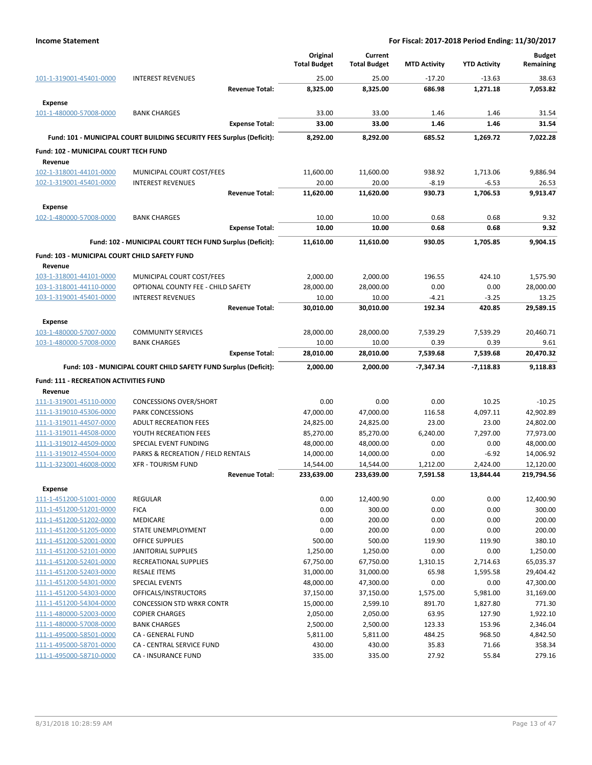**Income Statement** — **For Fiscal: 2017-2018 Period Ending: 11/30/2017**

| | | Original Total Budget | Current Total Budget | MTD Activity | YTD Activity | Budget Remaining |
|---|---|---|---|---|---|---|
| 101-1-319001-45401-0000 | INTEREST REVENUES | 25.00 | 25.00 | -17.20 | -13.63 | 38.63 |
| | **Revenue Total:** | **8,325.00** | **8,325.00** | **686.98** | **1,271.18** | **7,053.82** |
| **Expense** | | | | | | |
| 101-1-480000-57008-0000 | BANK CHARGES | 33.00 | 33.00 | 1.46 | 1.46 | 31.54 |
| | **Expense Total:** | **33.00** | **33.00** | **1.46** | **1.46** | **31.54** |
| | **Fund: 101 - MUNICIPAL COURT BUILDING SECURITY FEES Surplus (Deficit):** | **8,292.00** | **8,292.00** | **685.52** | **1,269.72** | **7,022.28** |
| **Fund: 102 - MUNICIPAL COURT TECH FUND** | | | | | | |
| **Revenue** | | | | | | |
| 102-1-318001-44101-0000 | MUNICIPAL COURT COST/FEES | 11,600.00 | 11,600.00 | 938.92 | 1,713.06 | 9,886.94 |
| 102-1-319001-45401-0000 | INTEREST REVENUES | 20.00 | 20.00 | -8.19 | -6.53 | 26.53 |
| | **Revenue Total:** | **11,620.00** | **11,620.00** | **930.73** | **1,706.53** | **9,913.47** |
| **Expense** | | | | | | |
| 102-1-480000-57008-0000 | BANK CHARGES | 10.00 | 10.00 | 0.68 | 0.68 | 9.32 |
| | **Expense Total:** | **10.00** | **10.00** | **0.68** | **0.68** | **9.32** |
| | **Fund: 102 - MUNICIPAL COURT TECH FUND Surplus (Deficit):** | **11,610.00** | **11,610.00** | **930.05** | **1,705.85** | **9,904.15** |
| **Fund: 103 - MUNICIPAL COURT CHILD SAFETY FUND** | | | | | | |
| **Revenue** | | | | | | |
| 103-1-318001-44101-0000 | MUNICIPAL COURT COST/FEES | 2,000.00 | 2,000.00 | 196.55 | 424.10 | 1,575.90 |
| 103-1-318001-44110-0000 | OPTIONAL COUNTY FEE - CHILD SAFETY | 28,000.00 | 28,000.00 | 0.00 | 0.00 | 28,000.00 |
| 103-1-319001-45401-0000 | INTEREST REVENUES | 10.00 | 10.00 | -4.21 | -3.25 | 13.25 |
| | **Revenue Total:** | **30,010.00** | **30,010.00** | **192.34** | **420.85** | **29,589.15** |
| **Expense** | | | | | | |
| 103-1-480000-57007-0000 | COMMUNITY SERVICES | 28,000.00 | 28,000.00 | 7,539.29 | 7,539.29 | 20,460.71 |
| 103-1-480000-57008-0000 | BANK CHARGES | 10.00 | 10.00 | 0.39 | 0.39 | 9.61 |
| | **Expense Total:** | **28,010.00** | **28,010.00** | **7,539.68** | **7,539.68** | **20,470.32** |
| | **Fund: 103 - MUNICIPAL COURT CHILD SAFETY FUND Surplus (Deficit):** | **2,000.00** | **2,000.00** | **-7,347.34** | **-7,118.83** | **9,118.83** |
| **Fund: 111 - RECREATION ACTIVITIES FUND** | | | | | | |
| **Revenue** | | | | | | |
| 111-1-319001-45110-0000 | CONCESSIONS OVER/SHORT | 0.00 | 0.00 | 0.00 | 10.25 | -10.25 |
| 111-1-319010-45306-0000 | PARK CONCESSIONS | 47,000.00 | 47,000.00 | 116.58 | 4,097.11 | 42,902.89 |
| 111-1-319011-44507-0000 | ADULT RECREATION FEES | 24,825.00 | 24,825.00 | 23.00 | 23.00 | 24,802.00 |
| 111-1-319011-44508-0000 | YOUTH RECREATION FEES | 85,270.00 | 85,270.00 | 6,240.00 | 7,297.00 | 77,973.00 |
| 111-1-319012-44509-0000 | SPECIAL EVENT FUNDING | 48,000.00 | 48,000.00 | 0.00 | 0.00 | 48,000.00 |
| 111-1-319012-45504-0000 | PARKS & RECREATION / FIELD RENTALS | 14,000.00 | 14,000.00 | 0.00 | -6.92 | 14,006.92 |
| 111-1-323001-46008-0000 | XFR - TOURISM FUND | 14,544.00 | 14,544.00 | 1,212.00 | 2,424.00 | 12,120.00 |
| | **Revenue Total:** | **233,639.00** | **233,639.00** | **7,591.58** | **13,844.44** | **219,794.56** |
| **Expense** | | | | | | |
| 111-1-451200-51001-0000 | REGULAR | 0.00 | 12,400.90 | 0.00 | 0.00 | 12,400.90 |
| 111-1-451200-51201-0000 | FICA | 0.00 | 300.00 | 0.00 | 0.00 | 300.00 |
| 111-1-451200-51202-0000 | MEDICARE | 0.00 | 200.00 | 0.00 | 0.00 | 200.00 |
| 111-1-451200-51205-0000 | STATE UNEMPLOYMENT | 0.00 | 200.00 | 0.00 | 0.00 | 200.00 |
| 111-1-451200-52001-0000 | OFFICE SUPPLIES | 500.00 | 500.00 | 119.90 | 119.90 | 380.10 |
| 111-1-451200-52101-0000 | JANITORIAL SUPPLIES | 1,250.00 | 1,250.00 | 0.00 | 0.00 | 1,250.00 |
| 111-1-451200-52401-0000 | RECREATIONAL SUPPLIES | 67,750.00 | 67,750.00 | 1,310.15 | 2,714.63 | 65,035.37 |
| 111-1-451200-52403-0000 | RESALE ITEMS | 31,000.00 | 31,000.00 | 65.98 | 1,595.58 | 29,404.42 |
| 111-1-451200-54301-0000 | SPECIAL EVENTS | 48,000.00 | 47,300.00 | 0.00 | 0.00 | 47,300.00 |
| 111-1-451200-54303-0000 | OFFICALS/INSTRUCTORS | 37,150.00 | 37,150.00 | 1,575.00 | 5,981.00 | 31,169.00 |
| 111-1-451200-54304-0000 | CONCESSION STD WRKR CONTR | 15,000.00 | 2,599.10 | 891.70 | 1,827.80 | 771.30 |
| 111-1-480000-52003-0000 | COPIER CHARGES | 2,050.00 | 2,050.00 | 63.95 | 127.90 | 1,922.10 |
| 111-1-480000-57008-0000 | BANK CHARGES | 2,500.00 | 2,500.00 | 123.33 | 153.96 | 2,346.04 |
| 111-1-495000-58501-0000 | CA - GENERAL FUND | 5,811.00 | 5,811.00 | 484.25 | 968.50 | 4,842.50 |
| 111-1-495000-58701-0000 | CA - CENTRAL SERVICE FUND | 430.00 | 430.00 | 35.83 | 71.66 | 358.34 |
| 111-1-495000-58710-0000 | CA - INSURANCE FUND | 335.00 | 335.00 | 27.92 | 55.84 | 279.16 |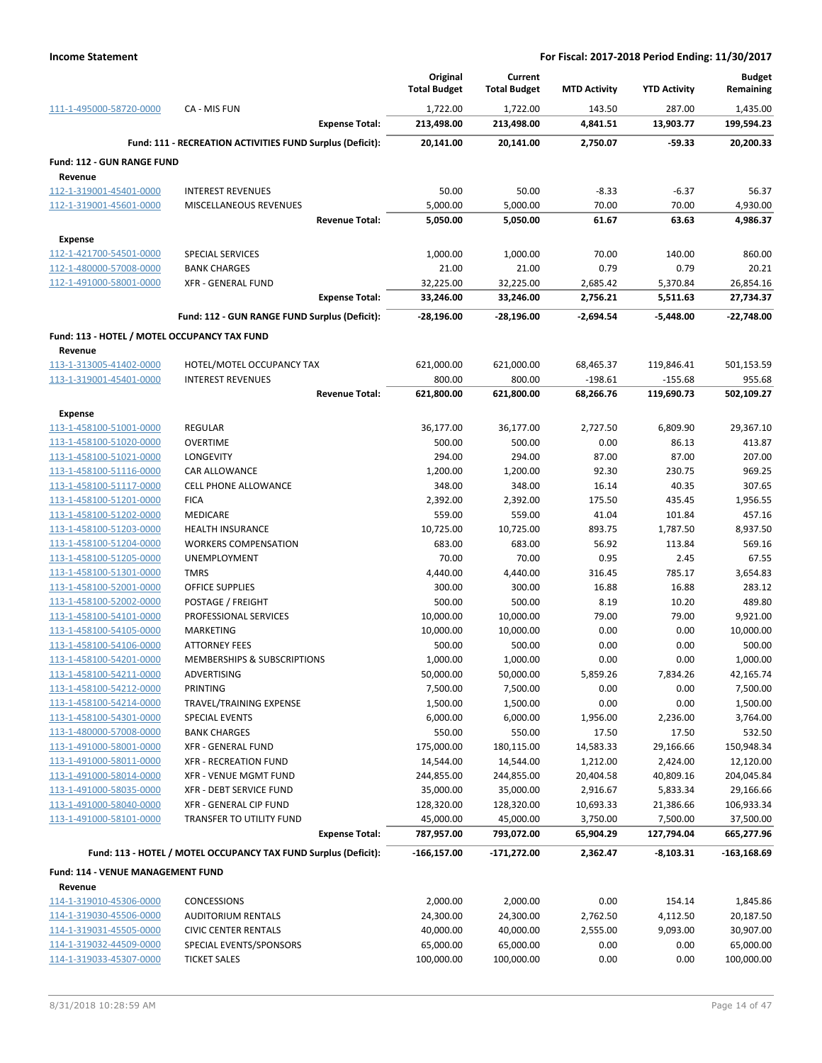| | | Original Total Budget | Current Total Budget | MTD Activity | YTD Activity | Budget Remaining |
|---|---|---|---|---|---|---|
| 111-1-495000-58720-0000 | CA - MIS FUN | 1,722.00 | 1,722.00 | 143.50 | 287.00 | 1,435.00 |
| | **Expense Total:** | **213,498.00** | **213,498.00** | **4,841.51** | **13,903.77** | **199,594.23** |
| | **Fund: 111 - RECREATION ACTIVITIES FUND Surplus (Deficit):** | **20,141.00** | **20,141.00** | **2,750.07** | **-59.33** | **20,200.33** |
| **Fund: 112 - GUN RANGE FUND** | | | | | | |
| **Revenue** | | | | | | |
| 112-1-319001-45401-0000 | INTEREST REVENUES | 50.00 | 50.00 | -8.33 | -6.37 | 56.37 |
| 112-1-319001-45601-0000 | MISCELLANEOUS REVENUES | 5,000.00 | 5,000.00 | 70.00 | 70.00 | 4,930.00 |
| | **Revenue Total:** | **5,050.00** | **5,050.00** | **61.67** | **63.63** | **4,986.37** |
| **Expense** | | | | | | |
| 112-1-421700-54501-0000 | SPECIAL SERVICES | 1,000.00 | 1,000.00 | 70.00 | 140.00 | 860.00 |
| 112-1-480000-57008-0000 | BANK CHARGES | 21.00 | 21.00 | 0.79 | 0.79 | 20.21 |
| 112-1-491000-58001-0000 | XFR - GENERAL FUND | 32,225.00 | 32,225.00 | 2,685.42 | 5,370.84 | 26,854.16 |
| | **Expense Total:** | **33,246.00** | **33,246.00** | **2,756.21** | **5,511.63** | **27,734.37** |
| | **Fund: 112 - GUN RANGE FUND Surplus (Deficit):** | **-28,196.00** | **-28,196.00** | **-2,694.54** | **-5,448.00** | **-22,748.00** |
| **Fund: 113 - HOTEL / MOTEL OCCUPANCY TAX FUND** | | | | | | |
| **Revenue** | | | | | | |
| 113-1-313005-41402-0000 | HOTEL/MOTEL OCCUPANCY TAX | 621,000.00 | 621,000.00 | 68,465.37 | 119,846.41 | 501,153.59 |
| 113-1-319001-45401-0000 | INTEREST REVENUES | 800.00 | 800.00 | -198.61 | -155.68 | 955.68 |
| | **Revenue Total:** | **621,800.00** | **621,800.00** | **68,266.76** | **119,690.73** | **502,109.27** |
| **Expense** | | | | | | |
| 113-1-458100-51001-0000 | REGULAR | 36,177.00 | 36,177.00 | 2,727.50 | 6,809.90 | 29,367.10 |
| 113-1-458100-51020-0000 | OVERTIME | 500.00 | 500.00 | 0.00 | 86.13 | 413.87 |
| 113-1-458100-51021-0000 | LONGEVITY | 294.00 | 294.00 | 87.00 | 87.00 | 207.00 |
| 113-1-458100-51116-0000 | CAR ALLOWANCE | 1,200.00 | 1,200.00 | 92.30 | 230.75 | 969.25 |
| 113-1-458100-51117-0000 | CELL PHONE ALLOWANCE | 348.00 | 348.00 | 16.14 | 40.35 | 307.65 |
| 113-1-458100-51201-0000 | FICA | 2,392.00 | 2,392.00 | 175.50 | 435.45 | 1,956.55 |
| 113-1-458100-51202-0000 | MEDICARE | 559.00 | 559.00 | 41.04 | 101.84 | 457.16 |
| 113-1-458100-51203-0000 | HEALTH INSURANCE | 10,725.00 | 10,725.00 | 893.75 | 1,787.50 | 8,937.50 |
| 113-1-458100-51204-0000 | WORKERS COMPENSATION | 683.00 | 683.00 | 56.92 | 113.84 | 569.16 |
| 113-1-458100-51205-0000 | UNEMPLOYMENT | 70.00 | 70.00 | 0.95 | 2.45 | 67.55 |
| 113-1-458100-51301-0000 | TMRS | 4,440.00 | 4,440.00 | 316.45 | 785.17 | 3,654.83 |
| 113-1-458100-52001-0000 | OFFICE SUPPLIES | 300.00 | 300.00 | 16.88 | 16.88 | 283.12 |
| 113-1-458100-52002-0000 | POSTAGE / FREIGHT | 500.00 | 500.00 | 8.19 | 10.20 | 489.80 |
| 113-1-458100-54101-0000 | PROFESSIONAL SERVICES | 10,000.00 | 10,000.00 | 79.00 | 79.00 | 9,921.00 |
| 113-1-458100-54105-0000 | MARKETING | 10,000.00 | 10,000.00 | 0.00 | 0.00 | 10,000.00 |
| 113-1-458100-54106-0000 | ATTORNEY FEES | 500.00 | 500.00 | 0.00 | 0.00 | 500.00 |
| 113-1-458100-54201-0000 | MEMBERSHIPS & SUBSCRIPTIONS | 1,000.00 | 1,000.00 | 0.00 | 0.00 | 1,000.00 |
| 113-1-458100-54211-0000 | ADVERTISING | 50,000.00 | 50,000.00 | 5,859.26 | 7,834.26 | 42,165.74 |
| 113-1-458100-54212-0000 | PRINTING | 7,500.00 | 7,500.00 | 0.00 | 0.00 | 7,500.00 |
| 113-1-458100-54214-0000 | TRAVEL/TRAINING EXPENSE | 1,500.00 | 1,500.00 | 0.00 | 0.00 | 1,500.00 |
| 113-1-458100-54301-0000 | SPECIAL EVENTS | 6,000.00 | 6,000.00 | 1,956.00 | 2,236.00 | 3,764.00 |
| 113-1-480000-57008-0000 | BANK CHARGES | 550.00 | 550.00 | 17.50 | 17.50 | 532.50 |
| 113-1-491000-58001-0000 | XFR - GENERAL FUND | 175,000.00 | 180,115.00 | 14,583.33 | 29,166.66 | 150,948.34 |
| 113-1-491000-58011-0000 | XFR - RECREATION FUND | 14,544.00 | 14,544.00 | 1,212.00 | 2,424.00 | 12,120.00 |
| 113-1-491000-58014-0000 | XFR - VENUE MGMT FUND | 244,855.00 | 244,855.00 | 20,404.58 | 40,809.16 | 204,045.84 |
| 113-1-491000-58035-0000 | XFR - DEBT SERVICE FUND | 35,000.00 | 35,000.00 | 2,916.67 | 5,833.34 | 29,166.66 |
| 113-1-491000-58040-0000 | XFR - GENERAL CIP FUND | 128,320.00 | 128,320.00 | 10,693.33 | 21,386.66 | 106,933.34 |
| 113-1-491000-58101-0000 | TRANSFER TO UTILITY FUND | 45,000.00 | 45,000.00 | 3,750.00 | 7,500.00 | 37,500.00 |
| | **Expense Total:** | **787,957.00** | **793,072.00** | **65,904.29** | **127,794.04** | **665,277.96** |
| | **Fund: 113 - HOTEL / MOTEL OCCUPANCY TAX FUND Surplus (Deficit):** | **-166,157.00** | **-171,272.00** | **2,362.47** | **-8,103.31** | **-163,168.69** |
| **Fund: 114 - VENUE MANAGEMENT FUND** | | | | | | |
| **Revenue** | | | | | | |
| 114-1-319010-45306-0000 | CONCESSIONS | 2,000.00 | 2,000.00 | 0.00 | 154.14 | 1,845.86 |
| 114-1-319030-45506-0000 | AUDITORIUM RENTALS | 24,300.00 | 24,300.00 | 2,762.50 | 4,112.50 | 20,187.50 |
| 114-1-319031-45505-0000 | CIVIC CENTER RENTALS | 40,000.00 | 40,000.00 | 2,555.00 | 9,093.00 | 30,907.00 |
| 114-1-319032-44509-0000 | SPECIAL EVENTS/SPONSORS | 65,000.00 | 65,000.00 | 0.00 | 0.00 | 65,000.00 |
| 114-1-319033-45307-0000 | TICKET SALES | 100,000.00 | 100,000.00 | 0.00 | 0.00 | 100,000.00 |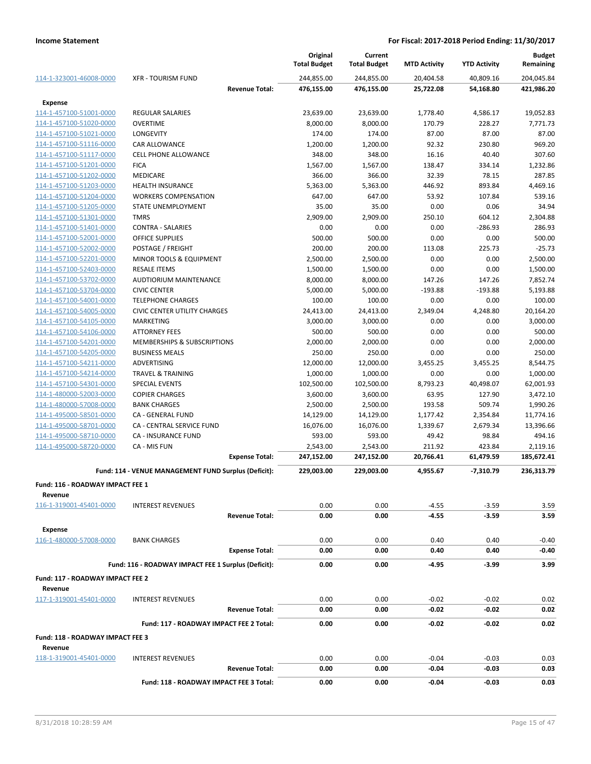| Account | Description | Original Total Budget | Current Total Budget | MTD Activity | YTD Activity | Budget Remaining |
|---|---|---|---|---|---|---|
| 114-1-323001-46008-0000 | XFR - TOURISM FUND | 244,855.00 | 244,855.00 | 20,404.58 | 40,809.16 | 204,045.84 |
| | **Revenue Total:** | **476,155.00** | **476,155.00** | **25,722.08** | **54,168.80** | **421,986.20** |
| **Expense** | | | | | | |
| 114-1-457100-51001-0000 | REGULAR SALARIES | 23,639.00 | 23,639.00 | 1,778.40 | 4,586.17 | 19,052.83 |
| 114-1-457100-51020-0000 | OVERTIME | 8,000.00 | 8,000.00 | 170.79 | 228.27 | 7,771.73 |
| 114-1-457100-51021-0000 | LONGEVITY | 174.00 | 174.00 | 87.00 | 87.00 | 87.00 |
| 114-1-457100-51116-0000 | CAR ALLOWANCE | 1,200.00 | 1,200.00 | 92.32 | 230.80 | 969.20 |
| 114-1-457100-51117-0000 | CELL PHONE ALLOWANCE | 348.00 | 348.00 | 16.16 | 40.40 | 307.60 |
| 114-1-457100-51201-0000 | FICA | 1,567.00 | 1,567.00 | 138.47 | 334.14 | 1,232.86 |
| 114-1-457100-51202-0000 | MEDICARE | 366.00 | 366.00 | 32.39 | 78.15 | 287.85 |
| 114-1-457100-51203-0000 | HEALTH INSURANCE | 5,363.00 | 5,363.00 | 446.92 | 893.84 | 4,469.16 |
| 114-1-457100-51204-0000 | WORKERS COMPENSATION | 647.00 | 647.00 | 53.92 | 107.84 | 539.16 |
| 114-1-457100-51205-0000 | STATE UNEMPLOYMENT | 35.00 | 35.00 | 0.00 | 0.06 | 34.94 |
| 114-1-457100-51301-0000 | TMRS | 2,909.00 | 2,909.00 | 250.10 | 604.12 | 2,304.88 |
| 114-1-457100-51401-0000 | CONTRA - SALARIES | 0.00 | 0.00 | 0.00 | -286.93 | 286.93 |
| 114-1-457100-52001-0000 | OFFICE SUPPLIES | 500.00 | 500.00 | 0.00 | 0.00 | 500.00 |
| 114-1-457100-52002-0000 | POSTAGE / FREIGHT | 200.00 | 200.00 | 113.08 | 225.73 | -25.73 |
| 114-1-457100-52201-0000 | MINOR TOOLS & EQUIPMENT | 2,500.00 | 2,500.00 | 0.00 | 0.00 | 2,500.00 |
| 114-1-457100-52403-0000 | RESALE ITEMS | 1,500.00 | 1,500.00 | 0.00 | 0.00 | 1,500.00 |
| 114-1-457100-53702-0000 | AUDTIORIUM MAINTENANCE | 8,000.00 | 8,000.00 | 147.26 | 147.26 | 7,852.74 |
| 114-1-457100-53704-0000 | CIVIC CENTER | 5,000.00 | 5,000.00 | -193.88 | -193.88 | 5,193.88 |
| 114-1-457100-54001-0000 | TELEPHONE CHARGES | 100.00 | 100.00 | 0.00 | 0.00 | 100.00 |
| 114-1-457100-54005-0000 | CIVIC CENTER UTILITY CHARGES | 24,413.00 | 24,413.00 | 2,349.04 | 4,248.80 | 20,164.20 |
| 114-1-457100-54105-0000 | MARKETING | 3,000.00 | 3,000.00 | 0.00 | 0.00 | 3,000.00 |
| 114-1-457100-54106-0000 | ATTORNEY FEES | 500.00 | 500.00 | 0.00 | 0.00 | 500.00 |
| 114-1-457100-54201-0000 | MEMBERSHIPS & SUBSCRIPTIONS | 2,000.00 | 2,000.00 | 0.00 | 0.00 | 2,000.00 |
| 114-1-457100-54205-0000 | BUSINESS MEALS | 250.00 | 250.00 | 0.00 | 0.00 | 250.00 |
| 114-1-457100-54211-0000 | ADVERTISING | 12,000.00 | 12,000.00 | 3,455.25 | 3,455.25 | 8,544.75 |
| 114-1-457100-54214-0000 | TRAVEL & TRAINING | 1,000.00 | 1,000.00 | 0.00 | 0.00 | 1,000.00 |
| 114-1-457100-54301-0000 | SPECIAL EVENTS | 102,500.00 | 102,500.00 | 8,793.23 | 40,498.07 | 62,001.93 |
| 114-1-480000-52003-0000 | COPIER CHARGES | 3,600.00 | 3,600.00 | 63.95 | 127.90 | 3,472.10 |
| 114-1-480000-57008-0000 | BANK CHARGES | 2,500.00 | 2,500.00 | 193.58 | 509.74 | 1,990.26 |
| 114-1-495000-58501-0000 | CA - GENERAL FUND | 14,129.00 | 14,129.00 | 1,177.42 | 2,354.84 | 11,774.16 |
| 114-1-495000-58701-0000 | CA - CENTRAL SERVICE FUND | 16,076.00 | 16,076.00 | 1,339.67 | 2,679.34 | 13,396.66 |
| 114-1-495000-58710-0000 | CA - INSURANCE FUND | 593.00 | 593.00 | 49.42 | 98.84 | 494.16 |
| 114-1-495000-58720-0000 | CA - MIS FUN | 2,543.00 | 2,543.00 | 211.92 | 423.84 | 2,119.16 |
| | **Expense Total:** | **247,152.00** | **247,152.00** | **20,766.41** | **61,479.59** | **185,672.41** |
| | **Fund: 114 - VENUE MANAGEMENT FUND Surplus (Deficit):** | **229,003.00** | **229,003.00** | **4,955.67** | **-7,310.79** | **236,313.79** |
| **Fund: 116 - ROADWAY IMPACT FEE 1** | | | | | | |
| **Revenue** | | | | | | |
| 116-1-319001-45401-0000 | INTEREST REVENUES | 0.00 | 0.00 | -4.55 | -3.59 | 3.59 |
| | **Revenue Total:** | **0.00** | **0.00** | **-4.55** | **-3.59** | **3.59** |
| **Expense** | | | | | | |
| 116-1-480000-57008-0000 | BANK CHARGES | 0.00 | 0.00 | 0.40 | 0.40 | -0.40 |
| | **Expense Total:** | **0.00** | **0.00** | **0.40** | **0.40** | **-0.40** |
| | **Fund: 116 - ROADWAY IMPACT FEE 1 Surplus (Deficit):** | **0.00** | **0.00** | **-4.95** | **-3.99** | **3.99** |
| **Fund: 117 - ROADWAY IMPACT FEE 2** | | | | | | |
| **Revenue** | | | | | | |
| 117-1-319001-45401-0000 | INTEREST REVENUES | 0.00 | 0.00 | -0.02 | -0.02 | 0.02 |
| | **Revenue Total:** | **0.00** | **0.00** | **-0.02** | **-0.02** | **0.02** |
| | **Fund: 117 - ROADWAY IMPACT FEE 2 Total:** | **0.00** | **0.00** | **-0.02** | **-0.02** | **0.02** |
| **Fund: 118 - ROADWAY IMPACT FEE 3** | | | | | | |
| **Revenue** | | | | | | |
| 118-1-319001-45401-0000 | INTEREST REVENUES | 0.00 | 0.00 | -0.04 | -0.03 | 0.03 |
| | **Revenue Total:** | **0.00** | **0.00** | **-0.04** | **-0.03** | **0.03** |
| | **Fund: 118 - ROADWAY IMPACT FEE 3 Total:** | **0.00** | **0.00** | **-0.04** | **-0.03** | **0.03** |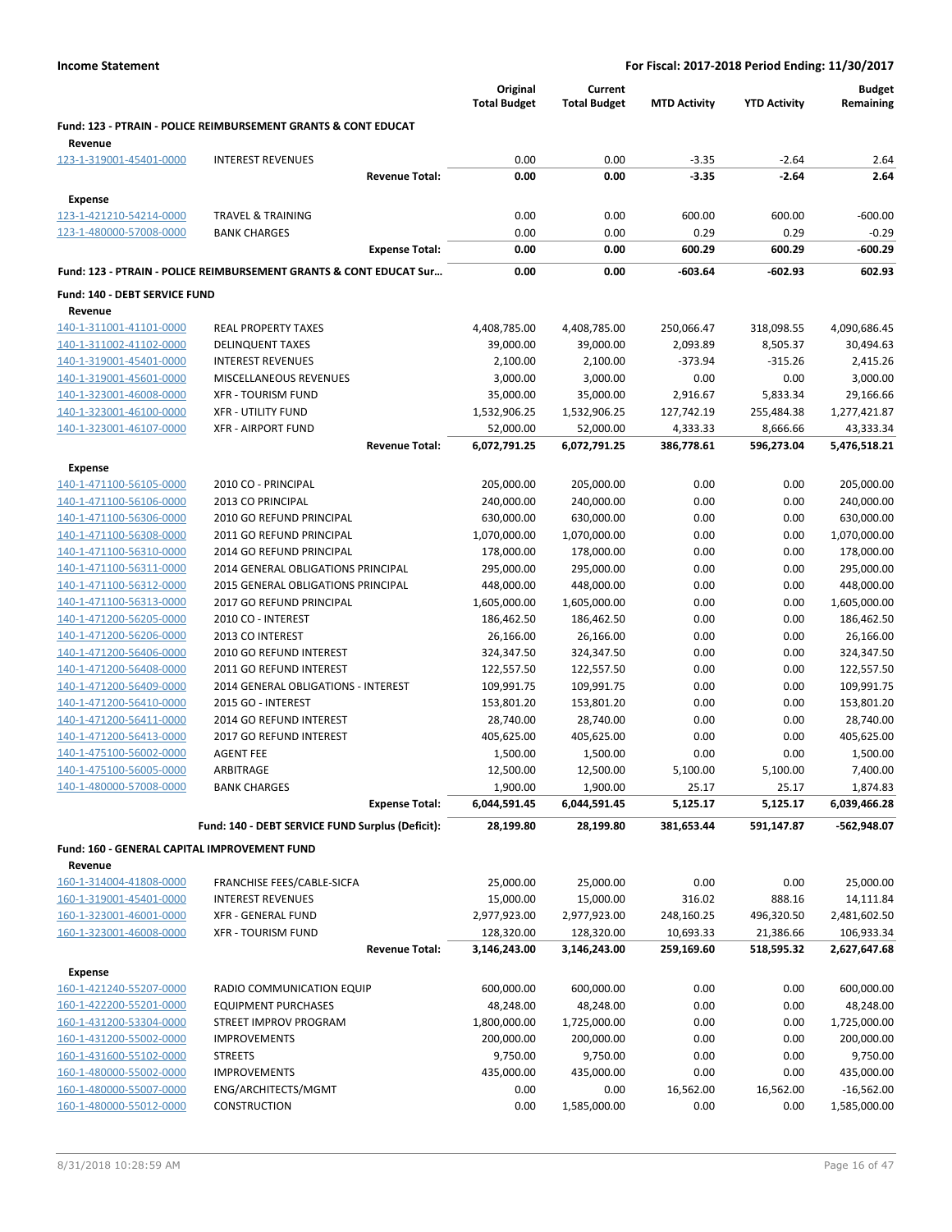## Income Statement

**For Fiscal: 2017-2018 Period Ending: 11/30/2017**

| | | Original Total Budget | Current Total Budget | MTD Activity | YTD Activity | Budget Remaining |
|---|---|---|---|---|---|---|
| **Fund: 123 - PTRAIN - POLICE REIMBURSEMENT GRANTS & CONT EDUCAT** | | | | | | |
| **Revenue** | | | | | | |
| 123-1-319001-45401-0000 | INTEREST REVENUES | 0.00 | 0.00 | -3.35 | -2.64 | 2.64 |
| | **Revenue Total:** | **0.00** | **0.00** | **-3.35** | **-2.64** | **2.64** |
| **Expense** | | | | | | |
| 123-1-421210-54214-0000 | TRAVEL & TRAINING | 0.00 | 0.00 | 600.00 | 600.00 | -600.00 |
| 123-1-480000-57008-0000 | BANK CHARGES | 0.00 | 0.00 | 0.29 | 0.29 | -0.29 |
| | **Expense Total:** | **0.00** | **0.00** | **600.29** | **600.29** | **-600.29** |
| **Fund: 123 - PTRAIN - POLICE REIMBURSEMENT GRANTS & CONT EDUCAT Sur...** | | **0.00** | **0.00** | **-603.64** | **-602.93** | **602.93** |
| **Fund: 140 - DEBT SERVICE FUND** | | | | | | |
| **Revenue** | | | | | | |
| 140-1-311001-41101-0000 | REAL PROPERTY TAXES | 4,408,785.00 | 4,408,785.00 | 250,066.47 | 318,098.55 | 4,090,686.45 |
| 140-1-311002-41102-0000 | DELINQUENT TAXES | 39,000.00 | 39,000.00 | 2,093.89 | 8,505.37 | 30,494.63 |
| 140-1-319001-45401-0000 | INTEREST REVENUES | 2,100.00 | 2,100.00 | -373.94 | -315.26 | 2,415.26 |
| 140-1-319001-45601-0000 | MISCELLANEOUS REVENUES | 3,000.00 | 3,000.00 | 0.00 | 0.00 | 3,000.00 |
| 140-1-323001-46008-0000 | XFR - TOURISM FUND | 35,000.00 | 35,000.00 | 2,916.67 | 5,833.34 | 29,166.66 |
| 140-1-323001-46100-0000 | XFR - UTILITY FUND | 1,532,906.25 | 1,532,906.25 | 127,742.19 | 255,484.38 | 1,277,421.87 |
| 140-1-323001-46107-0000 | XFR - AIRPORT FUND | 52,000.00 | 52,000.00 | 4,333.33 | 8,666.66 | 43,333.34 |
| | **Revenue Total:** | **6,072,791.25** | **6,072,791.25** | **386,778.61** | **596,273.04** | **5,476,518.21** |
| **Expense** | | | | | | |
| 140-1-471100-56105-0000 | 2010 CO - PRINCIPAL | 205,000.00 | 205,000.00 | 0.00 | 0.00 | 205,000.00 |
| 140-1-471100-56106-0000 | 2013 CO PRINCIPAL | 240,000.00 | 240,000.00 | 0.00 | 0.00 | 240,000.00 |
| 140-1-471100-56306-0000 | 2010 GO REFUND PRINCIPAL | 630,000.00 | 630,000.00 | 0.00 | 0.00 | 630,000.00 |
| 140-1-471100-56308-0000 | 2011 GO REFUND PRINCIPAL | 1,070,000.00 | 1,070,000.00 | 0.00 | 0.00 | 1,070,000.00 |
| 140-1-471100-56310-0000 | 2014 GO REFUND PRINCIPAL | 178,000.00 | 178,000.00 | 0.00 | 0.00 | 178,000.00 |
| 140-1-471100-56311-0000 | 2014 GENERAL OBLIGATIONS PRINCIPAL | 295,000.00 | 295,000.00 | 0.00 | 0.00 | 295,000.00 |
| 140-1-471100-56312-0000 | 2015 GENERAL OBLIGATIONS PRINCIPAL | 448,000.00 | 448,000.00 | 0.00 | 0.00 | 448,000.00 |
| 140-1-471100-56313-0000 | 2017 GO REFUND PRINCIPAL | 1,605,000.00 | 1,605,000.00 | 0.00 | 0.00 | 1,605,000.00 |
| 140-1-471200-56205-0000 | 2010 CO - INTEREST | 186,462.50 | 186,462.50 | 0.00 | 0.00 | 186,462.50 |
| 140-1-471200-56206-0000 | 2013 CO INTEREST | 26,166.00 | 26,166.00 | 0.00 | 0.00 | 26,166.00 |
| 140-1-471200-56406-0000 | 2010 GO REFUND INTEREST | 324,347.50 | 324,347.50 | 0.00 | 0.00 | 324,347.50 |
| 140-1-471200-56408-0000 | 2011 GO REFUND INTEREST | 122,557.50 | 122,557.50 | 0.00 | 0.00 | 122,557.50 |
| 140-1-471200-56409-0000 | 2014 GENERAL OBLIGATIONS - INTEREST | 109,991.75 | 109,991.75 | 0.00 | 0.00 | 109,991.75 |
| 140-1-471200-56410-0000 | 2015 GO - INTEREST | 153,801.20 | 153,801.20 | 0.00 | 0.00 | 153,801.20 |
| 140-1-471200-56411-0000 | 2014 GO REFUND INTEREST | 28,740.00 | 28,740.00 | 0.00 | 0.00 | 28,740.00 |
| 140-1-471200-56413-0000 | 2017 GO REFUND INTEREST | 405,625.00 | 405,625.00 | 0.00 | 0.00 | 405,625.00 |
| 140-1-475100-56002-0000 | AGENT FEE | 1,500.00 | 1,500.00 | 0.00 | 0.00 | 1,500.00 |
| 140-1-475100-56005-0000 | ARBITRAGE | 12,500.00 | 12,500.00 | 5,100.00 | 5,100.00 | 7,400.00 |
| 140-1-480000-57008-0000 | BANK CHARGES | 1,900.00 | 1,900.00 | 25.17 | 25.17 | 1,874.83 |
| | **Expense Total:** | **6,044,591.45** | **6,044,591.45** | **5,125.17** | **5,125.17** | **6,039,466.28** |
| | **Fund: 140 - DEBT SERVICE FUND Surplus (Deficit):** | **28,199.80** | **28,199.80** | **381,653.44** | **591,147.87** | **-562,948.07** |
| **Fund: 160 - GENERAL CAPITAL IMPROVEMENT FUND** | | | | | | |
| **Revenue** | | | | | | |
| 160-1-314004-41808-0000 | FRANCHISE FEES/CABLE-SICFA | 25,000.00 | 25,000.00 | 0.00 | 0.00 | 25,000.00 |
| 160-1-319001-45401-0000 | INTEREST REVENUES | 15,000.00 | 15,000.00 | 316.02 | 888.16 | 14,111.84 |
| 160-1-323001-46001-0000 | XFR - GENERAL FUND | 2,977,923.00 | 2,977,923.00 | 248,160.25 | 496,320.50 | 2,481,602.50 |
| 160-1-323001-46008-0000 | XFR - TOURISM FUND | 128,320.00 | 128,320.00 | 10,693.33 | 21,386.66 | 106,933.34 |
| | **Revenue Total:** | **3,146,243.00** | **3,146,243.00** | **259,169.60** | **518,595.32** | **2,627,647.68** |
| **Expense** | | | | | | |
| 160-1-421240-55207-0000 | RADIO COMMUNICATION EQUIP | 600,000.00 | 600,000.00 | 0.00 | 0.00 | 600,000.00 |
| 160-1-422200-55201-0000 | EQUIPMENT PURCHASES | 48,248.00 | 48,248.00 | 0.00 | 0.00 | 48,248.00 |
| 160-1-431200-53304-0000 | STREET IMPROV PROGRAM | 1,800,000.00 | 1,725,000.00 | 0.00 | 0.00 | 1,725,000.00 |
| 160-1-431200-55002-0000 | IMPROVEMENTS | 200,000.00 | 200,000.00 | 0.00 | 0.00 | 200,000.00 |
| 160-1-431600-55102-0000 | STREETS | 9,750.00 | 9,750.00 | 0.00 | 0.00 | 9,750.00 |
| 160-1-480000-55002-0000 | IMPROVEMENTS | 435,000.00 | 435,000.00 | 0.00 | 0.00 | 435,000.00 |
| 160-1-480000-55007-0000 | ENG/ARCHITECTS/MGMT | 0.00 | 0.00 | 16,562.00 | 16,562.00 | -16,562.00 |
| 160-1-480000-55012-0000 | CONSTRUCTION | 0.00 | 1,585,000.00 | 0.00 | 0.00 | 1,585,000.00 |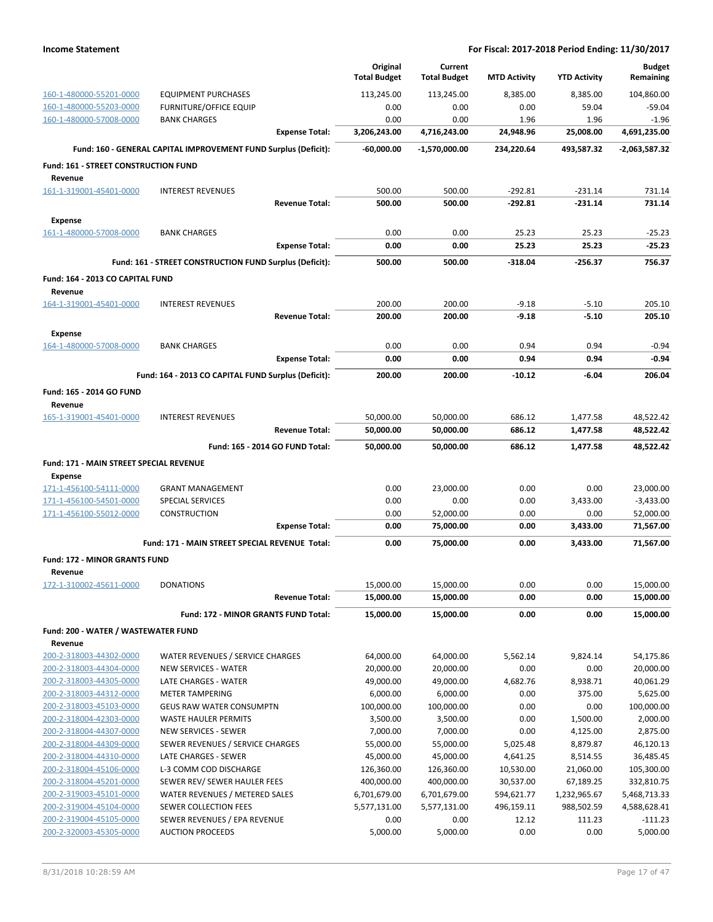| | | Original Total Budget | Current Total Budget | MTD Activity | YTD Activity | Budget Remaining |
|---|---|---|---|---|---|---|
| 160-1-480000-55201-0000 | EQUIPMENT PURCHASES | 113,245.00 | 113,245.00 | 8,385.00 | 8,385.00 | 104,860.00 |
| 160-1-480000-55203-0000 | FURNITURE/OFFICE EQUIP | 0.00 | 0.00 | 0.00 | 59.04 | -59.04 |
| 160-1-480000-57008-0000 | BANK CHARGES | 0.00 | 0.00 | 1.96 | 1.96 | -1.96 |
| | **Expense Total:** | **3,206,243.00** | **4,716,243.00** | **24,948.96** | **25,008.00** | **4,691,235.00** |
| | **Fund: 160 - GENERAL CAPITAL IMPROVEMENT FUND Surplus (Deficit):** | **-60,000.00** | **-1,570,000.00** | **234,220.64** | **493,587.32** | **-2,063,587.32** |
| **Fund: 161 - STREET CONSTRUCTION FUND** | | | | | | |
| **Revenue** | | | | | | |
| 161-1-319001-45401-0000 | INTEREST REVENUES | 500.00 | 500.00 | -292.81 | -231.14 | 731.14 |
| | **Revenue Total:** | **500.00** | **500.00** | **-292.81** | **-231.14** | **731.14** |
| **Expense** | | | | | | |
| 161-1-480000-57008-0000 | BANK CHARGES | 0.00 | 0.00 | 25.23 | 25.23 | -25.23 |
| | **Expense Total:** | **0.00** | **0.00** | **25.23** | **25.23** | **-25.23** |
| | **Fund: 161 - STREET CONSTRUCTION FUND Surplus (Deficit):** | **500.00** | **500.00** | **-318.04** | **-256.37** | **756.37** |
| **Fund: 164 - 2013 CO CAPITAL FUND** | | | | | | |
| **Revenue** | | | | | | |
| 164-1-319001-45401-0000 | INTEREST REVENUES | 200.00 | 200.00 | -9.18 | -5.10 | 205.10 |
| | **Revenue Total:** | **200.00** | **200.00** | **-9.18** | **-5.10** | **205.10** |
| **Expense** | | | | | | |
| 164-1-480000-57008-0000 | BANK CHARGES | 0.00 | 0.00 | 0.94 | 0.94 | -0.94 |
| | **Expense Total:** | **0.00** | **0.00** | **0.94** | **0.94** | **-0.94** |
| | **Fund: 164 - 2013 CO CAPITAL FUND Surplus (Deficit):** | **200.00** | **200.00** | **-10.12** | **-6.04** | **206.04** |
| **Fund: 165 - 2014 GO FUND** | | | | | | |
| **Revenue** | | | | | | |
| 165-1-319001-45401-0000 | INTEREST REVENUES | 50,000.00 | 50,000.00 | 686.12 | 1,477.58 | 48,522.42 |
| | **Revenue Total:** | **50,000.00** | **50,000.00** | **686.12** | **1,477.58** | **48,522.42** |
| | **Fund: 165 - 2014 GO FUND Total:** | **50,000.00** | **50,000.00** | **686.12** | **1,477.58** | **48,522.42** |
| **Fund: 171 - MAIN STREET SPECIAL REVENUE** | | | | | | |
| **Expense** | | | | | | |
| 171-1-456100-54111-0000 | GRANT MANAGEMENT | 0.00 | 23,000.00 | 0.00 | 0.00 | 23,000.00 |
| 171-1-456100-54501-0000 | SPECIAL SERVICES | 0.00 | 0.00 | 0.00 | 3,433.00 | -3,433.00 |
| 171-1-456100-55012-0000 | CONSTRUCTION | 0.00 | 52,000.00 | 0.00 | 0.00 | 52,000.00 |
| | **Expense Total:** | **0.00** | **75,000.00** | **0.00** | **3,433.00** | **71,567.00** |
| | **Fund: 171 - MAIN STREET SPECIAL REVENUE Total:** | **0.00** | **75,000.00** | **0.00** | **3,433.00** | **71,567.00** |
| **Fund: 172 - MINOR GRANTS FUND** | | | | | | |
| **Revenue** | | | | | | |
| 172-1-310002-45611-0000 | DONATIONS | 15,000.00 | 15,000.00 | 0.00 | 0.00 | 15,000.00 |
| | **Revenue Total:** | **15,000.00** | **15,000.00** | **0.00** | **0.00** | **15,000.00** |
| | **Fund: 172 - MINOR GRANTS FUND Total:** | **15,000.00** | **15,000.00** | **0.00** | **0.00** | **15,000.00** |
| **Fund: 200 - WATER / WASTEWATER FUND** | | | | | | |
| **Revenue** | | | | | | |
| 200-2-318003-44302-0000 | WATER REVENUES / SERVICE CHARGES | 64,000.00 | 64,000.00 | 5,562.14 | 9,824.14 | 54,175.86 |
| 200-2-318003-44304-0000 | NEW SERVICES - WATER | 20,000.00 | 20,000.00 | 0.00 | 0.00 | 20,000.00 |
| 200-2-318003-44305-0000 | LATE CHARGES - WATER | 49,000.00 | 49,000.00 | 4,682.76 | 8,938.71 | 40,061.29 |
| 200-2-318003-44312-0000 | METER TAMPERING | 6,000.00 | 6,000.00 | 0.00 | 375.00 | 5,625.00 |
| 200-2-318003-45103-0000 | GEUS RAW WATER CONSUMPTN | 100,000.00 | 100,000.00 | 0.00 | 0.00 | 100,000.00 |
| 200-2-318004-42303-0000 | WASTE HAULER PERMITS | 3,500.00 | 3,500.00 | 0.00 | 1,500.00 | 2,000.00 |
| 200-2-318004-44307-0000 | NEW SERVICES - SEWER | 7,000.00 | 7,000.00 | 0.00 | 4,125.00 | 2,875.00 |
| 200-2-318004-44309-0000 | SEWER REVENUES / SERVICE CHARGES | 55,000.00 | 55,000.00 | 5,025.48 | 8,879.87 | 46,120.13 |
| 200-2-318004-44310-0000 | LATE CHARGES - SEWER | 45,000.00 | 45,000.00 | 4,641.25 | 8,514.55 | 36,485.45 |
| 200-2-318004-45106-0000 | L-3 COMM COD DISCHARGE | 126,360.00 | 126,360.00 | 10,530.00 | 21,060.00 | 105,300.00 |
| 200-2-318004-45201-0000 | SEWER REV/ SEWER HAULER FEES | 400,000.00 | 400,000.00 | 30,537.00 | 67,189.25 | 332,810.75 |
| 200-2-319003-45101-0000 | WATER REVENUES / METERED SALES | 6,701,679.00 | 6,701,679.00 | 594,621.77 | 1,232,965.67 | 5,468,713.33 |
| 200-2-319004-45104-0000 | SEWER COLLECTION FEES | 5,577,131.00 | 5,577,131.00 | 496,159.11 | 988,502.59 | 4,588,628.41 |
| 200-2-319004-45105-0000 | SEWER REVENUES / EPA REVENUE | 0.00 | 0.00 | 12.12 | 111.23 | -111.23 |
| 200-2-320003-45305-0000 | AUCTION PROCEEDS | 5,000.00 | 5,000.00 | 0.00 | 0.00 | 5,000.00 |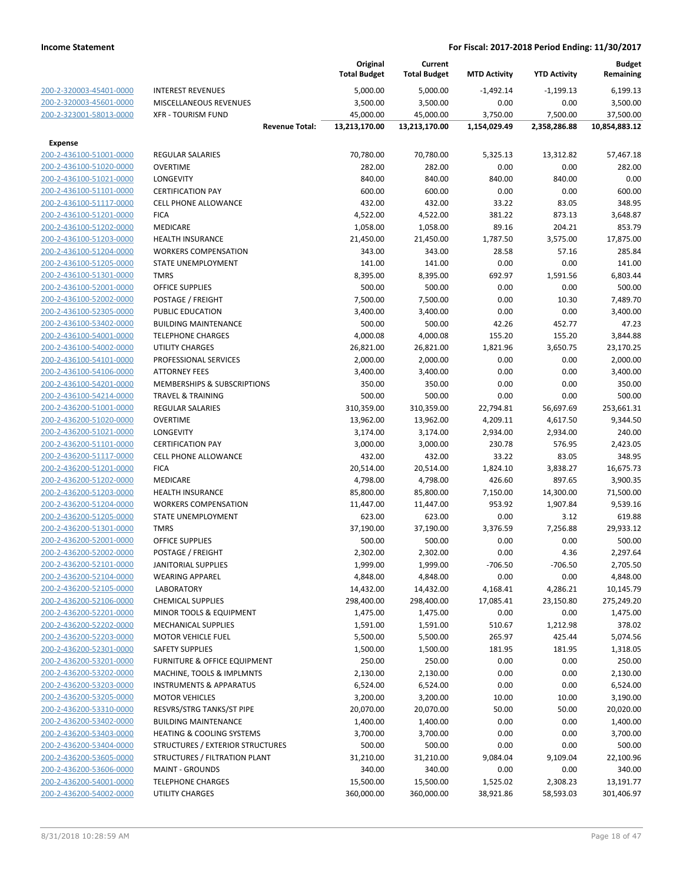| | | Original Total Budget | Current Total Budget | MTD Activity | YTD Activity | Budget Remaining |
|---|---|---|---|---|---|---|
| 200-2-320003-45401-0000 | INTEREST REVENUES | 5,000.00 | 5,000.00 | -1,492.14 | -1,199.13 | 6,199.13 |
| 200-2-320003-45601-0000 | MISCELLANEOUS REVENUES | 3,500.00 | 3,500.00 | 0.00 | 0.00 | 3,500.00 |
| 200-2-323001-58013-0000 | XFR - TOURISM FUND | 45,000.00 | 45,000.00 | 3,750.00 | 7,500.00 | 37,500.00 |
| | **Revenue Total:** | **13,213,170.00** | **13,213,170.00** | **1,154,029.49** | **2,358,286.88** | **10,854,883.12** |
| **Expense** | | | | | | |
| 200-2-436100-51001-0000 | REGULAR SALARIES | 70,780.00 | 70,780.00 | 5,325.13 | 13,312.82 | 57,467.18 |
| 200-2-436100-51020-0000 | OVERTIME | 282.00 | 282.00 | 0.00 | 0.00 | 282.00 |
| 200-2-436100-51021-0000 | LONGEVITY | 840.00 | 840.00 | 840.00 | 840.00 | 0.00 |
| 200-2-436100-51101-0000 | CERTIFICATION PAY | 600.00 | 600.00 | 0.00 | 0.00 | 600.00 |
| 200-2-436100-51117-0000 | CELL PHONE ALLOWANCE | 432.00 | 432.00 | 33.22 | 83.05 | 348.95 |
| 200-2-436100-51201-0000 | FICA | 4,522.00 | 4,522.00 | 381.22 | 873.13 | 3,648.87 |
| 200-2-436100-51202-0000 | MEDICARE | 1,058.00 | 1,058.00 | 89.16 | 204.21 | 853.79 |
| 200-2-436100-51203-0000 | HEALTH INSURANCE | 21,450.00 | 21,450.00 | 1,787.50 | 3,575.00 | 17,875.00 |
| 200-2-436100-51204-0000 | WORKERS COMPENSATION | 343.00 | 343.00 | 28.58 | 57.16 | 285.84 |
| 200-2-436100-51205-0000 | STATE UNEMPLOYMENT | 141.00 | 141.00 | 0.00 | 0.00 | 141.00 |
| 200-2-436100-51301-0000 | TMRS | 8,395.00 | 8,395.00 | 692.97 | 1,591.56 | 6,803.44 |
| 200-2-436100-52001-0000 | OFFICE SUPPLIES | 500.00 | 500.00 | 0.00 | 0.00 | 500.00 |
| 200-2-436100-52002-0000 | POSTAGE / FREIGHT | 7,500.00 | 7,500.00 | 0.00 | 10.30 | 7,489.70 |
| 200-2-436100-52305-0000 | PUBLIC EDUCATION | 3,400.00 | 3,400.00 | 0.00 | 0.00 | 3,400.00 |
| 200-2-436100-53402-0000 | BUILDING MAINTENANCE | 500.00 | 500.00 | 42.26 | 452.77 | 47.23 |
| 200-2-436100-54001-0000 | TELEPHONE CHARGES | 4,000.08 | 4,000.08 | 155.20 | 155.20 | 3,844.88 |
| 200-2-436100-54002-0000 | UTILITY CHARGES | 26,821.00 | 26,821.00 | 1,821.96 | 3,650.75 | 23,170.25 |
| 200-2-436100-54101-0000 | PROFESSIONAL SERVICES | 2,000.00 | 2,000.00 | 0.00 | 0.00 | 2,000.00 |
| 200-2-436100-54106-0000 | ATTORNEY FEES | 3,400.00 | 3,400.00 | 0.00 | 0.00 | 3,400.00 |
| 200-2-436100-54201-0000 | MEMBERSHIPS & SUBSCRIPTIONS | 350.00 | 350.00 | 0.00 | 0.00 | 350.00 |
| 200-2-436100-54214-0000 | TRAVEL & TRAINING | 500.00 | 500.00 | 0.00 | 0.00 | 500.00 |
| 200-2-436200-51001-0000 | REGULAR SALARIES | 310,359.00 | 310,359.00 | 22,794.81 | 56,697.69 | 253,661.31 |
| 200-2-436200-51020-0000 | OVERTIME | 13,962.00 | 13,962.00 | 4,209.11 | 4,617.50 | 9,344.50 |
| 200-2-436200-51021-0000 | LONGEVITY | 3,174.00 | 3,174.00 | 2,934.00 | 2,934.00 | 240.00 |
| 200-2-436200-51101-0000 | CERTIFICATION PAY | 3,000.00 | 3,000.00 | 230.78 | 576.95 | 2,423.05 |
| 200-2-436200-51117-0000 | CELL PHONE ALLOWANCE | 432.00 | 432.00 | 33.22 | 83.05 | 348.95 |
| 200-2-436200-51201-0000 | FICA | 20,514.00 | 20,514.00 | 1,824.10 | 3,838.27 | 16,675.73 |
| 200-2-436200-51202-0000 | MEDICARE | 4,798.00 | 4,798.00 | 426.60 | 897.65 | 3,900.35 |
| 200-2-436200-51203-0000 | HEALTH INSURANCE | 85,800.00 | 85,800.00 | 7,150.00 | 14,300.00 | 71,500.00 |
| 200-2-436200-51204-0000 | WORKERS COMPENSATION | 11,447.00 | 11,447.00 | 953.92 | 1,907.84 | 9,539.16 |
| 200-2-436200-51205-0000 | STATE UNEMPLOYMENT | 623.00 | 623.00 | 0.00 | 3.12 | 619.88 |
| 200-2-436200-51301-0000 | TMRS | 37,190.00 | 37,190.00 | 3,376.59 | 7,256.88 | 29,933.12 |
| 200-2-436200-52001-0000 | OFFICE SUPPLIES | 500.00 | 500.00 | 0.00 | 0.00 | 500.00 |
| 200-2-436200-52002-0000 | POSTAGE / FREIGHT | 2,302.00 | 2,302.00 | 0.00 | 4.36 | 2,297.64 |
| 200-2-436200-52101-0000 | JANITORIAL SUPPLIES | 1,999.00 | 1,999.00 | -706.50 | -706.50 | 2,705.50 |
| 200-2-436200-52104-0000 | WEARING APPAREL | 4,848.00 | 4,848.00 | 0.00 | 0.00 | 4,848.00 |
| 200-2-436200-52105-0000 | LABORATORY | 14,432.00 | 14,432.00 | 4,168.41 | 4,286.21 | 10,145.79 |
| 200-2-436200-52106-0000 | CHEMICAL SUPPLIES | 298,400.00 | 298,400.00 | 17,085.41 | 23,150.80 | 275,249.20 |
| 200-2-436200-52201-0000 | MINOR TOOLS & EQUIPMENT | 1,475.00 | 1,475.00 | 0.00 | 0.00 | 1,475.00 |
| 200-2-436200-52202-0000 | MECHANICAL SUPPLIES | 1,591.00 | 1,591.00 | 510.67 | 1,212.98 | 378.02 |
| 200-2-436200-52203-0000 | MOTOR VEHICLE FUEL | 5,500.00 | 5,500.00 | 265.97 | 425.44 | 5,074.56 |
| 200-2-436200-52301-0000 | SAFETY SUPPLIES | 1,500.00 | 1,500.00 | 181.95 | 181.95 | 1,318.05 |
| 200-2-436200-53201-0000 | FURNITURE & OFFICE EQUIPMENT | 250.00 | 250.00 | 0.00 | 0.00 | 250.00 |
| 200-2-436200-53202-0000 | MACHINE, TOOLS & IMPLMNTS | 2,130.00 | 2,130.00 | 0.00 | 0.00 | 2,130.00 |
| 200-2-436200-53203-0000 | INSTRUMENTS & APPARATUS | 6,524.00 | 6,524.00 | 0.00 | 0.00 | 6,524.00 |
| 200-2-436200-53205-0000 | MOTOR VEHICLES | 3,200.00 | 3,200.00 | 10.00 | 10.00 | 3,190.00 |
| 200-2-436200-53310-0000 | RESVRS/STRG TANKS/ST PIPE | 20,070.00 | 20,070.00 | 50.00 | 50.00 | 20,020.00 |
| 200-2-436200-53402-0000 | BUILDING MAINTENANCE | 1,400.00 | 1,400.00 | 0.00 | 0.00 | 1,400.00 |
| 200-2-436200-53403-0000 | HEATING & COOLING SYSTEMS | 3,700.00 | 3,700.00 | 0.00 | 0.00 | 3,700.00 |
| 200-2-436200-53404-0000 | STRUCTURES / EXTERIOR STRUCTURES | 500.00 | 500.00 | 0.00 | 0.00 | 500.00 |
| 200-2-436200-53605-0000 | STRUCTURES / FILTRATION PLANT | 31,210.00 | 31,210.00 | 9,084.04 | 9,109.04 | 22,100.96 |
| 200-2-436200-53606-0000 | MAINT - GROUNDS | 340.00 | 340.00 | 0.00 | 0.00 | 340.00 |
| 200-2-436200-54001-0000 | TELEPHONE CHARGES | 15,500.00 | 15,500.00 | 1,525.02 | 2,308.23 | 13,191.77 |
| 200-2-436200-54002-0000 | UTILITY CHARGES | 360,000.00 | 360,000.00 | 38,921.86 | 58,593.03 | 301,406.97 |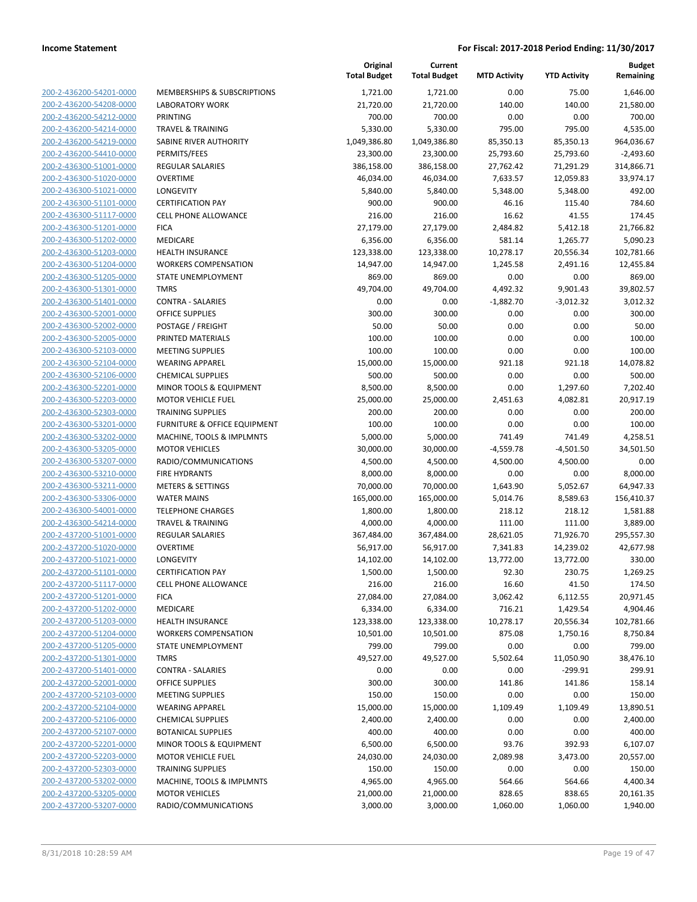| | | Original Total Budget | Current Total Budget | MTD Activity | YTD Activity | Budget Remaining |
|---|---|---|---|---|---|---|
| 200-2-436200-54201-0000 | MEMBERSHIPS & SUBSCRIPTIONS | 1,721.00 | 1,721.00 | 0.00 | 75.00 | 1,646.00 |
| 200-2-436200-54208-0000 | LABORATORY WORK | 21,720.00 | 21,720.00 | 140.00 | 140.00 | 21,580.00 |
| 200-2-436200-54212-0000 | PRINTING | 700.00 | 700.00 | 0.00 | 0.00 | 700.00 |
| 200-2-436200-54214-0000 | TRAVEL & TRAINING | 5,330.00 | 5,330.00 | 795.00 | 795.00 | 4,535.00 |
| 200-2-436200-54219-0000 | SABINE RIVER AUTHORITY | 1,049,386.80 | 1,049,386.80 | 85,350.13 | 85,350.13 | 964,036.67 |
| 200-2-436200-54410-0000 | PERMITS/FEES | 23,300.00 | 23,300.00 | 25,793.60 | 25,793.60 | -2,493.60 |
| 200-2-436300-51001-0000 | REGULAR SALARIES | 386,158.00 | 386,158.00 | 27,762.42 | 71,291.29 | 314,866.71 |
| 200-2-436300-51020-0000 | OVERTIME | 46,034.00 | 46,034.00 | 7,633.57 | 12,059.83 | 33,974.17 |
| 200-2-436300-51021-0000 | LONGEVITY | 5,840.00 | 5,840.00 | 5,348.00 | 5,348.00 | 492.00 |
| 200-2-436300-51101-0000 | CERTIFICATION PAY | 900.00 | 900.00 | 46.16 | 115.40 | 784.60 |
| 200-2-436300-51117-0000 | CELL PHONE ALLOWANCE | 216.00 | 216.00 | 16.62 | 41.55 | 174.45 |
| 200-2-436300-51201-0000 | FICA | 27,179.00 | 27,179.00 | 2,484.82 | 5,412.18 | 21,766.82 |
| 200-2-436300-51202-0000 | MEDICARE | 6,356.00 | 6,356.00 | 581.14 | 1,265.77 | 5,090.23 |
| 200-2-436300-51203-0000 | HEALTH INSURANCE | 123,338.00 | 123,338.00 | 10,278.17 | 20,556.34 | 102,781.66 |
| 200-2-436300-51204-0000 | WORKERS COMPENSATION | 14,947.00 | 14,947.00 | 1,245.58 | 2,491.16 | 12,455.84 |
| 200-2-436300-51205-0000 | STATE UNEMPLOYMENT | 869.00 | 869.00 | 0.00 | 0.00 | 869.00 |
| 200-2-436300-51301-0000 | TMRS | 49,704.00 | 49,704.00 | 4,492.32 | 9,901.43 | 39,802.57 |
| 200-2-436300-51401-0000 | CONTRA - SALARIES | 0.00 | 0.00 | -1,882.70 | -3,012.32 | 3,012.32 |
| 200-2-436300-52001-0000 | OFFICE SUPPLIES | 300.00 | 300.00 | 0.00 | 0.00 | 300.00 |
| 200-2-436300-52002-0000 | POSTAGE / FREIGHT | 50.00 | 50.00 | 0.00 | 0.00 | 50.00 |
| 200-2-436300-52005-0000 | PRINTED MATERIALS | 100.00 | 100.00 | 0.00 | 0.00 | 100.00 |
| 200-2-436300-52103-0000 | MEETING SUPPLIES | 100.00 | 100.00 | 0.00 | 0.00 | 100.00 |
| 200-2-436300-52104-0000 | WEARING APPAREL | 15,000.00 | 15,000.00 | 921.18 | 921.18 | 14,078.82 |
| 200-2-436300-52106-0000 | CHEMICAL SUPPLIES | 500.00 | 500.00 | 0.00 | 0.00 | 500.00 |
| 200-2-436300-52201-0000 | MINOR TOOLS & EQUIPMENT | 8,500.00 | 8,500.00 | 0.00 | 1,297.60 | 7,202.40 |
| 200-2-436300-52203-0000 | MOTOR VEHICLE FUEL | 25,000.00 | 25,000.00 | 2,451.63 | 4,082.81 | 20,917.19 |
| 200-2-436300-52303-0000 | TRAINING SUPPLIES | 200.00 | 200.00 | 0.00 | 0.00 | 200.00 |
| 200-2-436300-53201-0000 | FURNITURE & OFFICE EQUIPMENT | 100.00 | 100.00 | 0.00 | 0.00 | 100.00 |
| 200-2-436300-53202-0000 | MACHINE, TOOLS & IMPLMNTS | 5,000.00 | 5,000.00 | 741.49 | 741.49 | 4,258.51 |
| 200-2-436300-53205-0000 | MOTOR VEHICLES | 30,000.00 | 30,000.00 | -4,559.78 | -4,501.50 | 34,501.50 |
| 200-2-436300-53207-0000 | RADIO/COMMUNICATIONS | 4,500.00 | 4,500.00 | 4,500.00 | 4,500.00 | 0.00 |
| 200-2-436300-53210-0000 | FIRE HYDRANTS | 8,000.00 | 8,000.00 | 0.00 | 0.00 | 8,000.00 |
| 200-2-436300-53211-0000 | METERS & SETTINGS | 70,000.00 | 70,000.00 | 1,643.90 | 5,052.67 | 64,947.33 |
| 200-2-436300-53306-0000 | WATER MAINS | 165,000.00 | 165,000.00 | 5,014.76 | 8,589.63 | 156,410.37 |
| 200-2-436300-54001-0000 | TELEPHONE CHARGES | 1,800.00 | 1,800.00 | 218.12 | 218.12 | 1,581.88 |
| 200-2-436300-54214-0000 | TRAVEL & TRAINING | 4,000.00 | 4,000.00 | 111.00 | 111.00 | 3,889.00 |
| 200-2-437200-51001-0000 | REGULAR SALARIES | 367,484.00 | 367,484.00 | 28,621.05 | 71,926.70 | 295,557.30 |
| 200-2-437200-51020-0000 | OVERTIME | 56,917.00 | 56,917.00 | 7,341.83 | 14,239.02 | 42,677.98 |
| 200-2-437200-51021-0000 | LONGEVITY | 14,102.00 | 14,102.00 | 13,772.00 | 13,772.00 | 330.00 |
| 200-2-437200-51101-0000 | CERTIFICATION PAY | 1,500.00 | 1,500.00 | 92.30 | 230.75 | 1,269.25 |
| 200-2-437200-51117-0000 | CELL PHONE ALLOWANCE | 216.00 | 216.00 | 16.60 | 41.50 | 174.50 |
| 200-2-437200-51201-0000 | FICA | 27,084.00 | 27,084.00 | 3,062.42 | 6,112.55 | 20,971.45 |
| 200-2-437200-51202-0000 | MEDICARE | 6,334.00 | 6,334.00 | 716.21 | 1,429.54 | 4,904.46 |
| 200-2-437200-51203-0000 | HEALTH INSURANCE | 123,338.00 | 123,338.00 | 10,278.17 | 20,556.34 | 102,781.66 |
| 200-2-437200-51204-0000 | WORKERS COMPENSATION | 10,501.00 | 10,501.00 | 875.08 | 1,750.16 | 8,750.84 |
| 200-2-437200-51205-0000 | STATE UNEMPLOYMENT | 799.00 | 799.00 | 0.00 | 0.00 | 799.00 |
| 200-2-437200-51301-0000 | TMRS | 49,527.00 | 49,527.00 | 5,502.64 | 11,050.90 | 38,476.10 |
| 200-2-437200-51401-0000 | CONTRA - SALARIES | 0.00 | 0.00 | 0.00 | -299.91 | 299.91 |
| 200-2-437200-52001-0000 | OFFICE SUPPLIES | 300.00 | 300.00 | 141.86 | 141.86 | 158.14 |
| 200-2-437200-52103-0000 | MEETING SUPPLIES | 150.00 | 150.00 | 0.00 | 0.00 | 150.00 |
| 200-2-437200-52104-0000 | WEARING APPAREL | 15,000.00 | 15,000.00 | 1,109.49 | 1,109.49 | 13,890.51 |
| 200-2-437200-52106-0000 | CHEMICAL SUPPLIES | 2,400.00 | 2,400.00 | 0.00 | 0.00 | 2,400.00 |
| 200-2-437200-52107-0000 | BOTANICAL SUPPLIES | 400.00 | 400.00 | 0.00 | 0.00 | 400.00 |
| 200-2-437200-52201-0000 | MINOR TOOLS & EQUIPMENT | 6,500.00 | 6,500.00 | 93.76 | 392.93 | 6,107.07 |
| 200-2-437200-52203-0000 | MOTOR VEHICLE FUEL | 24,030.00 | 24,030.00 | 2,089.98 | 3,473.00 | 20,557.00 |
| 200-2-437200-52303-0000 | TRAINING SUPPLIES | 150.00 | 150.00 | 0.00 | 0.00 | 150.00 |
| 200-2-437200-53202-0000 | MACHINE, TOOLS & IMPLMNTS | 4,965.00 | 4,965.00 | 564.66 | 564.66 | 4,400.34 |
| 200-2-437200-53205-0000 | MOTOR VEHICLES | 21,000.00 | 21,000.00 | 828.65 | 838.65 | 20,161.35 |
| 200-2-437200-53207-0000 | RADIO/COMMUNICATIONS | 3,000.00 | 3,000.00 | 1,060.00 | 1,060.00 | 1,940.00 |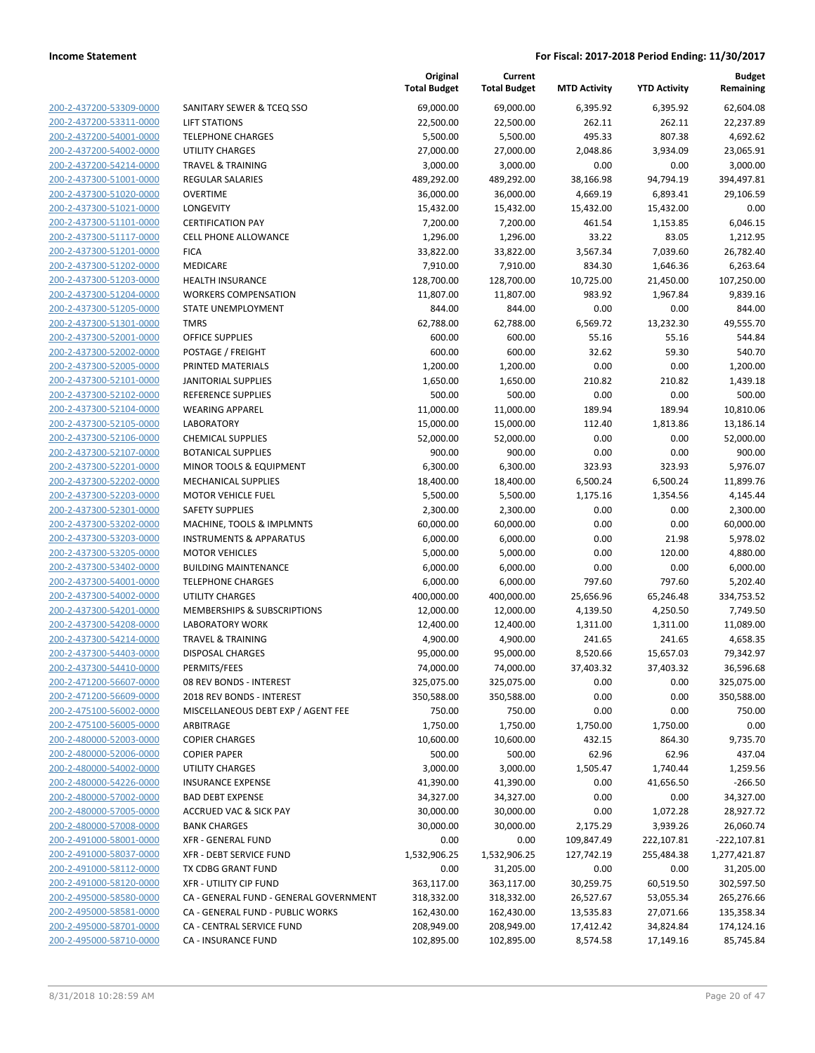| | | Original Total Budget | Current Total Budget | MTD Activity | YTD Activity | Budget Remaining |
|---|---|---|---|---|---|---|
| 200-2-437200-53309-0000 | SANITARY SEWER & TCEQ SSO | 69,000.00 | 69,000.00 | 6,395.92 | 6,395.92 | 62,604.08 |
| 200-2-437200-53311-0000 | LIFT STATIONS | 22,500.00 | 22,500.00 | 262.11 | 262.11 | 22,237.89 |
| 200-2-437200-54001-0000 | TELEPHONE CHARGES | 5,500.00 | 5,500.00 | 495.33 | 807.38 | 4,692.62 |
| 200-2-437200-54002-0000 | UTILITY CHARGES | 27,000.00 | 27,000.00 | 2,048.86 | 3,934.09 | 23,065.91 |
| 200-2-437200-54214-0000 | TRAVEL & TRAINING | 3,000.00 | 3,000.00 | 0.00 | 0.00 | 3,000.00 |
| 200-2-437300-51001-0000 | REGULAR SALARIES | 489,292.00 | 489,292.00 | 38,166.98 | 94,794.19 | 394,497.81 |
| 200-2-437300-51020-0000 | OVERTIME | 36,000.00 | 36,000.00 | 4,669.19 | 6,893.41 | 29,106.59 |
| 200-2-437300-51021-0000 | LONGEVITY | 15,432.00 | 15,432.00 | 15,432.00 | 15,432.00 | 0.00 |
| 200-2-437300-51101-0000 | CERTIFICATION PAY | 7,200.00 | 7,200.00 | 461.54 | 1,153.85 | 6,046.15 |
| 200-2-437300-51117-0000 | CELL PHONE ALLOWANCE | 1,296.00 | 1,296.00 | 33.22 | 83.05 | 1,212.95 |
| 200-2-437300-51201-0000 | FICA | 33,822.00 | 33,822.00 | 3,567.34 | 7,039.60 | 26,782.40 |
| 200-2-437300-51202-0000 | MEDICARE | 7,910.00 | 7,910.00 | 834.30 | 1,646.36 | 6,263.64 |
| 200-2-437300-51203-0000 | HEALTH INSURANCE | 128,700.00 | 128,700.00 | 10,725.00 | 21,450.00 | 107,250.00 |
| 200-2-437300-51204-0000 | WORKERS COMPENSATION | 11,807.00 | 11,807.00 | 983.92 | 1,967.84 | 9,839.16 |
| 200-2-437300-51205-0000 | STATE UNEMPLOYMENT | 844.00 | 844.00 | 0.00 | 0.00 | 844.00 |
| 200-2-437300-51301-0000 | TMRS | 62,788.00 | 62,788.00 | 6,569.72 | 13,232.30 | 49,555.70 |
| 200-2-437300-52001-0000 | OFFICE SUPPLIES | 600.00 | 600.00 | 55.16 | 55.16 | 544.84 |
| 200-2-437300-52002-0000 | POSTAGE / FREIGHT | 600.00 | 600.00 | 32.62 | 59.30 | 540.70 |
| 200-2-437300-52005-0000 | PRINTED MATERIALS | 1,200.00 | 1,200.00 | 0.00 | 0.00 | 1,200.00 |
| 200-2-437300-52101-0000 | JANITORIAL SUPPLIES | 1,650.00 | 1,650.00 | 210.82 | 210.82 | 1,439.18 |
| 200-2-437300-52102-0000 | REFERENCE SUPPLIES | 500.00 | 500.00 | 0.00 | 0.00 | 500.00 |
| 200-2-437300-52104-0000 | WEARING APPAREL | 11,000.00 | 11,000.00 | 189.94 | 189.94 | 10,810.06 |
| 200-2-437300-52105-0000 | LABORATORY | 15,000.00 | 15,000.00 | 112.40 | 1,813.86 | 13,186.14 |
| 200-2-437300-52106-0000 | CHEMICAL SUPPLIES | 52,000.00 | 52,000.00 | 0.00 | 0.00 | 52,000.00 |
| 200-2-437300-52107-0000 | BOTANICAL SUPPLIES | 900.00 | 900.00 | 0.00 | 0.00 | 900.00 |
| 200-2-437300-52201-0000 | MINOR TOOLS & EQUIPMENT | 6,300.00 | 6,300.00 | 323.93 | 323.93 | 5,976.07 |
| 200-2-437300-52202-0000 | MECHANICAL SUPPLIES | 18,400.00 | 18,400.00 | 6,500.24 | 6,500.24 | 11,899.76 |
| 200-2-437300-52203-0000 | MOTOR VEHICLE FUEL | 5,500.00 | 5,500.00 | 1,175.16 | 1,354.56 | 4,145.44 |
| 200-2-437300-52301-0000 | SAFETY SUPPLIES | 2,300.00 | 2,300.00 | 0.00 | 0.00 | 2,300.00 |
| 200-2-437300-53202-0000 | MACHINE, TOOLS & IMPLMNTS | 60,000.00 | 60,000.00 | 0.00 | 0.00 | 60,000.00 |
| 200-2-437300-53203-0000 | INSTRUMENTS & APPARATUS | 6,000.00 | 6,000.00 | 0.00 | 21.98 | 5,978.02 |
| 200-2-437300-53205-0000 | MOTOR VEHICLES | 5,000.00 | 5,000.00 | 0.00 | 120.00 | 4,880.00 |
| 200-2-437300-53402-0000 | BUILDING MAINTENANCE | 6,000.00 | 6,000.00 | 0.00 | 0.00 | 6,000.00 |
| 200-2-437300-54001-0000 | TELEPHONE CHARGES | 6,000.00 | 6,000.00 | 797.60 | 797.60 | 5,202.40 |
| 200-2-437300-54002-0000 | UTILITY CHARGES | 400,000.00 | 400,000.00 | 25,656.96 | 65,246.48 | 334,753.52 |
| 200-2-437300-54201-0000 | MEMBERSHIPS & SUBSCRIPTIONS | 12,000.00 | 12,000.00 | 4,139.50 | 4,250.50 | 7,749.50 |
| 200-2-437300-54208-0000 | LABORATORY WORK | 12,400.00 | 12,400.00 | 1,311.00 | 1,311.00 | 11,089.00 |
| 200-2-437300-54214-0000 | TRAVEL & TRAINING | 4,900.00 | 4,900.00 | 241.65 | 241.65 | 4,658.35 |
| 200-2-437300-54403-0000 | DISPOSAL CHARGES | 95,000.00 | 95,000.00 | 8,520.66 | 15,657.03 | 79,342.97 |
| 200-2-437300-54410-0000 | PERMITS/FEES | 74,000.00 | 74,000.00 | 37,403.32 | 37,403.32 | 36,596.68 |
| 200-2-471200-56607-0000 | 08 REV BONDS - INTEREST | 325,075.00 | 325,075.00 | 0.00 | 0.00 | 325,075.00 |
| 200-2-471200-56609-0000 | 2018 REV BONDS - INTEREST | 350,588.00 | 350,588.00 | 0.00 | 0.00 | 350,588.00 |
| 200-2-475100-56002-0000 | MISCELLANEOUS DEBT EXP / AGENT FEE | 750.00 | 750.00 | 0.00 | 0.00 | 750.00 |
| 200-2-475100-56005-0000 | ARBITRAGE | 1,750.00 | 1,750.00 | 1,750.00 | 1,750.00 | 0.00 |
| 200-2-480000-52003-0000 | COPIER CHARGES | 10,600.00 | 10,600.00 | 432.15 | 864.30 | 9,735.70 |
| 200-2-480000-52006-0000 | COPIER PAPER | 500.00 | 500.00 | 62.96 | 62.96 | 437.04 |
| 200-2-480000-54002-0000 | UTILITY CHARGES | 3,000.00 | 3,000.00 | 1,505.47 | 1,740.44 | 1,259.56 |
| 200-2-480000-54226-0000 | INSURANCE EXPENSE | 41,390.00 | 41,390.00 | 0.00 | 41,656.50 | -266.50 |
| 200-2-480000-57002-0000 | BAD DEBT EXPENSE | 34,327.00 | 34,327.00 | 0.00 | 0.00 | 34,327.00 |
| 200-2-480000-57005-0000 | ACCRUED VAC & SICK PAY | 30,000.00 | 30,000.00 | 0.00 | 1,072.28 | 28,927.72 |
| 200-2-480000-57008-0000 | BANK CHARGES | 30,000.00 | 30,000.00 | 2,175.29 | 3,939.26 | 26,060.74 |
| 200-2-491000-58001-0000 | XFR - GENERAL FUND | 0.00 | 0.00 | 109,847.49 | 222,107.81 | -222,107.81 |
| 200-2-491000-58037-0000 | XFR - DEBT SERVICE FUND | 1,532,906.25 | 1,532,906.25 | 127,742.19 | 255,484.38 | 1,277,421.87 |
| 200-2-491000-58112-0000 | TX CDBG GRANT FUND | 0.00 | 31,205.00 | 0.00 | 0.00 | 31,205.00 |
| 200-2-491000-58120-0000 | XFR - UTILITY CIP FUND | 363,117.00 | 363,117.00 | 30,259.75 | 60,519.50 | 302,597.50 |
| 200-2-495000-58580-0000 | CA - GENERAL FUND - GENERAL GOVERNMENT | 318,332.00 | 318,332.00 | 26,527.67 | 53,055.34 | 265,276.66 |
| 200-2-495000-58581-0000 | CA - GENERAL FUND - PUBLIC WORKS | 162,430.00 | 162,430.00 | 13,535.83 | 27,071.66 | 135,358.34 |
| 200-2-495000-58701-0000 | CA - CENTRAL SERVICE FUND | 208,949.00 | 208,949.00 | 17,412.42 | 34,824.84 | 174,124.16 |
| 200-2-495000-58710-0000 | CA - INSURANCE FUND | 102,895.00 | 102,895.00 | 8,574.58 | 17,149.16 | 85,745.84 |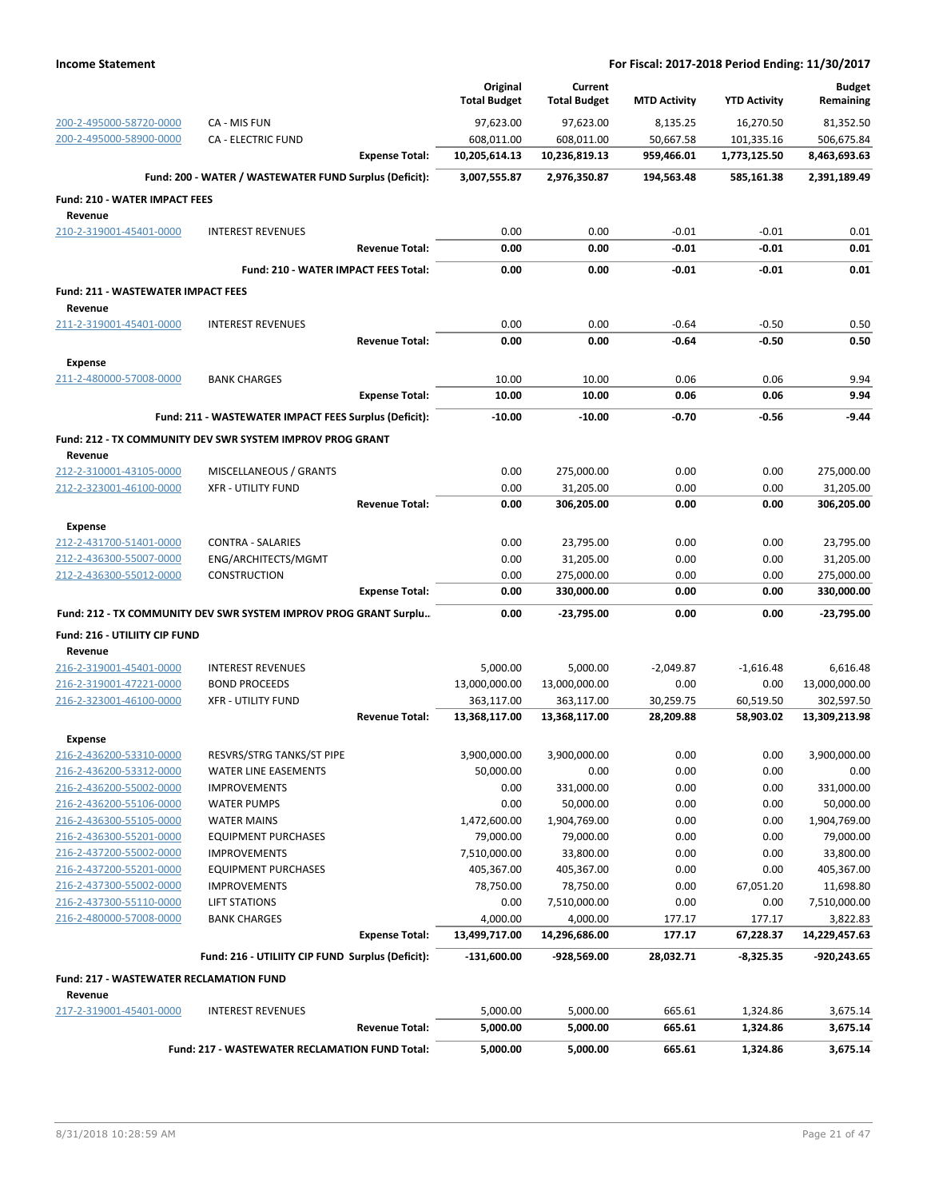| | | Original Total Budget | Current Total Budget | MTD Activity | YTD Activity | Budget Remaining |
|---|---|---|---|---|---|---|
| 200-2-495000-58720-0000 | CA - MIS FUN | 97,623.00 | 97,623.00 | 8,135.25 | 16,270.50 | 81,352.50 |
| 200-2-495000-58900-0000 | CA - ELECTRIC FUND | 608,011.00 | 608,011.00 | 50,667.58 | 101,335.16 | 506,675.84 |
| | **Expense Total:** | **10,205,614.13** | **10,236,819.13** | **959,466.01** | **1,773,125.50** | **8,463,693.63** |
| | **Fund: 200 - WATER / WASTEWATER FUND Surplus (Deficit):** | **3,007,555.87** | **2,976,350.87** | **194,563.48** | **585,161.38** | **2,391,189.49** |
| **Fund: 210 - WATER IMPACT FEES** | | | | | | |
| **Revenue** | | | | | | |
| 210-2-319001-45401-0000 | INTEREST REVENUES | 0.00 | 0.00 | -0.01 | -0.01 | 0.01 |
| | **Revenue Total:** | **0.00** | **0.00** | **-0.01** | **-0.01** | **0.01** |
| | **Fund: 210 - WATER IMPACT FEES Total:** | **0.00** | **0.00** | **-0.01** | **-0.01** | **0.01** |
| **Fund: 211 - WASTEWATER IMPACT FEES** | | | | | | |
| **Revenue** | | | | | | |
| 211-2-319001-45401-0000 | INTEREST REVENUES | 0.00 | 0.00 | -0.64 | -0.50 | 0.50 |
| | **Revenue Total:** | **0.00** | **0.00** | **-0.64** | **-0.50** | **0.50** |
| **Expense** | | | | | | |
| 211-2-480000-57008-0000 | BANK CHARGES | 10.00 | 10.00 | 0.06 | 0.06 | 9.94 |
| | **Expense Total:** | **10.00** | **10.00** | **0.06** | **0.06** | **9.94** |
| | **Fund: 211 - WASTEWATER IMPACT FEES Surplus (Deficit):** | **-10.00** | **-10.00** | **-0.70** | **-0.56** | **-9.44** |
| **Fund: 212 - TX COMMUNITY DEV SWR SYSTEM IMPROV PROG GRANT** | | | | | | |
| **Revenue** | | | | | | |
| 212-2-310001-43105-0000 | MISCELLANEOUS / GRANTS | 0.00 | 275,000.00 | 0.00 | 0.00 | 275,000.00 |
| 212-2-323001-46100-0000 | XFR - UTILITY FUND | 0.00 | 31,205.00 | 0.00 | 0.00 | 31,205.00 |
| | **Revenue Total:** | **0.00** | **306,205.00** | **0.00** | **0.00** | **306,205.00** |
| **Expense** | | | | | | |
| 212-2-431700-51401-0000 | CONTRA - SALARIES | 0.00 | 23,795.00 | 0.00 | 0.00 | 23,795.00 |
| 212-2-436300-55007-0000 | ENG/ARCHITECTS/MGMT | 0.00 | 31,205.00 | 0.00 | 0.00 | 31,205.00 |
| 212-2-436300-55012-0000 | CONSTRUCTION | 0.00 | 275,000.00 | 0.00 | 0.00 | 275,000.00 |
| | **Expense Total:** | **0.00** | **330,000.00** | **0.00** | **0.00** | **330,000.00** |
| **Fund: 212 - TX COMMUNITY DEV SWR SYSTEM IMPROV PROG GRANT Surplu..** | | **0.00** | **-23,795.00** | **0.00** | **0.00** | **-23,795.00** |
| **Fund: 216 - UTILIITY CIP FUND** | | | | | | |
| **Revenue** | | | | | | |
| 216-2-319001-45401-0000 | INTEREST REVENUES | 5,000.00 | 5,000.00 | -2,049.87 | -1,616.48 | 6,616.48 |
| 216-2-319001-47221-0000 | BOND PROCEEDS | 13,000,000.00 | 13,000,000.00 | 0.00 | 0.00 | 13,000,000.00 |
| 216-2-323001-46100-0000 | XFR - UTILITY FUND | 363,117.00 | 363,117.00 | 30,259.75 | 60,519.50 | 302,597.50 |
| | **Revenue Total:** | **13,368,117.00** | **13,368,117.00** | **28,209.88** | **58,903.02** | **13,309,213.98** |
| **Expense** | | | | | | |
| 216-2-436200-53310-0000 | RESVRS/STRG TANKS/ST PIPE | 3,900,000.00 | 3,900,000.00 | 0.00 | 0.00 | 3,900,000.00 |
| 216-2-436200-53312-0000 | WATER LINE EASEMENTS | 50,000.00 | 0.00 | 0.00 | 0.00 | 0.00 |
| 216-2-436200-55002-0000 | IMPROVEMENTS | 0.00 | 331,000.00 | 0.00 | 0.00 | 331,000.00 |
| 216-2-436200-55106-0000 | WATER PUMPS | 0.00 | 50,000.00 | 0.00 | 0.00 | 50,000.00 |
| 216-2-436300-55105-0000 | WATER MAINS | 1,472,600.00 | 1,904,769.00 | 0.00 | 0.00 | 1,904,769.00 |
| 216-2-436300-55201-0000 | EQUIPMENT PURCHASES | 79,000.00 | 79,000.00 | 0.00 | 0.00 | 79,000.00 |
| 216-2-437200-55002-0000 | IMPROVEMENTS | 7,510,000.00 | 33,800.00 | 0.00 | 0.00 | 33,800.00 |
| 216-2-437200-55201-0000 | EQUIPMENT PURCHASES | 405,367.00 | 405,367.00 | 0.00 | 0.00 | 405,367.00 |
| 216-2-437300-55002-0000 | IMPROVEMENTS | 78,750.00 | 78,750.00 | 0.00 | 67,051.20 | 11,698.80 |
| 216-2-437300-55110-0000 | LIFT STATIONS | 0.00 | 7,510,000.00 | 0.00 | 0.00 | 7,510,000.00 |
| 216-2-480000-57008-0000 | BANK CHARGES | 4,000.00 | 4,000.00 | 177.17 | 177.17 | 3,822.83 |
| | **Expense Total:** | **13,499,717.00** | **14,296,686.00** | **177.17** | **67,228.37** | **14,229,457.63** |
| | **Fund: 216 - UTILIITY CIP FUND Surplus (Deficit):** | **-131,600.00** | **-928,569.00** | **28,032.71** | **-8,325.35** | **-920,243.65** |
| **Fund: 217 - WASTEWATER RECLAMATION FUND** | | | | | | |
| **Revenue** | | | | | | |
| 217-2-319001-45401-0000 | INTEREST REVENUES | 5,000.00 | 5,000.00 | 665.61 | 1,324.86 | 3,675.14 |
| | **Revenue Total:** | **5,000.00** | **5,000.00** | **665.61** | **1,324.86** | **3,675.14** |
| | **Fund: 217 - WASTEWATER RECLAMATION FUND Total:** | **5,000.00** | **5,000.00** | **665.61** | **1,324.86** | **3,675.14** |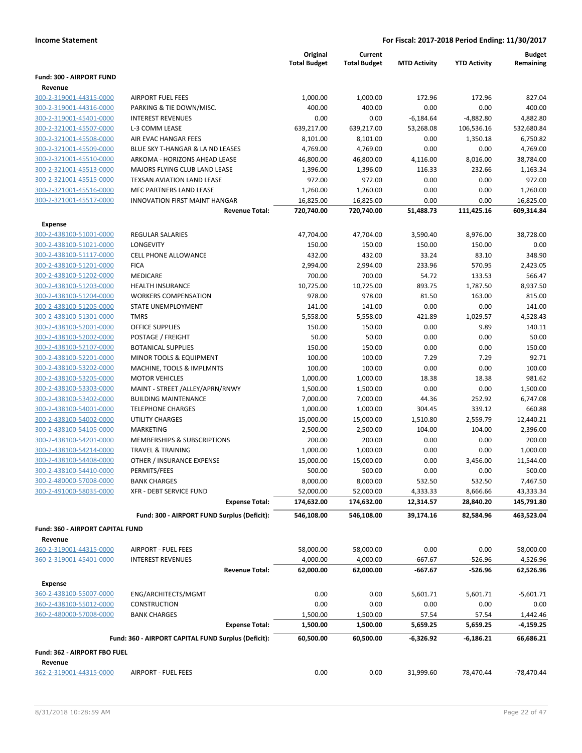**Income Statement** | **For Fiscal: 2017-2018 Period Ending: 11/30/2017**

| | | Original Total Budget | Current Total Budget | MTD Activity | YTD Activity | Budget Remaining |
|---|---|---|---|---|---|---|
| **Fund: 300 - AIRPORT FUND** | | | | | | |
| **Revenue** | | | | | | |
| 300-2-319001-44315-0000 | AIRPORT FUEL FEES | 1,000.00 | 1,000.00 | 172.96 | 172.96 | 827.04 |
| 300-2-319001-44316-0000 | PARKING & TIE DOWN/MISC. | 400.00 | 400.00 | 0.00 | 0.00 | 400.00 |
| 300-2-319001-45401-0000 | INTEREST REVENUES | 0.00 | 0.00 | -6,184.64 | -4,882.80 | 4,882.80 |
| 300-2-321001-45507-0000 | L-3 COMM LEASE | 639,217.00 | 639,217.00 | 53,268.08 | 106,536.16 | 532,680.84 |
| 300-2-321001-45508-0000 | AIR EVAC HANGAR FEES | 8,101.00 | 8,101.00 | 0.00 | 1,350.18 | 6,750.82 |
| 300-2-321001-45509-0000 | BLUE SKY T-HANGAR & LA ND LEASES | 4,769.00 | 4,769.00 | 0.00 | 0.00 | 4,769.00 |
| 300-2-321001-45510-0000 | ARKOMA - HORIZONS AHEAD LEASE | 46,800.00 | 46,800.00 | 4,116.00 | 8,016.00 | 38,784.00 |
| 300-2-321001-45513-0000 | MAJORS FLYING CLUB LAND LEASE | 1,396.00 | 1,396.00 | 116.33 | 232.66 | 1,163.34 |
| 300-2-321001-45515-0000 | TEXSAN AVIATION LAND LEASE | 972.00 | 972.00 | 0.00 | 0.00 | 972.00 |
| 300-2-321001-45516-0000 | MFC PARTNERS LAND LEASE | 1,260.00 | 1,260.00 | 0.00 | 0.00 | 1,260.00 |
| 300-2-321001-45517-0000 | INNOVATION FIRST MAINT HANGAR | 16,825.00 | 16,825.00 | 0.00 | 0.00 | 16,825.00 |
| | **Revenue Total:** | **720,740.00** | **720,740.00** | **51,488.73** | **111,425.16** | **609,314.84** |
| **Expense** | | | | | | |
| 300-2-438100-51001-0000 | REGULAR SALARIES | 47,704.00 | 47,704.00 | 3,590.40 | 8,976.00 | 38,728.00 |
| 300-2-438100-51021-0000 | LONGEVITY | 150.00 | 150.00 | 150.00 | 150.00 | 0.00 |
| 300-2-438100-51117-0000 | CELL PHONE ALLOWANCE | 432.00 | 432.00 | 33.24 | 83.10 | 348.90 |
| 300-2-438100-51201-0000 | FICA | 2,994.00 | 2,994.00 | 233.96 | 570.95 | 2,423.05 |
| 300-2-438100-51202-0000 | MEDICARE | 700.00 | 700.00 | 54.72 | 133.53 | 566.47 |
| 300-2-438100-51203-0000 | HEALTH INSURANCE | 10,725.00 | 10,725.00 | 893.75 | 1,787.50 | 8,937.50 |
| 300-2-438100-51204-0000 | WORKERS COMPENSATION | 978.00 | 978.00 | 81.50 | 163.00 | 815.00 |
| 300-2-438100-51205-0000 | STATE UNEMPLOYMENT | 141.00 | 141.00 | 0.00 | 0.00 | 141.00 |
| 300-2-438100-51301-0000 | TMRS | 5,558.00 | 5,558.00 | 421.89 | 1,029.57 | 4,528.43 |
| 300-2-438100-52001-0000 | OFFICE SUPPLIES | 150.00 | 150.00 | 0.00 | 9.89 | 140.11 |
| 300-2-438100-52002-0000 | POSTAGE / FREIGHT | 50.00 | 50.00 | 0.00 | 0.00 | 50.00 |
| 300-2-438100-52107-0000 | BOTANICAL SUPPLIES | 150.00 | 150.00 | 0.00 | 0.00 | 150.00 |
| 300-2-438100-52201-0000 | MINOR TOOLS & EQUIPMENT | 100.00 | 100.00 | 7.29 | 7.29 | 92.71 |
| 300-2-438100-53202-0000 | MACHINE, TOOLS & IMPLMNTS | 100.00 | 100.00 | 0.00 | 0.00 | 100.00 |
| 300-2-438100-53205-0000 | MOTOR VEHICLES | 1,000.00 | 1,000.00 | 18.38 | 18.38 | 981.62 |
| 300-2-438100-53303-0000 | MAINT - STREET /ALLEY/APRN/RNWY | 1,500.00 | 1,500.00 | 0.00 | 0.00 | 1,500.00 |
| 300-2-438100-53402-0000 | BUILDING MAINTENANCE | 7,000.00 | 7,000.00 | 44.36 | 252.92 | 6,747.08 |
| 300-2-438100-54001-0000 | TELEPHONE CHARGES | 1,000.00 | 1,000.00 | 304.45 | 339.12 | 660.88 |
| 300-2-438100-54002-0000 | UTILITY CHARGES | 15,000.00 | 15,000.00 | 1,510.80 | 2,559.79 | 12,440.21 |
| 300-2-438100-54105-0000 | MARKETING | 2,500.00 | 2,500.00 | 104.00 | 104.00 | 2,396.00 |
| 300-2-438100-54201-0000 | MEMBERSHIPS & SUBSCRIPTIONS | 200.00 | 200.00 | 0.00 | 0.00 | 200.00 |
| 300-2-438100-54214-0000 | TRAVEL & TRAINING | 1,000.00 | 1,000.00 | 0.00 | 0.00 | 1,000.00 |
| 300-2-438100-54408-0000 | OTHER / INSURANCE EXPENSE | 15,000.00 | 15,000.00 | 0.00 | 3,456.00 | 11,544.00 |
| 300-2-438100-54410-0000 | PERMITS/FEES | 500.00 | 500.00 | 0.00 | 0.00 | 500.00 |
| 300-2-480000-57008-0000 | BANK CHARGES | 8,000.00 | 8,000.00 | 532.50 | 532.50 | 7,467.50 |
| 300-2-491000-58035-0000 | XFR - DEBT SERVICE FUND | 52,000.00 | 52,000.00 | 4,333.33 | 8,666.66 | 43,333.34 |
| | **Expense Total:** | **174,632.00** | **174,632.00** | **12,314.57** | **28,840.20** | **145,791.80** |
| | **Fund: 300 - AIRPORT FUND Surplus (Deficit):** | **546,108.00** | **546,108.00** | **39,174.16** | **82,584.96** | **463,523.04** |
| **Fund: 360 - AIRPORT CAPITAL FUND** | | | | | | |
| **Revenue** | | | | | | |
| 360-2-319001-44315-0000 | AIRPORT - FUEL FEES | 58,000.00 | 58,000.00 | 0.00 | 0.00 | 58,000.00 |
| 360-2-319001-45401-0000 | INTEREST REVENUES | 4,000.00 | 4,000.00 | -667.67 | -526.96 | 4,526.96 |
| | **Revenue Total:** | **62,000.00** | **62,000.00** | **-667.67** | **-526.96** | **62,526.96** |
| **Expense** | | | | | | |
| 360-2-438100-55007-0000 | ENG/ARCHITECTS/MGMT | 0.00 | 0.00 | 5,601.71 | 5,601.71 | -5,601.71 |
| 360-2-438100-55012-0000 | CONSTRUCTION | 0.00 | 0.00 | 0.00 | 0.00 | 0.00 |
| 360-2-480000-57008-0000 | BANK CHARGES | 1,500.00 | 1,500.00 | 57.54 | 57.54 | 1,442.46 |
| | **Expense Total:** | **1,500.00** | **1,500.00** | **5,659.25** | **5,659.25** | **-4,159.25** |
| | **Fund: 360 - AIRPORT CAPITAL FUND Surplus (Deficit):** | **60,500.00** | **60,500.00** | **-6,326.92** | **-6,186.21** | **66,686.21** |
| **Fund: 362 - AIRPORT FBO FUEL** | | | | | | |
| **Revenue** | | | | | | |
| 362-2-319001-44315-0000 | AIRPORT - FUEL FEES | 0.00 | 0.00 | 31,999.60 | 78,470.44 | -78,470.44 |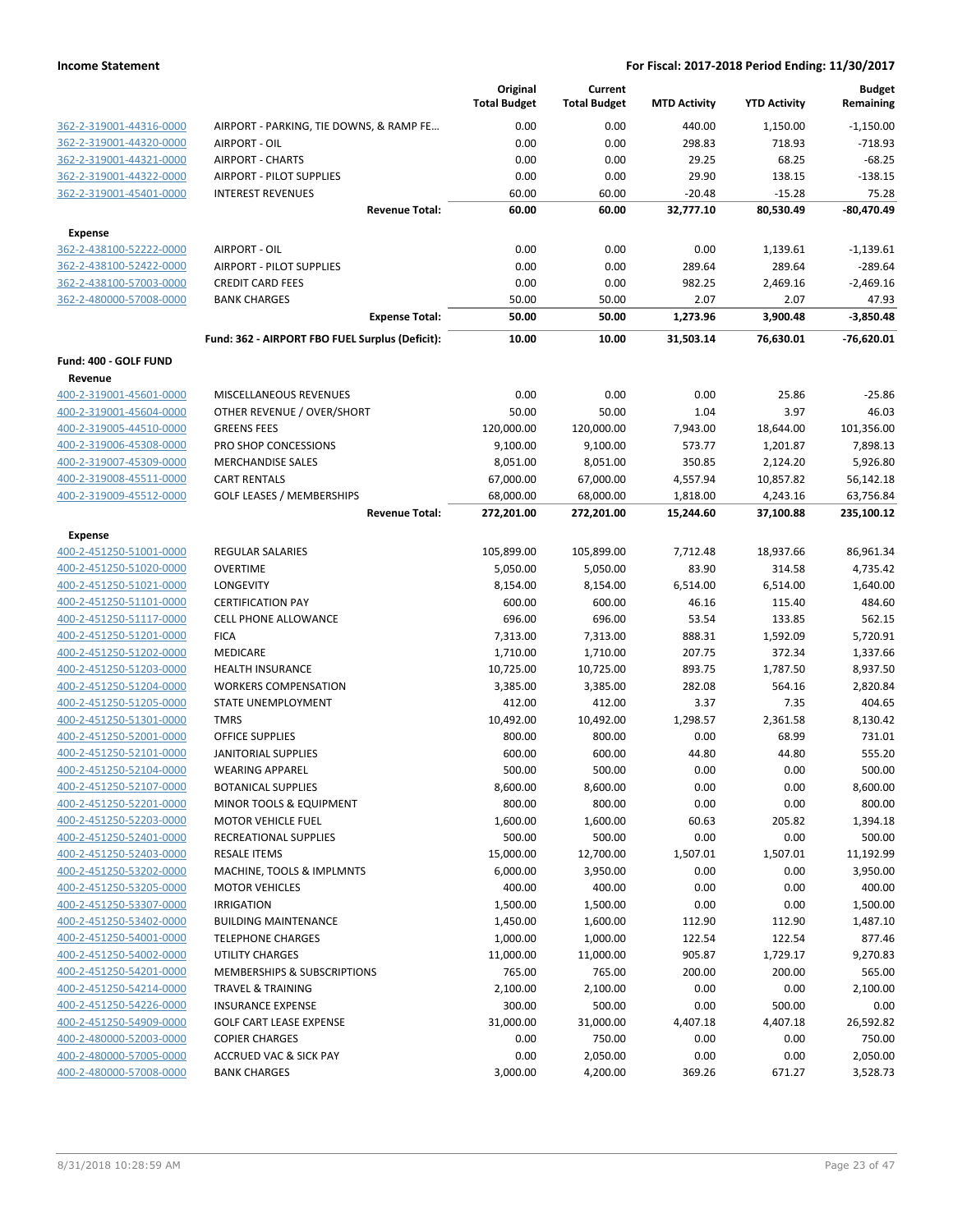**Income Statement** — For Fiscal: 2017-2018 Period Ending: 11/30/2017

| | | Original Total Budget | Current Total Budget | MTD Activity | YTD Activity | Budget Remaining |
|---|---|---|---|---|---|---|
| 362-2-319001-44316-0000 | AIRPORT - PARKING, TIE DOWNS, & RAMP FE... | 0.00 | 0.00 | 440.00 | 1,150.00 | -1,150.00 |
| 362-2-319001-44320-0000 | AIRPORT - OIL | 0.00 | 0.00 | 298.83 | 718.93 | -718.93 |
| 362-2-319001-44321-0000 | AIRPORT - CHARTS | 0.00 | 0.00 | 29.25 | 68.25 | -68.25 |
| 362-2-319001-44322-0000 | AIRPORT - PILOT SUPPLIES | 0.00 | 0.00 | 29.90 | 138.15 | -138.15 |
| 362-2-319001-45401-0000 | INTEREST REVENUES | 60.00 | 60.00 | -20.48 | -15.28 | 75.28 |
| | **Revenue Total:** | **60.00** | **60.00** | **32,777.10** | **80,530.49** | **-80,470.49** |
| **Expense** | | | | | | |
| 362-2-438100-52222-0000 | AIRPORT - OIL | 0.00 | 0.00 | 0.00 | 1,139.61 | -1,139.61 |
| 362-2-438100-52422-0000 | AIRPORT - PILOT SUPPLIES | 0.00 | 0.00 | 289.64 | 289.64 | -289.64 |
| 362-2-438100-57003-0000 | CREDIT CARD FEES | 0.00 | 0.00 | 982.25 | 2,469.16 | -2,469.16 |
| 362-2-480000-57008-0000 | BANK CHARGES | 50.00 | 50.00 | 2.07 | 2.07 | 47.93 |
| | **Expense Total:** | **50.00** | **50.00** | **1,273.96** | **3,900.48** | **-3,850.48** |
| | **Fund: 362 - AIRPORT FBO FUEL Surplus (Deficit):** | **10.00** | **10.00** | **31,503.14** | **76,630.01** | **-76,620.01** |
| **Fund: 400 - GOLF FUND** | | | | | | |
| **Revenue** | | | | | | |
| 400-2-319001-45601-0000 | MISCELLANEOUS REVENUES | 0.00 | 0.00 | 0.00 | 25.86 | -25.86 |
| 400-2-319001-45604-0000 | OTHER REVENUE / OVER/SHORT | 50.00 | 50.00 | 1.04 | 3.97 | 46.03 |
| 400-2-319005-44510-0000 | GREENS FEES | 120,000.00 | 120,000.00 | 7,943.00 | 18,644.00 | 101,356.00 |
| 400-2-319006-45308-0000 | PRO SHOP CONCESSIONS | 9,100.00 | 9,100.00 | 573.77 | 1,201.87 | 7,898.13 |
| 400-2-319007-45309-0000 | MERCHANDISE SALES | 8,051.00 | 8,051.00 | 350.85 | 2,124.20 | 5,926.80 |
| 400-2-319008-45511-0000 | CART RENTALS | 67,000.00 | 67,000.00 | 4,557.94 | 10,857.82 | 56,142.18 |
| 400-2-319009-45512-0000 | GOLF LEASES / MEMBERSHIPS | 68,000.00 | 68,000.00 | 1,818.00 | 4,243.16 | 63,756.84 |
| | **Revenue Total:** | **272,201.00** | **272,201.00** | **15,244.60** | **37,100.88** | **235,100.12** |
| **Expense** | | | | | | |
| 400-2-451250-51001-0000 | REGULAR SALARIES | 105,899.00 | 105,899.00 | 7,712.48 | 18,937.66 | 86,961.34 |
| 400-2-451250-51020-0000 | OVERTIME | 5,050.00 | 5,050.00 | 83.90 | 314.58 | 4,735.42 |
| 400-2-451250-51021-0000 | LONGEVITY | 8,154.00 | 8,154.00 | 6,514.00 | 6,514.00 | 1,640.00 |
| 400-2-451250-51101-0000 | CERTIFICATION PAY | 600.00 | 600.00 | 46.16 | 115.40 | 484.60 |
| 400-2-451250-51117-0000 | CELL PHONE ALLOWANCE | 696.00 | 696.00 | 53.54 | 133.85 | 562.15 |
| 400-2-451250-51201-0000 | FICA | 7,313.00 | 7,313.00 | 888.31 | 1,592.09 | 5,720.91 |
| 400-2-451250-51202-0000 | MEDICARE | 1,710.00 | 1,710.00 | 207.75 | 372.34 | 1,337.66 |
| 400-2-451250-51203-0000 | HEALTH INSURANCE | 10,725.00 | 10,725.00 | 893.75 | 1,787.50 | 8,937.50 |
| 400-2-451250-51204-0000 | WORKERS COMPENSATION | 3,385.00 | 3,385.00 | 282.08 | 564.16 | 2,820.84 |
| 400-2-451250-51205-0000 | STATE UNEMPLOYMENT | 412.00 | 412.00 | 3.37 | 7.35 | 404.65 |
| 400-2-451250-51301-0000 | TMRS | 10,492.00 | 10,492.00 | 1,298.57 | 2,361.58 | 8,130.42 |
| 400-2-451250-52001-0000 | OFFICE SUPPLIES | 800.00 | 800.00 | 0.00 | 68.99 | 731.01 |
| 400-2-451250-52101-0000 | JANITORIAL SUPPLIES | 600.00 | 600.00 | 44.80 | 44.80 | 555.20 |
| 400-2-451250-52104-0000 | WEARING APPAREL | 500.00 | 500.00 | 0.00 | 0.00 | 500.00 |
| 400-2-451250-52107-0000 | BOTANICAL SUPPLIES | 8,600.00 | 8,600.00 | 0.00 | 0.00 | 8,600.00 |
| 400-2-451250-52201-0000 | MINOR TOOLS & EQUIPMENT | 800.00 | 800.00 | 0.00 | 0.00 | 800.00 |
| 400-2-451250-52203-0000 | MOTOR VEHICLE FUEL | 1,600.00 | 1,600.00 | 60.63 | 205.82 | 1,394.18 |
| 400-2-451250-52401-0000 | RECREATIONAL SUPPLIES | 500.00 | 500.00 | 0.00 | 0.00 | 500.00 |
| 400-2-451250-52403-0000 | RESALE ITEMS | 15,000.00 | 12,700.00 | 1,507.01 | 1,507.01 | 11,192.99 |
| 400-2-451250-53202-0000 | MACHINE, TOOLS & IMPLMNTS | 6,000.00 | 3,950.00 | 0.00 | 0.00 | 3,950.00 |
| 400-2-451250-53205-0000 | MOTOR VEHICLES | 400.00 | 400.00 | 0.00 | 0.00 | 400.00 |
| 400-2-451250-53307-0000 | IRRIGATION | 1,500.00 | 1,500.00 | 0.00 | 0.00 | 1,500.00 |
| 400-2-451250-53402-0000 | BUILDING MAINTENANCE | 1,450.00 | 1,600.00 | 112.90 | 112.90 | 1,487.10 |
| 400-2-451250-54001-0000 | TELEPHONE CHARGES | 1,000.00 | 1,000.00 | 122.54 | 122.54 | 877.46 |
| 400-2-451250-54002-0000 | UTILITY CHARGES | 11,000.00 | 11,000.00 | 905.87 | 1,729.17 | 9,270.83 |
| 400-2-451250-54201-0000 | MEMBERSHIPS & SUBSCRIPTIONS | 765.00 | 765.00 | 200.00 | 200.00 | 565.00 |
| 400-2-451250-54214-0000 | TRAVEL & TRAINING | 2,100.00 | 2,100.00 | 0.00 | 0.00 | 2,100.00 |
| 400-2-451250-54226-0000 | INSURANCE EXPENSE | 300.00 | 500.00 | 0.00 | 500.00 | 0.00 |
| 400-2-451250-54909-0000 | GOLF CART LEASE EXPENSE | 31,000.00 | 31,000.00 | 4,407.18 | 4,407.18 | 26,592.82 |
| 400-2-480000-52003-0000 | COPIER CHARGES | 0.00 | 750.00 | 0.00 | 0.00 | 750.00 |
| 400-2-480000-57005-0000 | ACCRUED VAC & SICK PAY | 0.00 | 2,050.00 | 0.00 | 0.00 | 2,050.00 |
| 400-2-480000-57008-0000 | BANK CHARGES | 3,000.00 | 4,200.00 | 369.26 | 671.27 | 3,528.73 |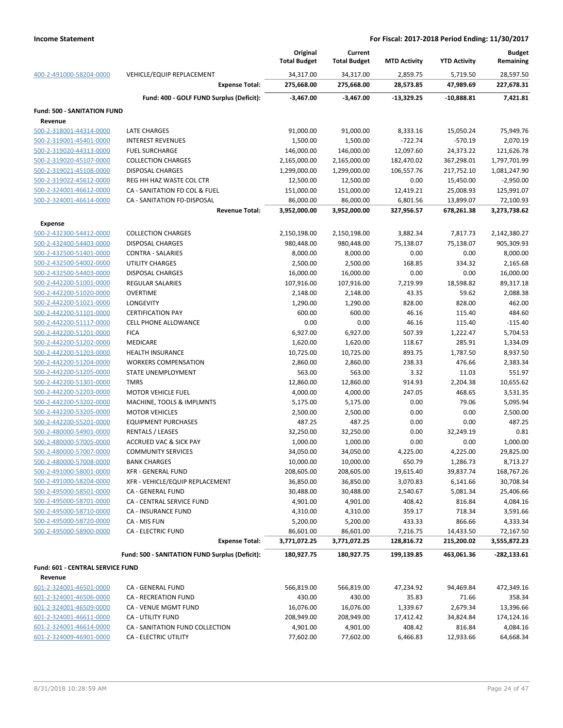**Income Statement** — **For Fiscal: 2017-2018 Period Ending: 11/30/2017**

| | | Original Total Budget | Current Total Budget | MTD Activity | YTD Activity | Budget Remaining |
|---|---|---|---|---|---|---|
| 400-2-491000-58204-0000 | VEHICLE/EQUIP REPLACEMENT | 34,317.00 | 34,317.00 | 2,859.75 | 5,719.50 | 28,597.50 |
| | **Expense Total:** | **275,668.00** | **275,668.00** | **28,573.85** | **47,989.69** | **227,678.31** |
| | **Fund: 400 - GOLF FUND Surplus (Deficit):** | **-3,467.00** | **-3,467.00** | **-13,329.25** | **-10,888.81** | **7,421.81** |
| **Fund: 500 - SANITATION FUND** | | | | | | |
| **Revenue** | | | | | | |
| 500-2-318001-44314-0000 | LATE CHARGES | 91,000.00 | 91,000.00 | 8,333.16 | 15,050.24 | 75,949.76 |
| 500-2-319001-45401-0000 | INTEREST REVENUES | 1,500.00 | 1,500.00 | -722.74 | -570.19 | 2,070.19 |
| 500-2-319020-44313-0000 | FUEL SURCHARGE | 146,000.00 | 146,000.00 | 12,097.60 | 24,373.22 | 121,626.78 |
| 500-2-319020-45107-0000 | COLLECTION CHARGES | 2,165,000.00 | 2,165,000.00 | 182,470.02 | 367,298.01 | 1,797,701.99 |
| 500-2-319021-45108-0000 | DISPOSAL CHARGES | 1,299,000.00 | 1,299,000.00 | 106,557.76 | 217,752.10 | 1,081,247.90 |
| 500-2-319022-45612-0000 | REG HH HAZ WASTE COL CTR | 12,500.00 | 12,500.00 | 0.00 | 15,450.00 | -2,950.00 |
| 500-2-324001-46612-0000 | CA - SANITATION FD COL & FUEL | 151,000.00 | 151,000.00 | 12,419.21 | 25,008.93 | 125,991.07 |
| 500-2-324001-46614-0000 | CA - SANITATION FD-DISPOSAL | 86,000.00 | 86,000.00 | 6,801.56 | 13,899.07 | 72,100.93 |
| | **Revenue Total:** | **3,952,000.00** | **3,952,000.00** | **327,956.57** | **678,261.38** | **3,273,738.62** |
| **Expense** | | | | | | |
| 500-2-432300-54412-0000 | COLLECTION CHARGES | 2,150,198.00 | 2,150,198.00 | 3,882.34 | 7,817.73 | 2,142,380.27 |
| 500-2-432400-54403-0000 | DISPOSAL CHARGES | 980,448.00 | 980,448.00 | 75,138.07 | 75,138.07 | 905,309.93 |
| 500-2-432500-51401-0000 | CONTRA - SALARIES | 8,000.00 | 8,000.00 | 0.00 | 0.00 | 8,000.00 |
| 500-2-432500-54002-0000 | UTILITY CHARGES | 2,500.00 | 2,500.00 | 168.85 | 334.32 | 2,165.68 |
| 500-2-432500-54403-0000 | DISPOSAL CHARGES | 16,000.00 | 16,000.00 | 0.00 | 0.00 | 16,000.00 |
| 500-2-442200-51001-0000 | REGULAR SALARIES | 107,916.00 | 107,916.00 | 7,219.99 | 18,598.82 | 89,317.18 |
| 500-2-442200-51020-0000 | OVERTIME | 2,148.00 | 2,148.00 | 43.35 | 59.62 | 2,088.38 |
| 500-2-442200-51021-0000 | LONGEVITY | 1,290.00 | 1,290.00 | 828.00 | 828.00 | 462.00 |
| 500-2-442200-51101-0000 | CERTIFICATION PAY | 600.00 | 600.00 | 46.16 | 115.40 | 484.60 |
| 500-2-442200-51117-0000 | CELL PHONE ALLOWANCE | 0.00 | 0.00 | 46.16 | 115.40 | -115.40 |
| 500-2-442200-51201-0000 | FICA | 6,927.00 | 6,927.00 | 507.39 | 1,222.47 | 5,704.53 |
| 500-2-442200-51202-0000 | MEDICARE | 1,620.00 | 1,620.00 | 118.67 | 285.91 | 1,334.09 |
| 500-2-442200-51203-0000 | HEALTH INSURANCE | 10,725.00 | 10,725.00 | 893.75 | 1,787.50 | 8,937.50 |
| 500-2-442200-51204-0000 | WORKERS COMPENSATION | 2,860.00 | 2,860.00 | 238.33 | 476.66 | 2,383.34 |
| 500-2-442200-51205-0000 | STATE UNEMPLOYMENT | 563.00 | 563.00 | 3.32 | 11.03 | 551.97 |
| 500-2-442200-51301-0000 | TMRS | 12,860.00 | 12,860.00 | 914.93 | 2,204.38 | 10,655.62 |
| 500-2-442200-52203-0000 | MOTOR VEHICLE FUEL | 4,000.00 | 4,000.00 | 247.05 | 468.65 | 3,531.35 |
| 500-2-442200-53202-0000 | MACHINE, TOOLS & IMPLMNTS | 5,175.00 | 5,175.00 | 0.00 | 79.06 | 5,095.94 |
| 500-2-442200-53205-0000 | MOTOR VEHICLES | 2,500.00 | 2,500.00 | 0.00 | 0.00 | 2,500.00 |
| 500-2-442200-55201-0000 | EQUIPMENT PURCHASES | 487.25 | 487.25 | 0.00 | 0.00 | 487.25 |
| 500-2-480000-54901-0000 | RENTALS / LEASES | 32,250.00 | 32,250.00 | 0.00 | 32,249.19 | 0.81 |
| 500-2-480000-57005-0000 | ACCRUED VAC & SICK PAY | 1,000.00 | 1,000.00 | 0.00 | 0.00 | 1,000.00 |
| 500-2-480000-57007-0000 | COMMUNITY SERVICES | 34,050.00 | 34,050.00 | 4,225.00 | 4,225.00 | 29,825.00 |
| 500-2-480000-57008-0000 | BANK CHARGES | 10,000.00 | 10,000.00 | 650.79 | 1,286.73 | 8,713.27 |
| 500-2-491000-58001-0000 | XFR - GENERAL FUND | 208,605.00 | 208,605.00 | 19,615.40 | 39,837.74 | 168,767.26 |
| 500-2-491000-58204-0000 | XFR - VEHICLE/EQUIP REPLACEMENT | 36,850.00 | 36,850.00 | 3,070.83 | 6,141.66 | 30,708.34 |
| 500-2-495000-58501-0000 | CA - GENERAL FUND | 30,488.00 | 30,488.00 | 2,540.67 | 5,081.34 | 25,406.66 |
| 500-2-495000-58701-0000 | CA - CENTRAL SERVICE FUND | 4,901.00 | 4,901.00 | 408.42 | 816.84 | 4,084.16 |
| 500-2-495000-58710-0000 | CA - INSURANCE FUND | 4,310.00 | 4,310.00 | 359.17 | 718.34 | 3,591.66 |
| 500-2-495000-58720-0000 | CA - MIS FUN | 5,200.00 | 5,200.00 | 433.33 | 866.66 | 4,333.34 |
| 500-2-495000-58900-0000 | CA - ELECTRIC FUND | 86,601.00 | 86,601.00 | 7,216.75 | 14,433.50 | 72,167.50 |
| | **Expense Total:** | **3,771,072.25** | **3,771,072.25** | **128,816.72** | **215,200.02** | **3,555,872.23** |
| | **Fund: 500 - SANITATION FUND Surplus (Deficit):** | **180,927.75** | **180,927.75** | **199,139.85** | **463,061.36** | **-282,133.61** |
| **Fund: 601 - CENTRAL SERVICE FUND** | | | | | | |
| **Revenue** | | | | | | |
| 601-2-324001-46501-0000 | CA - GENERAL FUND | 566,819.00 | 566,819.00 | 47,234.92 | 94,469.84 | 472,349.16 |
| 601-2-324001-46506-0000 | CA - RECREATION FUND | 430.00 | 430.00 | 35.83 | 71.66 | 358.34 |
| 601-2-324001-46509-0000 | CA - VENUE MGMT FUND | 16,076.00 | 16,076.00 | 1,339.67 | 2,679.34 | 13,396.66 |
| 601-2-324001-46611-0000 | CA - UTILITY FUND | 208,949.00 | 208,949.00 | 17,412.42 | 34,824.84 | 174,124.16 |
| 601-2-324001-46614-0000 | CA - SANITATION FUND COLLECTION | 4,901.00 | 4,901.00 | 408.42 | 816.84 | 4,084.16 |
| 601-2-324009-46901-0000 | CA - ELECTRIC UTILITY | 77,602.00 | 77,602.00 | 6,466.83 | 12,933.66 | 64,668.34 |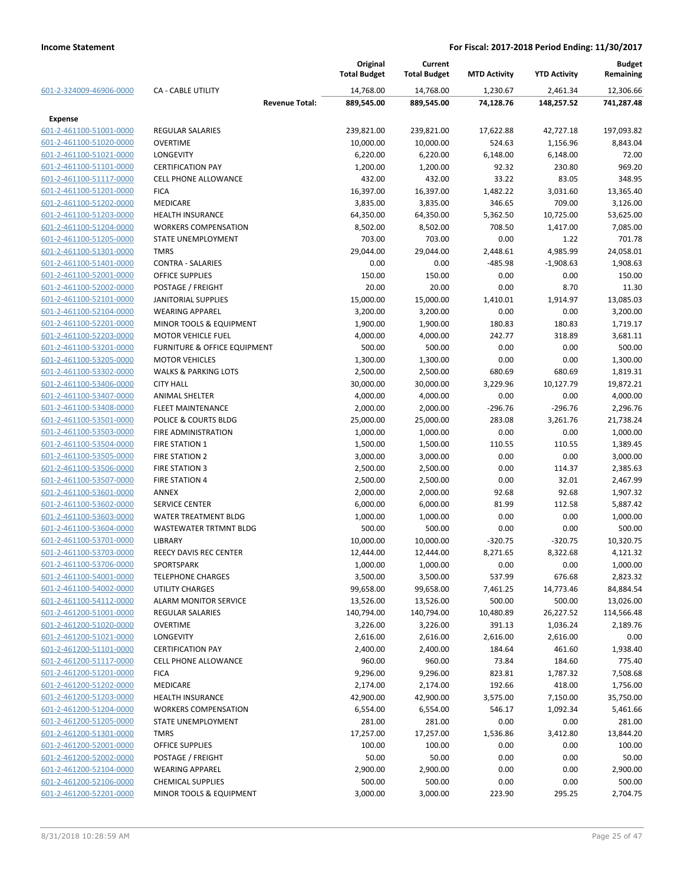| | | Original Total Budget | Current Total Budget | MTD Activity | YTD Activity | Budget Remaining |
|---|---|---|---|---|---|---|
| 601-2-324009-46906-0000 | CA - CABLE UTILITY | 14,768.00 | 14,768.00 | 1,230.67 | 2,461.34 | 12,306.66 |
| | **Revenue Total:** | **889,545.00** | **889,545.00** | **74,128.76** | **148,257.52** | **741,287.48** |
| **Expense** | | | | | | |
| 601-2-461100-51001-0000 | REGULAR SALARIES | 239,821.00 | 239,821.00 | 17,622.88 | 42,727.18 | 197,093.82 |
| 601-2-461100-51020-0000 | OVERTIME | 10,000.00 | 10,000.00 | 524.63 | 1,156.96 | 8,843.04 |
| 601-2-461100-51021-0000 | LONGEVITY | 6,220.00 | 6,220.00 | 6,148.00 | 6,148.00 | 72.00 |
| 601-2-461100-51101-0000 | CERTIFICATION PAY | 1,200.00 | 1,200.00 | 92.32 | 230.80 | 969.20 |
| 601-2-461100-51117-0000 | CELL PHONE ALLOWANCE | 432.00 | 432.00 | 33.22 | 83.05 | 348.95 |
| 601-2-461100-51201-0000 | FICA | 16,397.00 | 16,397.00 | 1,482.22 | 3,031.60 | 13,365.40 |
| 601-2-461100-51202-0000 | MEDICARE | 3,835.00 | 3,835.00 | 346.65 | 709.00 | 3,126.00 |
| 601-2-461100-51203-0000 | HEALTH INSURANCE | 64,350.00 | 64,350.00 | 5,362.50 | 10,725.00 | 53,625.00 |
| 601-2-461100-51204-0000 | WORKERS COMPENSATION | 8,502.00 | 8,502.00 | 708.50 | 1,417.00 | 7,085.00 |
| 601-2-461100-51205-0000 | STATE UNEMPLOYMENT | 703.00 | 703.00 | 0.00 | 1.22 | 701.78 |
| 601-2-461100-51301-0000 | TMRS | 29,044.00 | 29,044.00 | 2,448.61 | 4,985.99 | 24,058.01 |
| 601-2-461100-51401-0000 | CONTRA - SALARIES | 0.00 | 0.00 | -485.98 | -1,908.63 | 1,908.63 |
| 601-2-461100-52001-0000 | OFFICE SUPPLIES | 150.00 | 150.00 | 0.00 | 0.00 | 150.00 |
| 601-2-461100-52002-0000 | POSTAGE / FREIGHT | 20.00 | 20.00 | 0.00 | 8.70 | 11.30 |
| 601-2-461100-52101-0000 | JANITORIAL SUPPLIES | 15,000.00 | 15,000.00 | 1,410.01 | 1,914.97 | 13,085.03 |
| 601-2-461100-52104-0000 | WEARING APPAREL | 3,200.00 | 3,200.00 | 0.00 | 0.00 | 3,200.00 |
| 601-2-461100-52201-0000 | MINOR TOOLS & EQUIPMENT | 1,900.00 | 1,900.00 | 180.83 | 180.83 | 1,719.17 |
| 601-2-461100-52203-0000 | MOTOR VEHICLE FUEL | 4,000.00 | 4,000.00 | 242.77 | 318.89 | 3,681.11 |
| 601-2-461100-53201-0000 | FURNITURE & OFFICE EQUIPMENT | 500.00 | 500.00 | 0.00 | 0.00 | 500.00 |
| 601-2-461100-53205-0000 | MOTOR VEHICLES | 1,300.00 | 1,300.00 | 0.00 | 0.00 | 1,300.00 |
| 601-2-461100-53302-0000 | WALKS & PARKING LOTS | 2,500.00 | 2,500.00 | 680.69 | 680.69 | 1,819.31 |
| 601-2-461100-53406-0000 | CITY HALL | 30,000.00 | 30,000.00 | 3,229.96 | 10,127.79 | 19,872.21 |
| 601-2-461100-53407-0000 | ANIMAL SHELTER | 4,000.00 | 4,000.00 | 0.00 | 0.00 | 4,000.00 |
| 601-2-461100-53408-0000 | FLEET MAINTENANCE | 2,000.00 | 2,000.00 | -296.76 | -296.76 | 2,296.76 |
| 601-2-461100-53501-0000 | POLICE & COURTS BLDG | 25,000.00 | 25,000.00 | 283.08 | 3,261.76 | 21,738.24 |
| 601-2-461100-53503-0000 | FIRE ADMINISTRATION | 1,000.00 | 1,000.00 | 0.00 | 0.00 | 1,000.00 |
| 601-2-461100-53504-0000 | FIRE STATION 1 | 1,500.00 | 1,500.00 | 110.55 | 110.55 | 1,389.45 |
| 601-2-461100-53505-0000 | FIRE STATION 2 | 3,000.00 | 3,000.00 | 0.00 | 0.00 | 3,000.00 |
| 601-2-461100-53506-0000 | FIRE STATION 3 | 2,500.00 | 2,500.00 | 0.00 | 114.37 | 2,385.63 |
| 601-2-461100-53507-0000 | FIRE STATION 4 | 2,500.00 | 2,500.00 | 0.00 | 32.01 | 2,467.99 |
| 601-2-461100-53601-0000 | ANNEX | 2,000.00 | 2,000.00 | 92.68 | 92.68 | 1,907.32 |
| 601-2-461100-53602-0000 | SERVICE CENTER | 6,000.00 | 6,000.00 | 81.99 | 112.58 | 5,887.42 |
| 601-2-461100-53603-0000 | WATER TREATMENT BLDG | 1,000.00 | 1,000.00 | 0.00 | 0.00 | 1,000.00 |
| 601-2-461100-53604-0000 | WASTEWATER TRTMNT BLDG | 500.00 | 500.00 | 0.00 | 0.00 | 500.00 |
| 601-2-461100-53701-0000 | LIBRARY | 10,000.00 | 10,000.00 | -320.75 | -320.75 | 10,320.75 |
| 601-2-461100-53703-0000 | REECY DAVIS REC CENTER | 12,444.00 | 12,444.00 | 8,271.65 | 8,322.68 | 4,121.32 |
| 601-2-461100-53706-0000 | SPORTSPARK | 1,000.00 | 1,000.00 | 0.00 | 0.00 | 1,000.00 |
| 601-2-461100-54001-0000 | TELEPHONE CHARGES | 3,500.00 | 3,500.00 | 537.99 | 676.68 | 2,823.32 |
| 601-2-461100-54002-0000 | UTILITY CHARGES | 99,658.00 | 99,658.00 | 7,461.25 | 14,773.46 | 84,884.54 |
| 601-2-461100-54112-0000 | ALARM MONITOR SERVICE | 13,526.00 | 13,526.00 | 500.00 | 500.00 | 13,026.00 |
| 601-2-461200-51001-0000 | REGULAR SALARIES | 140,794.00 | 140,794.00 | 10,480.89 | 26,227.52 | 114,566.48 |
| 601-2-461200-51020-0000 | OVERTIME | 3,226.00 | 3,226.00 | 391.13 | 1,036.24 | 2,189.76 |
| 601-2-461200-51021-0000 | LONGEVITY | 2,616.00 | 2,616.00 | 2,616.00 | 2,616.00 | 0.00 |
| 601-2-461200-51101-0000 | CERTIFICATION PAY | 2,400.00 | 2,400.00 | 184.64 | 461.60 | 1,938.40 |
| 601-2-461200-51117-0000 | CELL PHONE ALLOWANCE | 960.00 | 960.00 | 73.84 | 184.60 | 775.40 |
| 601-2-461200-51201-0000 | FICA | 9,296.00 | 9,296.00 | 823.81 | 1,787.32 | 7,508.68 |
| 601-2-461200-51202-0000 | MEDICARE | 2,174.00 | 2,174.00 | 192.66 | 418.00 | 1,756.00 |
| 601-2-461200-51203-0000 | HEALTH INSURANCE | 42,900.00 | 42,900.00 | 3,575.00 | 7,150.00 | 35,750.00 |
| 601-2-461200-51204-0000 | WORKERS COMPENSATION | 6,554.00 | 6,554.00 | 546.17 | 1,092.34 | 5,461.66 |
| 601-2-461200-51205-0000 | STATE UNEMPLOYMENT | 281.00 | 281.00 | 0.00 | 0.00 | 281.00 |
| 601-2-461200-51301-0000 | TMRS | 17,257.00 | 17,257.00 | 1,536.86 | 3,412.80 | 13,844.20 |
| 601-2-461200-52001-0000 | OFFICE SUPPLIES | 100.00 | 100.00 | 0.00 | 0.00 | 100.00 |
| 601-2-461200-52002-0000 | POSTAGE / FREIGHT | 50.00 | 50.00 | 0.00 | 0.00 | 50.00 |
| 601-2-461200-52104-0000 | WEARING APPAREL | 2,900.00 | 2,900.00 | 0.00 | 0.00 | 2,900.00 |
| 601-2-461200-52106-0000 | CHEMICAL SUPPLIES | 500.00 | 500.00 | 0.00 | 0.00 | 500.00 |
| 601-2-461200-52201-0000 | MINOR TOOLS & EQUIPMENT | 3,000.00 | 3,000.00 | 223.90 | 295.25 | 2,704.75 |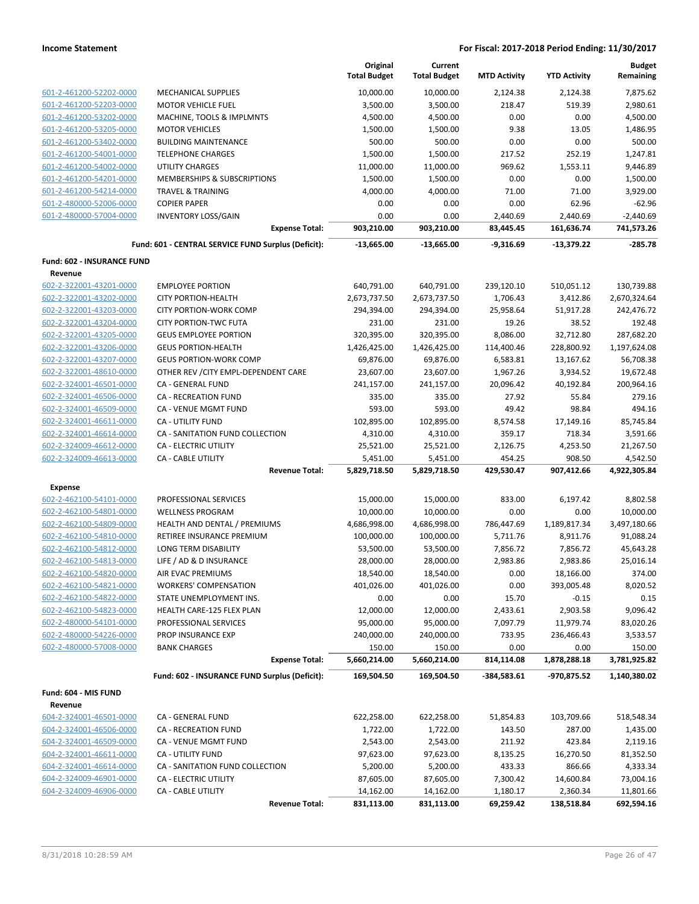| | | Original Total Budget | Current Total Budget | MTD Activity | YTD Activity | Budget Remaining |
|---|---|---|---|---|---|---|
| 601-2-461200-52202-0000 | MECHANICAL SUPPLIES | 10,000.00 | 10,000.00 | 2,124.38 | 2,124.38 | 7,875.62 |
| 601-2-461200-52203-0000 | MOTOR VEHICLE FUEL | 3,500.00 | 3,500.00 | 218.47 | 519.39 | 2,980.61 |
| 601-2-461200-53202-0000 | MACHINE, TOOLS & IMPLMNTS | 4,500.00 | 4,500.00 | 0.00 | 0.00 | 4,500.00 |
| 601-2-461200-53205-0000 | MOTOR VEHICLES | 1,500.00 | 1,500.00 | 9.38 | 13.05 | 1,486.95 |
| 601-2-461200-53402-0000 | BUILDING MAINTENANCE | 500.00 | 500.00 | 0.00 | 0.00 | 500.00 |
| 601-2-461200-54001-0000 | TELEPHONE CHARGES | 1,500.00 | 1,500.00 | 217.52 | 252.19 | 1,247.81 |
| 601-2-461200-54002-0000 | UTILITY CHARGES | 11,000.00 | 11,000.00 | 969.62 | 1,553.11 | 9,446.89 |
| 601-2-461200-54201-0000 | MEMBERSHIPS & SUBSCRIPTIONS | 1,500.00 | 1,500.00 | 0.00 | 0.00 | 1,500.00 |
| 601-2-461200-54214-0000 | TRAVEL & TRAINING | 4,000.00 | 4,000.00 | 71.00 | 71.00 | 3,929.00 |
| 601-2-480000-52006-0000 | COPIER PAPER | 0.00 | 0.00 | 0.00 | 62.96 | -62.96 |
| 601-2-480000-57004-0000 | INVENTORY LOSS/GAIN | 0.00 | 0.00 | 2,440.69 | 2,440.69 | -2,440.69 |
| | **Expense Total:** | **903,210.00** | **903,210.00** | **83,445.45** | **161,636.74** | **741,573.26** |
| | **Fund: 601 - CENTRAL SERVICE FUND Surplus (Deficit):** | **-13,665.00** | **-13,665.00** | **-9,316.69** | **-13,379.22** | **-285.78** |
| **Fund: 602 - INSURANCE FUND** | | | | | | |
| **Revenue** | | | | | | |
| 602-2-322001-43201-0000 | EMPLOYEE PORTION | 640,791.00 | 640,791.00 | 239,120.10 | 510,051.12 | 130,739.88 |
| 602-2-322001-43202-0000 | CITY PORTION-HEALTH | 2,673,737.50 | 2,673,737.50 | 1,706.43 | 3,412.86 | 2,670,324.64 |
| 602-2-322001-43203-0000 | CITY PORTION-WORK COMP | 294,394.00 | 294,394.00 | 25,958.64 | 51,917.28 | 242,476.72 |
| 602-2-322001-43204-0000 | CITY PORTION-TWC FUTA | 231.00 | 231.00 | 19.26 | 38.52 | 192.48 |
| 602-2-322001-43205-0000 | GEUS EMPLOYEE PORTION | 320,395.00 | 320,395.00 | 8,086.00 | 32,712.80 | 287,682.20 |
| 602-2-322001-43206-0000 | GEUS PORTION-HEALTH | 1,426,425.00 | 1,426,425.00 | 114,400.46 | 228,800.92 | 1,197,624.08 |
| 602-2-322001-43207-0000 | GEUS PORTION-WORK COMP | 69,876.00 | 69,876.00 | 6,583.81 | 13,167.62 | 56,708.38 |
| 602-2-322001-48610-0000 | OTHER REV /CITY EMPL-DEPENDENT CARE | 23,607.00 | 23,607.00 | 1,967.26 | 3,934.52 | 19,672.48 |
| 602-2-324001-46501-0000 | CA - GENERAL FUND | 241,157.00 | 241,157.00 | 20,096.42 | 40,192.84 | 200,964.16 |
| 602-2-324001-46506-0000 | CA - RECREATION FUND | 335.00 | 335.00 | 27.92 | 55.84 | 279.16 |
| 602-2-324001-46509-0000 | CA - VENUE MGMT FUND | 593.00 | 593.00 | 49.42 | 98.84 | 494.16 |
| 602-2-324001-46611-0000 | CA - UTILITY FUND | 102,895.00 | 102,895.00 | 8,574.58 | 17,149.16 | 85,745.84 |
| 602-2-324001-46614-0000 | CA - SANITATION FUND COLLECTION | 4,310.00 | 4,310.00 | 359.17 | 718.34 | 3,591.66 |
| 602-2-324009-46612-0000 | CA - ELECTRIC UTILITY | 25,521.00 | 25,521.00 | 2,126.75 | 4,253.50 | 21,267.50 |
| 602-2-324009-46613-0000 | CA - CABLE UTILITY | 5,451.00 | 5,451.00 | 454.25 | 908.50 | 4,542.50 |
| | **Revenue Total:** | **5,829,718.50** | **5,829,718.50** | **429,530.47** | **907,412.66** | **4,922,305.84** |
| **Expense** | | | | | | |
| 602-2-462100-54101-0000 | PROFESSIONAL SERVICES | 15,000.00 | 15,000.00 | 833.00 | 6,197.42 | 8,802.58 |
| 602-2-462100-54801-0000 | WELLNESS PROGRAM | 10,000.00 | 10,000.00 | 0.00 | 0.00 | 10,000.00 |
| 602-2-462100-54809-0000 | HEALTH AND DENTAL / PREMIUMS | 4,686,998.00 | 4,686,998.00 | 786,447.69 | 1,189,817.34 | 3,497,180.66 |
| 602-2-462100-54810-0000 | RETIREE INSURANCE PREMIUM | 100,000.00 | 100,000.00 | 5,711.76 | 8,911.76 | 91,088.24 |
| 602-2-462100-54812-0000 | LONG TERM DISABILITY | 53,500.00 | 53,500.00 | 7,856.72 | 7,856.72 | 45,643.28 |
| 602-2-462100-54813-0000 | LIFE / AD & D INSURANCE | 28,000.00 | 28,000.00 | 2,983.86 | 2,983.86 | 25,016.14 |
| 602-2-462100-54820-0000 | AIR EVAC PREMIUMS | 18,540.00 | 18,540.00 | 0.00 | 18,166.00 | 374.00 |
| 602-2-462100-54821-0000 | WORKERS' COMPENSATION | 401,026.00 | 401,026.00 | 0.00 | 393,005.48 | 8,020.52 |
| 602-2-462100-54822-0000 | STATE UNEMPLOYMENT INS. | 0.00 | 0.00 | 15.70 | -0.15 | 0.15 |
| 602-2-462100-54823-0000 | HEALTH CARE-125 FLEX PLAN | 12,000.00 | 12,000.00 | 2,433.61 | 2,903.58 | 9,096.42 |
| 602-2-480000-54101-0000 | PROFESSIONAL SERVICES | 95,000.00 | 95,000.00 | 7,097.79 | 11,979.74 | 83,020.26 |
| 602-2-480000-54226-0000 | PROP INSURANCE EXP | 240,000.00 | 240,000.00 | 733.95 | 236,466.43 | 3,533.57 |
| 602-2-480000-57008-0000 | BANK CHARGES | 150.00 | 150.00 | 0.00 | 0.00 | 150.00 |
| | **Expense Total:** | **5,660,214.00** | **5,660,214.00** | **814,114.08** | **1,878,288.18** | **3,781,925.82** |
| | **Fund: 602 - INSURANCE FUND Surplus (Deficit):** | **169,504.50** | **169,504.50** | **-384,583.61** | **-970,875.52** | **1,140,380.02** |
| **Fund: 604 - MIS FUND** | | | | | | |
| **Revenue** | | | | | | |
| 604-2-324001-46501-0000 | CA - GENERAL FUND | 622,258.00 | 622,258.00 | 51,854.83 | 103,709.66 | 518,548.34 |
| 604-2-324001-46506-0000 | CA - RECREATION FUND | 1,722.00 | 1,722.00 | 143.50 | 287.00 | 1,435.00 |
| 604-2-324001-46509-0000 | CA - VENUE MGMT FUND | 2,543.00 | 2,543.00 | 211.92 | 423.84 | 2,119.16 |
| 604-2-324001-46611-0000 | CA - UTILITY FUND | 97,623.00 | 97,623.00 | 8,135.25 | 16,270.50 | 81,352.50 |
| 604-2-324001-46614-0000 | CA - SANITATION FUND COLLECTION | 5,200.00 | 5,200.00 | 433.33 | 866.66 | 4,333.34 |
| 604-2-324009-46901-0000 | CA - ELECTRIC UTILITY | 87,605.00 | 87,605.00 | 7,300.42 | 14,600.84 | 73,004.16 |
| 604-2-324009-46906-0000 | CA - CABLE UTILITY | 14,162.00 | 14,162.00 | 1,180.17 | 2,360.34 | 11,801.66 |
| | **Revenue Total:** | **831,113.00** | **831,113.00** | **69,259.42** | **138,518.84** | **692,594.16** |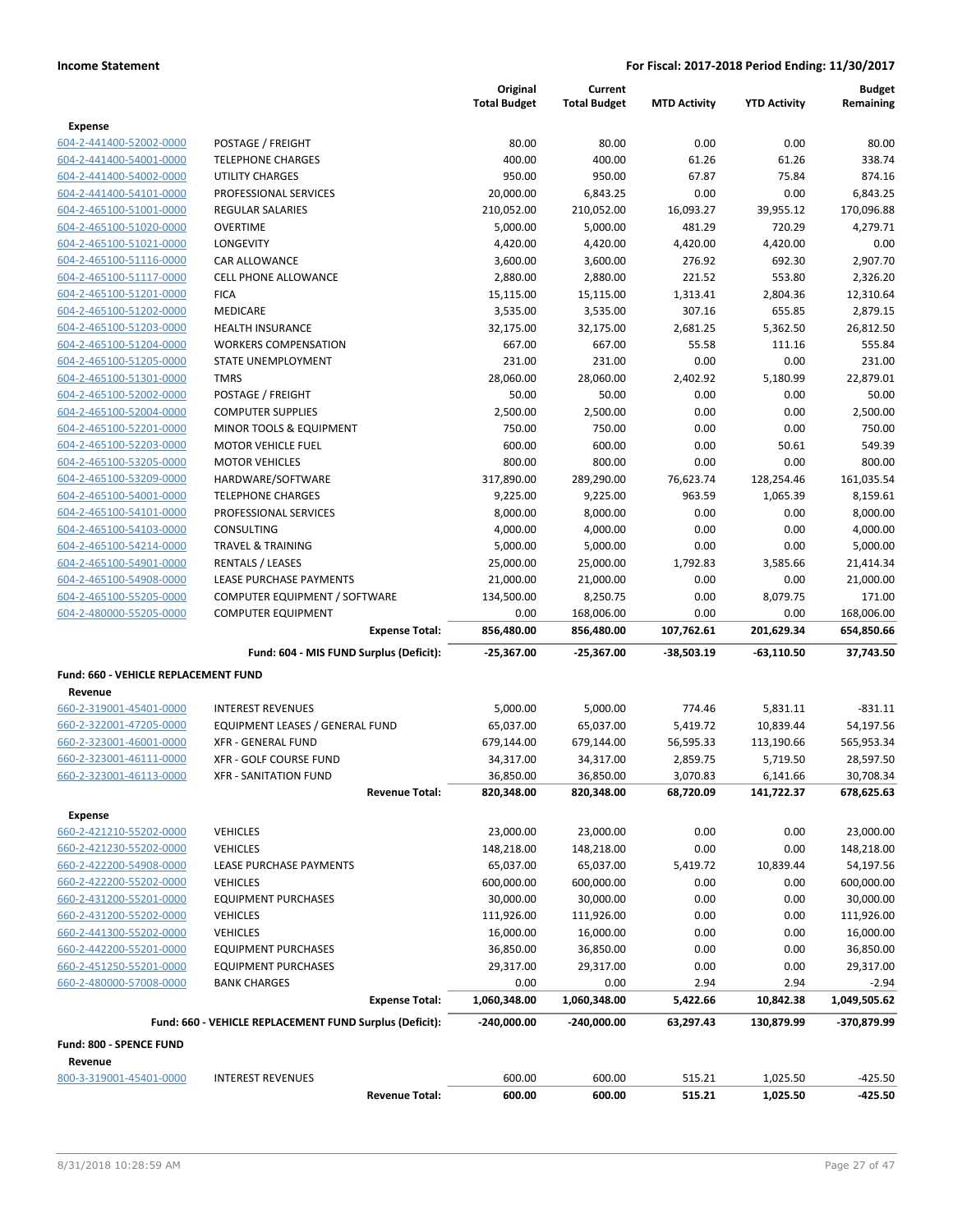| | | Original Total Budget | Current Total Budget | MTD Activity | YTD Activity | Budget Remaining |
|---|---|---|---|---|---|---|
| **Expense** | | | | | | |
| 604-2-441400-52002-0000 | POSTAGE / FREIGHT | 80.00 | 80.00 | 0.00 | 0.00 | 80.00 |
| 604-2-441400-54001-0000 | TELEPHONE CHARGES | 400.00 | 400.00 | 61.26 | 61.26 | 338.74 |
| 604-2-441400-54002-0000 | UTILITY CHARGES | 950.00 | 950.00 | 67.87 | 75.84 | 874.16 |
| 604-2-441400-54101-0000 | PROFESSIONAL SERVICES | 20,000.00 | 6,843.25 | 0.00 | 0.00 | 6,843.25 |
| 604-2-465100-51001-0000 | REGULAR SALARIES | 210,052.00 | 210,052.00 | 16,093.27 | 39,955.12 | 170,096.88 |
| 604-2-465100-51020-0000 | OVERTIME | 5,000.00 | 5,000.00 | 481.29 | 720.29 | 4,279.71 |
| 604-2-465100-51021-0000 | LONGEVITY | 4,420.00 | 4,420.00 | 4,420.00 | 4,420.00 | 0.00 |
| 604-2-465100-51116-0000 | CAR ALLOWANCE | 3,600.00 | 3,600.00 | 276.92 | 692.30 | 2,907.70 |
| 604-2-465100-51117-0000 | CELL PHONE ALLOWANCE | 2,880.00 | 2,880.00 | 221.52 | 553.80 | 2,326.20 |
| 604-2-465100-51201-0000 | FICA | 15,115.00 | 15,115.00 | 1,313.41 | 2,804.36 | 12,310.64 |
| 604-2-465100-51202-0000 | MEDICARE | 3,535.00 | 3,535.00 | 307.16 | 655.85 | 2,879.15 |
| 604-2-465100-51203-0000 | HEALTH INSURANCE | 32,175.00 | 32,175.00 | 2,681.25 | 5,362.50 | 26,812.50 |
| 604-2-465100-51204-0000 | WORKERS COMPENSATION | 667.00 | 667.00 | 55.58 | 111.16 | 555.84 |
| 604-2-465100-51205-0000 | STATE UNEMPLOYMENT | 231.00 | 231.00 | 0.00 | 0.00 | 231.00 |
| 604-2-465100-51301-0000 | TMRS | 28,060.00 | 28,060.00 | 2,402.92 | 5,180.99 | 22,879.01 |
| 604-2-465100-52002-0000 | POSTAGE / FREIGHT | 50.00 | 50.00 | 0.00 | 0.00 | 50.00 |
| 604-2-465100-52004-0000 | COMPUTER SUPPLIES | 2,500.00 | 2,500.00 | 0.00 | 0.00 | 2,500.00 |
| 604-2-465100-52201-0000 | MINOR TOOLS & EQUIPMENT | 750.00 | 750.00 | 0.00 | 0.00 | 750.00 |
| 604-2-465100-52203-0000 | MOTOR VEHICLE FUEL | 600.00 | 600.00 | 0.00 | 50.61 | 549.39 |
| 604-2-465100-53205-0000 | MOTOR VEHICLES | 800.00 | 800.00 | 0.00 | 0.00 | 800.00 |
| 604-2-465100-53209-0000 | HARDWARE/SOFTWARE | 317,890.00 | 289,290.00 | 76,623.74 | 128,254.46 | 161,035.54 |
| 604-2-465100-54001-0000 | TELEPHONE CHARGES | 9,225.00 | 9,225.00 | 963.59 | 1,065.39 | 8,159.61 |
| 604-2-465100-54101-0000 | PROFESSIONAL SERVICES | 8,000.00 | 8,000.00 | 0.00 | 0.00 | 8,000.00 |
| 604-2-465100-54103-0000 | CONSULTING | 4,000.00 | 4,000.00 | 0.00 | 0.00 | 4,000.00 |
| 604-2-465100-54214-0000 | TRAVEL & TRAINING | 5,000.00 | 5,000.00 | 0.00 | 0.00 | 5,000.00 |
| 604-2-465100-54901-0000 | RENTALS / LEASES | 25,000.00 | 25,000.00 | 1,792.83 | 3,585.66 | 21,414.34 |
| 604-2-465100-54908-0000 | LEASE PURCHASE PAYMENTS | 21,000.00 | 21,000.00 | 0.00 | 0.00 | 21,000.00 |
| 604-2-465100-55205-0000 | COMPUTER EQUIPMENT / SOFTWARE | 134,500.00 | 8,250.75 | 0.00 | 8,079.75 | 171.00 |
| 604-2-480000-55205-0000 | COMPUTER EQUIPMENT | 0.00 | 168,006.00 | 0.00 | 0.00 | 168,006.00 |
| | **Expense Total:** | **856,480.00** | **856,480.00** | **107,762.61** | **201,629.34** | **654,850.66** |
| | **Fund: 604 - MIS FUND Surplus (Deficit):** | **-25,367.00** | **-25,367.00** | **-38,503.19** | **-63,110.50** | **37,743.50** |
| **Fund: 660 - VEHICLE REPLACEMENT FUND** | | | | | | |
| **Revenue** | | | | | | |
| 660-2-319001-45401-0000 | INTEREST REVENUES | 5,000.00 | 5,000.00 | 774.46 | 5,831.11 | -831.11 |
| 660-2-322001-47205-0000 | EQUIPMENT LEASES / GENERAL FUND | 65,037.00 | 65,037.00 | 5,419.72 | 10,839.44 | 54,197.56 |
| 660-2-323001-46001-0000 | XFR - GENERAL FUND | 679,144.00 | 679,144.00 | 56,595.33 | 113,190.66 | 565,953.34 |
| 660-2-323001-46111-0000 | XFR - GOLF COURSE FUND | 34,317.00 | 34,317.00 | 2,859.75 | 5,719.50 | 28,597.50 |
| 660-2-323001-46113-0000 | XFR - SANITATION FUND | 36,850.00 | 36,850.00 | 3,070.83 | 6,141.66 | 30,708.34 |
| | **Revenue Total:** | **820,348.00** | **820,348.00** | **68,720.09** | **141,722.37** | **678,625.63** |
| **Expense** | | | | | | |
| 660-2-421210-55202-0000 | VEHICLES | 23,000.00 | 23,000.00 | 0.00 | 0.00 | 23,000.00 |
| 660-2-421230-55202-0000 | VEHICLES | 148,218.00 | 148,218.00 | 0.00 | 0.00 | 148,218.00 |
| 660-2-422200-54908-0000 | LEASE PURCHASE PAYMENTS | 65,037.00 | 65,037.00 | 5,419.72 | 10,839.44 | 54,197.56 |
| 660-2-422200-55202-0000 | VEHICLES | 600,000.00 | 600,000.00 | 0.00 | 0.00 | 600,000.00 |
| 660-2-431200-55201-0000 | EQUIPMENT PURCHASES | 30,000.00 | 30,000.00 | 0.00 | 0.00 | 30,000.00 |
| 660-2-431200-55202-0000 | VEHICLES | 111,926.00 | 111,926.00 | 0.00 | 0.00 | 111,926.00 |
| 660-2-441300-55202-0000 | VEHICLES | 16,000.00 | 16,000.00 | 0.00 | 0.00 | 16,000.00 |
| 660-2-442200-55201-0000 | EQUIPMENT PURCHASES | 36,850.00 | 36,850.00 | 0.00 | 0.00 | 36,850.00 |
| 660-2-451250-55201-0000 | EQUIPMENT PURCHASES | 29,317.00 | 29,317.00 | 0.00 | 0.00 | 29,317.00 |
| 660-2-480000-57008-0000 | BANK CHARGES | 0.00 | 0.00 | 2.94 | 2.94 | -2.94 |
| | **Expense Total:** | **1,060,348.00** | **1,060,348.00** | **5,422.66** | **10,842.38** | **1,049,505.62** |
| | **Fund: 660 - VEHICLE REPLACEMENT FUND Surplus (Deficit):** | **-240,000.00** | **-240,000.00** | **63,297.43** | **130,879.99** | **-370,879.99** |
| **Fund: 800 - SPENCE FUND** | | | | | | |
| **Revenue** | | | | | | |
| 800-3-319001-45401-0000 | INTEREST REVENUES | 600.00 | 600.00 | 515.21 | 1,025.50 | -425.50 |
| | **Revenue Total:** | **600.00** | **600.00** | **515.21** | **1,025.50** | **-425.50** |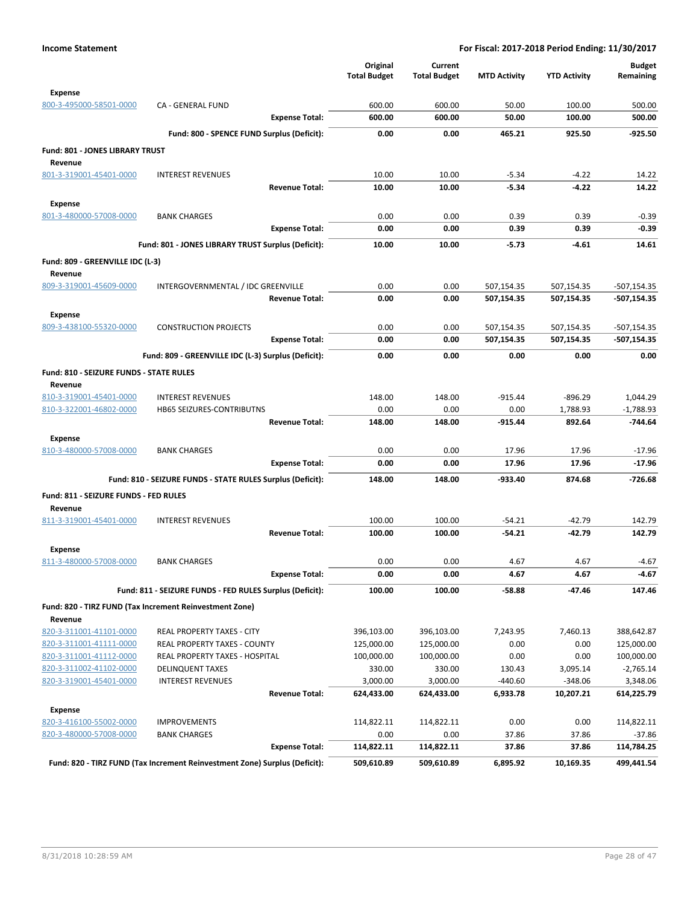| | | Original Total Budget | Current Total Budget | MTD Activity | YTD Activity | Budget Remaining |
|---|---|---|---|---|---|---|
| **Expense** | | | | | | |
| 800-3-495000-58501-0000 | CA - GENERAL FUND | 600.00 | 600.00 | 50.00 | 100.00 | 500.00 |
| | **Expense Total:** | **600.00** | **600.00** | **50.00** | **100.00** | **500.00** |
| | **Fund: 800 - SPENCE FUND Surplus (Deficit):** | **0.00** | **0.00** | **465.21** | **925.50** | **-925.50** |
| **Fund: 801 - JONES LIBRARY TRUST** | | | | | | |
| **Revenue** | | | | | | |
| 801-3-319001-45401-0000 | INTEREST REVENUES | 10.00 | 10.00 | -5.34 | -4.22 | 14.22 |
| | **Revenue Total:** | **10.00** | **10.00** | **-5.34** | **-4.22** | **14.22** |
| **Expense** | | | | | | |
| 801-3-480000-57008-0000 | BANK CHARGES | 0.00 | 0.00 | 0.39 | 0.39 | -0.39 |
| | **Expense Total:** | **0.00** | **0.00** | **0.39** | **0.39** | **-0.39** |
| | **Fund: 801 - JONES LIBRARY TRUST Surplus (Deficit):** | **10.00** | **10.00** | **-5.73** | **-4.61** | **14.61** |
| **Fund: 809 - GREENVILLE IDC (L-3)** | | | | | | |
| **Revenue** | | | | | | |
| 809-3-319001-45609-0000 | INTERGOVERNMENTAL / IDC GREENVILLE | 0.00 | 0.00 | 507,154.35 | 507,154.35 | -507,154.35 |
| | **Revenue Total:** | **0.00** | **0.00** | **507,154.35** | **507,154.35** | **-507,154.35** |
| **Expense** | | | | | | |
| 809-3-438100-55320-0000 | CONSTRUCTION PROJECTS | 0.00 | 0.00 | 507,154.35 | 507,154.35 | -507,154.35 |
| | **Expense Total:** | **0.00** | **0.00** | **507,154.35** | **507,154.35** | **-507,154.35** |
| | **Fund: 809 - GREENVILLE IDC (L-3) Surplus (Deficit):** | **0.00** | **0.00** | **0.00** | **0.00** | **0.00** |
| **Fund: 810 - SEIZURE FUNDS - STATE RULES** | | | | | | |
| **Revenue** | | | | | | |
| 810-3-319001-45401-0000 | INTEREST REVENUES | 148.00 | 148.00 | -915.44 | -896.29 | 1,044.29 |
| 810-3-322001-46802-0000 | HB65 SEIZURES-CONTRIBUTNS | 0.00 | 0.00 | 0.00 | 1,788.93 | -1,788.93 |
| | **Revenue Total:** | **148.00** | **148.00** | **-915.44** | **892.64** | **-744.64** |
| **Expense** | | | | | | |
| 810-3-480000-57008-0000 | BANK CHARGES | 0.00 | 0.00 | 17.96 | 17.96 | -17.96 |
| | **Expense Total:** | **0.00** | **0.00** | **17.96** | **17.96** | **-17.96** |
| | **Fund: 810 - SEIZURE FUNDS - STATE RULES Surplus (Deficit):** | **148.00** | **148.00** | **-933.40** | **874.68** | **-726.68** |
| **Fund: 811 - SEIZURE FUNDS - FED RULES** | | | | | | |
| **Revenue** | | | | | | |
| 811-3-319001-45401-0000 | INTEREST REVENUES | 100.00 | 100.00 | -54.21 | -42.79 | 142.79 |
| | **Revenue Total:** | **100.00** | **100.00** | **-54.21** | **-42.79** | **142.79** |
| **Expense** | | | | | | |
| 811-3-480000-57008-0000 | BANK CHARGES | 0.00 | 0.00 | 4.67 | 4.67 | -4.67 |
| | **Expense Total:** | **0.00** | **0.00** | **4.67** | **4.67** | **-4.67** |
| | **Fund: 811 - SEIZURE FUNDS - FED RULES Surplus (Deficit):** | **100.00** | **100.00** | **-58.88** | **-47.46** | **147.46** |
| **Fund: 820 - TIRZ FUND (Tax Increment Reinvestment Zone)** | | | | | | |
| **Revenue** | | | | | | |
| 820-3-311001-41101-0000 | REAL PROPERTY TAXES - CITY | 396,103.00 | 396,103.00 | 7,243.95 | 7,460.13 | 388,642.87 |
| 820-3-311001-41111-0000 | REAL PROPERTY TAXES - COUNTY | 125,000.00 | 125,000.00 | 0.00 | 0.00 | 125,000.00 |
| 820-3-311001-41112-0000 | REAL PROPERTY TAXES - HOSPITAL | 100,000.00 | 100,000.00 | 0.00 | 0.00 | 100,000.00 |
| 820-3-311002-41102-0000 | DELINQUENT TAXES | 330.00 | 330.00 | 130.43 | 3,095.14 | -2,765.14 |
| 820-3-319001-45401-0000 | INTEREST REVENUES | 3,000.00 | 3,000.00 | -440.60 | -348.06 | 3,348.06 |
| | **Revenue Total:** | **624,433.00** | **624,433.00** | **6,933.78** | **10,207.21** | **614,225.79** |
| **Expense** | | | | | | |
| 820-3-416100-55002-0000 | IMPROVEMENTS | 114,822.11 | 114,822.11 | 0.00 | 0.00 | 114,822.11 |
| 820-3-480000-57008-0000 | BANK CHARGES | 0.00 | 0.00 | 37.86 | 37.86 | -37.86 |
| | **Expense Total:** | **114,822.11** | **114,822.11** | **37.86** | **37.86** | **114,784.25** |
| | **Fund: 820 - TIRZ FUND (Tax Increment Reinvestment Zone) Surplus (Deficit):** | **509,610.89** | **509,610.89** | **6,895.92** | **10,169.35** | **499,441.54** |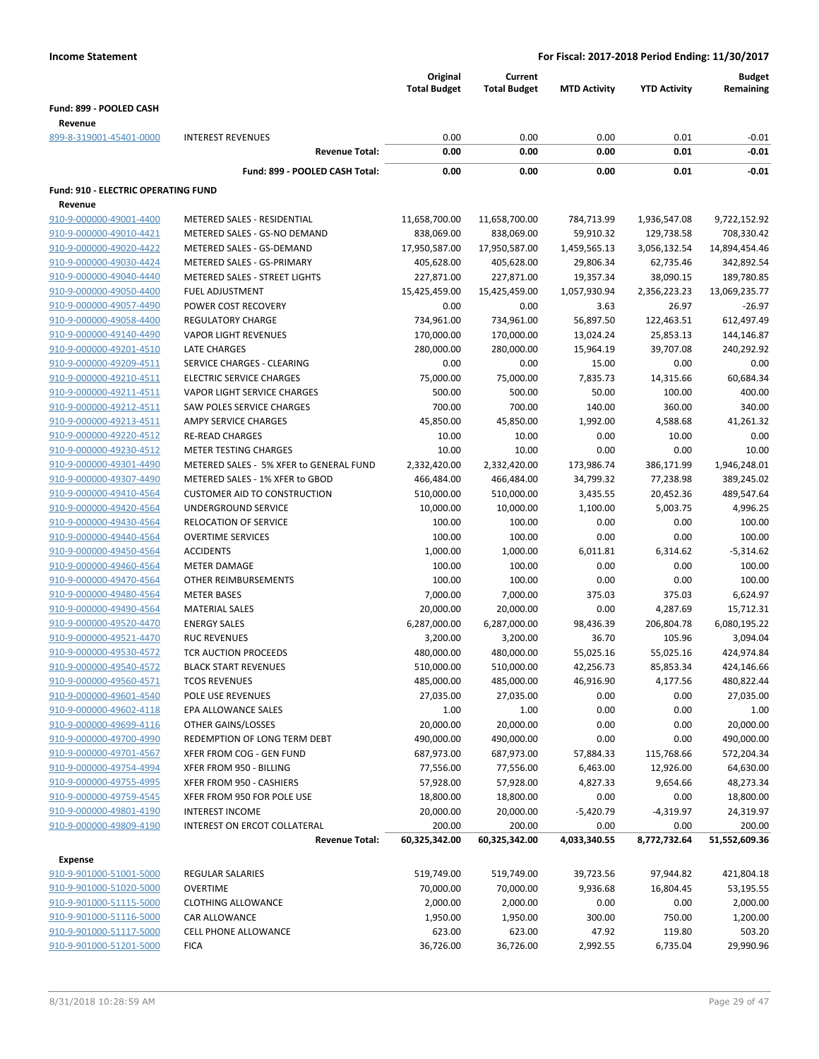**Income Statement** | **For Fiscal: 2017-2018 Period Ending: 11/30/2017**

| | | Original Total Budget | Current Total Budget | MTD Activity | YTD Activity | Budget Remaining |
|---|---|---|---|---|---|---|
| **Fund: 899 - POOLED CASH** | | | | | | |
| **Revenue** | | | | | | |
| 899-8-319001-45401-0000 | INTEREST REVENUES | 0.00 | 0.00 | 0.00 | 0.01 | -0.01 |
| | **Revenue Total:** | **0.00** | **0.00** | **0.00** | **0.01** | **-0.01** |
| | **Fund: 899 - POOLED CASH Total:** | **0.00** | **0.00** | **0.00** | **0.01** | **-0.01** |
| **Fund: 910 - ELECTRIC OPERATING FUND** | | | | | | |
| **Revenue** | | | | | | |
| 910-9-000000-49001-4400 | METERED SALES - RESIDENTIAL | 11,658,700.00 | 11,658,700.00 | 784,713.99 | 1,936,547.08 | 9,722,152.92 |
| 910-9-000000-49010-4421 | METERED SALES - GS-NO DEMAND | 838,069.00 | 838,069.00 | 59,910.32 | 129,738.58 | 708,330.42 |
| 910-9-000000-49020-4422 | METERED SALES - GS-DEMAND | 17,950,587.00 | 17,950,587.00 | 1,459,565.13 | 3,056,132.54 | 14,894,454.46 |
| 910-9-000000-49030-4424 | METERED SALES - GS-PRIMARY | 405,628.00 | 405,628.00 | 29,806.34 | 62,735.46 | 342,892.54 |
| 910-9-000000-49040-4440 | METERED SALES - STREET LIGHTS | 227,871.00 | 227,871.00 | 19,357.34 | 38,090.15 | 189,780.85 |
| 910-9-000000-49050-4400 | FUEL ADJUSTMENT | 15,425,459.00 | 15,425,459.00 | 1,057,930.94 | 2,356,223.23 | 13,069,235.77 |
| 910-9-000000-49057-4490 | POWER COST RECOVERY | 0.00 | 0.00 | 3.63 | 26.97 | -26.97 |
| 910-9-000000-49058-4400 | REGULATORY CHARGE | 734,961.00 | 734,961.00 | 56,897.50 | 122,463.51 | 612,497.49 |
| 910-9-000000-49140-4490 | VAPOR LIGHT REVENUES | 170,000.00 | 170,000.00 | 13,024.24 | 25,853.13 | 144,146.87 |
| 910-9-000000-49201-4510 | LATE CHARGES | 280,000.00 | 280,000.00 | 15,964.19 | 39,707.08 | 240,292.92 |
| 910-9-000000-49209-4511 | SERVICE CHARGES - CLEARING | 0.00 | 0.00 | 15.00 | 0.00 | 0.00 |
| 910-9-000000-49210-4511 | ELECTRIC SERVICE CHARGES | 75,000.00 | 75,000.00 | 7,835.73 | 14,315.66 | 60,684.34 |
| 910-9-000000-49211-4511 | VAPOR LIGHT SERVICE CHARGES | 500.00 | 500.00 | 50.00 | 100.00 | 400.00 |
| 910-9-000000-49212-4511 | SAW POLES SERVICE CHARGES | 700.00 | 700.00 | 140.00 | 360.00 | 340.00 |
| 910-9-000000-49213-4511 | AMPY SERVICE CHARGES | 45,850.00 | 45,850.00 | 1,992.00 | 4,588.68 | 41,261.32 |
| 910-9-000000-49220-4512 | RE-READ CHARGES | 10.00 | 10.00 | 0.00 | 10.00 | 0.00 |
| 910-9-000000-49230-4512 | METER TESTING CHARGES | 10.00 | 10.00 | 0.00 | 0.00 | 10.00 |
| 910-9-000000-49301-4490 | METERED SALES - 5% XFER to GENERAL FUND | 2,332,420.00 | 2,332,420.00 | 173,986.74 | 386,171.99 | 1,946,248.01 |
| 910-9-000000-49307-4490 | METERED SALES - 1% XFER to GBOD | 466,484.00 | 466,484.00 | 34,799.32 | 77,238.98 | 389,245.02 |
| 910-9-000000-49410-4564 | CUSTOMER AID TO CONSTRUCTION | 510,000.00 | 510,000.00 | 3,435.55 | 20,452.36 | 489,547.64 |
| 910-9-000000-49420-4564 | UNDERGROUND SERVICE | 10,000.00 | 10,000.00 | 1,100.00 | 5,003.75 | 4,996.25 |
| 910-9-000000-49430-4564 | RELOCATION OF SERVICE | 100.00 | 100.00 | 0.00 | 0.00 | 100.00 |
| 910-9-000000-49440-4564 | OVERTIME SERVICES | 100.00 | 100.00 | 0.00 | 0.00 | 100.00 |
| 910-9-000000-49450-4564 | ACCIDENTS | 1,000.00 | 1,000.00 | 6,011.81 | 6,314.62 | -5,314.62 |
| 910-9-000000-49460-4564 | METER DAMAGE | 100.00 | 100.00 | 0.00 | 0.00 | 100.00 |
| 910-9-000000-49470-4564 | OTHER REIMBURSEMENTS | 100.00 | 100.00 | 0.00 | 0.00 | 100.00 |
| 910-9-000000-49480-4564 | METER BASES | 7,000.00 | 7,000.00 | 375.03 | 375.03 | 6,624.97 |
| 910-9-000000-49490-4564 | MATERIAL SALES | 20,000.00 | 20,000.00 | 0.00 | 4,287.69 | 15,712.31 |
| 910-9-000000-49520-4470 | ENERGY SALES | 6,287,000.00 | 6,287,000.00 | 98,436.39 | 206,804.78 | 6,080,195.22 |
| 910-9-000000-49521-4470 | RUC REVENUES | 3,200.00 | 3,200.00 | 36.70 | 105.96 | 3,094.04 |
| 910-9-000000-49530-4572 | TCR AUCTION PROCEEDS | 480,000.00 | 480,000.00 | 55,025.16 | 55,025.16 | 424,974.84 |
| 910-9-000000-49540-4572 | BLACK START REVENUES | 510,000.00 | 510,000.00 | 42,256.73 | 85,853.34 | 424,146.66 |
| 910-9-000000-49560-4571 | TCOS REVENUES | 485,000.00 | 485,000.00 | 46,916.90 | 4,177.56 | 480,822.44 |
| 910-9-000000-49601-4540 | POLE USE REVENUES | 27,035.00 | 27,035.00 | 0.00 | 0.00 | 27,035.00 |
| 910-9-000000-49602-4118 | EPA ALLOWANCE SALES | 1.00 | 1.00 | 0.00 | 0.00 | 1.00 |
| 910-9-000000-49699-4116 | OTHER GAINS/LOSSES | 20,000.00 | 20,000.00 | 0.00 | 0.00 | 20,000.00 |
| 910-9-000000-49700-4990 | REDEMPTION OF LONG TERM DEBT | 490,000.00 | 490,000.00 | 0.00 | 0.00 | 490,000.00 |
| 910-9-000000-49701-4567 | XFER FROM COG - GEN FUND | 687,973.00 | 687,973.00 | 57,884.33 | 115,768.66 | 572,204.34 |
| 910-9-000000-49754-4994 | XFER FROM 950 - BILLING | 77,556.00 | 77,556.00 | 6,463.00 | 12,926.00 | 64,630.00 |
| 910-9-000000-49755-4995 | XFER FROM 950 - CASHIERS | 57,928.00 | 57,928.00 | 4,827.33 | 9,654.66 | 48,273.34 |
| 910-9-000000-49759-4545 | XFER FROM 950 FOR POLE USE | 18,800.00 | 18,800.00 | 0.00 | 0.00 | 18,800.00 |
| 910-9-000000-49801-4190 | INTEREST INCOME | 20,000.00 | 20,000.00 | -5,420.79 | -4,319.97 | 24,319.97 |
| 910-9-000000-49809-4190 | INTEREST ON ERCOT COLLATERAL | 200.00 | 200.00 | 0.00 | 0.00 | 200.00 |
| | **Revenue Total:** | **60,325,342.00** | **60,325,342.00** | **4,033,340.55** | **8,772,732.64** | **51,552,609.36** |
| **Expense** | | | | | | |
| 910-9-901000-51001-5000 | REGULAR SALARIES | 519,749.00 | 519,749.00 | 39,723.56 | 97,944.82 | 421,804.18 |
| 910-9-901000-51020-5000 | OVERTIME | 70,000.00 | 70,000.00 | 9,936.68 | 16,804.45 | 53,195.55 |
| 910-9-901000-51115-5000 | CLOTHING ALLOWANCE | 2,000.00 | 2,000.00 | 0.00 | 0.00 | 2,000.00 |
| 910-9-901000-51116-5000 | CAR ALLOWANCE | 1,950.00 | 1,950.00 | 300.00 | 750.00 | 1,200.00 |
| 910-9-901000-51117-5000 | CELL PHONE ALLOWANCE | 623.00 | 623.00 | 47.92 | 119.80 | 503.20 |
| 910-9-901000-51201-5000 | FICA | 36,726.00 | 36,726.00 | 2,992.55 | 6,735.04 | 29,990.96 |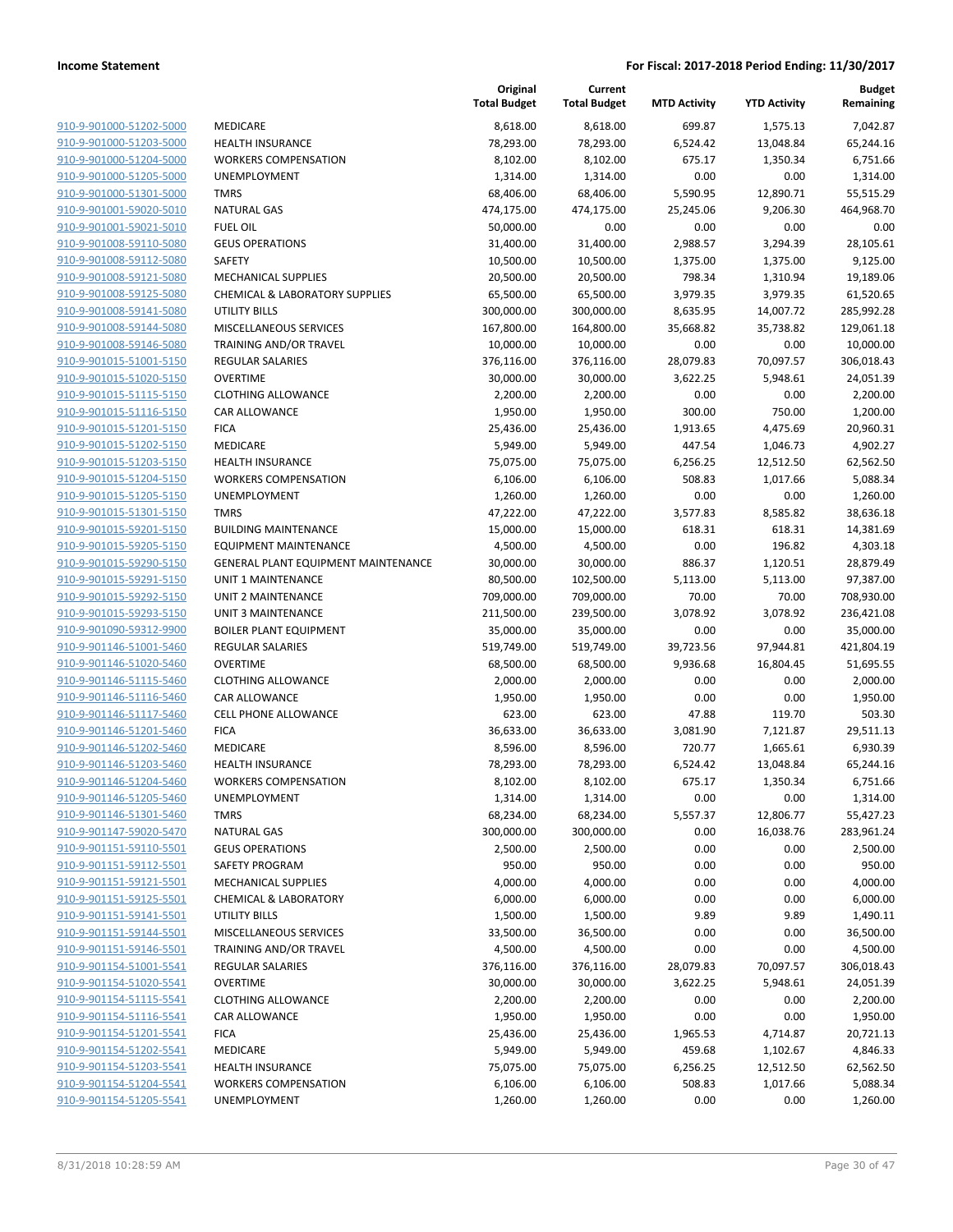| | | Original Total Budget | Current Total Budget | MTD Activity | YTD Activity | Budget Remaining |
|---|---|---|---|---|---|---|
| 910-9-901000-51202-5000 | MEDICARE | 8,618.00 | 8,618.00 | 699.87 | 1,575.13 | 7,042.87 |
| 910-9-901000-51203-5000 | HEALTH INSURANCE | 78,293.00 | 78,293.00 | 6,524.42 | 13,048.84 | 65,244.16 |
| 910-9-901000-51204-5000 | WORKERS COMPENSATION | 8,102.00 | 8,102.00 | 675.17 | 1,350.34 | 6,751.66 |
| 910-9-901000-51205-5000 | UNEMPLOYMENT | 1,314.00 | 1,314.00 | 0.00 | 0.00 | 1,314.00 |
| 910-9-901000-51301-5000 | TMRS | 68,406.00 | 68,406.00 | 5,590.95 | 12,890.71 | 55,515.29 |
| 910-9-901001-59020-5010 | NATURAL GAS | 474,175.00 | 474,175.00 | 25,245.06 | 9,206.30 | 464,968.70 |
| 910-9-901001-59021-5010 | FUEL OIL | 50,000.00 | 0.00 | 0.00 | 0.00 | 0.00 |
| 910-9-901008-59110-5080 | GEUS OPERATIONS | 31,400.00 | 31,400.00 | 2,988.57 | 3,294.39 | 28,105.61 |
| 910-9-901008-59112-5080 | SAFETY | 10,500.00 | 10,500.00 | 1,375.00 | 1,375.00 | 9,125.00 |
| 910-9-901008-59121-5080 | MECHANICAL SUPPLIES | 20,500.00 | 20,500.00 | 798.34 | 1,310.94 | 19,189.06 |
| 910-9-901008-59125-5080 | CHEMICAL & LABORATORY SUPPLIES | 65,500.00 | 65,500.00 | 3,979.35 | 3,979.35 | 61,520.65 |
| 910-9-901008-59141-5080 | UTILITY BILLS | 300,000.00 | 300,000.00 | 8,635.95 | 14,007.72 | 285,992.28 |
| 910-9-901008-59144-5080 | MISCELLANEOUS SERVICES | 167,800.00 | 164,800.00 | 35,668.82 | 35,738.82 | 129,061.18 |
| 910-9-901008-59146-5080 | TRAINING AND/OR TRAVEL | 10,000.00 | 10,000.00 | 0.00 | 0.00 | 10,000.00 |
| 910-9-901015-51001-5150 | REGULAR SALARIES | 376,116.00 | 376,116.00 | 28,079.83 | 70,097.57 | 306,018.43 |
| 910-9-901015-51020-5150 | OVERTIME | 30,000.00 | 30,000.00 | 3,622.25 | 5,948.61 | 24,051.39 |
| 910-9-901015-51115-5150 | CLOTHING ALLOWANCE | 2,200.00 | 2,200.00 | 0.00 | 0.00 | 2,200.00 |
| 910-9-901015-51116-5150 | CAR ALLOWANCE | 1,950.00 | 1,950.00 | 300.00 | 750.00 | 1,200.00 |
| 910-9-901015-51201-5150 | FICA | 25,436.00 | 25,436.00 | 1,913.65 | 4,475.69 | 20,960.31 |
| 910-9-901015-51202-5150 | MEDICARE | 5,949.00 | 5,949.00 | 447.54 | 1,046.73 | 4,902.27 |
| 910-9-901015-51203-5150 | HEALTH INSURANCE | 75,075.00 | 75,075.00 | 6,256.25 | 12,512.50 | 62,562.50 |
| 910-9-901015-51204-5150 | WORKERS COMPENSATION | 6,106.00 | 6,106.00 | 508.83 | 1,017.66 | 5,088.34 |
| 910-9-901015-51205-5150 | UNEMPLOYMENT | 1,260.00 | 1,260.00 | 0.00 | 0.00 | 1,260.00 |
| 910-9-901015-51301-5150 | TMRS | 47,222.00 | 47,222.00 | 3,577.83 | 8,585.82 | 38,636.18 |
| 910-9-901015-59201-5150 | BUILDING MAINTENANCE | 15,000.00 | 15,000.00 | 618.31 | 618.31 | 14,381.69 |
| 910-9-901015-59205-5150 | EQUIPMENT MAINTENANCE | 4,500.00 | 4,500.00 | 0.00 | 196.82 | 4,303.18 |
| 910-9-901015-59290-5150 | GENERAL PLANT EQUIPMENT MAINTENANCE | 30,000.00 | 30,000.00 | 886.37 | 1,120.51 | 28,879.49 |
| 910-9-901015-59291-5150 | UNIT 1 MAINTENANCE | 80,500.00 | 102,500.00 | 5,113.00 | 5,113.00 | 97,387.00 |
| 910-9-901015-59292-5150 | UNIT 2 MAINTENANCE | 709,000.00 | 709,000.00 | 70.00 | 70.00 | 708,930.00 |
| 910-9-901015-59293-5150 | UNIT 3 MAINTENANCE | 211,500.00 | 239,500.00 | 3,078.92 | 3,078.92 | 236,421.08 |
| 910-9-901090-59312-9900 | BOILER PLANT EQUIPMENT | 35,000.00 | 35,000.00 | 0.00 | 0.00 | 35,000.00 |
| 910-9-901146-51001-5460 | REGULAR SALARIES | 519,749.00 | 519,749.00 | 39,723.56 | 97,944.81 | 421,804.19 |
| 910-9-901146-51020-5460 | OVERTIME | 68,500.00 | 68,500.00 | 9,936.68 | 16,804.45 | 51,695.55 |
| 910-9-901146-51115-5460 | CLOTHING ALLOWANCE | 2,000.00 | 2,000.00 | 0.00 | 0.00 | 2,000.00 |
| 910-9-901146-51116-5460 | CAR ALLOWANCE | 1,950.00 | 1,950.00 | 0.00 | 0.00 | 1,950.00 |
| 910-9-901146-51117-5460 | CELL PHONE ALLOWANCE | 623.00 | 623.00 | 47.88 | 119.70 | 503.30 |
| 910-9-901146-51201-5460 | FICA | 36,633.00 | 36,633.00 | 3,081.90 | 7,121.87 | 29,511.13 |
| 910-9-901146-51202-5460 | MEDICARE | 8,596.00 | 8,596.00 | 720.77 | 1,665.61 | 6,930.39 |
| 910-9-901146-51203-5460 | HEALTH INSURANCE | 78,293.00 | 78,293.00 | 6,524.42 | 13,048.84 | 65,244.16 |
| 910-9-901146-51204-5460 | WORKERS COMPENSATION | 8,102.00 | 8,102.00 | 675.17 | 1,350.34 | 6,751.66 |
| 910-9-901146-51205-5460 | UNEMPLOYMENT | 1,314.00 | 1,314.00 | 0.00 | 0.00 | 1,314.00 |
| 910-9-901146-51301-5460 | TMRS | 68,234.00 | 68,234.00 | 5,557.37 | 12,806.77 | 55,427.23 |
| 910-9-901147-59020-5470 | NATURAL GAS | 300,000.00 | 300,000.00 | 0.00 | 16,038.76 | 283,961.24 |
| 910-9-901151-59110-5501 | GEUS OPERATIONS | 2,500.00 | 2,500.00 | 0.00 | 0.00 | 2,500.00 |
| 910-9-901151-59112-5501 | SAFETY PROGRAM | 950.00 | 950.00 | 0.00 | 0.00 | 950.00 |
| 910-9-901151-59121-5501 | MECHANICAL SUPPLIES | 4,000.00 | 4,000.00 | 0.00 | 0.00 | 4,000.00 |
| 910-9-901151-59125-5501 | CHEMICAL & LABORATORY | 6,000.00 | 6,000.00 | 0.00 | 0.00 | 6,000.00 |
| 910-9-901151-59141-5501 | UTILITY BILLS | 1,500.00 | 1,500.00 | 9.89 | 9.89 | 1,490.11 |
| 910-9-901151-59144-5501 | MISCELLANEOUS SERVICES | 33,500.00 | 36,500.00 | 0.00 | 0.00 | 36,500.00 |
| 910-9-901151-59146-5501 | TRAINING AND/OR TRAVEL | 4,500.00 | 4,500.00 | 0.00 | 0.00 | 4,500.00 |
| 910-9-901154-51001-5541 | REGULAR SALARIES | 376,116.00 | 376,116.00 | 28,079.83 | 70,097.57 | 306,018.43 |
| 910-9-901154-51020-5541 | OVERTIME | 30,000.00 | 30,000.00 | 3,622.25 | 5,948.61 | 24,051.39 |
| 910-9-901154-51115-5541 | CLOTHING ALLOWANCE | 2,200.00 | 2,200.00 | 0.00 | 0.00 | 2,200.00 |
| 910-9-901154-51116-5541 | CAR ALLOWANCE | 1,950.00 | 1,950.00 | 0.00 | 0.00 | 1,950.00 |
| 910-9-901154-51201-5541 | FICA | 25,436.00 | 25,436.00 | 1,965.53 | 4,714.87 | 20,721.13 |
| 910-9-901154-51202-5541 | MEDICARE | 5,949.00 | 5,949.00 | 459.68 | 1,102.67 | 4,846.33 |
| 910-9-901154-51203-5541 | HEALTH INSURANCE | 75,075.00 | 75,075.00 | 6,256.25 | 12,512.50 | 62,562.50 |
| 910-9-901154-51204-5541 | WORKERS COMPENSATION | 6,106.00 | 6,106.00 | 508.83 | 1,017.66 | 5,088.34 |
| 910-9-901154-51205-5541 | UNEMPLOYMENT | 1,260.00 | 1,260.00 | 0.00 | 0.00 | 1,260.00 |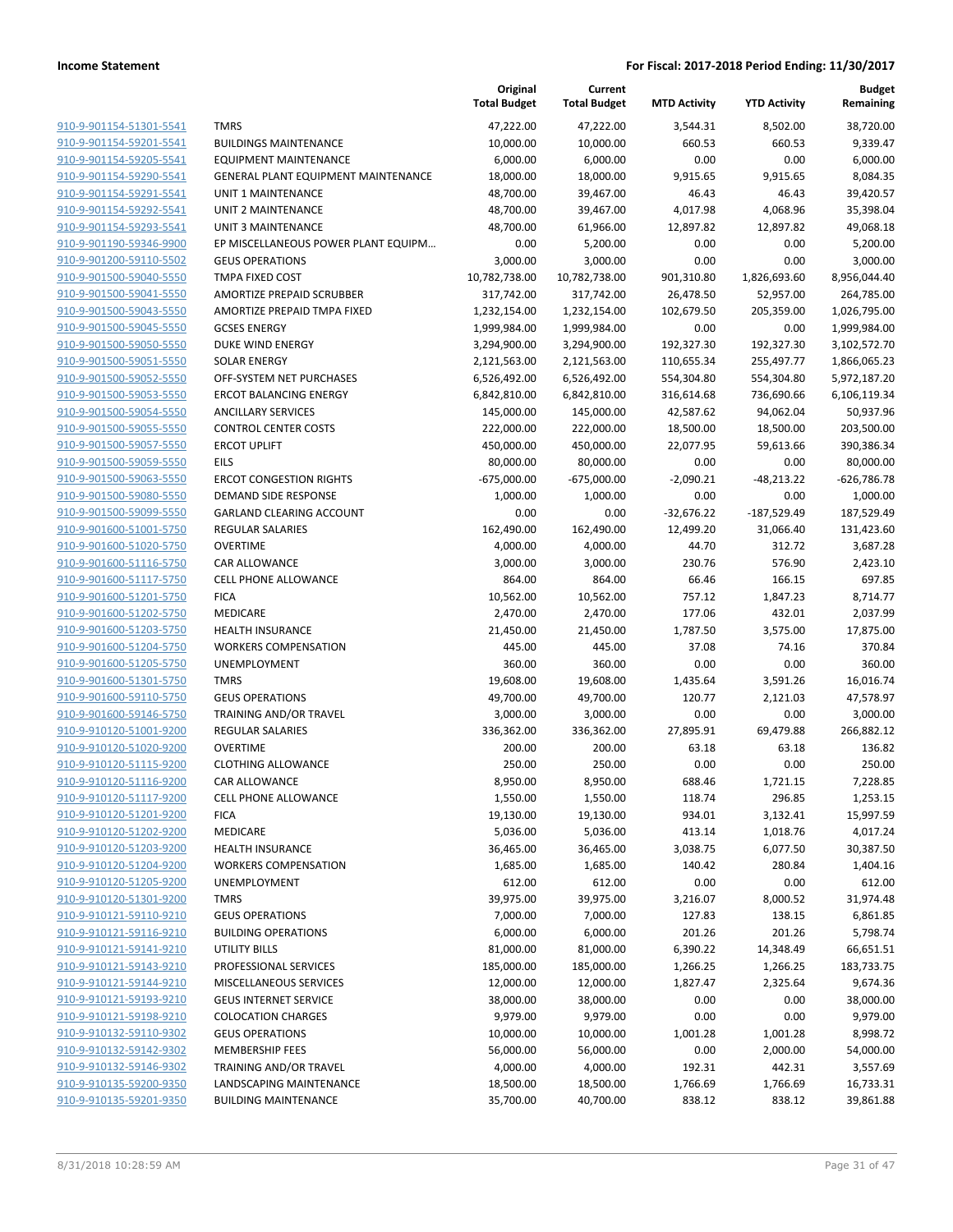| | | Original Total Budget | Current Total Budget | MTD Activity | YTD Activity | Budget Remaining |
|---|---|---|---|---|---|---|
| 910-9-901154-51301-5541 | TMRS | 47,222.00 | 47,222.00 | 3,544.31 | 8,502.00 | 38,720.00 |
| 910-9-901154-59201-5541 | BUILDINGS MAINTENANCE | 10,000.00 | 10,000.00 | 660.53 | 660.53 | 9,339.47 |
| 910-9-901154-59205-5541 | EQUIPMENT MAINTENANCE | 6,000.00 | 6,000.00 | 0.00 | 0.00 | 6,000.00 |
| 910-9-901154-59290-5541 | GENERAL PLANT EQUIPMENT MAINTENANCE | 18,000.00 | 18,000.00 | 9,915.65 | 9,915.65 | 8,084.35 |
| 910-9-901154-59291-5541 | UNIT 1 MAINTENANCE | 48,700.00 | 39,467.00 | 46.43 | 46.43 | 39,420.57 |
| 910-9-901154-59292-5541 | UNIT 2 MAINTENANCE | 48,700.00 | 39,467.00 | 4,017.98 | 4,068.96 | 35,398.04 |
| 910-9-901154-59293-5541 | UNIT 3 MAINTENANCE | 48,700.00 | 61,966.00 | 12,897.82 | 12,897.82 | 49,068.18 |
| 910-9-901190-59346-9900 | EP MISCELLANEOUS POWER PLANT EQUIPM... | 0.00 | 5,200.00 | 0.00 | 0.00 | 5,200.00 |
| 910-9-901200-59110-5502 | GEUS OPERATIONS | 3,000.00 | 3,000.00 | 0.00 | 0.00 | 3,000.00 |
| 910-9-901500-59040-5550 | TMPA FIXED COST | 10,782,738.00 | 10,782,738.00 | 901,310.80 | 1,826,693.60 | 8,956,044.40 |
| 910-9-901500-59041-5550 | AMORTIZE PREPAID SCRUBBER | 317,742.00 | 317,742.00 | 26,478.50 | 52,957.00 | 264,785.00 |
| 910-9-901500-59043-5550 | AMORTIZE PREPAID TMPA FIXED | 1,232,154.00 | 1,232,154.00 | 102,679.50 | 205,359.00 | 1,026,795.00 |
| 910-9-901500-59045-5550 | GCSES ENERGY | 1,999,984.00 | 1,999,984.00 | 0.00 | 0.00 | 1,999,984.00 |
| 910-9-901500-59050-5550 | DUKE WIND ENERGY | 3,294,900.00 | 3,294,900.00 | 192,327.30 | 192,327.30 | 3,102,572.70 |
| 910-9-901500-59051-5550 | SOLAR ENERGY | 2,121,563.00 | 2,121,563.00 | 110,655.34 | 255,497.77 | 1,866,065.23 |
| 910-9-901500-59052-5550 | OFF-SYSTEM NET PURCHASES | 6,526,492.00 | 6,526,492.00 | 554,304.80 | 554,304.80 | 5,972,187.20 |
| 910-9-901500-59053-5550 | ERCOT BALANCING ENERGY | 6,842,810.00 | 6,842,810.00 | 316,614.68 | 736,690.66 | 6,106,119.34 |
| 910-9-901500-59054-5550 | ANCILLARY SERVICES | 145,000.00 | 145,000.00 | 42,587.62 | 94,062.04 | 50,937.96 |
| 910-9-901500-59055-5550 | CONTROL CENTER COSTS | 222,000.00 | 222,000.00 | 18,500.00 | 18,500.00 | 203,500.00 |
| 910-9-901500-59057-5550 | ERCOT UPLIFT | 450,000.00 | 450,000.00 | 22,077.95 | 59,613.66 | 390,386.34 |
| 910-9-901500-59059-5550 | EILS | 80,000.00 | 80,000.00 | 0.00 | 0.00 | 80,000.00 |
| 910-9-901500-59063-5550 | ERCOT CONGESTION RIGHTS | -675,000.00 | -675,000.00 | -2,090.21 | -48,213.22 | -626,786.78 |
| 910-9-901500-59080-5550 | DEMAND SIDE RESPONSE | 1,000.00 | 1,000.00 | 0.00 | 0.00 | 1,000.00 |
| 910-9-901500-59099-5550 | GARLAND CLEARING ACCOUNT | 0.00 | 0.00 | -32,676.22 | -187,529.49 | 187,529.49 |
| 910-9-901600-51001-5750 | REGULAR SALARIES | 162,490.00 | 162,490.00 | 12,499.20 | 31,066.40 | 131,423.60 |
| 910-9-901600-51020-5750 | OVERTIME | 4,000.00 | 4,000.00 | 44.70 | 312.72 | 3,687.28 |
| 910-9-901600-51116-5750 | CAR ALLOWANCE | 3,000.00 | 3,000.00 | 230.76 | 576.90 | 2,423.10 |
| 910-9-901600-51117-5750 | CELL PHONE ALLOWANCE | 864.00 | 864.00 | 66.46 | 166.15 | 697.85 |
| 910-9-901600-51201-5750 | FICA | 10,562.00 | 10,562.00 | 757.12 | 1,847.23 | 8,714.77 |
| 910-9-901600-51202-5750 | MEDICARE | 2,470.00 | 2,470.00 | 177.06 | 432.01 | 2,037.99 |
| 910-9-901600-51203-5750 | HEALTH INSURANCE | 21,450.00 | 21,450.00 | 1,787.50 | 3,575.00 | 17,875.00 |
| 910-9-901600-51204-5750 | WORKERS COMPENSATION | 445.00 | 445.00 | 37.08 | 74.16 | 370.84 |
| 910-9-901600-51205-5750 | UNEMPLOYMENT | 360.00 | 360.00 | 0.00 | 0.00 | 360.00 |
| 910-9-901600-51301-5750 | TMRS | 19,608.00 | 19,608.00 | 1,435.64 | 3,591.26 | 16,016.74 |
| 910-9-901600-59110-5750 | GEUS OPERATIONS | 49,700.00 | 49,700.00 | 120.77 | 2,121.03 | 47,578.97 |
| 910-9-901600-59146-5750 | TRAINING AND/OR TRAVEL | 3,000.00 | 3,000.00 | 0.00 | 0.00 | 3,000.00 |
| 910-9-910120-51001-9200 | REGULAR SALARIES | 336,362.00 | 336,362.00 | 27,895.91 | 69,479.88 | 266,882.12 |
| 910-9-910120-51020-9200 | OVERTIME | 200.00 | 200.00 | 63.18 | 63.18 | 136.82 |
| 910-9-910120-51115-9200 | CLOTHING ALLOWANCE | 250.00 | 250.00 | 0.00 | 0.00 | 250.00 |
| 910-9-910120-51116-9200 | CAR ALLOWANCE | 8,950.00 | 8,950.00 | 688.46 | 1,721.15 | 7,228.85 |
| 910-9-910120-51117-9200 | CELL PHONE ALLOWANCE | 1,550.00 | 1,550.00 | 118.74 | 296.85 | 1,253.15 |
| 910-9-910120-51201-9200 | FICA | 19,130.00 | 19,130.00 | 934.01 | 3,132.41 | 15,997.59 |
| 910-9-910120-51202-9200 | MEDICARE | 5,036.00 | 5,036.00 | 413.14 | 1,018.76 | 4,017.24 |
| 910-9-910120-51203-9200 | HEALTH INSURANCE | 36,465.00 | 36,465.00 | 3,038.75 | 6,077.50 | 30,387.50 |
| 910-9-910120-51204-9200 | WORKERS COMPENSATION | 1,685.00 | 1,685.00 | 140.42 | 280.84 | 1,404.16 |
| 910-9-910120-51205-9200 | UNEMPLOYMENT | 612.00 | 612.00 | 0.00 | 0.00 | 612.00 |
| 910-9-910120-51301-9200 | TMRS | 39,975.00 | 39,975.00 | 3,216.07 | 8,000.52 | 31,974.48 |
| 910-9-910121-59110-9210 | GEUS OPERATIONS | 7,000.00 | 7,000.00 | 127.83 | 138.15 | 6,861.85 |
| 910-9-910121-59116-9210 | BUILDING OPERATIONS | 6,000.00 | 6,000.00 | 201.26 | 201.26 | 5,798.74 |
| 910-9-910121-59141-9210 | UTILITY BILLS | 81,000.00 | 81,000.00 | 6,390.22 | 14,348.49 | 66,651.51 |
| 910-9-910121-59143-9210 | PROFESSIONAL SERVICES | 185,000.00 | 185,000.00 | 1,266.25 | 1,266.25 | 183,733.75 |
| 910-9-910121-59144-9210 | MISCELLANEOUS SERVICES | 12,000.00 | 12,000.00 | 1,827.47 | 2,325.64 | 9,674.36 |
| 910-9-910121-59193-9210 | GEUS INTERNET SERVICE | 38,000.00 | 38,000.00 | 0.00 | 0.00 | 38,000.00 |
| 910-9-910121-59198-9210 | COLOCATION CHARGES | 9,979.00 | 9,979.00 | 0.00 | 0.00 | 9,979.00 |
| 910-9-910132-59110-9302 | GEUS OPERATIONS | 10,000.00 | 10,000.00 | 1,001.28 | 1,001.28 | 8,998.72 |
| 910-9-910132-59142-9302 | MEMBERSHIP FEES | 56,000.00 | 56,000.00 | 0.00 | 2,000.00 | 54,000.00 |
| 910-9-910132-59146-9302 | TRAINING AND/OR TRAVEL | 4,000.00 | 4,000.00 | 192.31 | 442.31 | 3,557.69 |
| 910-9-910135-59200-9350 | LANDSCAPING MAINTENANCE | 18,500.00 | 18,500.00 | 1,766.69 | 1,766.69 | 16,733.31 |
| 910-9-910135-59201-9350 | BUILDING MAINTENANCE | 35,700.00 | 40,700.00 | 838.12 | 838.12 | 39,861.88 |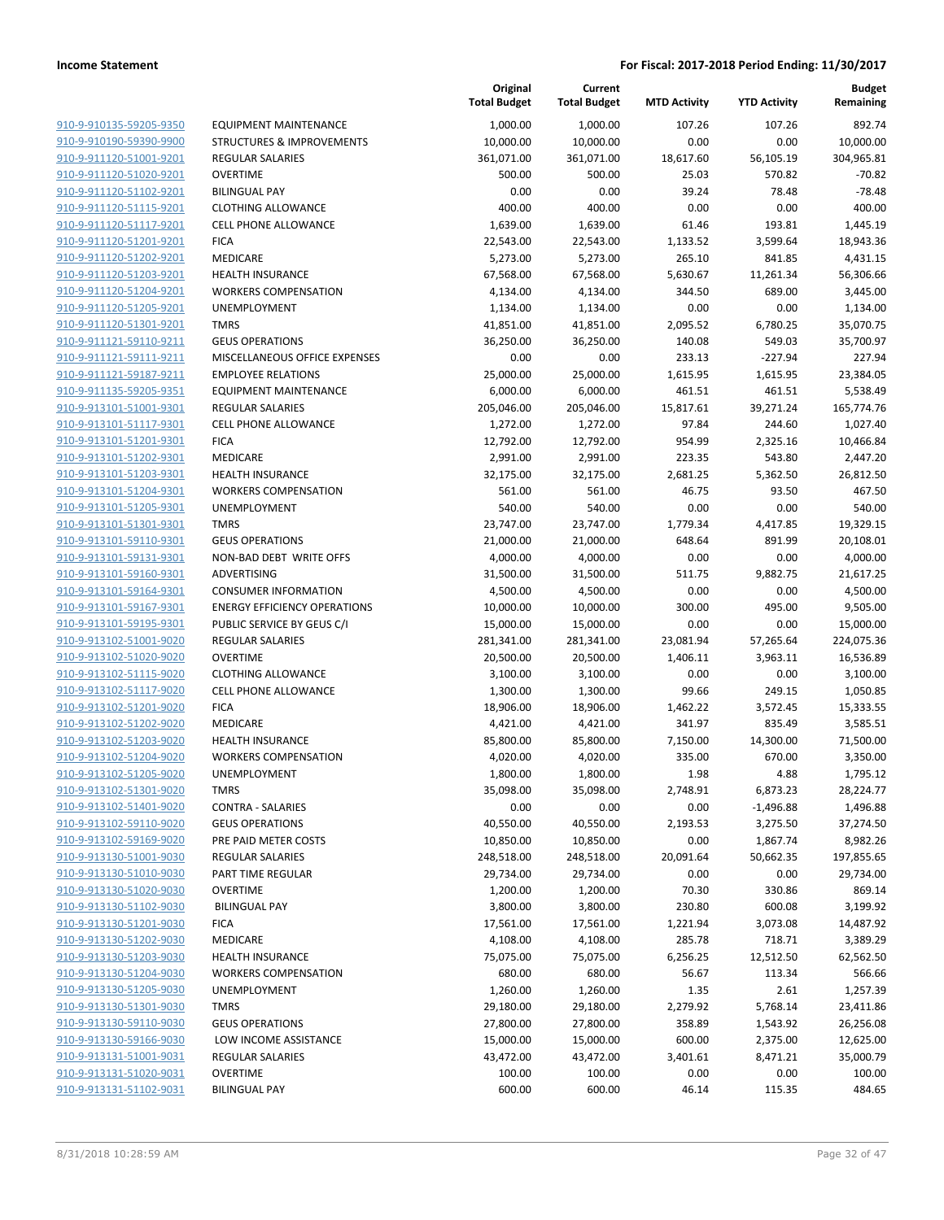| | | Original Total Budget | Current Total Budget | MTD Activity | YTD Activity | Budget Remaining |
|---|---|---|---|---|---|---|
| 910-9-910135-59205-9350 | EQUIPMENT MAINTENANCE | 1,000.00 | 1,000.00 | 107.26 | 107.26 | 892.74 |
| 910-9-910190-59390-9900 | STRUCTURES & IMPROVEMENTS | 10,000.00 | 10,000.00 | 0.00 | 0.00 | 10,000.00 |
| 910-9-911120-51001-9201 | REGULAR SALARIES | 361,071.00 | 361,071.00 | 18,617.60 | 56,105.19 | 304,965.81 |
| 910-9-911120-51020-9201 | OVERTIME | 500.00 | 500.00 | 25.03 | 570.82 | -70.82 |
| 910-9-911120-51102-9201 | BILINGUAL PAY | 0.00 | 0.00 | 39.24 | 78.48 | -78.48 |
| 910-9-911120-51115-9201 | CLOTHING ALLOWANCE | 400.00 | 400.00 | 0.00 | 0.00 | 400.00 |
| 910-9-911120-51117-9201 | CELL PHONE ALLOWANCE | 1,639.00 | 1,639.00 | 61.46 | 193.81 | 1,445.19 |
| 910-9-911120-51201-9201 | FICA | 22,543.00 | 22,543.00 | 1,133.52 | 3,599.64 | 18,943.36 |
| 910-9-911120-51202-9201 | MEDICARE | 5,273.00 | 5,273.00 | 265.10 | 841.85 | 4,431.15 |
| 910-9-911120-51203-9201 | HEALTH INSURANCE | 67,568.00 | 67,568.00 | 5,630.67 | 11,261.34 | 56,306.66 |
| 910-9-911120-51204-9201 | WORKERS COMPENSATION | 4,134.00 | 4,134.00 | 344.50 | 689.00 | 3,445.00 |
| 910-9-911120-51205-9201 | UNEMPLOYMENT | 1,134.00 | 1,134.00 | 0.00 | 0.00 | 1,134.00 |
| 910-9-911120-51301-9201 | TMRS | 41,851.00 | 41,851.00 | 2,095.52 | 6,780.25 | 35,070.75 |
| 910-9-911121-59110-9211 | GEUS OPERATIONS | 36,250.00 | 36,250.00 | 140.08 | 549.03 | 35,700.97 |
| 910-9-911121-59111-9211 | MISCELLANEOUS OFFICE EXPENSES | 0.00 | 0.00 | 233.13 | -227.94 | 227.94 |
| 910-9-911121-59187-9211 | EMPLOYEE RELATIONS | 25,000.00 | 25,000.00 | 1,615.95 | 1,615.95 | 23,384.05 |
| 910-9-911135-59205-9351 | EQUIPMENT MAINTENANCE | 6,000.00 | 6,000.00 | 461.51 | 461.51 | 5,538.49 |
| 910-9-913101-51001-9301 | REGULAR SALARIES | 205,046.00 | 205,046.00 | 15,817.61 | 39,271.24 | 165,774.76 |
| 910-9-913101-51117-9301 | CELL PHONE ALLOWANCE | 1,272.00 | 1,272.00 | 97.84 | 244.60 | 1,027.40 |
| 910-9-913101-51201-9301 | FICA | 12,792.00 | 12,792.00 | 954.99 | 2,325.16 | 10,466.84 |
| 910-9-913101-51202-9301 | MEDICARE | 2,991.00 | 2,991.00 | 223.35 | 543.80 | 2,447.20 |
| 910-9-913101-51203-9301 | HEALTH INSURANCE | 32,175.00 | 32,175.00 | 2,681.25 | 5,362.50 | 26,812.50 |
| 910-9-913101-51204-9301 | WORKERS COMPENSATION | 561.00 | 561.00 | 46.75 | 93.50 | 467.50 |
| 910-9-913101-51205-9301 | UNEMPLOYMENT | 540.00 | 540.00 | 0.00 | 0.00 | 540.00 |
| 910-9-913101-51301-9301 | TMRS | 23,747.00 | 23,747.00 | 1,779.34 | 4,417.85 | 19,329.15 |
| 910-9-913101-59110-9301 | GEUS OPERATIONS | 21,000.00 | 21,000.00 | 648.64 | 891.99 | 20,108.01 |
| 910-9-913101-59131-9301 | NON-BAD DEBT WRITE OFFS | 4,000.00 | 4,000.00 | 0.00 | 0.00 | 4,000.00 |
| 910-9-913101-59160-9301 | ADVERTISING | 31,500.00 | 31,500.00 | 511.75 | 9,882.75 | 21,617.25 |
| 910-9-913101-59164-9301 | CONSUMER INFORMATION | 4,500.00 | 4,500.00 | 0.00 | 0.00 | 4,500.00 |
| 910-9-913101-59167-9301 | ENERGY EFFICIENCY OPERATIONS | 10,000.00 | 10,000.00 | 300.00 | 495.00 | 9,505.00 |
| 910-9-913101-59195-9301 | PUBLIC SERVICE BY GEUS C/I | 15,000.00 | 15,000.00 | 0.00 | 0.00 | 15,000.00 |
| 910-9-913102-51001-9020 | REGULAR SALARIES | 281,341.00 | 281,341.00 | 23,081.94 | 57,265.64 | 224,075.36 |
| 910-9-913102-51020-9020 | OVERTIME | 20,500.00 | 20,500.00 | 1,406.11 | 3,963.11 | 16,536.89 |
| 910-9-913102-51115-9020 | CLOTHING ALLOWANCE | 3,100.00 | 3,100.00 | 0.00 | 0.00 | 3,100.00 |
| 910-9-913102-51117-9020 | CELL PHONE ALLOWANCE | 1,300.00 | 1,300.00 | 99.66 | 249.15 | 1,050.85 |
| 910-9-913102-51201-9020 | FICA | 18,906.00 | 18,906.00 | 1,462.22 | 3,572.45 | 15,333.55 |
| 910-9-913102-51202-9020 | MEDICARE | 4,421.00 | 4,421.00 | 341.97 | 835.49 | 3,585.51 |
| 910-9-913102-51203-9020 | HEALTH INSURANCE | 85,800.00 | 85,800.00 | 7,150.00 | 14,300.00 | 71,500.00 |
| 910-9-913102-51204-9020 | WORKERS COMPENSATION | 4,020.00 | 4,020.00 | 335.00 | 670.00 | 3,350.00 |
| 910-9-913102-51205-9020 | UNEMPLOYMENT | 1,800.00 | 1,800.00 | 1.98 | 4.88 | 1,795.12 |
| 910-9-913102-51301-9020 | TMRS | 35,098.00 | 35,098.00 | 2,748.91 | 6,873.23 | 28,224.77 |
| 910-9-913102-51401-9020 | CONTRA - SALARIES | 0.00 | 0.00 | 0.00 | -1,496.88 | 1,496.88 |
| 910-9-913102-59110-9020 | GEUS OPERATIONS | 40,550.00 | 40,550.00 | 2,193.53 | 3,275.50 | 37,274.50 |
| 910-9-913102-59169-9020 | PRE PAID METER COSTS | 10,850.00 | 10,850.00 | 0.00 | 1,867.74 | 8,982.26 |
| 910-9-913130-51001-9030 | REGULAR SALARIES | 248,518.00 | 248,518.00 | 20,091.64 | 50,662.35 | 197,855.65 |
| 910-9-913130-51010-9030 | PART TIME REGULAR | 29,734.00 | 29,734.00 | 0.00 | 0.00 | 29,734.00 |
| 910-9-913130-51020-9030 | OVERTIME | 1,200.00 | 1,200.00 | 70.30 | 330.86 | 869.14 |
| 910-9-913130-51102-9030 | BILINGUAL PAY | 3,800.00 | 3,800.00 | 230.80 | 600.08 | 3,199.92 |
| 910-9-913130-51201-9030 | FICA | 17,561.00 | 17,561.00 | 1,221.94 | 3,073.08 | 14,487.92 |
| 910-9-913130-51202-9030 | MEDICARE | 4,108.00 | 4,108.00 | 285.78 | 718.71 | 3,389.29 |
| 910-9-913130-51203-9030 | HEALTH INSURANCE | 75,075.00 | 75,075.00 | 6,256.25 | 12,512.50 | 62,562.50 |
| 910-9-913130-51204-9030 | WORKERS COMPENSATION | 680.00 | 680.00 | 56.67 | 113.34 | 566.66 |
| 910-9-913130-51205-9030 | UNEMPLOYMENT | 1,260.00 | 1,260.00 | 1.35 | 2.61 | 1,257.39 |
| 910-9-913130-51301-9030 | TMRS | 29,180.00 | 29,180.00 | 2,279.92 | 5,768.14 | 23,411.86 |
| 910-9-913130-59110-9030 | GEUS OPERATIONS | 27,800.00 | 27,800.00 | 358.89 | 1,543.92 | 26,256.08 |
| 910-9-913130-59166-9030 | LOW INCOME ASSISTANCE | 15,000.00 | 15,000.00 | 600.00 | 2,375.00 | 12,625.00 |
| 910-9-913131-51001-9031 | REGULAR SALARIES | 43,472.00 | 43,472.00 | 3,401.61 | 8,471.21 | 35,000.79 |
| 910-9-913131-51020-9031 | OVERTIME | 100.00 | 100.00 | 0.00 | 0.00 | 100.00 |
| 910-9-913131-51102-9031 | BILINGUAL PAY | 600.00 | 600.00 | 46.14 | 115.35 | 484.65 |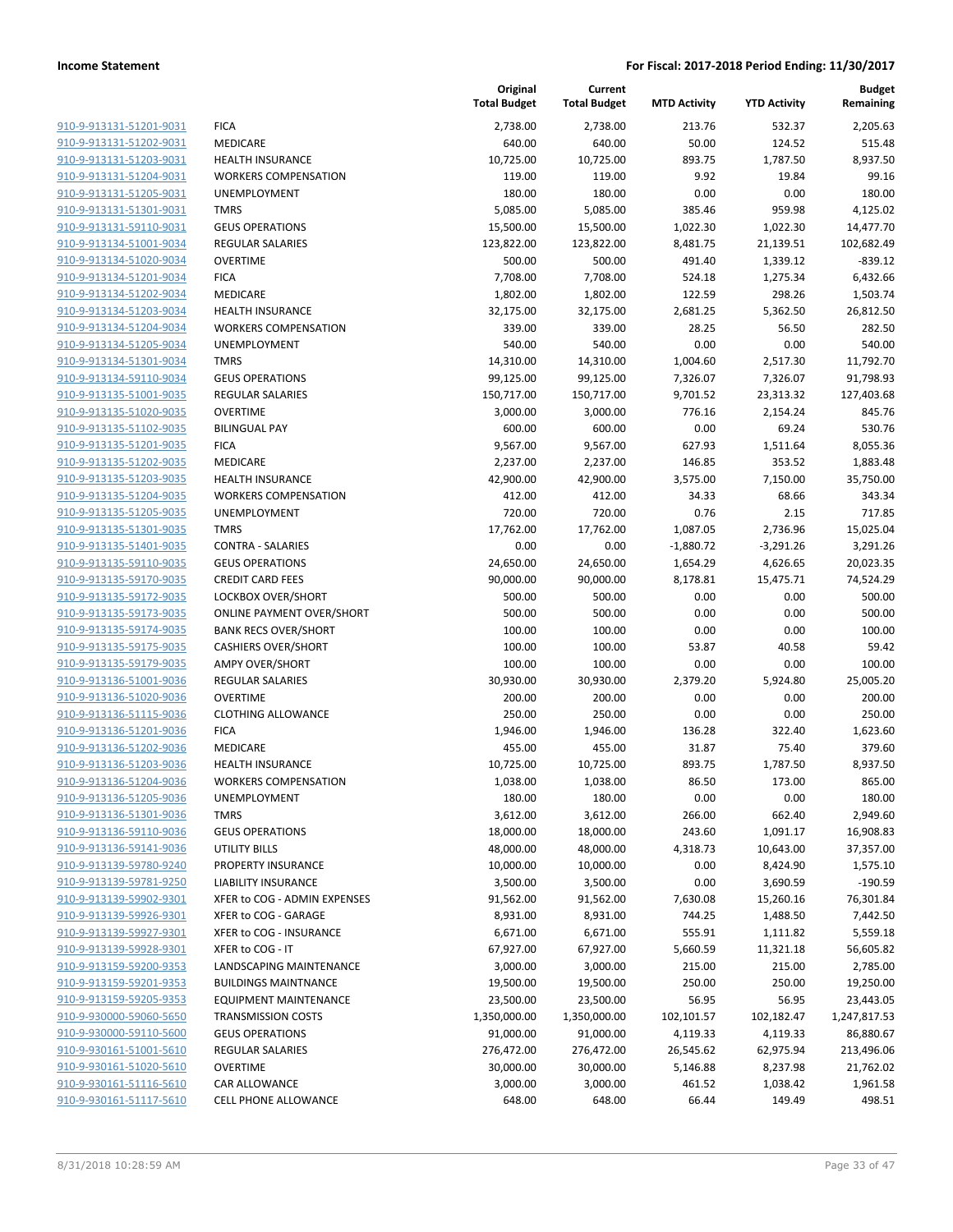| | | Original Total Budget | Current Total Budget | MTD Activity | YTD Activity | Budget Remaining |
|---|---|---|---|---|---|---|
| 910-9-913131-51201-9031 | FICA | 2,738.00 | 2,738.00 | 213.76 | 532.37 | 2,205.63 |
| 910-9-913131-51202-9031 | MEDICARE | 640.00 | 640.00 | 50.00 | 124.52 | 515.48 |
| 910-9-913131-51203-9031 | HEALTH INSURANCE | 10,725.00 | 10,725.00 | 893.75 | 1,787.50 | 8,937.50 |
| 910-9-913131-51204-9031 | WORKERS COMPENSATION | 119.00 | 119.00 | 9.92 | 19.84 | 99.16 |
| 910-9-913131-51205-9031 | UNEMPLOYMENT | 180.00 | 180.00 | 0.00 | 0.00 | 180.00 |
| 910-9-913131-51301-9031 | TMRS | 5,085.00 | 5,085.00 | 385.46 | 959.98 | 4,125.02 |
| 910-9-913131-59110-9031 | GEUS OPERATIONS | 15,500.00 | 15,500.00 | 1,022.30 | 1,022.30 | 14,477.70 |
| 910-9-913134-51001-9034 | REGULAR SALARIES | 123,822.00 | 123,822.00 | 8,481.75 | 21,139.51 | 102,682.49 |
| 910-9-913134-51020-9034 | OVERTIME | 500.00 | 500.00 | 491.40 | 1,339.12 | -839.12 |
| 910-9-913134-51201-9034 | FICA | 7,708.00 | 7,708.00 | 524.18 | 1,275.34 | 6,432.66 |
| 910-9-913134-51202-9034 | MEDICARE | 1,802.00 | 1,802.00 | 122.59 | 298.26 | 1,503.74 |
| 910-9-913134-51203-9034 | HEALTH INSURANCE | 32,175.00 | 32,175.00 | 2,681.25 | 5,362.50 | 26,812.50 |
| 910-9-913134-51204-9034 | WORKERS COMPENSATION | 339.00 | 339.00 | 28.25 | 56.50 | 282.50 |
| 910-9-913134-51205-9034 | UNEMPLOYMENT | 540.00 | 540.00 | 0.00 | 0.00 | 540.00 |
| 910-9-913134-51301-9034 | TMRS | 14,310.00 | 14,310.00 | 1,004.60 | 2,517.30 | 11,792.70 |
| 910-9-913134-59110-9034 | GEUS OPERATIONS | 99,125.00 | 99,125.00 | 7,326.07 | 7,326.07 | 91,798.93 |
| 910-9-913135-51001-9035 | REGULAR SALARIES | 150,717.00 | 150,717.00 | 9,701.52 | 23,313.32 | 127,403.68 |
| 910-9-913135-51020-9035 | OVERTIME | 3,000.00 | 3,000.00 | 776.16 | 2,154.24 | 845.76 |
| 910-9-913135-51102-9035 | BILINGUAL PAY | 600.00 | 600.00 | 0.00 | 69.24 | 530.76 |
| 910-9-913135-51201-9035 | FICA | 9,567.00 | 9,567.00 | 627.93 | 1,511.64 | 8,055.36 |
| 910-9-913135-51202-9035 | MEDICARE | 2,237.00 | 2,237.00 | 146.85 | 353.52 | 1,883.48 |
| 910-9-913135-51203-9035 | HEALTH INSURANCE | 42,900.00 | 42,900.00 | 3,575.00 | 7,150.00 | 35,750.00 |
| 910-9-913135-51204-9035 | WORKERS COMPENSATION | 412.00 | 412.00 | 34.33 | 68.66 | 343.34 |
| 910-9-913135-51205-9035 | UNEMPLOYMENT | 720.00 | 720.00 | 0.76 | 2.15 | 717.85 |
| 910-9-913135-51301-9035 | TMRS | 17,762.00 | 17,762.00 | 1,087.05 | 2,736.96 | 15,025.04 |
| 910-9-913135-51401-9035 | CONTRA - SALARIES | 0.00 | 0.00 | -1,880.72 | -3,291.26 | 3,291.26 |
| 910-9-913135-59110-9035 | GEUS OPERATIONS | 24,650.00 | 24,650.00 | 1,654.29 | 4,626.65 | 20,023.35 |
| 910-9-913135-59170-9035 | CREDIT CARD FEES | 90,000.00 | 90,000.00 | 8,178.81 | 15,475.71 | 74,524.29 |
| 910-9-913135-59172-9035 | LOCKBOX OVER/SHORT | 500.00 | 500.00 | 0.00 | 0.00 | 500.00 |
| 910-9-913135-59173-9035 | ONLINE PAYMENT OVER/SHORT | 500.00 | 500.00 | 0.00 | 0.00 | 500.00 |
| 910-9-913135-59174-9035 | BANK RECS OVER/SHORT | 100.00 | 100.00 | 0.00 | 0.00 | 100.00 |
| 910-9-913135-59175-9035 | CASHIERS OVER/SHORT | 100.00 | 100.00 | 53.87 | 40.58 | 59.42 |
| 910-9-913135-59179-9035 | AMPY OVER/SHORT | 100.00 | 100.00 | 0.00 | 0.00 | 100.00 |
| 910-9-913136-51001-9036 | REGULAR SALARIES | 30,930.00 | 30,930.00 | 2,379.20 | 5,924.80 | 25,005.20 |
| 910-9-913136-51020-9036 | OVERTIME | 200.00 | 200.00 | 0.00 | 0.00 | 200.00 |
| 910-9-913136-51115-9036 | CLOTHING ALLOWANCE | 250.00 | 250.00 | 0.00 | 0.00 | 250.00 |
| 910-9-913136-51201-9036 | FICA | 1,946.00 | 1,946.00 | 136.28 | 322.40 | 1,623.60 |
| 910-9-913136-51202-9036 | MEDICARE | 455.00 | 455.00 | 31.87 | 75.40 | 379.60 |
| 910-9-913136-51203-9036 | HEALTH INSURANCE | 10,725.00 | 10,725.00 | 893.75 | 1,787.50 | 8,937.50 |
| 910-9-913136-51204-9036 | WORKERS COMPENSATION | 1,038.00 | 1,038.00 | 86.50 | 173.00 | 865.00 |
| 910-9-913136-51205-9036 | UNEMPLOYMENT | 180.00 | 180.00 | 0.00 | 0.00 | 180.00 |
| 910-9-913136-51301-9036 | TMRS | 3,612.00 | 3,612.00 | 266.00 | 662.40 | 2,949.60 |
| 910-9-913136-59110-9036 | GEUS OPERATIONS | 18,000.00 | 18,000.00 | 243.60 | 1,091.17 | 16,908.83 |
| 910-9-913136-59141-9036 | UTILITY BILLS | 48,000.00 | 48,000.00 | 4,318.73 | 10,643.00 | 37,357.00 |
| 910-9-913139-59780-9240 | PROPERTY INSURANCE | 10,000.00 | 10,000.00 | 0.00 | 8,424.90 | 1,575.10 |
| 910-9-913139-59781-9250 | LIABILITY INSURANCE | 3,500.00 | 3,500.00 | 0.00 | 3,690.59 | -190.59 |
| 910-9-913139-59902-9301 | XFER to COG - ADMIN EXPENSES | 91,562.00 | 91,562.00 | 7,630.08 | 15,260.16 | 76,301.84 |
| 910-9-913139-59926-9301 | XFER to COG - GARAGE | 8,931.00 | 8,931.00 | 744.25 | 1,488.50 | 7,442.50 |
| 910-9-913139-59927-9301 | XFER to COG - INSURANCE | 6,671.00 | 6,671.00 | 555.91 | 1,111.82 | 5,559.18 |
| 910-9-913139-59928-9301 | XFER to COG - IT | 67,927.00 | 67,927.00 | 5,660.59 | 11,321.18 | 56,605.82 |
| 910-9-913159-59200-9353 | LANDSCAPING MAINTENANCE | 3,000.00 | 3,000.00 | 215.00 | 215.00 | 2,785.00 |
| 910-9-913159-59201-9353 | BUILDINGS MAINTNANCE | 19,500.00 | 19,500.00 | 250.00 | 250.00 | 19,250.00 |
| 910-9-913159-59205-9353 | EQUIPMENT MAINTENANCE | 23,500.00 | 23,500.00 | 56.95 | 56.95 | 23,443.05 |
| 910-9-930000-59060-5650 | TRANSMISSION COSTS | 1,350,000.00 | 1,350,000.00 | 102,101.57 | 102,182.47 | 1,247,817.53 |
| 910-9-930000-59110-5600 | GEUS OPERATIONS | 91,000.00 | 91,000.00 | 4,119.33 | 4,119.33 | 86,880.67 |
| 910-9-930161-51001-5610 | REGULAR SALARIES | 276,472.00 | 276,472.00 | 26,545.62 | 62,975.94 | 213,496.06 |
| 910-9-930161-51020-5610 | OVERTIME | 30,000.00 | 30,000.00 | 5,146.88 | 8,237.98 | 21,762.02 |
| 910-9-930161-51116-5610 | CAR ALLOWANCE | 3,000.00 | 3,000.00 | 461.52 | 1,038.42 | 1,961.58 |
| 910-9-930161-51117-5610 | CELL PHONE ALLOWANCE | 648.00 | 648.00 | 66.44 | 149.49 | 498.51 |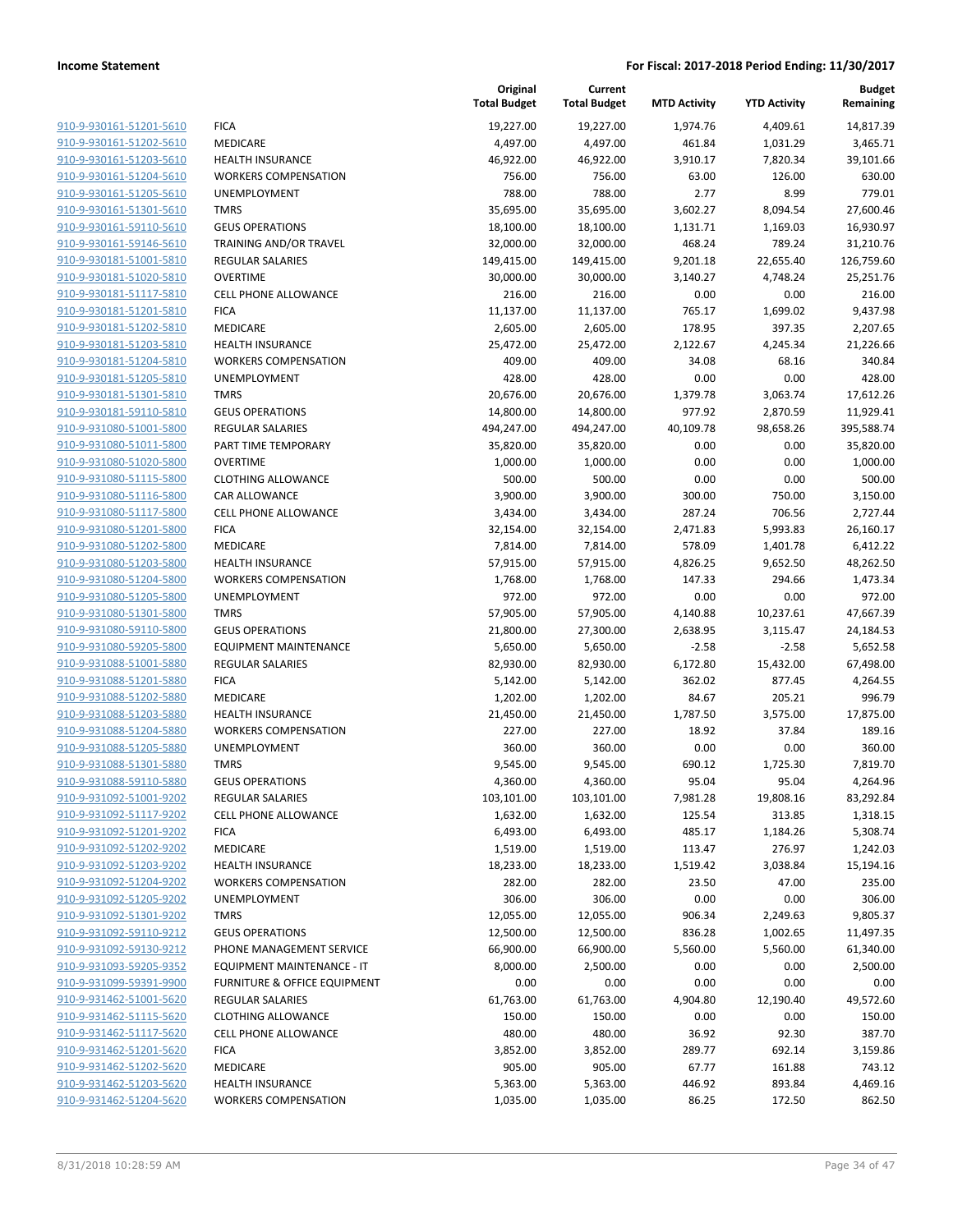| | | Original Total Budget | Current Total Budget | MTD Activity | YTD Activity | Budget Remaining |
|---|---|---|---|---|---|---|
| 910-9-930161-51201-5610 | FICA | 19,227.00 | 19,227.00 | 1,974.76 | 4,409.61 | 14,817.39 |
| 910-9-930161-51202-5610 | MEDICARE | 4,497.00 | 4,497.00 | 461.84 | 1,031.29 | 3,465.71 |
| 910-9-930161-51203-5610 | HEALTH INSURANCE | 46,922.00 | 46,922.00 | 3,910.17 | 7,820.34 | 39,101.66 |
| 910-9-930161-51204-5610 | WORKERS COMPENSATION | 756.00 | 756.00 | 63.00 | 126.00 | 630.00 |
| 910-9-930161-51205-5610 | UNEMPLOYMENT | 788.00 | 788.00 | 2.77 | 8.99 | 779.01 |
| 910-9-930161-51301-5610 | TMRS | 35,695.00 | 35,695.00 | 3,602.27 | 8,094.54 | 27,600.46 |
| 910-9-930161-59110-5610 | GEUS OPERATIONS | 18,100.00 | 18,100.00 | 1,131.71 | 1,169.03 | 16,930.97 |
| 910-9-930161-59146-5610 | TRAINING AND/OR TRAVEL | 32,000.00 | 32,000.00 | 468.24 | 789.24 | 31,210.76 |
| 910-9-930181-51001-5810 | REGULAR SALARIES | 149,415.00 | 149,415.00 | 9,201.18 | 22,655.40 | 126,759.60 |
| 910-9-930181-51020-5810 | OVERTIME | 30,000.00 | 30,000.00 | 3,140.27 | 4,748.24 | 25,251.76 |
| 910-9-930181-51117-5810 | CELL PHONE ALLOWANCE | 216.00 | 216.00 | 0.00 | 0.00 | 216.00 |
| 910-9-930181-51201-5810 | FICA | 11,137.00 | 11,137.00 | 765.17 | 1,699.02 | 9,437.98 |
| 910-9-930181-51202-5810 | MEDICARE | 2,605.00 | 2,605.00 | 178.95 | 397.35 | 2,207.65 |
| 910-9-930181-51203-5810 | HEALTH INSURANCE | 25,472.00 | 25,472.00 | 2,122.67 | 4,245.34 | 21,226.66 |
| 910-9-930181-51204-5810 | WORKERS COMPENSATION | 409.00 | 409.00 | 34.08 | 68.16 | 340.84 |
| 910-9-930181-51205-5810 | UNEMPLOYMENT | 428.00 | 428.00 | 0.00 | 0.00 | 428.00 |
| 910-9-930181-51301-5810 | TMRS | 20,676.00 | 20,676.00 | 1,379.78 | 3,063.74 | 17,612.26 |
| 910-9-930181-59110-5810 | GEUS OPERATIONS | 14,800.00 | 14,800.00 | 977.92 | 2,870.59 | 11,929.41 |
| 910-9-931080-51001-5800 | REGULAR SALARIES | 494,247.00 | 494,247.00 | 40,109.78 | 98,658.26 | 395,588.74 |
| 910-9-931080-51011-5800 | PART TIME TEMPORARY | 35,820.00 | 35,820.00 | 0.00 | 0.00 | 35,820.00 |
| 910-9-931080-51020-5800 | OVERTIME | 1,000.00 | 1,000.00 | 0.00 | 0.00 | 1,000.00 |
| 910-9-931080-51115-5800 | CLOTHING ALLOWANCE | 500.00 | 500.00 | 0.00 | 0.00 | 500.00 |
| 910-9-931080-51116-5800 | CAR ALLOWANCE | 3,900.00 | 3,900.00 | 300.00 | 750.00 | 3,150.00 |
| 910-9-931080-51117-5800 | CELL PHONE ALLOWANCE | 3,434.00 | 3,434.00 | 287.24 | 706.56 | 2,727.44 |
| 910-9-931080-51201-5800 | FICA | 32,154.00 | 32,154.00 | 2,471.83 | 5,993.83 | 26,160.17 |
| 910-9-931080-51202-5800 | MEDICARE | 7,814.00 | 7,814.00 | 578.09 | 1,401.78 | 6,412.22 |
| 910-9-931080-51203-5800 | HEALTH INSURANCE | 57,915.00 | 57,915.00 | 4,826.25 | 9,652.50 | 48,262.50 |
| 910-9-931080-51204-5800 | WORKERS COMPENSATION | 1,768.00 | 1,768.00 | 147.33 | 294.66 | 1,473.34 |
| 910-9-931080-51205-5800 | UNEMPLOYMENT | 972.00 | 972.00 | 0.00 | 0.00 | 972.00 |
| 910-9-931080-51301-5800 | TMRS | 57,905.00 | 57,905.00 | 4,140.88 | 10,237.61 | 47,667.39 |
| 910-9-931080-59110-5800 | GEUS OPERATIONS | 21,800.00 | 27,300.00 | 2,638.95 | 3,115.47 | 24,184.53 |
| 910-9-931080-59205-5800 | EQUIPMENT MAINTENANCE | 5,650.00 | 5,650.00 | -2.58 | -2.58 | 5,652.58 |
| 910-9-931088-51001-5880 | REGULAR SALARIES | 82,930.00 | 82,930.00 | 6,172.80 | 15,432.00 | 67,498.00 |
| 910-9-931088-51201-5880 | FICA | 5,142.00 | 5,142.00 | 362.02 | 877.45 | 4,264.55 |
| 910-9-931088-51202-5880 | MEDICARE | 1,202.00 | 1,202.00 | 84.67 | 205.21 | 996.79 |
| 910-9-931088-51203-5880 | HEALTH INSURANCE | 21,450.00 | 21,450.00 | 1,787.50 | 3,575.00 | 17,875.00 |
| 910-9-931088-51204-5880 | WORKERS COMPENSATION | 227.00 | 227.00 | 18.92 | 37.84 | 189.16 |
| 910-9-931088-51205-5880 | UNEMPLOYMENT | 360.00 | 360.00 | 0.00 | 0.00 | 360.00 |
| 910-9-931088-51301-5880 | TMRS | 9,545.00 | 9,545.00 | 690.12 | 1,725.30 | 7,819.70 |
| 910-9-931088-59110-5880 | GEUS OPERATIONS | 4,360.00 | 4,360.00 | 95.04 | 95.04 | 4,264.96 |
| 910-9-931092-51001-9202 | REGULAR SALARIES | 103,101.00 | 103,101.00 | 7,981.28 | 19,808.16 | 83,292.84 |
| 910-9-931092-51117-9202 | CELL PHONE ALLOWANCE | 1,632.00 | 1,632.00 | 125.54 | 313.85 | 1,318.15 |
| 910-9-931092-51201-9202 | FICA | 6,493.00 | 6,493.00 | 485.17 | 1,184.26 | 5,308.74 |
| 910-9-931092-51202-9202 | MEDICARE | 1,519.00 | 1,519.00 | 113.47 | 276.97 | 1,242.03 |
| 910-9-931092-51203-9202 | HEALTH INSURANCE | 18,233.00 | 18,233.00 | 1,519.42 | 3,038.84 | 15,194.16 |
| 910-9-931092-51204-9202 | WORKERS COMPENSATION | 282.00 | 282.00 | 23.50 | 47.00 | 235.00 |
| 910-9-931092-51205-9202 | UNEMPLOYMENT | 306.00 | 306.00 | 0.00 | 0.00 | 306.00 |
| 910-9-931092-51301-9202 | TMRS | 12,055.00 | 12,055.00 | 906.34 | 2,249.63 | 9,805.37 |
| 910-9-931092-59110-9212 | GEUS OPERATIONS | 12,500.00 | 12,500.00 | 836.28 | 1,002.65 | 11,497.35 |
| 910-9-931092-59130-9212 | PHONE MANAGEMENT SERVICE | 66,900.00 | 66,900.00 | 5,560.00 | 5,560.00 | 61,340.00 |
| 910-9-931093-59205-9352 | EQUIPMENT MAINTENANCE - IT | 8,000.00 | 2,500.00 | 0.00 | 0.00 | 2,500.00 |
| 910-9-931099-59391-9900 | FURNITURE & OFFICE EQUIPMENT | 0.00 | 0.00 | 0.00 | 0.00 | 0.00 |
| 910-9-931462-51001-5620 | REGULAR SALARIES | 61,763.00 | 61,763.00 | 4,904.80 | 12,190.40 | 49,572.60 |
| 910-9-931462-51115-5620 | CLOTHING ALLOWANCE | 150.00 | 150.00 | 0.00 | 0.00 | 150.00 |
| 910-9-931462-51117-5620 | CELL PHONE ALLOWANCE | 480.00 | 480.00 | 36.92 | 92.30 | 387.70 |
| 910-9-931462-51201-5620 | FICA | 3,852.00 | 3,852.00 | 289.77 | 692.14 | 3,159.86 |
| 910-9-931462-51202-5620 | MEDICARE | 905.00 | 905.00 | 67.77 | 161.88 | 743.12 |
| 910-9-931462-51203-5620 | HEALTH INSURANCE | 5,363.00 | 5,363.00 | 446.92 | 893.84 | 4,469.16 |
| 910-9-931462-51204-5620 | WORKERS COMPENSATION | 1,035.00 | 1,035.00 | 86.25 | 172.50 | 862.50 |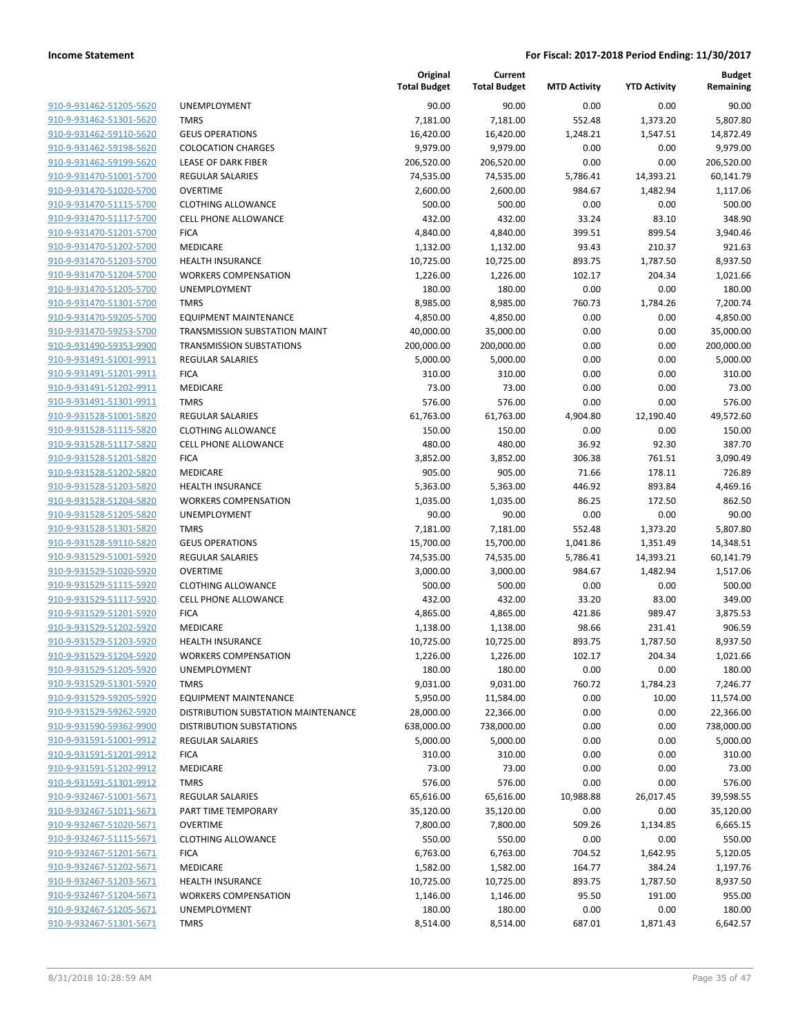| | | Original Total Budget | Current Total Budget | MTD Activity | YTD Activity | Budget Remaining |
|---|---|---|---|---|---|---|
| 910-9-931462-51205-5620 | UNEMPLOYMENT | 90.00 | 90.00 | 0.00 | 0.00 | 90.00 |
| 910-9-931462-51301-5620 | TMRS | 7,181.00 | 7,181.00 | 552.48 | 1,373.20 | 5,807.80 |
| 910-9-931462-59110-5620 | GEUS OPERATIONS | 16,420.00 | 16,420.00 | 1,248.21 | 1,547.51 | 14,872.49 |
| 910-9-931462-59198-5620 | COLOCATION CHARGES | 9,979.00 | 9,979.00 | 0.00 | 0.00 | 9,979.00 |
| 910-9-931462-59199-5620 | LEASE OF DARK FIBER | 206,520.00 | 206,520.00 | 0.00 | 0.00 | 206,520.00 |
| 910-9-931470-51001-5700 | REGULAR SALARIES | 74,535.00 | 74,535.00 | 5,786.41 | 14,393.21 | 60,141.79 |
| 910-9-931470-51020-5700 | OVERTIME | 2,600.00 | 2,600.00 | 984.67 | 1,482.94 | 1,117.06 |
| 910-9-931470-51115-5700 | CLOTHING ALLOWANCE | 500.00 | 500.00 | 0.00 | 0.00 | 500.00 |
| 910-9-931470-51117-5700 | CELL PHONE ALLOWANCE | 432.00 | 432.00 | 33.24 | 83.10 | 348.90 |
| 910-9-931470-51201-5700 | FICA | 4,840.00 | 4,840.00 | 399.51 | 899.54 | 3,940.46 |
| 910-9-931470-51202-5700 | MEDICARE | 1,132.00 | 1,132.00 | 93.43 | 210.37 | 921.63 |
| 910-9-931470-51203-5700 | HEALTH INSURANCE | 10,725.00 | 10,725.00 | 893.75 | 1,787.50 | 8,937.50 |
| 910-9-931470-51204-5700 | WORKERS COMPENSATION | 1,226.00 | 1,226.00 | 102.17 | 204.34 | 1,021.66 |
| 910-9-931470-51205-5700 | UNEMPLOYMENT | 180.00 | 180.00 | 0.00 | 0.00 | 180.00 |
| 910-9-931470-51301-5700 | TMRS | 8,985.00 | 8,985.00 | 760.73 | 1,784.26 | 7,200.74 |
| 910-9-931470-59205-5700 | EQUIPMENT MAINTENANCE | 4,850.00 | 4,850.00 | 0.00 | 0.00 | 4,850.00 |
| 910-9-931470-59253-5700 | TRANSMISSION SUBSTATION MAINT | 40,000.00 | 35,000.00 | 0.00 | 0.00 | 35,000.00 |
| 910-9-931490-59353-9900 | TRANSMISSION SUBSTATIONS | 200,000.00 | 200,000.00 | 0.00 | 0.00 | 200,000.00 |
| 910-9-931491-51001-9911 | REGULAR SALARIES | 5,000.00 | 5,000.00 | 0.00 | 0.00 | 5,000.00 |
| 910-9-931491-51201-9911 | FICA | 310.00 | 310.00 | 0.00 | 0.00 | 310.00 |
| 910-9-931491-51202-9911 | MEDICARE | 73.00 | 73.00 | 0.00 | 0.00 | 73.00 |
| 910-9-931491-51301-9911 | TMRS | 576.00 | 576.00 | 0.00 | 0.00 | 576.00 |
| 910-9-931528-51001-5820 | REGULAR SALARIES | 61,763.00 | 61,763.00 | 4,904.80 | 12,190.40 | 49,572.60 |
| 910-9-931528-51115-5820 | CLOTHING ALLOWANCE | 150.00 | 150.00 | 0.00 | 0.00 | 150.00 |
| 910-9-931528-51117-5820 | CELL PHONE ALLOWANCE | 480.00 | 480.00 | 36.92 | 92.30 | 387.70 |
| 910-9-931528-51201-5820 | FICA | 3,852.00 | 3,852.00 | 306.38 | 761.51 | 3,090.49 |
| 910-9-931528-51202-5820 | MEDICARE | 905.00 | 905.00 | 71.66 | 178.11 | 726.89 |
| 910-9-931528-51203-5820 | HEALTH INSURANCE | 5,363.00 | 5,363.00 | 446.92 | 893.84 | 4,469.16 |
| 910-9-931528-51204-5820 | WORKERS COMPENSATION | 1,035.00 | 1,035.00 | 86.25 | 172.50 | 862.50 |
| 910-9-931528-51205-5820 | UNEMPLOYMENT | 90.00 | 90.00 | 0.00 | 0.00 | 90.00 |
| 910-9-931528-51301-5820 | TMRS | 7,181.00 | 7,181.00 | 552.48 | 1,373.20 | 5,807.80 |
| 910-9-931528-59110-5820 | GEUS OPERATIONS | 15,700.00 | 15,700.00 | 1,041.86 | 1,351.49 | 14,348.51 |
| 910-9-931529-51001-5920 | REGULAR SALARIES | 74,535.00 | 74,535.00 | 5,786.41 | 14,393.21 | 60,141.79 |
| 910-9-931529-51020-5920 | OVERTIME | 3,000.00 | 3,000.00 | 984.67 | 1,482.94 | 1,517.06 |
| 910-9-931529-51115-5920 | CLOTHING ALLOWANCE | 500.00 | 500.00 | 0.00 | 0.00 | 500.00 |
| 910-9-931529-51117-5920 | CELL PHONE ALLOWANCE | 432.00 | 432.00 | 33.20 | 83.00 | 349.00 |
| 910-9-931529-51201-5920 | FICA | 4,865.00 | 4,865.00 | 421.86 | 989.47 | 3,875.53 |
| 910-9-931529-51202-5920 | MEDICARE | 1,138.00 | 1,138.00 | 98.66 | 231.41 | 906.59 |
| 910-9-931529-51203-5920 | HEALTH INSURANCE | 10,725.00 | 10,725.00 | 893.75 | 1,787.50 | 8,937.50 |
| 910-9-931529-51204-5920 | WORKERS COMPENSATION | 1,226.00 | 1,226.00 | 102.17 | 204.34 | 1,021.66 |
| 910-9-931529-51205-5920 | UNEMPLOYMENT | 180.00 | 180.00 | 0.00 | 0.00 | 180.00 |
| 910-9-931529-51301-5920 | TMRS | 9,031.00 | 9,031.00 | 760.72 | 1,784.23 | 7,246.77 |
| 910-9-931529-59205-5920 | EQUIPMENT MAINTENANCE | 5,950.00 | 11,584.00 | 0.00 | 10.00 | 11,574.00 |
| 910-9-931529-59262-5920 | DISTRIBUTION SUBSTATION MAINTENANCE | 28,000.00 | 22,366.00 | 0.00 | 0.00 | 22,366.00 |
| 910-9-931590-59362-9900 | DISTRIBUTION SUBSTATIONS | 638,000.00 | 738,000.00 | 0.00 | 0.00 | 738,000.00 |
| 910-9-931591-51001-9912 | REGULAR SALARIES | 5,000.00 | 5,000.00 | 0.00 | 0.00 | 5,000.00 |
| 910-9-931591-51201-9912 | FICA | 310.00 | 310.00 | 0.00 | 0.00 | 310.00 |
| 910-9-931591-51202-9912 | MEDICARE | 73.00 | 73.00 | 0.00 | 0.00 | 73.00 |
| 910-9-931591-51301-9912 | TMRS | 576.00 | 576.00 | 0.00 | 0.00 | 576.00 |
| 910-9-932467-51001-5671 | REGULAR SALARIES | 65,616.00 | 65,616.00 | 10,988.88 | 26,017.45 | 39,598.55 |
| 910-9-932467-51011-5671 | PART TIME TEMPORARY | 35,120.00 | 35,120.00 | 0.00 | 0.00 | 35,120.00 |
| 910-9-932467-51020-5671 | OVERTIME | 7,800.00 | 7,800.00 | 509.26 | 1,134.85 | 6,665.15 |
| 910-9-932467-51115-5671 | CLOTHING ALLOWANCE | 550.00 | 550.00 | 0.00 | 0.00 | 550.00 |
| 910-9-932467-51201-5671 | FICA | 6,763.00 | 6,763.00 | 704.52 | 1,642.95 | 5,120.05 |
| 910-9-932467-51202-5671 | MEDICARE | 1,582.00 | 1,582.00 | 164.77 | 384.24 | 1,197.76 |
| 910-9-932467-51203-5671 | HEALTH INSURANCE | 10,725.00 | 10,725.00 | 893.75 | 1,787.50 | 8,937.50 |
| 910-9-932467-51204-5671 | WORKERS COMPENSATION | 1,146.00 | 1,146.00 | 95.50 | 191.00 | 955.00 |
| 910-9-932467-51205-5671 | UNEMPLOYMENT | 180.00 | 180.00 | 0.00 | 0.00 | 180.00 |
| 910-9-932467-51301-5671 | TMRS | 8,514.00 | 8,514.00 | 687.01 | 1,871.43 | 6,642.57 |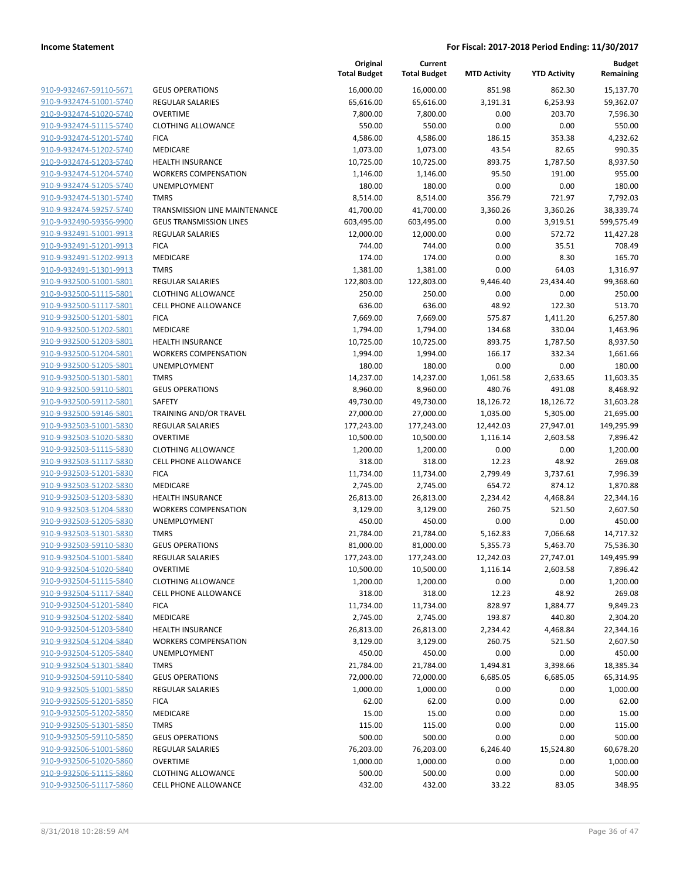| | | Original Total Budget | Current Total Budget | MTD Activity | YTD Activity | Budget Remaining |
|---|---|---|---|---|---|---|
| 910-9-932467-59110-5671 | GEUS OPERATIONS | 16,000.00 | 16,000.00 | 851.98 | 862.30 | 15,137.70 |
| 910-9-932474-51001-5740 | REGULAR SALARIES | 65,616.00 | 65,616.00 | 3,191.31 | 6,253.93 | 59,362.07 |
| 910-9-932474-51020-5740 | OVERTIME | 7,800.00 | 7,800.00 | 0.00 | 203.70 | 7,596.30 |
| 910-9-932474-51115-5740 | CLOTHING ALLOWANCE | 550.00 | 550.00 | 0.00 | 0.00 | 550.00 |
| 910-9-932474-51201-5740 | FICA | 4,586.00 | 4,586.00 | 186.15 | 353.38 | 4,232.62 |
| 910-9-932474-51202-5740 | MEDICARE | 1,073.00 | 1,073.00 | 43.54 | 82.65 | 990.35 |
| 910-9-932474-51203-5740 | HEALTH INSURANCE | 10,725.00 | 10,725.00 | 893.75 | 1,787.50 | 8,937.50 |
| 910-9-932474-51204-5740 | WORKERS COMPENSATION | 1,146.00 | 1,146.00 | 95.50 | 191.00 | 955.00 |
| 910-9-932474-51205-5740 | UNEMPLOYMENT | 180.00 | 180.00 | 0.00 | 0.00 | 180.00 |
| 910-9-932474-51301-5740 | TMRS | 8,514.00 | 8,514.00 | 356.79 | 721.97 | 7,792.03 |
| 910-9-932474-59257-5740 | TRANSMISSION LINE MAINTENANCE | 41,700.00 | 41,700.00 | 3,360.26 | 3,360.26 | 38,339.74 |
| 910-9-932490-59356-9900 | GEUS TRANSMISSION LINES | 603,495.00 | 603,495.00 | 0.00 | 3,919.51 | 599,575.49 |
| 910-9-932491-51001-9913 | REGULAR SALARIES | 12,000.00 | 12,000.00 | 0.00 | 572.72 | 11,427.28 |
| 910-9-932491-51201-9913 | FICA | 744.00 | 744.00 | 0.00 | 35.51 | 708.49 |
| 910-9-932491-51202-9913 | MEDICARE | 174.00 | 174.00 | 0.00 | 8.30 | 165.70 |
| 910-9-932491-51301-9913 | TMRS | 1,381.00 | 1,381.00 | 0.00 | 64.03 | 1,316.97 |
| 910-9-932500-51001-5801 | REGULAR SALARIES | 122,803.00 | 122,803.00 | 9,446.40 | 23,434.40 | 99,368.60 |
| 910-9-932500-51115-5801 | CLOTHING ALLOWANCE | 250.00 | 250.00 | 0.00 | 0.00 | 250.00 |
| 910-9-932500-51117-5801 | CELL PHONE ALLOWANCE | 636.00 | 636.00 | 48.92 | 122.30 | 513.70 |
| 910-9-932500-51201-5801 | FICA | 7,669.00 | 7,669.00 | 575.87 | 1,411.20 | 6,257.80 |
| 910-9-932500-51202-5801 | MEDICARE | 1,794.00 | 1,794.00 | 134.68 | 330.04 | 1,463.96 |
| 910-9-932500-51203-5801 | HEALTH INSURANCE | 10,725.00 | 10,725.00 | 893.75 | 1,787.50 | 8,937.50 |
| 910-9-932500-51204-5801 | WORKERS COMPENSATION | 1,994.00 | 1,994.00 | 166.17 | 332.34 | 1,661.66 |
| 910-9-932500-51205-5801 | UNEMPLOYMENT | 180.00 | 180.00 | 0.00 | 0.00 | 180.00 |
| 910-9-932500-51301-5801 | TMRS | 14,237.00 | 14,237.00 | 1,061.58 | 2,633.65 | 11,603.35 |
| 910-9-932500-59110-5801 | GEUS OPERATIONS | 8,960.00 | 8,960.00 | 480.76 | 491.08 | 8,468.92 |
| 910-9-932500-59112-5801 | SAFETY | 49,730.00 | 49,730.00 | 18,126.72 | 18,126.72 | 31,603.28 |
| 910-9-932500-59146-5801 | TRAINING AND/OR TRAVEL | 27,000.00 | 27,000.00 | 1,035.00 | 5,305.00 | 21,695.00 |
| 910-9-932503-51001-5830 | REGULAR SALARIES | 177,243.00 | 177,243.00 | 12,442.03 | 27,947.01 | 149,295.99 |
| 910-9-932503-51020-5830 | OVERTIME | 10,500.00 | 10,500.00 | 1,116.14 | 2,603.58 | 7,896.42 |
| 910-9-932503-51115-5830 | CLOTHING ALLOWANCE | 1,200.00 | 1,200.00 | 0.00 | 0.00 | 1,200.00 |
| 910-9-932503-51117-5830 | CELL PHONE ALLOWANCE | 318.00 | 318.00 | 12.23 | 48.92 | 269.08 |
| 910-9-932503-51201-5830 | FICA | 11,734.00 | 11,734.00 | 2,799.49 | 3,737.61 | 7,996.39 |
| 910-9-932503-51202-5830 | MEDICARE | 2,745.00 | 2,745.00 | 654.72 | 874.12 | 1,870.88 |
| 910-9-932503-51203-5830 | HEALTH INSURANCE | 26,813.00 | 26,813.00 | 2,234.42 | 4,468.84 | 22,344.16 |
| 910-9-932503-51204-5830 | WORKERS COMPENSATION | 3,129.00 | 3,129.00 | 260.75 | 521.50 | 2,607.50 |
| 910-9-932503-51205-5830 | UNEMPLOYMENT | 450.00 | 450.00 | 0.00 | 0.00 | 450.00 |
| 910-9-932503-51301-5830 | TMRS | 21,784.00 | 21,784.00 | 5,162.83 | 7,066.68 | 14,717.32 |
| 910-9-932503-59110-5830 | GEUS OPERATIONS | 81,000.00 | 81,000.00 | 5,355.73 | 5,463.70 | 75,536.30 |
| 910-9-932504-51001-5840 | REGULAR SALARIES | 177,243.00 | 177,243.00 | 12,242.03 | 27,747.01 | 149,495.99 |
| 910-9-932504-51020-5840 | OVERTIME | 10,500.00 | 10,500.00 | 1,116.14 | 2,603.58 | 7,896.42 |
| 910-9-932504-51115-5840 | CLOTHING ALLOWANCE | 1,200.00 | 1,200.00 | 0.00 | 0.00 | 1,200.00 |
| 910-9-932504-51117-5840 | CELL PHONE ALLOWANCE | 318.00 | 318.00 | 12.23 | 48.92 | 269.08 |
| 910-9-932504-51201-5840 | FICA | 11,734.00 | 11,734.00 | 828.97 | 1,884.77 | 9,849.23 |
| 910-9-932504-51202-5840 | MEDICARE | 2,745.00 | 2,745.00 | 193.87 | 440.80 | 2,304.20 |
| 910-9-932504-51203-5840 | HEALTH INSURANCE | 26,813.00 | 26,813.00 | 2,234.42 | 4,468.84 | 22,344.16 |
| 910-9-932504-51204-5840 | WORKERS COMPENSATION | 3,129.00 | 3,129.00 | 260.75 | 521.50 | 2,607.50 |
| 910-9-932504-51205-5840 | UNEMPLOYMENT | 450.00 | 450.00 | 0.00 | 0.00 | 450.00 |
| 910-9-932504-51301-5840 | TMRS | 21,784.00 | 21,784.00 | 1,494.81 | 3,398.66 | 18,385.34 |
| 910-9-932504-59110-5840 | GEUS OPERATIONS | 72,000.00 | 72,000.00 | 6,685.05 | 6,685.05 | 65,314.95 |
| 910-9-932505-51001-5850 | REGULAR SALARIES | 1,000.00 | 1,000.00 | 0.00 | 0.00 | 1,000.00 |
| 910-9-932505-51201-5850 | FICA | 62.00 | 62.00 | 0.00 | 0.00 | 62.00 |
| 910-9-932505-51202-5850 | MEDICARE | 15.00 | 15.00 | 0.00 | 0.00 | 15.00 |
| 910-9-932505-51301-5850 | TMRS | 115.00 | 115.00 | 0.00 | 0.00 | 115.00 |
| 910-9-932505-59110-5850 | GEUS OPERATIONS | 500.00 | 500.00 | 0.00 | 0.00 | 500.00 |
| 910-9-932506-51001-5860 | REGULAR SALARIES | 76,203.00 | 76,203.00 | 6,246.40 | 15,524.80 | 60,678.20 |
| 910-9-932506-51020-5860 | OVERTIME | 1,000.00 | 1,000.00 | 0.00 | 0.00 | 1,000.00 |
| 910-9-932506-51115-5860 | CLOTHING ALLOWANCE | 500.00 | 500.00 | 0.00 | 0.00 | 500.00 |
| 910-9-932506-51117-5860 | CELL PHONE ALLOWANCE | 432.00 | 432.00 | 33.22 | 83.05 | 348.95 |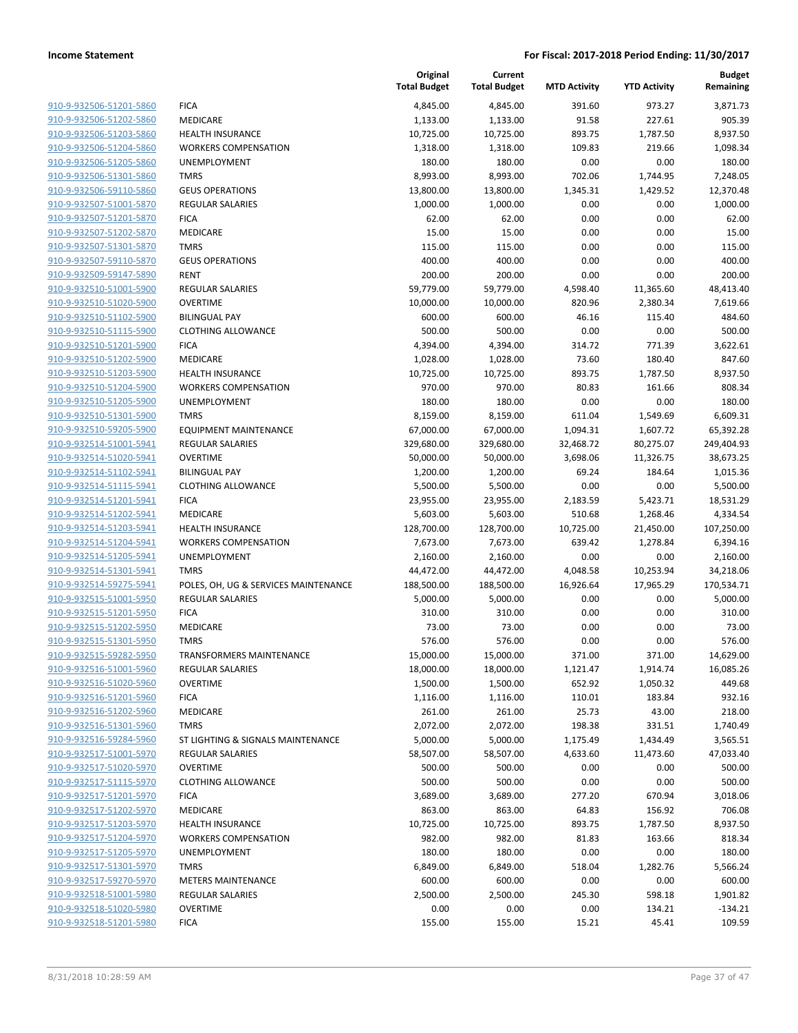| | | Original Total Budget | Current Total Budget | MTD Activity | YTD Activity | Budget Remaining |
|---|---|---|---|---|---|---|
| 910-9-932506-51201-5860 | FICA | 4,845.00 | 4,845.00 | 391.60 | 973.27 | 3,871.73 |
| 910-9-932506-51202-5860 | MEDICARE | 1,133.00 | 1,133.00 | 91.58 | 227.61 | 905.39 |
| 910-9-932506-51203-5860 | HEALTH INSURANCE | 10,725.00 | 10,725.00 | 893.75 | 1,787.50 | 8,937.50 |
| 910-9-932506-51204-5860 | WORKERS COMPENSATION | 1,318.00 | 1,318.00 | 109.83 | 219.66 | 1,098.34 |
| 910-9-932506-51205-5860 | UNEMPLOYMENT | 180.00 | 180.00 | 0.00 | 0.00 | 180.00 |
| 910-9-932506-51301-5860 | TMRS | 8,993.00 | 8,993.00 | 702.06 | 1,744.95 | 7,248.05 |
| 910-9-932506-59110-5860 | GEUS OPERATIONS | 13,800.00 | 13,800.00 | 1,345.31 | 1,429.52 | 12,370.48 |
| 910-9-932507-51001-5870 | REGULAR SALARIES | 1,000.00 | 1,000.00 | 0.00 | 0.00 | 1,000.00 |
| 910-9-932507-51201-5870 | FICA | 62.00 | 62.00 | 0.00 | 0.00 | 62.00 |
| 910-9-932507-51202-5870 | MEDICARE | 15.00 | 15.00 | 0.00 | 0.00 | 15.00 |
| 910-9-932507-51301-5870 | TMRS | 115.00 | 115.00 | 0.00 | 0.00 | 115.00 |
| 910-9-932507-59110-5870 | GEUS OPERATIONS | 400.00 | 400.00 | 0.00 | 0.00 | 400.00 |
| 910-9-932509-59147-5890 | RENT | 200.00 | 200.00 | 0.00 | 0.00 | 200.00 |
| 910-9-932510-51001-5900 | REGULAR SALARIES | 59,779.00 | 59,779.00 | 4,598.40 | 11,365.60 | 48,413.40 |
| 910-9-932510-51020-5900 | OVERTIME | 10,000.00 | 10,000.00 | 820.96 | 2,380.34 | 7,619.66 |
| 910-9-932510-51102-5900 | BILINGUAL PAY | 600.00 | 600.00 | 46.16 | 115.40 | 484.60 |
| 910-9-932510-51115-5900 | CLOTHING ALLOWANCE | 500.00 | 500.00 | 0.00 | 0.00 | 500.00 |
| 910-9-932510-51201-5900 | FICA | 4,394.00 | 4,394.00 | 314.72 | 771.39 | 3,622.61 |
| 910-9-932510-51202-5900 | MEDICARE | 1,028.00 | 1,028.00 | 73.60 | 180.40 | 847.60 |
| 910-9-932510-51203-5900 | HEALTH INSURANCE | 10,725.00 | 10,725.00 | 893.75 | 1,787.50 | 8,937.50 |
| 910-9-932510-51204-5900 | WORKERS COMPENSATION | 970.00 | 970.00 | 80.83 | 161.66 | 808.34 |
| 910-9-932510-51205-5900 | UNEMPLOYMENT | 180.00 | 180.00 | 0.00 | 0.00 | 180.00 |
| 910-9-932510-51301-5900 | TMRS | 8,159.00 | 8,159.00 | 611.04 | 1,549.69 | 6,609.31 |
| 910-9-932510-59205-5900 | EQUIPMENT MAINTENANCE | 67,000.00 | 67,000.00 | 1,094.31 | 1,607.72 | 65,392.28 |
| 910-9-932514-51001-5941 | REGULAR SALARIES | 329,680.00 | 329,680.00 | 32,468.72 | 80,275.07 | 249,404.93 |
| 910-9-932514-51020-5941 | OVERTIME | 50,000.00 | 50,000.00 | 3,698.06 | 11,326.75 | 38,673.25 |
| 910-9-932514-51102-5941 | BILINGUAL PAY | 1,200.00 | 1,200.00 | 69.24 | 184.64 | 1,015.36 |
| 910-9-932514-51115-5941 | CLOTHING ALLOWANCE | 5,500.00 | 5,500.00 | 0.00 | 0.00 | 5,500.00 |
| 910-9-932514-51201-5941 | FICA | 23,955.00 | 23,955.00 | 2,183.59 | 5,423.71 | 18,531.29 |
| 910-9-932514-51202-5941 | MEDICARE | 5,603.00 | 5,603.00 | 510.68 | 1,268.46 | 4,334.54 |
| 910-9-932514-51203-5941 | HEALTH INSURANCE | 128,700.00 | 128,700.00 | 10,725.00 | 21,450.00 | 107,250.00 |
| 910-9-932514-51204-5941 | WORKERS COMPENSATION | 7,673.00 | 7,673.00 | 639.42 | 1,278.84 | 6,394.16 |
| 910-9-932514-51205-5941 | UNEMPLOYMENT | 2,160.00 | 2,160.00 | 0.00 | 0.00 | 2,160.00 |
| 910-9-932514-51301-5941 | TMRS | 44,472.00 | 44,472.00 | 4,048.58 | 10,253.94 | 34,218.06 |
| 910-9-932514-59275-5941 | POLES, OH, UG & SERVICES MAINTENANCE | 188,500.00 | 188,500.00 | 16,926.64 | 17,965.29 | 170,534.71 |
| 910-9-932515-51001-5950 | REGULAR SALARIES | 5,000.00 | 5,000.00 | 0.00 | 0.00 | 5,000.00 |
| 910-9-932515-51201-5950 | FICA | 310.00 | 310.00 | 0.00 | 0.00 | 310.00 |
| 910-9-932515-51202-5950 | MEDICARE | 73.00 | 73.00 | 0.00 | 0.00 | 73.00 |
| 910-9-932515-51301-5950 | TMRS | 576.00 | 576.00 | 0.00 | 0.00 | 576.00 |
| 910-9-932515-59282-5950 | TRANSFORMERS MAINTENANCE | 15,000.00 | 15,000.00 | 371.00 | 371.00 | 14,629.00 |
| 910-9-932516-51001-5960 | REGULAR SALARIES | 18,000.00 | 18,000.00 | 1,121.47 | 1,914.74 | 16,085.26 |
| 910-9-932516-51020-5960 | OVERTIME | 1,500.00 | 1,500.00 | 652.92 | 1,050.32 | 449.68 |
| 910-9-932516-51201-5960 | FICA | 1,116.00 | 1,116.00 | 110.01 | 183.84 | 932.16 |
| 910-9-932516-51202-5960 | MEDICARE | 261.00 | 261.00 | 25.73 | 43.00 | 218.00 |
| 910-9-932516-51301-5960 | TMRS | 2,072.00 | 2,072.00 | 198.38 | 331.51 | 1,740.49 |
| 910-9-932516-59284-5960 | ST LIGHTING & SIGNALS MAINTENANCE | 5,000.00 | 5,000.00 | 1,175.49 | 1,434.49 | 3,565.51 |
| 910-9-932517-51001-5970 | REGULAR SALARIES | 58,507.00 | 58,507.00 | 4,633.60 | 11,473.60 | 47,033.40 |
| 910-9-932517-51020-5970 | OVERTIME | 500.00 | 500.00 | 0.00 | 0.00 | 500.00 |
| 910-9-932517-51115-5970 | CLOTHING ALLOWANCE | 500.00 | 500.00 | 0.00 | 0.00 | 500.00 |
| 910-9-932517-51201-5970 | FICA | 3,689.00 | 3,689.00 | 277.20 | 670.94 | 3,018.06 |
| 910-9-932517-51202-5970 | MEDICARE | 863.00 | 863.00 | 64.83 | 156.92 | 706.08 |
| 910-9-932517-51203-5970 | HEALTH INSURANCE | 10,725.00 | 10,725.00 | 893.75 | 1,787.50 | 8,937.50 |
| 910-9-932517-51204-5970 | WORKERS COMPENSATION | 982.00 | 982.00 | 81.83 | 163.66 | 818.34 |
| 910-9-932517-51205-5970 | UNEMPLOYMENT | 180.00 | 180.00 | 0.00 | 0.00 | 180.00 |
| 910-9-932517-51301-5970 | TMRS | 6,849.00 | 6,849.00 | 518.04 | 1,282.76 | 5,566.24 |
| 910-9-932517-59270-5970 | METERS MAINTENANCE | 600.00 | 600.00 | 0.00 | 0.00 | 600.00 |
| 910-9-932518-51001-5980 | REGULAR SALARIES | 2,500.00 | 2,500.00 | 245.30 | 598.18 | 1,901.82 |
| 910-9-932518-51020-5980 | OVERTIME | 0.00 | 0.00 | 0.00 | 134.21 | -134.21 |
| 910-9-932518-51201-5980 | FICA | 155.00 | 155.00 | 15.21 | 45.41 | 109.59 |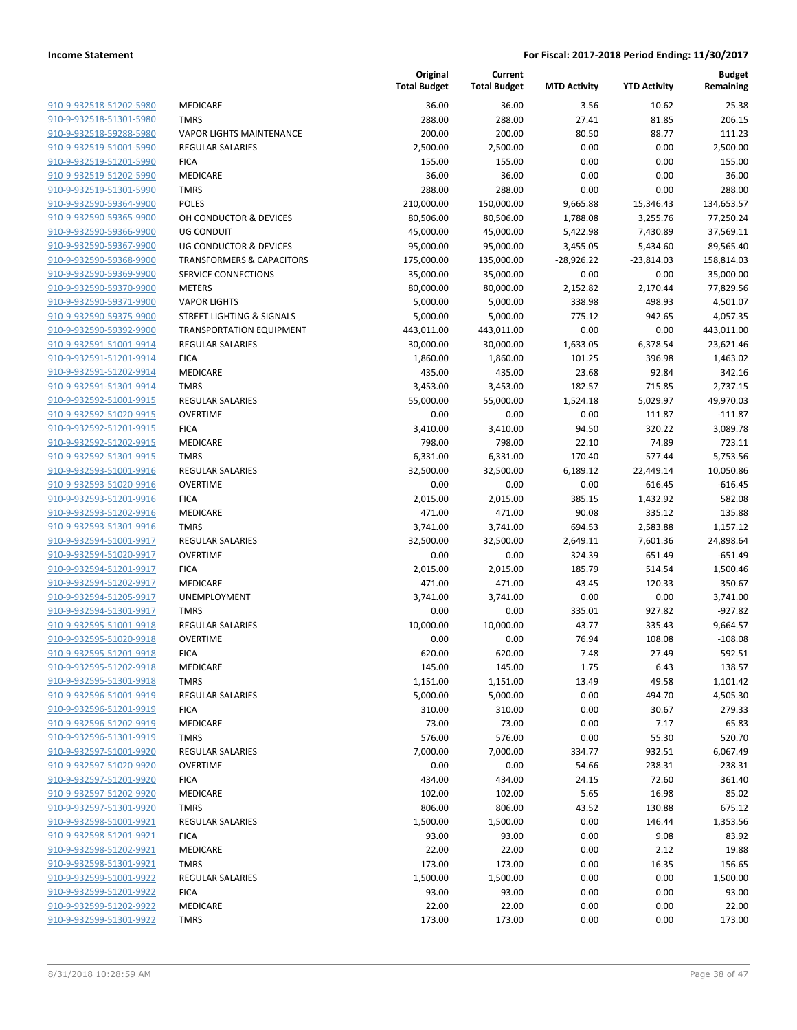| | | Original Total Budget | Current Total Budget | MTD Activity | YTD Activity | Budget Remaining |
|---|---|---|---|---|---|---|
| 910-9-932518-51202-5980 | MEDICARE | 36.00 | 36.00 | 3.56 | 10.62 | 25.38 |
| 910-9-932518-51301-5980 | TMRS | 288.00 | 288.00 | 27.41 | 81.85 | 206.15 |
| 910-9-932518-59288-5980 | VAPOR LIGHTS MAINTENANCE | 200.00 | 200.00 | 80.50 | 88.77 | 111.23 |
| 910-9-932519-51001-5990 | REGULAR SALARIES | 2,500.00 | 2,500.00 | 0.00 | 0.00 | 2,500.00 |
| 910-9-932519-51201-5990 | FICA | 155.00 | 155.00 | 0.00 | 0.00 | 155.00 |
| 910-9-932519-51202-5990 | MEDICARE | 36.00 | 36.00 | 0.00 | 0.00 | 36.00 |
| 910-9-932519-51301-5990 | TMRS | 288.00 | 288.00 | 0.00 | 0.00 | 288.00 |
| 910-9-932590-59364-9900 | POLES | 210,000.00 | 150,000.00 | 9,665.88 | 15,346.43 | 134,653.57 |
| 910-9-932590-59365-9900 | OH CONDUCTOR & DEVICES | 80,506.00 | 80,506.00 | 1,788.08 | 3,255.76 | 77,250.24 |
| 910-9-932590-59366-9900 | UG CONDUIT | 45,000.00 | 45,000.00 | 5,422.98 | 7,430.89 | 37,569.11 |
| 910-9-932590-59367-9900 | UG CONDUCTOR & DEVICES | 95,000.00 | 95,000.00 | 3,455.05 | 5,434.60 | 89,565.40 |
| 910-9-932590-59368-9900 | TRANSFORMERS & CAPACITORS | 175,000.00 | 135,000.00 | -28,926.22 | -23,814.03 | 158,814.03 |
| 910-9-932590-59369-9900 | SERVICE CONNECTIONS | 35,000.00 | 35,000.00 | 0.00 | 0.00 | 35,000.00 |
| 910-9-932590-59370-9900 | METERS | 80,000.00 | 80,000.00 | 2,152.82 | 2,170.44 | 77,829.56 |
| 910-9-932590-59371-9900 | VAPOR LIGHTS | 5,000.00 | 5,000.00 | 338.98 | 498.93 | 4,501.07 |
| 910-9-932590-59375-9900 | STREET LIGHTING & SIGNALS | 5,000.00 | 5,000.00 | 775.12 | 942.65 | 4,057.35 |
| 910-9-932590-59392-9900 | TRANSPORTATION EQUIPMENT | 443,011.00 | 443,011.00 | 0.00 | 0.00 | 443,011.00 |
| 910-9-932591-51001-9914 | REGULAR SALARIES | 30,000.00 | 30,000.00 | 1,633.05 | 6,378.54 | 23,621.46 |
| 910-9-932591-51201-9914 | FICA | 1,860.00 | 1,860.00 | 101.25 | 396.98 | 1,463.02 |
| 910-9-932591-51202-9914 | MEDICARE | 435.00 | 435.00 | 23.68 | 92.84 | 342.16 |
| 910-9-932591-51301-9914 | TMRS | 3,453.00 | 3,453.00 | 182.57 | 715.85 | 2,737.15 |
| 910-9-932592-51001-9915 | REGULAR SALARIES | 55,000.00 | 55,000.00 | 1,524.18 | 5,029.97 | 49,970.03 |
| 910-9-932592-51020-9915 | OVERTIME | 0.00 | 0.00 | 0.00 | 111.87 | -111.87 |
| 910-9-932592-51201-9915 | FICA | 3,410.00 | 3,410.00 | 94.50 | 320.22 | 3,089.78 |
| 910-9-932592-51202-9915 | MEDICARE | 798.00 | 798.00 | 22.10 | 74.89 | 723.11 |
| 910-9-932592-51301-9915 | TMRS | 6,331.00 | 6,331.00 | 170.40 | 577.44 | 5,753.56 |
| 910-9-932593-51001-9916 | REGULAR SALARIES | 32,500.00 | 32,500.00 | 6,189.12 | 22,449.14 | 10,050.86 |
| 910-9-932593-51020-9916 | OVERTIME | 0.00 | 0.00 | 0.00 | 616.45 | -616.45 |
| 910-9-932593-51201-9916 | FICA | 2,015.00 | 2,015.00 | 385.15 | 1,432.92 | 582.08 |
| 910-9-932593-51202-9916 | MEDICARE | 471.00 | 471.00 | 90.08 | 335.12 | 135.88 |
| 910-9-932593-51301-9916 | TMRS | 3,741.00 | 3,741.00 | 694.53 | 2,583.88 | 1,157.12 |
| 910-9-932594-51001-9917 | REGULAR SALARIES | 32,500.00 | 32,500.00 | 2,649.11 | 7,601.36 | 24,898.64 |
| 910-9-932594-51020-9917 | OVERTIME | 0.00 | 0.00 | 324.39 | 651.49 | -651.49 |
| 910-9-932594-51201-9917 | FICA | 2,015.00 | 2,015.00 | 185.79 | 514.54 | 1,500.46 |
| 910-9-932594-51202-9917 | MEDICARE | 471.00 | 471.00 | 43.45 | 120.33 | 350.67 |
| 910-9-932594-51205-9917 | UNEMPLOYMENT | 3,741.00 | 3,741.00 | 0.00 | 0.00 | 3,741.00 |
| 910-9-932594-51301-9917 | TMRS | 0.00 | 0.00 | 335.01 | 927.82 | -927.82 |
| 910-9-932595-51001-9918 | REGULAR SALARIES | 10,000.00 | 10,000.00 | 43.77 | 335.43 | 9,664.57 |
| 910-9-932595-51020-9918 | OVERTIME | 0.00 | 0.00 | 76.94 | 108.08 | -108.08 |
| 910-9-932595-51201-9918 | FICA | 620.00 | 620.00 | 7.48 | 27.49 | 592.51 |
| 910-9-932595-51202-9918 | MEDICARE | 145.00 | 145.00 | 1.75 | 6.43 | 138.57 |
| 910-9-932595-51301-9918 | TMRS | 1,151.00 | 1,151.00 | 13.49 | 49.58 | 1,101.42 |
| 910-9-932596-51001-9919 | REGULAR SALARIES | 5,000.00 | 5,000.00 | 0.00 | 494.70 | 4,505.30 |
| 910-9-932596-51201-9919 | FICA | 310.00 | 310.00 | 0.00 | 30.67 | 279.33 |
| 910-9-932596-51202-9919 | MEDICARE | 73.00 | 73.00 | 0.00 | 7.17 | 65.83 |
| 910-9-932596-51301-9919 | TMRS | 576.00 | 576.00 | 0.00 | 55.30 | 520.70 |
| 910-9-932597-51001-9920 | REGULAR SALARIES | 7,000.00 | 7,000.00 | 334.77 | 932.51 | 6,067.49 |
| 910-9-932597-51020-9920 | OVERTIME | 0.00 | 0.00 | 54.66 | 238.31 | -238.31 |
| 910-9-932597-51201-9920 | FICA | 434.00 | 434.00 | 24.15 | 72.60 | 361.40 |
| 910-9-932597-51202-9920 | MEDICARE | 102.00 | 102.00 | 5.65 | 16.98 | 85.02 |
| 910-9-932597-51301-9920 | TMRS | 806.00 | 806.00 | 43.52 | 130.88 | 675.12 |
| 910-9-932598-51001-9921 | REGULAR SALARIES | 1,500.00 | 1,500.00 | 0.00 | 146.44 | 1,353.56 |
| 910-9-932598-51201-9921 | FICA | 93.00 | 93.00 | 0.00 | 9.08 | 83.92 |
| 910-9-932598-51202-9921 | MEDICARE | 22.00 | 22.00 | 0.00 | 2.12 | 19.88 |
| 910-9-932598-51301-9921 | TMRS | 173.00 | 173.00 | 0.00 | 16.35 | 156.65 |
| 910-9-932599-51001-9922 | REGULAR SALARIES | 1,500.00 | 1,500.00 | 0.00 | 0.00 | 1,500.00 |
| 910-9-932599-51201-9922 | FICA | 93.00 | 93.00 | 0.00 | 0.00 | 93.00 |
| 910-9-932599-51202-9922 | MEDICARE | 22.00 | 22.00 | 0.00 | 0.00 | 22.00 |
| 910-9-932599-51301-9922 | TMRS | 173.00 | 173.00 | 0.00 | 0.00 | 173.00 |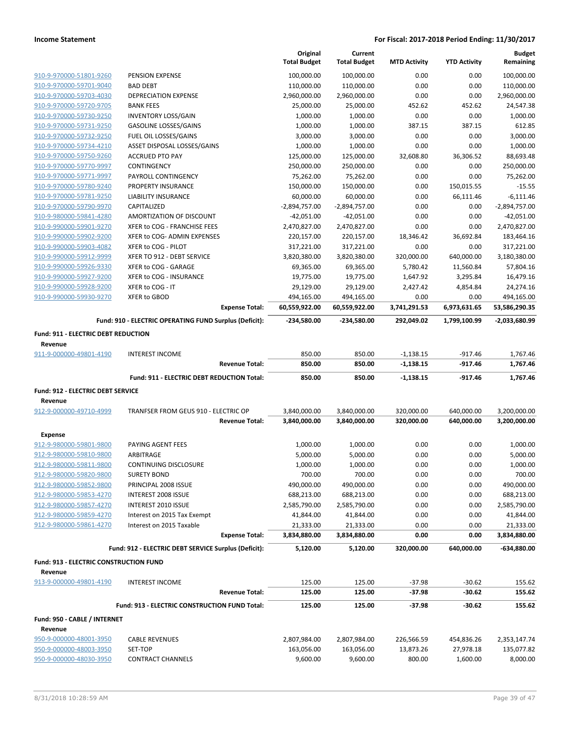| | | Original Total Budget | Current Total Budget | MTD Activity | YTD Activity | Budget Remaining |
|---|---|---|---|---|---|---|
| 910-9-970000-51801-9260 | PENSION EXPENSE | 100,000.00 | 100,000.00 | 0.00 | 0.00 | 100,000.00 |
| 910-9-970000-59701-9040 | BAD DEBT | 110,000.00 | 110,000.00 | 0.00 | 0.00 | 110,000.00 |
| 910-9-970000-59703-4030 | DEPRECIATION EXPENSE | 2,960,000.00 | 2,960,000.00 | 0.00 | 0.00 | 2,960,000.00 |
| 910-9-970000-59720-9705 | BANK FEES | 25,000.00 | 25,000.00 | 452.62 | 452.62 | 24,547.38 |
| 910-9-970000-59730-9250 | INVENTORY LOSS/GAIN | 1,000.00 | 1,000.00 | 0.00 | 0.00 | 1,000.00 |
| 910-9-970000-59731-9250 | GASOLINE LOSSES/GAINS | 1,000.00 | 1,000.00 | 387.15 | 387.15 | 612.85 |
| 910-9-970000-59732-9250 | FUEL OIL LOSSES/GAINS | 3,000.00 | 3,000.00 | 0.00 | 0.00 | 3,000.00 |
| 910-9-970000-59734-4210 | ASSET DISPOSAL LOSSES/GAINS | 1,000.00 | 1,000.00 | 0.00 | 0.00 | 1,000.00 |
| 910-9-970000-59750-9260 | ACCRUED PTO PAY | 125,000.00 | 125,000.00 | 32,608.80 | 36,306.52 | 88,693.48 |
| 910-9-970000-59770-9997 | CONTINGENCY | 250,000.00 | 250,000.00 | 0.00 | 0.00 | 250,000.00 |
| 910-9-970000-59771-9997 | PAYROLL CONTINGENCY | 75,262.00 | 75,262.00 | 0.00 | 0.00 | 75,262.00 |
| 910-9-970000-59780-9240 | PROPERTY INSURANCE | 150,000.00 | 150,000.00 | 0.00 | 150,015.55 | -15.55 |
| 910-9-970000-59781-9250 | LIABILITY INSURANCE | 60,000.00 | 60,000.00 | 0.00 | 66,111.46 | -6,111.46 |
| 910-9-970000-59790-9970 | CAPITALIZED | -2,894,757.00 | -2,894,757.00 | 0.00 | 0.00 | -2,894,757.00 |
| 910-9-980000-59841-4280 | AMORTIZATION OF DISCOUNT | -42,051.00 | -42,051.00 | 0.00 | 0.00 | -42,051.00 |
| 910-9-990000-59901-9270 | XFER to COG - FRANCHISE FEES | 2,470,827.00 | 2,470,827.00 | 0.00 | 0.00 | 2,470,827.00 |
| 910-9-990000-59902-9200 | XFER to COG- ADMIN EXPENSES | 220,157.00 | 220,157.00 | 18,346.42 | 36,692.84 | 183,464.16 |
| 910-9-990000-59903-4082 | XFER to COG - PILOT | 317,221.00 | 317,221.00 | 0.00 | 0.00 | 317,221.00 |
| 910-9-990000-59912-9999 | XFER TO 912 - DEBT SERVICE | 3,820,380.00 | 3,820,380.00 | 320,000.00 | 640,000.00 | 3,180,380.00 |
| 910-9-990000-59926-9330 | XFER to COG - GARAGE | 69,365.00 | 69,365.00 | 5,780.42 | 11,560.84 | 57,804.16 |
| 910-9-990000-59927-9200 | XFER to COG - INSURANCE | 19,775.00 | 19,775.00 | 1,647.92 | 3,295.84 | 16,479.16 |
| 910-9-990000-59928-9200 | XFER to COG - IT | 29,129.00 | 29,129.00 | 2,427.42 | 4,854.84 | 24,274.16 |
| 910-9-990000-59930-9270 | XFER to GBOD | 494,165.00 | 494,165.00 | 0.00 | 0.00 | 494,165.00 |
| | **Expense Total:** | **60,559,922.00** | **60,559,922.00** | **3,741,291.53** | **6,973,631.65** | **53,586,290.35** |
| | **Fund: 910 - ELECTRIC OPERATING FUND Surplus (Deficit):** | **-234,580.00** | **-234,580.00** | **292,049.02** | **1,799,100.99** | **-2,033,680.99** |
| **Fund: 911 - ELECTRIC DEBT REDUCTION** | | | | | | |
| **Revenue** | | | | | | |
| 911-9-000000-49801-4190 | INTEREST INCOME | 850.00 | 850.00 | -1,138.15 | -917.46 | 1,767.46 |
| | **Revenue Total:** | **850.00** | **850.00** | **-1,138.15** | **-917.46** | **1,767.46** |
| | **Fund: 911 - ELECTRIC DEBT REDUCTION Total:** | **850.00** | **850.00** | **-1,138.15** | **-917.46** | **1,767.46** |
| **Fund: 912 - ELECTRIC DEBT SERVICE** | | | | | | |
| **Revenue** | | | | | | |
| 912-9-000000-49710-4999 | TRANFSER FROM GEUS 910 - ELECTRIC OP | 3,840,000.00 | 3,840,000.00 | 320,000.00 | 640,000.00 | 3,200,000.00 |
| | **Revenue Total:** | **3,840,000.00** | **3,840,000.00** | **320,000.00** | **640,000.00** | **3,200,000.00** |
| **Expense** | | | | | | |
| 912-9-980000-59801-9800 | PAYING AGENT FEES | 1,000.00 | 1,000.00 | 0.00 | 0.00 | 1,000.00 |
| 912-9-980000-59810-9800 | ARBITRAGE | 5,000.00 | 5,000.00 | 0.00 | 0.00 | 5,000.00 |
| 912-9-980000-59811-9800 | CONTINUING DISCLOSURE | 1,000.00 | 1,000.00 | 0.00 | 0.00 | 1,000.00 |
| 912-9-980000-59820-9800 | SURETY BOND | 700.00 | 700.00 | 0.00 | 0.00 | 700.00 |
| 912-9-980000-59852-9800 | PRINCIPAL 2008 ISSUE | 490,000.00 | 490,000.00 | 0.00 | 0.00 | 490,000.00 |
| 912-9-980000-59853-4270 | INTEREST 2008 ISSUE | 688,213.00 | 688,213.00 | 0.00 | 0.00 | 688,213.00 |
| 912-9-980000-59857-4270 | INTEREST 2010 ISSUE | 2,585,790.00 | 2,585,790.00 | 0.00 | 0.00 | 2,585,790.00 |
| 912-9-980000-59859-4270 | Interest on 2015 Tax Exempt | 41,844.00 | 41,844.00 | 0.00 | 0.00 | 41,844.00 |
| 912-9-980000-59861-4270 | Interest on 2015 Taxable | 21,333.00 | 21,333.00 | 0.00 | 0.00 | 21,333.00 |
| | **Expense Total:** | **3,834,880.00** | **3,834,880.00** | **0.00** | **0.00** | **3,834,880.00** |
| | **Fund: 912 - ELECTRIC DEBT SERVICE Surplus (Deficit):** | **5,120.00** | **5,120.00** | **320,000.00** | **640,000.00** | **-634,880.00** |
| **Fund: 913 - ELECTRIC CONSTRUCTION FUND** | | | | | | |
| **Revenue** | | | | | | |
| 913-9-000000-49801-4190 | INTEREST INCOME | 125.00 | 125.00 | -37.98 | -30.62 | 155.62 |
| | **Revenue Total:** | **125.00** | **125.00** | **-37.98** | **-30.62** | **155.62** |
| | **Fund: 913 - ELECTRIC CONSTRUCTION FUND Total:** | **125.00** | **125.00** | **-37.98** | **-30.62** | **155.62** |
| **Fund: 950 - CABLE / INTERNET** | | | | | | |
| **Revenue** | | | | | | |
| 950-9-000000-48001-3950 | CABLE REVENUES | 2,807,984.00 | 2,807,984.00 | 226,566.59 | 454,836.26 | 2,353,147.74 |
| 950-9-000000-48003-3950 | SET-TOP | 163,056.00 | 163,056.00 | 13,873.26 | 27,978.18 | 135,077.82 |
| 950-9-000000-48030-3950 | CONTRACT CHANNELS | 9,600.00 | 9,600.00 | 800.00 | 1,600.00 | 8,000.00 |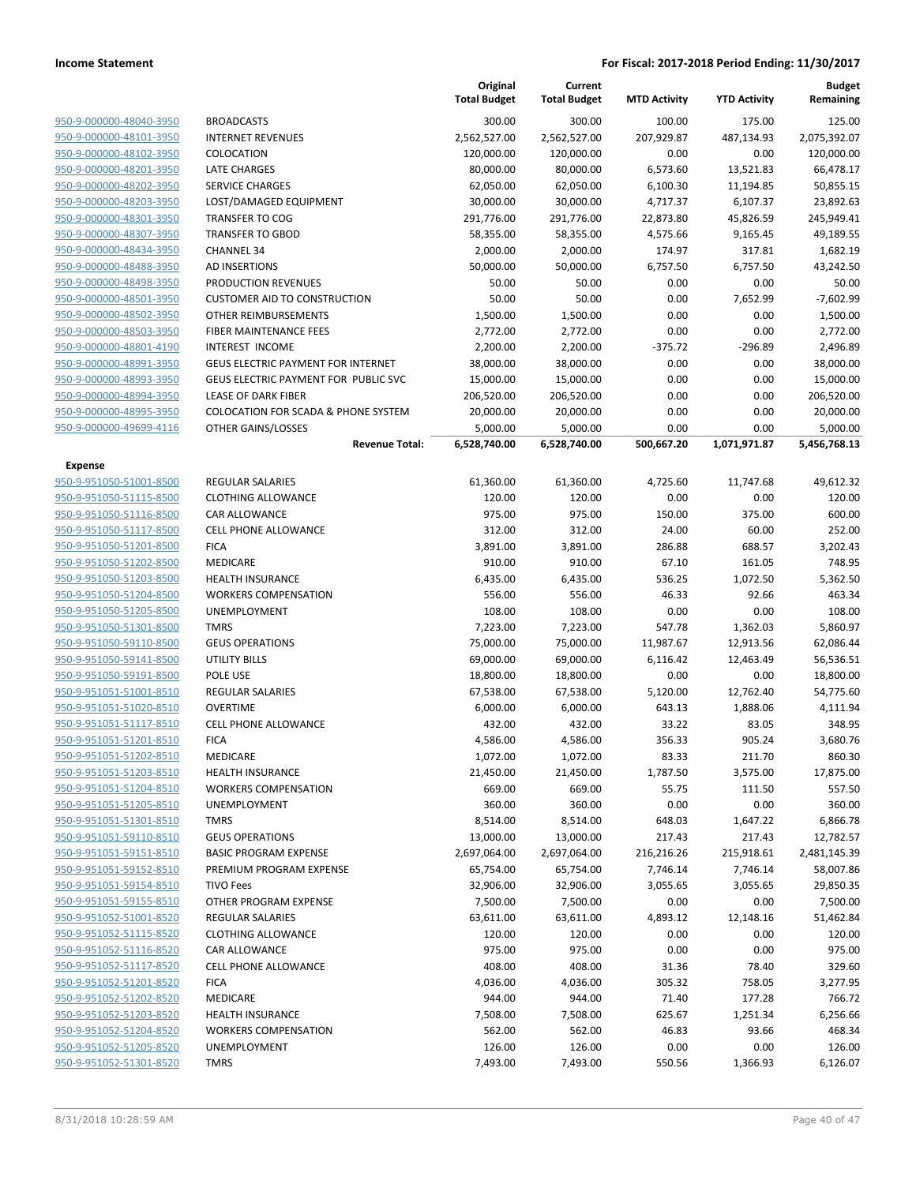**Income Statement** | **For Fiscal: 2017-2018 Period Ending: 11/30/2017**

| | | Original Total Budget | Current Total Budget | MTD Activity | YTD Activity | Budget Remaining |
|---|---|---|---|---|---|---|
| 950-9-000000-48040-3950 | BROADCASTS | 300.00 | 300.00 | 100.00 | 175.00 | 125.00 |
| 950-9-000000-48101-3950 | INTERNET REVENUES | 2,562,527.00 | 2,562,527.00 | 207,929.87 | 487,134.93 | 2,075,392.07 |
| 950-9-000000-48102-3950 | COLOCATION | 120,000.00 | 120,000.00 | 0.00 | 0.00 | 120,000.00 |
| 950-9-000000-48201-3950 | LATE CHARGES | 80,000.00 | 80,000.00 | 6,573.60 | 13,521.83 | 66,478.17 |
| 950-9-000000-48202-3950 | SERVICE CHARGES | 62,050.00 | 62,050.00 | 6,100.30 | 11,194.85 | 50,855.15 |
| 950-9-000000-48203-3950 | LOST/DAMAGED EQUIPMENT | 30,000.00 | 30,000.00 | 4,717.37 | 6,107.37 | 23,892.63 |
| 950-9-000000-48301-3950 | TRANSFER TO COG | 291,776.00 | 291,776.00 | 22,873.80 | 45,826.59 | 245,949.41 |
| 950-9-000000-48307-3950 | TRANSFER TO GBOD | 58,355.00 | 58,355.00 | 4,575.66 | 9,165.45 | 49,189.55 |
| 950-9-000000-48434-3950 | CHANNEL 34 | 2,000.00 | 2,000.00 | 174.97 | 317.81 | 1,682.19 |
| 950-9-000000-48488-3950 | AD INSERTIONS | 50,000.00 | 50,000.00 | 6,757.50 | 6,757.50 | 43,242.50 |
| 950-9-000000-48498-3950 | PRODUCTION REVENUES | 50.00 | 50.00 | 0.00 | 0.00 | 50.00 |
| 950-9-000000-48501-3950 | CUSTOMER AID TO CONSTRUCTION | 50.00 | 50.00 | 0.00 | 7,652.99 | -7,602.99 |
| 950-9-000000-48502-3950 | OTHER REIMBURSEMENTS | 1,500.00 | 1,500.00 | 0.00 | 0.00 | 1,500.00 |
| 950-9-000000-48503-3950 | FIBER MAINTENANCE FEES | 2,772.00 | 2,772.00 | 0.00 | 0.00 | 2,772.00 |
| 950-9-000000-48801-4190 | INTEREST INCOME | 2,200.00 | 2,200.00 | -375.72 | -296.89 | 2,496.89 |
| 950-9-000000-48991-3950 | GEUS ELECTRIC PAYMENT FOR INTERNET | 38,000.00 | 38,000.00 | 0.00 | 0.00 | 38,000.00 |
| 950-9-000000-48993-3950 | GEUS ELECTRIC PAYMENT FOR PUBLIC SVC | 15,000.00 | 15,000.00 | 0.00 | 0.00 | 15,000.00 |
| 950-9-000000-48994-3950 | LEASE OF DARK FIBER | 206,520.00 | 206,520.00 | 0.00 | 0.00 | 206,520.00 |
| 950-9-000000-48995-3950 | COLOCATION FOR SCADA & PHONE SYSTEM | 20,000.00 | 20,000.00 | 0.00 | 0.00 | 20,000.00 |
| 950-9-000000-49699-4116 | OTHER GAINS/LOSSES | 5,000.00 | 5,000.00 | 0.00 | 0.00 | 5,000.00 |
| | **Revenue Total:** | **6,528,740.00** | **6,528,740.00** | **500,667.20** | **1,071,971.87** | **5,456,768.13** |
| **Expense** | | | | | | |
| 950-9-951050-51001-8500 | REGULAR SALARIES | 61,360.00 | 61,360.00 | 4,725.60 | 11,747.68 | 49,612.32 |
| 950-9-951050-51115-8500 | CLOTHING ALLOWANCE | 120.00 | 120.00 | 0.00 | 0.00 | 120.00 |
| 950-9-951050-51116-8500 | CAR ALLOWANCE | 975.00 | 975.00 | 150.00 | 375.00 | 600.00 |
| 950-9-951050-51117-8500 | CELL PHONE ALLOWANCE | 312.00 | 312.00 | 24.00 | 60.00 | 252.00 |
| 950-9-951050-51201-8500 | FICA | 3,891.00 | 3,891.00 | 286.88 | 688.57 | 3,202.43 |
| 950-9-951050-51202-8500 | MEDICARE | 910.00 | 910.00 | 67.10 | 161.05 | 748.95 |
| 950-9-951050-51203-8500 | HEALTH INSURANCE | 6,435.00 | 6,435.00 | 536.25 | 1,072.50 | 5,362.50 |
| 950-9-951050-51204-8500 | WORKERS COMPENSATION | 556.00 | 556.00 | 46.33 | 92.66 | 463.34 |
| 950-9-951050-51205-8500 | UNEMPLOYMENT | 108.00 | 108.00 | 0.00 | 0.00 | 108.00 |
| 950-9-951050-51301-8500 | TMRS | 7,223.00 | 7,223.00 | 547.78 | 1,362.03 | 5,860.97 |
| 950-9-951050-59110-8500 | GEUS OPERATIONS | 75,000.00 | 75,000.00 | 11,987.67 | 12,913.56 | 62,086.44 |
| 950-9-951050-59141-8500 | UTILITY BILLS | 69,000.00 | 69,000.00 | 6,116.42 | 12,463.49 | 56,536.51 |
| 950-9-951050-59191-8500 | POLE USE | 18,800.00 | 18,800.00 | 0.00 | 0.00 | 18,800.00 |
| 950-9-951051-51001-8510 | REGULAR SALARIES | 67,538.00 | 67,538.00 | 5,120.00 | 12,762.40 | 54,775.60 |
| 950-9-951051-51020-8510 | OVERTIME | 6,000.00 | 6,000.00 | 643.13 | 1,888.06 | 4,111.94 |
| 950-9-951051-51117-8510 | CELL PHONE ALLOWANCE | 432.00 | 432.00 | 33.22 | 83.05 | 348.95 |
| 950-9-951051-51201-8510 | FICA | 4,586.00 | 4,586.00 | 356.33 | 905.24 | 3,680.76 |
| 950-9-951051-51202-8510 | MEDICARE | 1,072.00 | 1,072.00 | 83.33 | 211.70 | 860.30 |
| 950-9-951051-51203-8510 | HEALTH INSURANCE | 21,450.00 | 21,450.00 | 1,787.50 | 3,575.00 | 17,875.00 |
| 950-9-951051-51204-8510 | WORKERS COMPENSATION | 669.00 | 669.00 | 55.75 | 111.50 | 557.50 |
| 950-9-951051-51205-8510 | UNEMPLOYMENT | 360.00 | 360.00 | 0.00 | 0.00 | 360.00 |
| 950-9-951051-51301-8510 | TMRS | 8,514.00 | 8,514.00 | 648.03 | 1,647.22 | 6,866.78 |
| 950-9-951051-59110-8510 | GEUS OPERATIONS | 13,000.00 | 13,000.00 | 217.43 | 217.43 | 12,782.57 |
| 950-9-951051-59151-8510 | BASIC PROGRAM EXPENSE | 2,697,064.00 | 2,697,064.00 | 216,216.26 | 215,918.61 | 2,481,145.39 |
| 950-9-951051-59152-8510 | PREMIUM PROGRAM EXPENSE | 65,754.00 | 65,754.00 | 7,746.14 | 7,746.14 | 58,007.86 |
| 950-9-951051-59154-8510 | TIVO Fees | 32,906.00 | 32,906.00 | 3,055.65 | 3,055.65 | 29,850.35 |
| 950-9-951051-59155-8510 | OTHER PROGRAM EXPENSE | 7,500.00 | 7,500.00 | 0.00 | 0.00 | 7,500.00 |
| 950-9-951052-51001-8520 | REGULAR SALARIES | 63,611.00 | 63,611.00 | 4,893.12 | 12,148.16 | 51,462.84 |
| 950-9-951052-51115-8520 | CLOTHING ALLOWANCE | 120.00 | 120.00 | 0.00 | 0.00 | 120.00 |
| 950-9-951052-51116-8520 | CAR ALLOWANCE | 975.00 | 975.00 | 0.00 | 0.00 | 975.00 |
| 950-9-951052-51117-8520 | CELL PHONE ALLOWANCE | 408.00 | 408.00 | 31.36 | 78.40 | 329.60 |
| 950-9-951052-51201-8520 | FICA | 4,036.00 | 4,036.00 | 305.32 | 758.05 | 3,277.95 |
| 950-9-951052-51202-8520 | MEDICARE | 944.00 | 944.00 | 71.40 | 177.28 | 766.72 |
| 950-9-951052-51203-8520 | HEALTH INSURANCE | 7,508.00 | 7,508.00 | 625.67 | 1,251.34 | 6,256.66 |
| 950-9-951052-51204-8520 | WORKERS COMPENSATION | 562.00 | 562.00 | 46.83 | 93.66 | 468.34 |
| 950-9-951052-51205-8520 | UNEMPLOYMENT | 126.00 | 126.00 | 0.00 | 0.00 | 126.00 |
| 950-9-951052-51301-8520 | TMRS | 7,493.00 | 7,493.00 | 550.56 | 1,366.93 | 6,126.07 |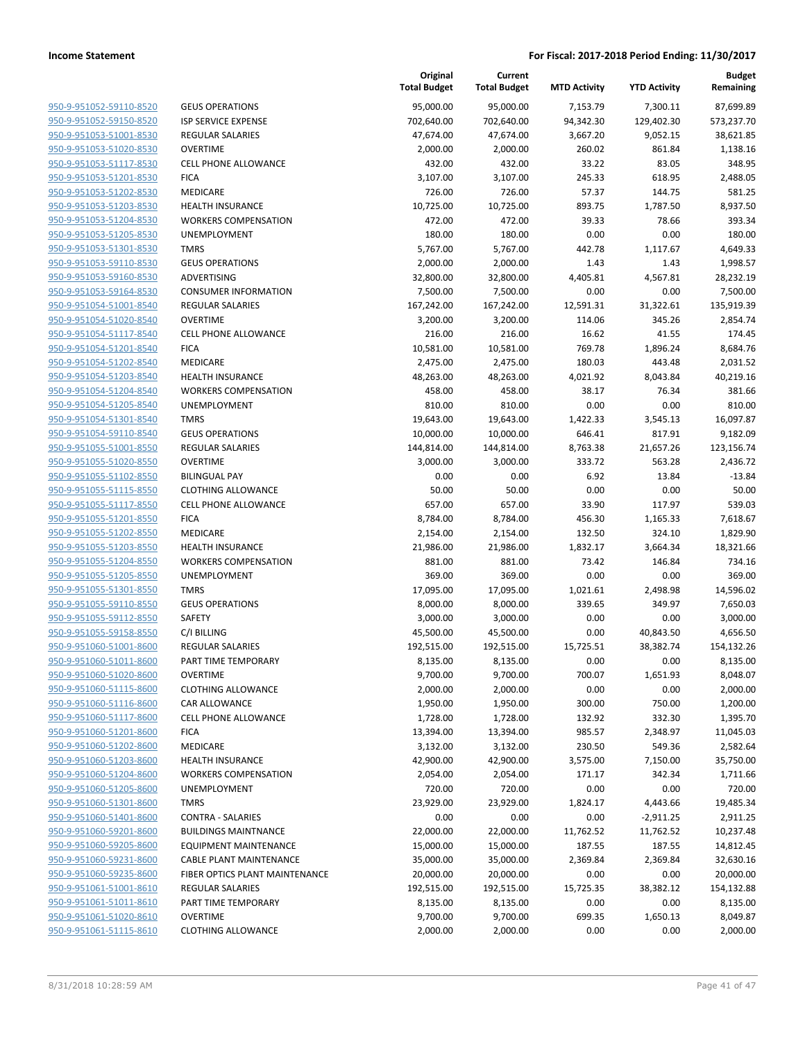| | | Original Total Budget | Current Total Budget | MTD Activity | YTD Activity | Budget Remaining |
|---|---|---|---|---|---|---|
| 950-9-951052-59110-8520 | GEUS OPERATIONS | 95,000.00 | 95,000.00 | 7,153.79 | 7,300.11 | 87,699.89 |
| 950-9-951052-59150-8520 | ISP SERVICE EXPENSE | 702,640.00 | 702,640.00 | 94,342.30 | 129,402.30 | 573,237.70 |
| 950-9-951053-51001-8530 | REGULAR SALARIES | 47,674.00 | 47,674.00 | 3,667.20 | 9,052.15 | 38,621.85 |
| 950-9-951053-51020-8530 | OVERTIME | 2,000.00 | 2,000.00 | 260.02 | 861.84 | 1,138.16 |
| 950-9-951053-51117-8530 | CELL PHONE ALLOWANCE | 432.00 | 432.00 | 33.22 | 83.05 | 348.95 |
| 950-9-951053-51201-8530 | FICA | 3,107.00 | 3,107.00 | 245.33 | 618.95 | 2,488.05 |
| 950-9-951053-51202-8530 | MEDICARE | 726.00 | 726.00 | 57.37 | 144.75 | 581.25 |
| 950-9-951053-51203-8530 | HEALTH INSURANCE | 10,725.00 | 10,725.00 | 893.75 | 1,787.50 | 8,937.50 |
| 950-9-951053-51204-8530 | WORKERS COMPENSATION | 472.00 | 472.00 | 39.33 | 78.66 | 393.34 |
| 950-9-951053-51205-8530 | UNEMPLOYMENT | 180.00 | 180.00 | 0.00 | 0.00 | 180.00 |
| 950-9-951053-51301-8530 | TMRS | 5,767.00 | 5,767.00 | 442.78 | 1,117.67 | 4,649.33 |
| 950-9-951053-59110-8530 | GEUS OPERATIONS | 2,000.00 | 2,000.00 | 1.43 | 1.43 | 1,998.57 |
| 950-9-951053-59160-8530 | ADVERTISING | 32,800.00 | 32,800.00 | 4,405.81 | 4,567.81 | 28,232.19 |
| 950-9-951053-59164-8530 | CONSUMER INFORMATION | 7,500.00 | 7,500.00 | 0.00 | 0.00 | 7,500.00 |
| 950-9-951054-51001-8540 | REGULAR SALARIES | 167,242.00 | 167,242.00 | 12,591.31 | 31,322.61 | 135,919.39 |
| 950-9-951054-51020-8540 | OVERTIME | 3,200.00 | 3,200.00 | 114.06 | 345.26 | 2,854.74 |
| 950-9-951054-51117-8540 | CELL PHONE ALLOWANCE | 216.00 | 216.00 | 16.62 | 41.55 | 174.45 |
| 950-9-951054-51201-8540 | FICA | 10,581.00 | 10,581.00 | 769.78 | 1,896.24 | 8,684.76 |
| 950-9-951054-51202-8540 | MEDICARE | 2,475.00 | 2,475.00 | 180.03 | 443.48 | 2,031.52 |
| 950-9-951054-51203-8540 | HEALTH INSURANCE | 48,263.00 | 48,263.00 | 4,021.92 | 8,043.84 | 40,219.16 |
| 950-9-951054-51204-8540 | WORKERS COMPENSATION | 458.00 | 458.00 | 38.17 | 76.34 | 381.66 |
| 950-9-951054-51205-8540 | UNEMPLOYMENT | 810.00 | 810.00 | 0.00 | 0.00 | 810.00 |
| 950-9-951054-51301-8540 | TMRS | 19,643.00 | 19,643.00 | 1,422.33 | 3,545.13 | 16,097.87 |
| 950-9-951054-59110-8540 | GEUS OPERATIONS | 10,000.00 | 10,000.00 | 646.41 | 817.91 | 9,182.09 |
| 950-9-951055-51001-8550 | REGULAR SALARIES | 144,814.00 | 144,814.00 | 8,763.38 | 21,657.26 | 123,156.74 |
| 950-9-951055-51020-8550 | OVERTIME | 3,000.00 | 3,000.00 | 333.72 | 563.28 | 2,436.72 |
| 950-9-951055-51102-8550 | BILINGUAL PAY | 0.00 | 0.00 | 6.92 | 13.84 | -13.84 |
| 950-9-951055-51115-8550 | CLOTHING ALLOWANCE | 50.00 | 50.00 | 0.00 | 0.00 | 50.00 |
| 950-9-951055-51117-8550 | CELL PHONE ALLOWANCE | 657.00 | 657.00 | 33.90 | 117.97 | 539.03 |
| 950-9-951055-51201-8550 | FICA | 8,784.00 | 8,784.00 | 456.30 | 1,165.33 | 7,618.67 |
| 950-9-951055-51202-8550 | MEDICARE | 2,154.00 | 2,154.00 | 132.50 | 324.10 | 1,829.90 |
| 950-9-951055-51203-8550 | HEALTH INSURANCE | 21,986.00 | 21,986.00 | 1,832.17 | 3,664.34 | 18,321.66 |
| 950-9-951055-51204-8550 | WORKERS COMPENSATION | 881.00 | 881.00 | 73.42 | 146.84 | 734.16 |
| 950-9-951055-51205-8550 | UNEMPLOYMENT | 369.00 | 369.00 | 0.00 | 0.00 | 369.00 |
| 950-9-951055-51301-8550 | TMRS | 17,095.00 | 17,095.00 | 1,021.61 | 2,498.98 | 14,596.02 |
| 950-9-951055-59110-8550 | GEUS OPERATIONS | 8,000.00 | 8,000.00 | 339.65 | 349.97 | 7,650.03 |
| 950-9-951055-59112-8550 | SAFETY | 3,000.00 | 3,000.00 | 0.00 | 0.00 | 3,000.00 |
| 950-9-951055-59158-8550 | C/I BILLING | 45,500.00 | 45,500.00 | 0.00 | 40,843.50 | 4,656.50 |
| 950-9-951060-51001-8600 | REGULAR SALARIES | 192,515.00 | 192,515.00 | 15,725.51 | 38,382.74 | 154,132.26 |
| 950-9-951060-51011-8600 | PART TIME TEMPORARY | 8,135.00 | 8,135.00 | 0.00 | 0.00 | 8,135.00 |
| 950-9-951060-51020-8600 | OVERTIME | 9,700.00 | 9,700.00 | 700.07 | 1,651.93 | 8,048.07 |
| 950-9-951060-51115-8600 | CLOTHING ALLOWANCE | 2,000.00 | 2,000.00 | 0.00 | 0.00 | 2,000.00 |
| 950-9-951060-51116-8600 | CAR ALLOWANCE | 1,950.00 | 1,950.00 | 300.00 | 750.00 | 1,200.00 |
| 950-9-951060-51117-8600 | CELL PHONE ALLOWANCE | 1,728.00 | 1,728.00 | 132.92 | 332.30 | 1,395.70 |
| 950-9-951060-51201-8600 | FICA | 13,394.00 | 13,394.00 | 985.57 | 2,348.97 | 11,045.03 |
| 950-9-951060-51202-8600 | MEDICARE | 3,132.00 | 3,132.00 | 230.50 | 549.36 | 2,582.64 |
| 950-9-951060-51203-8600 | HEALTH INSURANCE | 42,900.00 | 42,900.00 | 3,575.00 | 7,150.00 | 35,750.00 |
| 950-9-951060-51204-8600 | WORKERS COMPENSATION | 2,054.00 | 2,054.00 | 171.17 | 342.34 | 1,711.66 |
| 950-9-951060-51205-8600 | UNEMPLOYMENT | 720.00 | 720.00 | 0.00 | 0.00 | 720.00 |
| 950-9-951060-51301-8600 | TMRS | 23,929.00 | 23,929.00 | 1,824.17 | 4,443.66 | 19,485.34 |
| 950-9-951060-51401-8600 | CONTRA - SALARIES | 0.00 | 0.00 | 0.00 | -2,911.25 | 2,911.25 |
| 950-9-951060-59201-8600 | BUILDINGS MAINTNANCE | 22,000.00 | 22,000.00 | 11,762.52 | 11,762.52 | 10,237.48 |
| 950-9-951060-59205-8600 | EQUIPMENT MAINTENANCE | 15,000.00 | 15,000.00 | 187.55 | 187.55 | 14,812.45 |
| 950-9-951060-59231-8600 | CABLE PLANT MAINTENANCE | 35,000.00 | 35,000.00 | 2,369.84 | 2,369.84 | 32,630.16 |
| 950-9-951060-59235-8600 | FIBER OPTICS PLANT MAINTENANCE | 20,000.00 | 20,000.00 | 0.00 | 0.00 | 20,000.00 |
| 950-9-951061-51001-8610 | REGULAR SALARIES | 192,515.00 | 192,515.00 | 15,725.35 | 38,382.12 | 154,132.88 |
| 950-9-951061-51011-8610 | PART TIME TEMPORARY | 8,135.00 | 8,135.00 | 0.00 | 0.00 | 8,135.00 |
| 950-9-951061-51020-8610 | OVERTIME | 9,700.00 | 9,700.00 | 699.35 | 1,650.13 | 8,049.87 |
| 950-9-951061-51115-8610 | CLOTHING ALLOWANCE | 2,000.00 | 2,000.00 | 0.00 | 0.00 | 2,000.00 |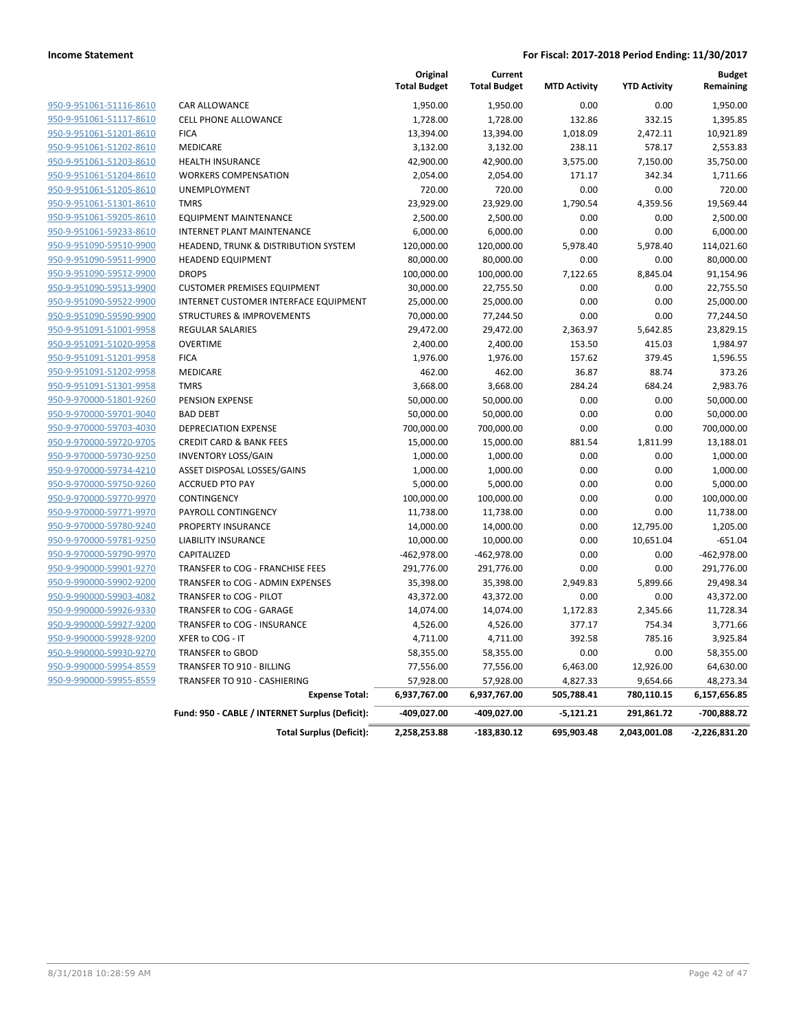**Income Statement** | **For Fiscal: 2017-2018 Period Ending: 11/30/2017**

| | | Original Total Budget | Current Total Budget | MTD Activity | YTD Activity | Budget Remaining |
|---|---|---|---|---|---|---|
| 950-9-951061-51116-8610 | CAR ALLOWANCE | 1,950.00 | 1,950.00 | 0.00 | 0.00 | 1,950.00 |
| 950-9-951061-51117-8610 | CELL PHONE ALLOWANCE | 1,728.00 | 1,728.00 | 132.86 | 332.15 | 1,395.85 |
| 950-9-951061-51201-8610 | FICA | 13,394.00 | 13,394.00 | 1,018.09 | 2,472.11 | 10,921.89 |
| 950-9-951061-51202-8610 | MEDICARE | 3,132.00 | 3,132.00 | 238.11 | 578.17 | 2,553.83 |
| 950-9-951061-51203-8610 | HEALTH INSURANCE | 42,900.00 | 42,900.00 | 3,575.00 | 7,150.00 | 35,750.00 |
| 950-9-951061-51204-8610 | WORKERS COMPENSATION | 2,054.00 | 2,054.00 | 171.17 | 342.34 | 1,711.66 |
| 950-9-951061-51205-8610 | UNEMPLOYMENT | 720.00 | 720.00 | 0.00 | 0.00 | 720.00 |
| 950-9-951061-51301-8610 | TMRS | 23,929.00 | 23,929.00 | 1,790.54 | 4,359.56 | 19,569.44 |
| 950-9-951061-59205-8610 | EQUIPMENT MAINTENANCE | 2,500.00 | 2,500.00 | 0.00 | 0.00 | 2,500.00 |
| 950-9-951061-59233-8610 | INTERNET PLANT MAINTENANCE | 6,000.00 | 6,000.00 | 0.00 | 0.00 | 6,000.00 |
| 950-9-951090-59510-9900 | HEADEND, TRUNK & DISTRIBUTION SYSTEM | 120,000.00 | 120,000.00 | 5,978.40 | 5,978.40 | 114,021.60 |
| 950-9-951090-59511-9900 | HEADEND EQUIPMENT | 80,000.00 | 80,000.00 | 0.00 | 0.00 | 80,000.00 |
| 950-9-951090-59512-9900 | DROPS | 100,000.00 | 100,000.00 | 7,122.65 | 8,845.04 | 91,154.96 |
| 950-9-951090-59513-9900 | CUSTOMER PREMISES EQUIPMENT | 30,000.00 | 22,755.50 | 0.00 | 0.00 | 22,755.50 |
| 950-9-951090-59522-9900 | INTERNET CUSTOMER INTERFACE EQUIPMENT | 25,000.00 | 25,000.00 | 0.00 | 0.00 | 25,000.00 |
| 950-9-951090-59590-9900 | STRUCTURES & IMPROVEMENTS | 70,000.00 | 77,244.50 | 0.00 | 0.00 | 77,244.50 |
| 950-9-951091-51001-9958 | REGULAR SALARIES | 29,472.00 | 29,472.00 | 2,363.97 | 5,642.85 | 23,829.15 |
| 950-9-951091-51020-9958 | OVERTIME | 2,400.00 | 2,400.00 | 153.50 | 415.03 | 1,984.97 |
| 950-9-951091-51201-9958 | FICA | 1,976.00 | 1,976.00 | 157.62 | 379.45 | 1,596.55 |
| 950-9-951091-51202-9958 | MEDICARE | 462.00 | 462.00 | 36.87 | 88.74 | 373.26 |
| 950-9-951091-51301-9958 | TMRS | 3,668.00 | 3,668.00 | 284.24 | 684.24 | 2,983.76 |
| 950-9-970000-51801-9260 | PENSION EXPENSE | 50,000.00 | 50,000.00 | 0.00 | 0.00 | 50,000.00 |
| 950-9-970000-59701-9040 | BAD DEBT | 50,000.00 | 50,000.00 | 0.00 | 0.00 | 50,000.00 |
| 950-9-970000-59703-4030 | DEPRECIATION EXPENSE | 700,000.00 | 700,000.00 | 0.00 | 0.00 | 700,000.00 |
| 950-9-970000-59720-9705 | CREDIT CARD & BANK FEES | 15,000.00 | 15,000.00 | 881.54 | 1,811.99 | 13,188.01 |
| 950-9-970000-59730-9250 | INVENTORY LOSS/GAIN | 1,000.00 | 1,000.00 | 0.00 | 0.00 | 1,000.00 |
| 950-9-970000-59734-4210 | ASSET DISPOSAL LOSSES/GAINS | 1,000.00 | 1,000.00 | 0.00 | 0.00 | 1,000.00 |
| 950-9-970000-59750-9260 | ACCRUED PTO PAY | 5,000.00 | 5,000.00 | 0.00 | 0.00 | 5,000.00 |
| 950-9-970000-59770-9970 | CONTINGENCY | 100,000.00 | 100,000.00 | 0.00 | 0.00 | 100,000.00 |
| 950-9-970000-59771-9970 | PAYROLL CONTINGENCY | 11,738.00 | 11,738.00 | 0.00 | 0.00 | 11,738.00 |
| 950-9-970000-59780-9240 | PROPERTY INSURANCE | 14,000.00 | 14,000.00 | 0.00 | 12,795.00 | 1,205.00 |
| 950-9-970000-59781-9250 | LIABILITY INSURANCE | 10,000.00 | 10,000.00 | 0.00 | 10,651.04 | -651.04 |
| 950-9-970000-59790-9970 | CAPITALIZED | -462,978.00 | -462,978.00 | 0.00 | 0.00 | -462,978.00 |
| 950-9-990000-59901-9270 | TRANSFER to COG - FRANCHISE FEES | 291,776.00 | 291,776.00 | 0.00 | 0.00 | 291,776.00 |
| 950-9-990000-59902-9200 | TRANSFER to COG - ADMIN EXPENSES | 35,398.00 | 35,398.00 | 2,949.83 | 5,899.66 | 29,498.34 |
| 950-9-990000-59903-4082 | TRANSFER to COG - PILOT | 43,372.00 | 43,372.00 | 0.00 | 0.00 | 43,372.00 |
| 950-9-990000-59926-9330 | TRANSFER to COG - GARAGE | 14,074.00 | 14,074.00 | 1,172.83 | 2,345.66 | 11,728.34 |
| 950-9-990000-59927-9200 | TRANSFER to COG - INSURANCE | 4,526.00 | 4,526.00 | 377.17 | 754.34 | 3,771.66 |
| 950-9-990000-59928-9200 | XFER to COG - IT | 4,711.00 | 4,711.00 | 392.58 | 785.16 | 3,925.84 |
| 950-9-990000-59930-9270 | TRANSFER to GBOD | 58,355.00 | 58,355.00 | 0.00 | 0.00 | 58,355.00 |
| 950-9-990000-59954-8559 | TRANSFER TO 910 - BILLING | 77,556.00 | 77,556.00 | 6,463.00 | 12,926.00 | 64,630.00 |
| 950-9-990000-59955-8559 | TRANSFER TO 910 - CASHIERING | 57,928.00 | 57,928.00 | 4,827.33 | 9,654.66 | 48,273.34 |
| | **Expense Total:** | **6,937,767.00** | **6,937,767.00** | **505,788.41** | **780,110.15** | **6,157,656.85** |
| | **Fund: 950 - CABLE / INTERNET Surplus (Deficit):** | **-409,027.00** | **-409,027.00** | **-5,121.21** | **291,861.72** | **-700,888.72** |
| | **Total Surplus (Deficit):** | **2,258,253.88** | **-183,830.12** | **695,903.48** | **2,043,001.08** | **-2,226,831.20** |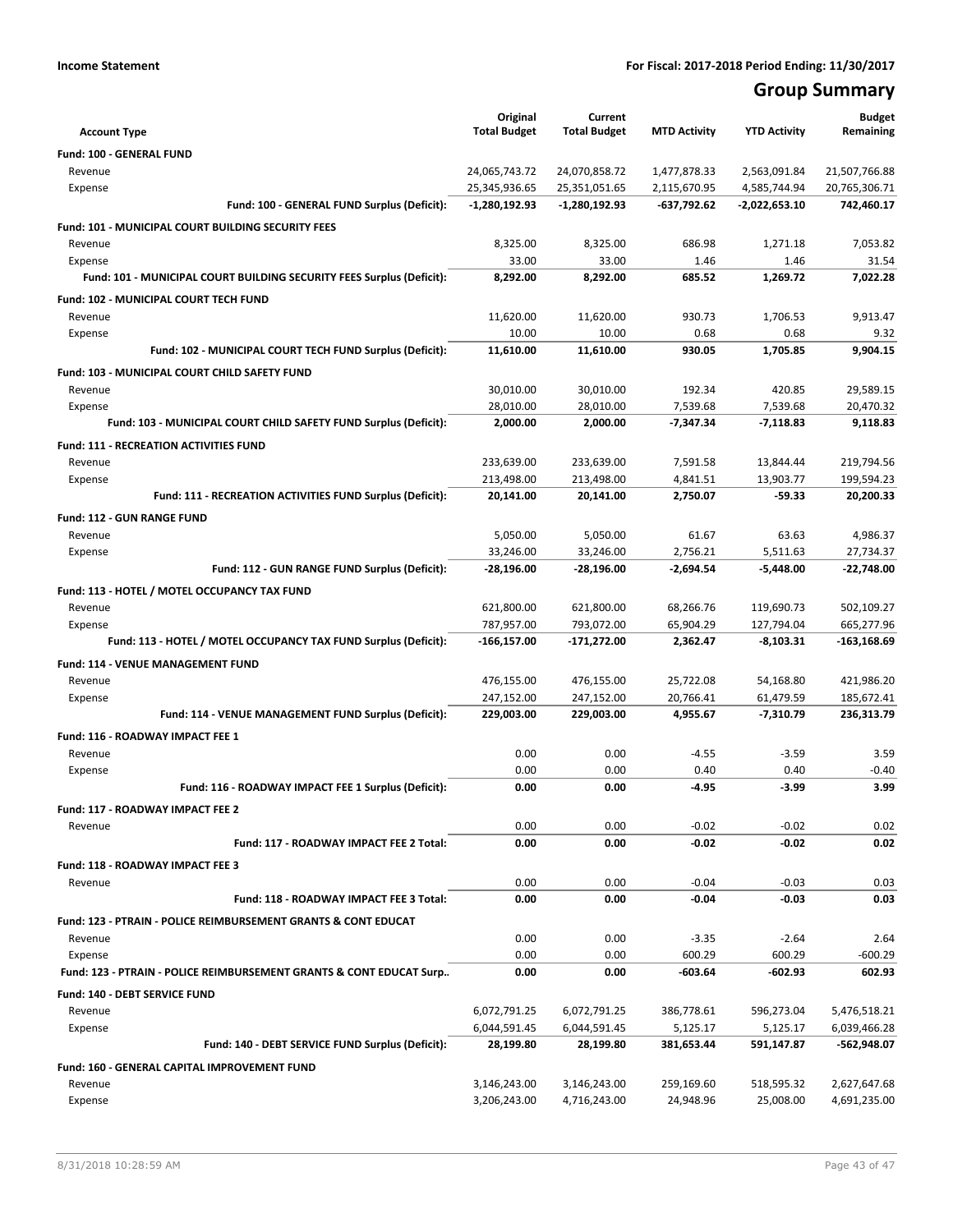**Income Statement** | **For Fiscal: 2017-2018 Period Ending: 11/30/2017**

# Group Summary

| Account Type | Original Total Budget | Current Total Budget | MTD Activity | YTD Activity | Budget Remaining |
|---|---|---|---|---|---|
| **Fund: 100 - GENERAL FUND** | | | | | |
| Revenue | 24,065,743.72 | 24,070,858.72 | 1,477,878.33 | 2,563,091.84 | 21,507,766.88 |
| Expense | 25,345,936.65 | 25,351,051.65 | 2,115,670.95 | 4,585,744.94 | 20,765,306.71 |
| **Fund: 100 - GENERAL FUND Surplus (Deficit):** | **-1,280,192.93** | **-1,280,192.93** | **-637,792.62** | **-2,022,653.10** | **742,460.17** |
| **Fund: 101 - MUNICIPAL COURT BUILDING SECURITY FEES** | | | | | |
| Revenue | 8,325.00 | 8,325.00 | 686.98 | 1,271.18 | 7,053.82 |
| Expense | 33.00 | 33.00 | 1.46 | 1.46 | 31.54 |
| **Fund: 101 - MUNICIPAL COURT BUILDING SECURITY FEES Surplus (Deficit):** | **8,292.00** | **8,292.00** | **685.52** | **1,269.72** | **7,022.28** |
| **Fund: 102 - MUNICIPAL COURT TECH FUND** | | | | | |
| Revenue | 11,620.00 | 11,620.00 | 930.73 | 1,706.53 | 9,913.47 |
| Expense | 10.00 | 10.00 | 0.68 | 0.68 | 9.32 |
| **Fund: 102 - MUNICIPAL COURT TECH FUND Surplus (Deficit):** | **11,610.00** | **11,610.00** | **930.05** | **1,705.85** | **9,904.15** |
| **Fund: 103 - MUNICIPAL COURT CHILD SAFETY FUND** | | | | | |
| Revenue | 30,010.00 | 30,010.00 | 192.34 | 420.85 | 29,589.15 |
| Expense | 28,010.00 | 28,010.00 | 7,539.68 | 7,539.68 | 20,470.32 |
| **Fund: 103 - MUNICIPAL COURT CHILD SAFETY FUND Surplus (Deficit):** | **2,000.00** | **2,000.00** | **-7,347.34** | **-7,118.83** | **9,118.83** |
| **Fund: 111 - RECREATION ACTIVITIES FUND** | | | | | |
| Revenue | 233,639.00 | 233,639.00 | 7,591.58 | 13,844.44 | 219,794.56 |
| Expense | 213,498.00 | 213,498.00 | 4,841.51 | 13,903.77 | 199,594.23 |
| **Fund: 111 - RECREATION ACTIVITIES FUND Surplus (Deficit):** | **20,141.00** | **20,141.00** | **2,750.07** | **-59.33** | **20,200.33** |
| **Fund: 112 - GUN RANGE FUND** | | | | | |
| Revenue | 5,050.00 | 5,050.00 | 61.67 | 63.63 | 4,986.37 |
| Expense | 33,246.00 | 33,246.00 | 2,756.21 | 5,511.63 | 27,734.37 |
| **Fund: 112 - GUN RANGE FUND Surplus (Deficit):** | **-28,196.00** | **-28,196.00** | **-2,694.54** | **-5,448.00** | **-22,748.00** |
| **Fund: 113 - HOTEL / MOTEL OCCUPANCY TAX FUND** | | | | | |
| Revenue | 621,800.00 | 621,800.00 | 68,266.76 | 119,690.73 | 502,109.27 |
| Expense | 787,957.00 | 793,072.00 | 65,904.29 | 127,794.04 | 665,277.96 |
| **Fund: 113 - HOTEL / MOTEL OCCUPANCY TAX FUND Surplus (Deficit):** | **-166,157.00** | **-171,272.00** | **2,362.47** | **-8,103.31** | **-163,168.69** |
| **Fund: 114 - VENUE MANAGEMENT FUND** | | | | | |
| Revenue | 476,155.00 | 476,155.00 | 25,722.08 | 54,168.80 | 421,986.20 |
| Expense | 247,152.00 | 247,152.00 | 20,766.41 | 61,479.59 | 185,672.41 |
| **Fund: 114 - VENUE MANAGEMENT FUND Surplus (Deficit):** | **229,003.00** | **229,003.00** | **4,955.67** | **-7,310.79** | **236,313.79** |
| **Fund: 116 - ROADWAY IMPACT FEE 1** | | | | | |
| Revenue | 0.00 | 0.00 | -4.55 | -3.59 | 3.59 |
| Expense | 0.00 | 0.00 | 0.40 | 0.40 | -0.40 |
| **Fund: 116 - ROADWAY IMPACT FEE 1 Surplus (Deficit):** | **0.00** | **0.00** | **-4.95** | **-3.99** | **3.99** |
| **Fund: 117 - ROADWAY IMPACT FEE 2** | | | | | |
| Revenue | 0.00 | 0.00 | -0.02 | -0.02 | 0.02 |
| **Fund: 117 - ROADWAY IMPACT FEE 2 Total:** | **0.00** | **0.00** | **-0.02** | **-0.02** | **0.02** |
| **Fund: 118 - ROADWAY IMPACT FEE 3** | | | | | |
| Revenue | 0.00 | 0.00 | -0.04 | -0.03 | 0.03 |
| **Fund: 118 - ROADWAY IMPACT FEE 3 Total:** | **0.00** | **0.00** | **-0.04** | **-0.03** | **0.03** |
| **Fund: 123 - PTRAIN - POLICE REIMBURSEMENT GRANTS & CONT EDUCAT** | | | | | |
| Revenue | 0.00 | 0.00 | -3.35 | -2.64 | 2.64 |
| Expense | 0.00 | 0.00 | 600.29 | 600.29 | -600.29 |
| **Fund: 123 - PTRAIN - POLICE REIMBURSEMENT GRANTS & CONT EDUCAT Surp..** | **0.00** | **0.00** | **-603.64** | **-602.93** | **602.93** |
| **Fund: 140 - DEBT SERVICE FUND** | | | | | |
| Revenue | 6,072,791.25 | 6,072,791.25 | 386,778.61 | 596,273.04 | 5,476,518.21 |
| Expense | 6,044,591.45 | 6,044,591.45 | 5,125.17 | 5,125.17 | 6,039,466.28 |
| **Fund: 140 - DEBT SERVICE FUND Surplus (Deficit):** | **28,199.80** | **28,199.80** | **381,653.44** | **591,147.87** | **-562,948.07** |
| **Fund: 160 - GENERAL CAPITAL IMPROVEMENT FUND** | | | | | |
| Revenue | 3,146,243.00 | 3,146,243.00 | 259,169.60 | 518,595.32 | 2,627,647.68 |
| Expense | 3,206,243.00 | 4,716,243.00 | 24,948.96 | 25,008.00 | 4,691,235.00 |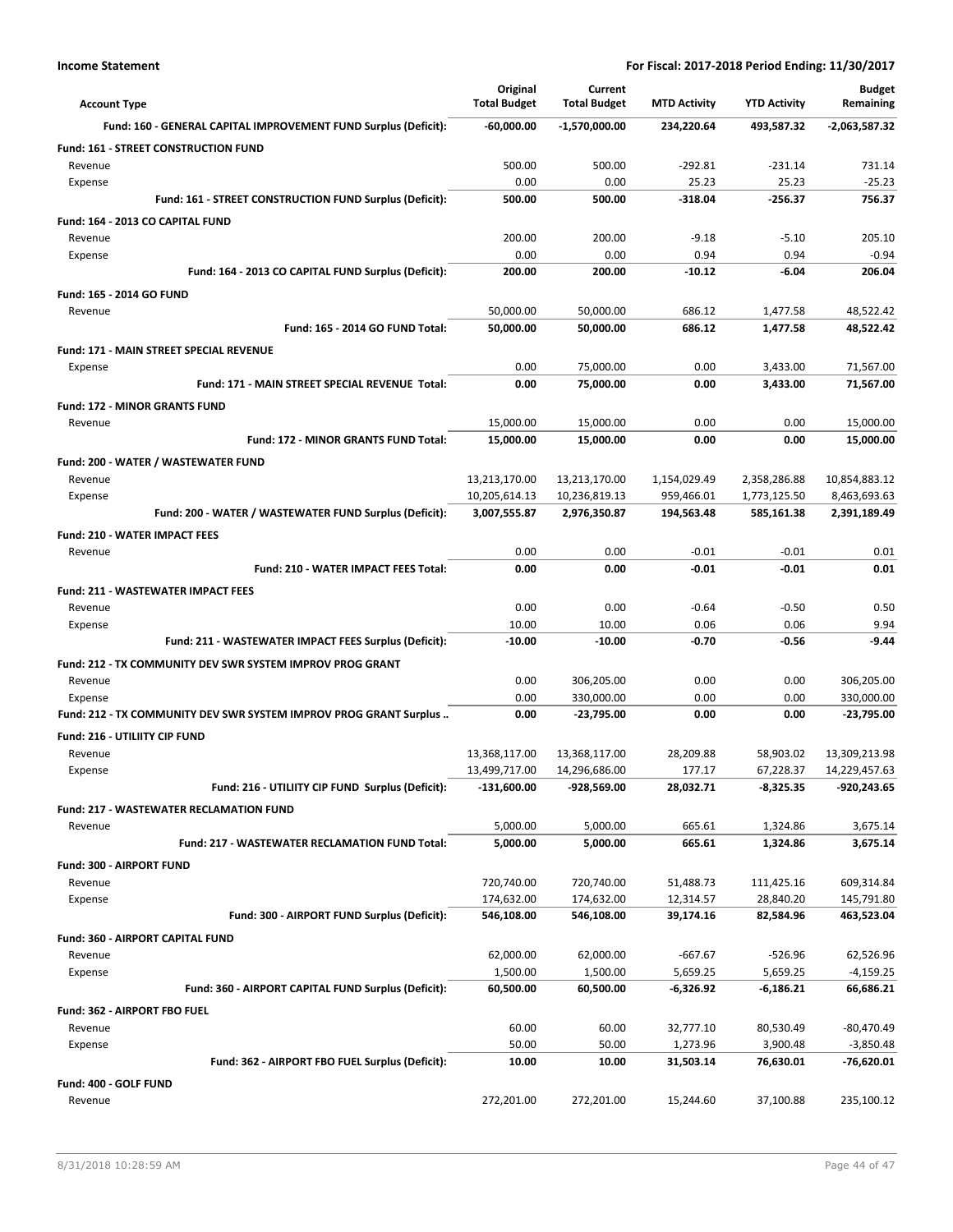**Income Statement** — For Fiscal: 2017-2018 Period Ending: 11/30/2017

| Account Type | Original Total Budget | Current Total Budget | MTD Activity | YTD Activity | Budget Remaining |
|---|---|---|---|---|---|
| **Fund: 160 - GENERAL CAPITAL IMPROVEMENT FUND Surplus (Deficit):** | **-60,000.00** | **-1,570,000.00** | **234,220.64** | **493,587.32** | **-2,063,587.32** |
| **Fund: 161 - STREET CONSTRUCTION FUND** | | | | | |
| Revenue | 500.00 | 500.00 | -292.81 | -231.14 | 731.14 |
| Expense | 0.00 | 0.00 | 25.23 | 25.23 | -25.23 |
| **Fund: 161 - STREET CONSTRUCTION FUND Surplus (Deficit):** | **500.00** | **500.00** | **-318.04** | **-256.37** | **756.37** |
| **Fund: 164 - 2013 CO CAPITAL FUND** | | | | | |
| Revenue | 200.00 | 200.00 | -9.18 | -5.10 | 205.10 |
| Expense | 0.00 | 0.00 | 0.94 | 0.94 | -0.94 |
| **Fund: 164 - 2013 CO CAPITAL FUND Surplus (Deficit):** | **200.00** | **200.00** | **-10.12** | **-6.04** | **206.04** |
| **Fund: 165 - 2014 GO FUND** | | | | | |
| Revenue | 50,000.00 | 50,000.00 | 686.12 | 1,477.58 | 48,522.42 |
| **Fund: 165 - 2014 GO FUND Total:** | **50,000.00** | **50,000.00** | **686.12** | **1,477.58** | **48,522.42** |
| **Fund: 171 - MAIN STREET SPECIAL REVENUE** | | | | | |
| Expense | 0.00 | 75,000.00 | 0.00 | 3,433.00 | 71,567.00 |
| **Fund: 171 - MAIN STREET SPECIAL REVENUE Total:** | **0.00** | **75,000.00** | **0.00** | **3,433.00** | **71,567.00** |
| **Fund: 172 - MINOR GRANTS FUND** | | | | | |
| Revenue | 15,000.00 | 15,000.00 | 0.00 | 0.00 | 15,000.00 |
| **Fund: 172 - MINOR GRANTS FUND Total:** | **15,000.00** | **15,000.00** | **0.00** | **0.00** | **15,000.00** |
| **Fund: 200 - WATER / WASTEWATER FUND** | | | | | |
| Revenue | 13,213,170.00 | 13,213,170.00 | 1,154,029.49 | 2,358,286.88 | 10,854,883.12 |
| Expense | 10,205,614.13 | 10,236,819.13 | 959,466.01 | 1,773,125.50 | 8,463,693.63 |
| **Fund: 200 - WATER / WASTEWATER FUND Surplus (Deficit):** | **3,007,555.87** | **2,976,350.87** | **194,563.48** | **585,161.38** | **2,391,189.49** |
| **Fund: 210 - WATER IMPACT FEES** | | | | | |
| Revenue | 0.00 | 0.00 | -0.01 | -0.01 | 0.01 |
| **Fund: 210 - WATER IMPACT FEES Total:** | **0.00** | **0.00** | **-0.01** | **-0.01** | **0.01** |
| **Fund: 211 - WASTEWATER IMPACT FEES** | | | | | |
| Revenue | 0.00 | 0.00 | -0.64 | -0.50 | 0.50 |
| Expense | 10.00 | 10.00 | 0.06 | 0.06 | 9.94 |
| **Fund: 211 - WASTEWATER IMPACT FEES Surplus (Deficit):** | **-10.00** | **-10.00** | **-0.70** | **-0.56** | **-9.44** |
| **Fund: 212 - TX COMMUNITY DEV SWR SYSTEM IMPROV PROG GRANT** | | | | | |
| Revenue | 0.00 | 306,205.00 | 0.00 | 0.00 | 306,205.00 |
| Expense | 0.00 | 330,000.00 | 0.00 | 0.00 | 330,000.00 |
| **Fund: 212 - TX COMMUNITY DEV SWR SYSTEM IMPROV PROG GRANT Surplus ..** | **0.00** | **-23,795.00** | **0.00** | **0.00** | **-23,795.00** |
| **Fund: 216 - UTILIITY CIP FUND** | | | | | |
| Revenue | 13,368,117.00 | 13,368,117.00 | 28,209.88 | 58,903.02 | 13,309,213.98 |
| Expense | 13,499,717.00 | 14,296,686.00 | 177.17 | 67,228.37 | 14,229,457.63 |
| **Fund: 216 - UTILIITY CIP FUND Surplus (Deficit):** | **-131,600.00** | **-928,569.00** | **28,032.71** | **-8,325.35** | **-920,243.65** |
| **Fund: 217 - WASTEWATER RECLAMATION FUND** | | | | | |
| Revenue | 5,000.00 | 5,000.00 | 665.61 | 1,324.86 | 3,675.14 |
| **Fund: 217 - WASTEWATER RECLAMATION FUND Total:** | **5,000.00** | **5,000.00** | **665.61** | **1,324.86** | **3,675.14** |
| **Fund: 300 - AIRPORT FUND** | | | | | |
| Revenue | 720,740.00 | 720,740.00 | 51,488.73 | 111,425.16 | 609,314.84 |
| Expense | 174,632.00 | 174,632.00 | 12,314.57 | 28,840.20 | 145,791.80 |
| **Fund: 300 - AIRPORT FUND Surplus (Deficit):** | **546,108.00** | **546,108.00** | **39,174.16** | **82,584.96** | **463,523.04** |
| **Fund: 360 - AIRPORT CAPITAL FUND** | | | | | |
| Revenue | 62,000.00 | 62,000.00 | -667.67 | -526.96 | 62,526.96 |
| Expense | 1,500.00 | 1,500.00 | 5,659.25 | 5,659.25 | -4,159.25 |
| **Fund: 360 - AIRPORT CAPITAL FUND Surplus (Deficit):** | **60,500.00** | **60,500.00** | **-6,326.92** | **-6,186.21** | **66,686.21** |
| **Fund: 362 - AIRPORT FBO FUEL** | | | | | |
| Revenue | 60.00 | 60.00 | 32,777.10 | 80,530.49 | -80,470.49 |
| Expense | 50.00 | 50.00 | 1,273.96 | 3,900.48 | -3,850.48 |
| **Fund: 362 - AIRPORT FBO FUEL Surplus (Deficit):** | **10.00** | **10.00** | **31,503.14** | **76,630.01** | **-76,620.01** |
| **Fund: 400 - GOLF FUND** | | | | | |
| Revenue | 272,201.00 | 272,201.00 | 15,244.60 | 37,100.88 | 235,100.12 |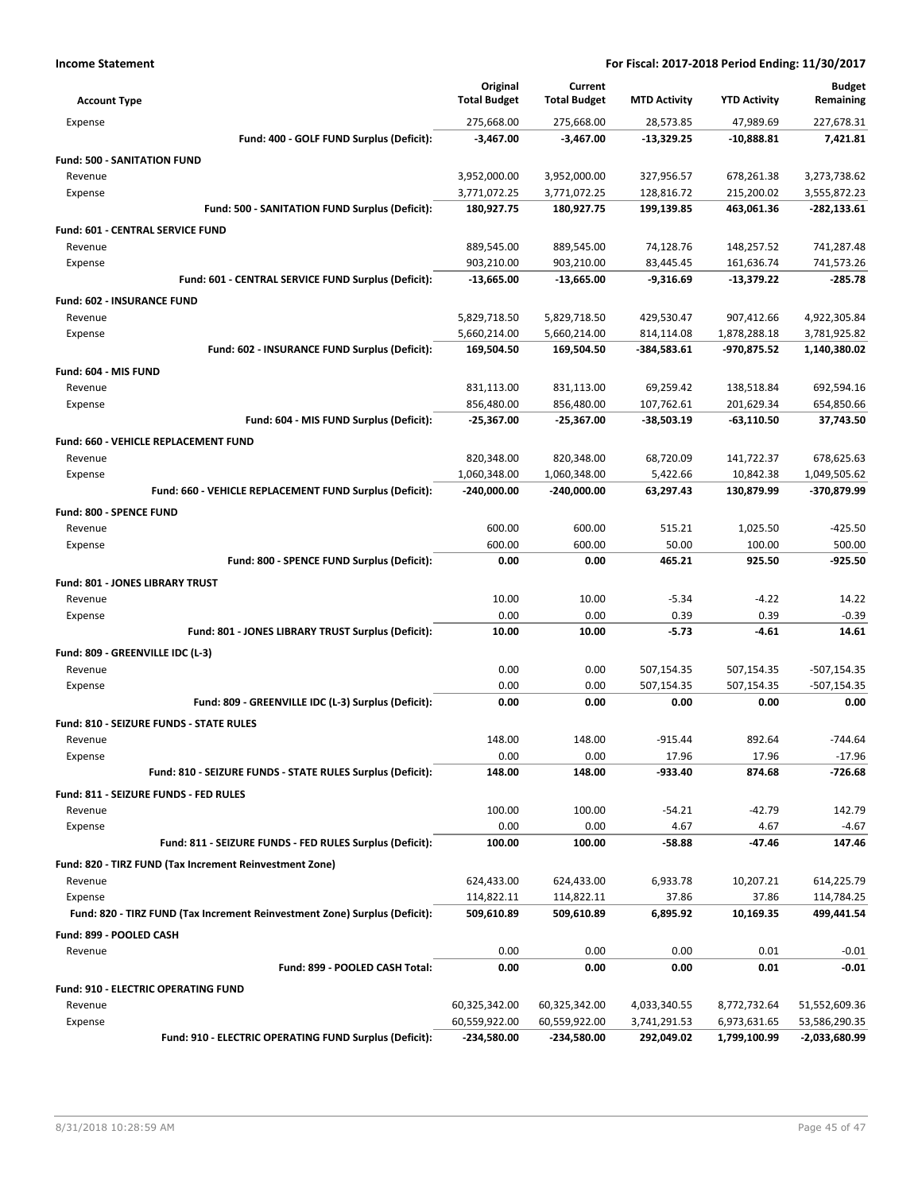**Income Statement** — **For Fiscal: 2017-2018 Period Ending: 11/30/2017**

| Account Type | Original Total Budget | Current Total Budget | MTD Activity | YTD Activity | Budget Remaining |
|---|---|---|---|---|---|
| Expense | 275,668.00 | 275,668.00 | 28,573.85 | 47,989.69 | 227,678.31 |
| **Fund: 400 - GOLF FUND Surplus (Deficit):** | **-3,467.00** | **-3,467.00** | **-13,329.25** | **-10,888.81** | **7,421.81** |
| **Fund: 500 - SANITATION FUND** | | | | | |
| Revenue | 3,952,000.00 | 3,952,000.00 | 327,956.57 | 678,261.38 | 3,273,738.62 |
| Expense | 3,771,072.25 | 3,771,072.25 | 128,816.72 | 215,200.02 | 3,555,872.23 |
| **Fund: 500 - SANITATION FUND Surplus (Deficit):** | **180,927.75** | **180,927.75** | **199,139.85** | **463,061.36** | **-282,133.61** |
| **Fund: 601 - CENTRAL SERVICE FUND** | | | | | |
| Revenue | 889,545.00 | 889,545.00 | 74,128.76 | 148,257.52 | 741,287.48 |
| Expense | 903,210.00 | 903,210.00 | 83,445.45 | 161,636.74 | 741,573.26 |
| **Fund: 601 - CENTRAL SERVICE FUND Surplus (Deficit):** | **-13,665.00** | **-13,665.00** | **-9,316.69** | **-13,379.22** | **-285.78** |
| **Fund: 602 - INSURANCE FUND** | | | | | |
| Revenue | 5,829,718.50 | 5,829,718.50 | 429,530.47 | 907,412.66 | 4,922,305.84 |
| Expense | 5,660,214.00 | 5,660,214.00 | 814,114.08 | 1,878,288.18 | 3,781,925.82 |
| **Fund: 602 - INSURANCE FUND Surplus (Deficit):** | **169,504.50** | **169,504.50** | **-384,583.61** | **-970,875.52** | **1,140,380.02** |
| **Fund: 604 - MIS FUND** | | | | | |
| Revenue | 831,113.00 | 831,113.00 | 69,259.42 | 138,518.84 | 692,594.16 |
| Expense | 856,480.00 | 856,480.00 | 107,762.61 | 201,629.34 | 654,850.66 |
| **Fund: 604 - MIS FUND Surplus (Deficit):** | **-25,367.00** | **-25,367.00** | **-38,503.19** | **-63,110.50** | **37,743.50** |
| **Fund: 660 - VEHICLE REPLACEMENT FUND** | | | | | |
| Revenue | 820,348.00 | 820,348.00 | 68,720.09 | 141,722.37 | 678,625.63 |
| Expense | 1,060,348.00 | 1,060,348.00 | 5,422.66 | 10,842.38 | 1,049,505.62 |
| **Fund: 660 - VEHICLE REPLACEMENT FUND Surplus (Deficit):** | **-240,000.00** | **-240,000.00** | **63,297.43** | **130,879.99** | **-370,879.99** |
| **Fund: 800 - SPENCE FUND** | | | | | |
| Revenue | 600.00 | 600.00 | 515.21 | 1,025.50 | -425.50 |
| Expense | 600.00 | 600.00 | 50.00 | 100.00 | 500.00 |
| **Fund: 800 - SPENCE FUND Surplus (Deficit):** | **0.00** | **0.00** | **465.21** | **925.50** | **-925.50** |
| **Fund: 801 - JONES LIBRARY TRUST** | | | | | |
| Revenue | 10.00 | 10.00 | -5.34 | -4.22 | 14.22 |
| Expense | 0.00 | 0.00 | 0.39 | 0.39 | -0.39 |
| **Fund: 801 - JONES LIBRARY TRUST Surplus (Deficit):** | **10.00** | **10.00** | **-5.73** | **-4.61** | **14.61** |
| **Fund: 809 - GREENVILLE IDC (L-3)** | | | | | |
| Revenue | 0.00 | 0.00 | 507,154.35 | 507,154.35 | -507,154.35 |
| Expense | 0.00 | 0.00 | 507,154.35 | 507,154.35 | -507,154.35 |
| **Fund: 809 - GREENVILLE IDC (L-3) Surplus (Deficit):** | **0.00** | **0.00** | **0.00** | **0.00** | **0.00** |
| **Fund: 810 - SEIZURE FUNDS - STATE RULES** | | | | | |
| Revenue | 148.00 | 148.00 | -915.44 | 892.64 | -744.64 |
| Expense | 0.00 | 0.00 | 17.96 | 17.96 | -17.96 |
| **Fund: 810 - SEIZURE FUNDS - STATE RULES Surplus (Deficit):** | **148.00** | **148.00** | **-933.40** | **874.68** | **-726.68** |
| **Fund: 811 - SEIZURE FUNDS - FED RULES** | | | | | |
| Revenue | 100.00 | 100.00 | -54.21 | -42.79 | 142.79 |
| Expense | 0.00 | 0.00 | 4.67 | 4.67 | -4.67 |
| **Fund: 811 - SEIZURE FUNDS - FED RULES Surplus (Deficit):** | **100.00** | **100.00** | **-58.88** | **-47.46** | **147.46** |
| **Fund: 820 - TIRZ FUND (Tax Increment Reinvestment Zone)** | | | | | |
| Revenue | 624,433.00 | 624,433.00 | 6,933.78 | 10,207.21 | 614,225.79 |
| Expense | 114,822.11 | 114,822.11 | 37.86 | 37.86 | 114,784.25 |
| **Fund: 820 - TIRZ FUND (Tax Increment Reinvestment Zone) Surplus (Deficit):** | **509,610.89** | **509,610.89** | **6,895.92** | **10,169.35** | **499,441.54** |
| **Fund: 899 - POOLED CASH** | | | | | |
| Revenue | 0.00 | 0.00 | 0.00 | 0.01 | -0.01 |
| **Fund: 899 - POOLED CASH Total:** | **0.00** | **0.00** | **0.00** | **0.01** | **-0.01** |
| **Fund: 910 - ELECTRIC OPERATING FUND** | | | | | |
| Revenue | 60,325,342.00 | 60,325,342.00 | 4,033,340.55 | 8,772,732.64 | 51,552,609.36 |
| Expense | 60,559,922.00 | 60,559,922.00 | 3,741,291.53 | 6,973,631.65 | 53,586,290.35 |
| **Fund: 910 - ELECTRIC OPERATING FUND Surplus (Deficit):** | **-234,580.00** | **-234,580.00** | **292,049.02** | **1,799,100.99** | **-2,033,680.99** |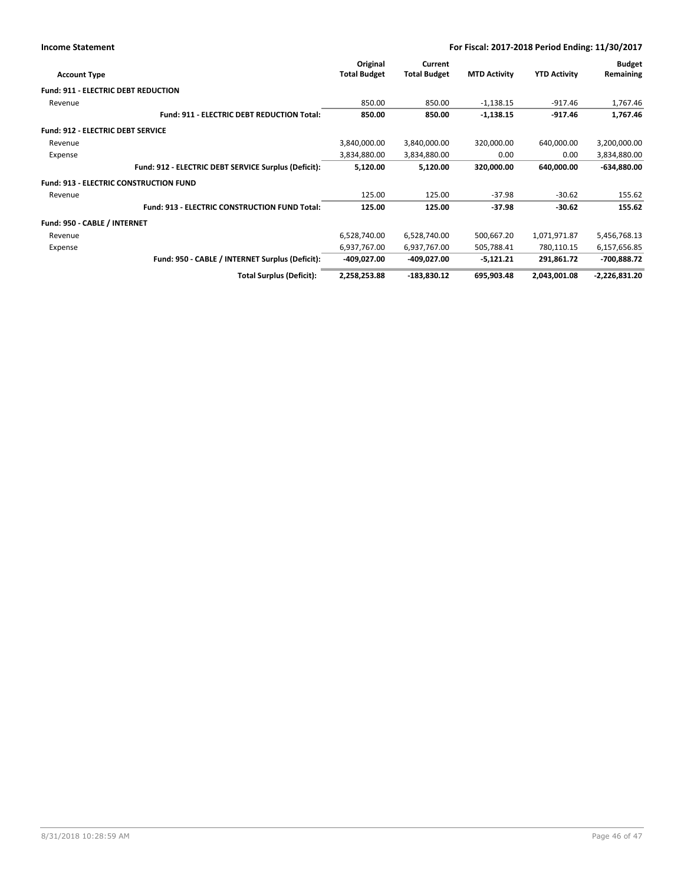| Account Type | Original Total Budget | Current Total Budget | MTD Activity | YTD Activity | Budget Remaining |
|---|---|---|---|---|---|
| **Fund: 911 - ELECTRIC DEBT REDUCTION** | | | | | |
| Revenue | 850.00 | 850.00 | -1,138.15 | -917.46 | 1,767.46 |
| **Fund: 911 - ELECTRIC DEBT REDUCTION Total:** | **850.00** | **850.00** | **-1,138.15** | **-917.46** | **1,767.46** |
| **Fund: 912 - ELECTRIC DEBT SERVICE** | | | | | |
| Revenue | 3,840,000.00 | 3,840,000.00 | 320,000.00 | 640,000.00 | 3,200,000.00 |
| Expense | 3,834,880.00 | 3,834,880.00 | 0.00 | 0.00 | 3,834,880.00 |
| **Fund: 912 - ELECTRIC DEBT SERVICE Surplus (Deficit):** | **5,120.00** | **5,120.00** | **320,000.00** | **640,000.00** | **-634,880.00** |
| **Fund: 913 - ELECTRIC CONSTRUCTION FUND** | | | | | |
| Revenue | 125.00 | 125.00 | -37.98 | -30.62 | 155.62 |
| **Fund: 913 - ELECTRIC CONSTRUCTION FUND Total:** | **125.00** | **125.00** | **-37.98** | **-30.62** | **155.62** |
| **Fund: 950 - CABLE / INTERNET** | | | | | |
| Revenue | 6,528,740.00 | 6,528,740.00 | 500,667.20 | 1,071,971.87 | 5,456,768.13 |
| Expense | 6,937,767.00 | 6,937,767.00 | 505,788.41 | 780,110.15 | 6,157,656.85 |
| **Fund: 950 - CABLE / INTERNET Surplus (Deficit):** | **-409,027.00** | **-409,027.00** | **-5,121.21** | **291,861.72** | **-700,888.72** |
| **Total Surplus (Deficit):** | **2,258,253.88** | **-183,830.12** | **695,903.48** | **2,043,001.08** | **-2,226,831.20** |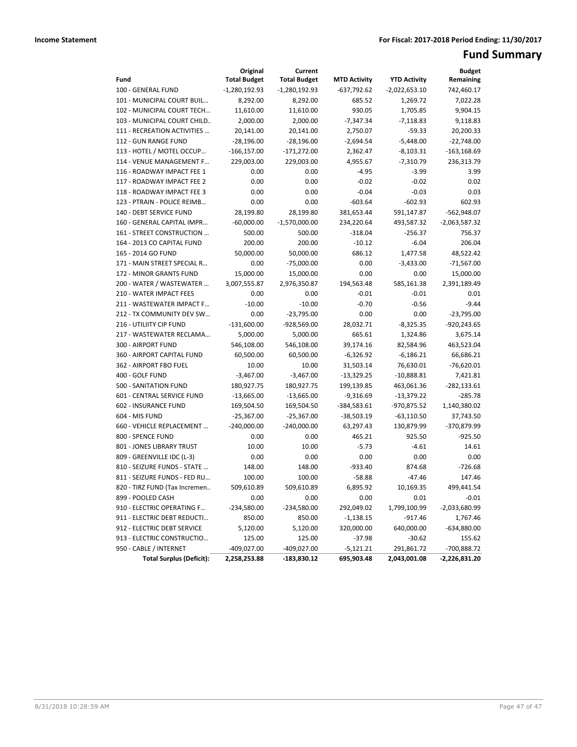**Income Statement** | **For Fiscal: 2017-2018 Period Ending: 11/30/2017**

# Fund Summary

| Fund | Original Total Budget | Current Total Budget | MTD Activity | YTD Activity | Budget Remaining |
|---|---|---|---|---|---|
| 100 - GENERAL FUND | -1,280,192.93 | -1,280,192.93 | -637,792.62 | -2,022,653.10 | 742,460.17 |
| 101 - MUNICIPAL COURT BUIL… | 8,292.00 | 8,292.00 | 685.52 | 1,269.72 | 7,022.28 |
| 102 - MUNICIPAL COURT TECH… | 11,610.00 | 11,610.00 | 930.05 | 1,705.85 | 9,904.15 |
| 103 - MUNICIPAL COURT CHILD.. | 2,000.00 | 2,000.00 | -7,347.34 | -7,118.83 | 9,118.83 |
| 111 - RECREATION ACTIVITIES … | 20,141.00 | 20,141.00 | 2,750.07 | -59.33 | 20,200.33 |
| 112 - GUN RANGE FUND | -28,196.00 | -28,196.00 | -2,694.54 | -5,448.00 | -22,748.00 |
| 113 - HOTEL / MOTEL OCCUP… | -166,157.00 | -171,272.00 | 2,362.47 | -8,103.31 | -163,168.69 |
| 114 - VENUE MANAGEMENT F… | 229,003.00 | 229,003.00 | 4,955.67 | -7,310.79 | 236,313.79 |
| 116 - ROADWAY IMPACT FEE 1 | 0.00 | 0.00 | -4.95 | -3.99 | 3.99 |
| 117 - ROADWAY IMPACT FEE 2 | 0.00 | 0.00 | -0.02 | -0.02 | 0.02 |
| 118 - ROADWAY IMPACT FEE 3 | 0.00 | 0.00 | -0.04 | -0.03 | 0.03 |
| 123 - PTRAIN - POLICE REIMB… | 0.00 | 0.00 | -603.64 | -602.93 | 602.93 |
| 140 - DEBT SERVICE FUND | 28,199.80 | 28,199.80 | 381,653.44 | 591,147.87 | -562,948.07 |
| 160 - GENERAL CAPITAL IMPR… | -60,000.00 | -1,570,000.00 | 234,220.64 | 493,587.32 | -2,063,587.32 |
| 161 - STREET CONSTRUCTION … | 500.00 | 500.00 | -318.04 | -256.37 | 756.37 |
| 164 - 2013 CO CAPITAL FUND | 200.00 | 200.00 | -10.12 | -6.04 | 206.04 |
| 165 - 2014 GO FUND | 50,000.00 | 50,000.00 | 686.12 | 1,477.58 | 48,522.42 |
| 171 - MAIN STREET SPECIAL R… | 0.00 | -75,000.00 | 0.00 | -3,433.00 | -71,567.00 |
| 172 - MINOR GRANTS FUND | 15,000.00 | 15,000.00 | 0.00 | 0.00 | 15,000.00 |
| 200 - WATER / WASTEWATER … | 3,007,555.87 | 2,976,350.87 | 194,563.48 | 585,161.38 | 2,391,189.49 |
| 210 - WATER IMPACT FEES | 0.00 | 0.00 | -0.01 | -0.01 | 0.01 |
| 211 - WASTEWATER IMPACT F… | -10.00 | -10.00 | -0.70 | -0.56 | -9.44 |
| 212 - TX COMMUNITY DEV SW… | 0.00 | -23,795.00 | 0.00 | 0.00 | -23,795.00 |
| 216 - UTILIITY CIP FUND | -131,600.00 | -928,569.00 | 28,032.71 | -8,325.35 | -920,243.65 |
| 217 - WASTEWATER RECLAMA… | 5,000.00 | 5,000.00 | 665.61 | 1,324.86 | 3,675.14 |
| 300 - AIRPORT FUND | 546,108.00 | 546,108.00 | 39,174.16 | 82,584.96 | 463,523.04 |
| 360 - AIRPORT CAPITAL FUND | 60,500.00 | 60,500.00 | -6,326.92 | -6,186.21 | 66,686.21 |
| 362 - AIRPORT FBO FUEL | 10.00 | 10.00 | 31,503.14 | 76,630.01 | -76,620.01 |
| 400 - GOLF FUND | -3,467.00 | -3,467.00 | -13,329.25 | -10,888.81 | 7,421.81 |
| 500 - SANITATION FUND | 180,927.75 | 180,927.75 | 199,139.85 | 463,061.36 | -282,133.61 |
| 601 - CENTRAL SERVICE FUND | -13,665.00 | -13,665.00 | -9,316.69 | -13,379.22 | -285.78 |
| 602 - INSURANCE FUND | 169,504.50 | 169,504.50 | -384,583.61 | -970,875.52 | 1,140,380.02 |
| 604 - MIS FUND | -25,367.00 | -25,367.00 | -38,503.19 | -63,110.50 | 37,743.50 |
| 660 - VEHICLE REPLACEMENT … | -240,000.00 | -240,000.00 | 63,297.43 | 130,879.99 | -370,879.99 |
| 800 - SPENCE FUND | 0.00 | 0.00 | 465.21 | 925.50 | -925.50 |
| 801 - JONES LIBRARY TRUST | 10.00 | 10.00 | -5.73 | -4.61 | 14.61 |
| 809 - GREENVILLE IDC (L-3) | 0.00 | 0.00 | 0.00 | 0.00 | 0.00 |
| 810 - SEIZURE FUNDS - STATE … | 148.00 | 148.00 | -933.40 | 874.68 | -726.68 |
| 811 - SEIZURE FUNDS - FED RU… | 100.00 | 100.00 | -58.88 | -47.46 | 147.46 |
| 820 - TIRZ FUND (Tax Incremen.. | 509,610.89 | 509,610.89 | 6,895.92 | 10,169.35 | 499,441.54 |
| 899 - POOLED CASH | 0.00 | 0.00 | 0.00 | 0.01 | -0.01 |
| 910 - ELECTRIC OPERATING F… | -234,580.00 | -234,580.00 | 292,049.02 | 1,799,100.99 | -2,033,680.99 |
| 911 - ELECTRIC DEBT REDUCTI… | 850.00 | 850.00 | -1,138.15 | -917.46 | 1,767.46 |
| 912 - ELECTRIC DEBT SERVICE | 5,120.00 | 5,120.00 | 320,000.00 | 640,000.00 | -634,880.00 |
| 913 - ELECTRIC CONSTRUCTIO… | 125.00 | 125.00 | -37.98 | -30.62 | 155.62 |
| 950 - CABLE / INTERNET | -409,027.00 | -409,027.00 | -5,121.21 | 291,861.72 | -700,888.72 |
| **Total Surplus (Deficit):** | **2,258,253.88** | **-183,830.12** | **695,903.48** | **2,043,001.08** | **-2,226,831.20** |